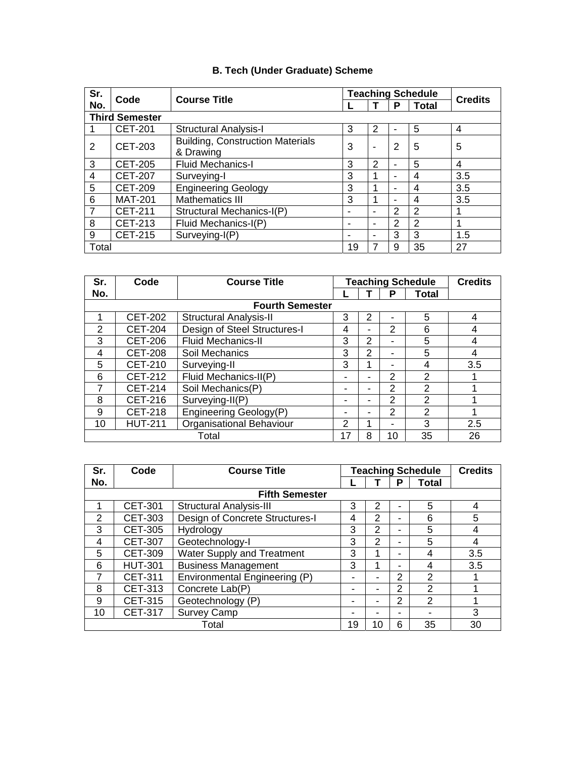## B. Tech (Under Graduate) Scheme

| Sr. No. | Code | Course Title | Teaching Schedule | | | | Credits |
|---|---|---|---|---|---|---|---|
| | | | L | T | P | Total | |
| **Third Semester** | | | | | | | |
| 1 | CET-201 | Structural Analysis-I | 3 | 2 | - | 5 | 4 |
| 2 | CET-203 | Building, Construction Materials & Drawing | 3 | - | 2 | 5 | 5 |
| 3 | CET-205 | Fluid Mechanics-I | 3 | 2 | - | 5 | 4 |
| 4 | CET-207 | Surveying-I | 3 | 1 | - | 4 | 3.5 |
| 5 | CET-209 | Engineering Geology | 3 | 1 | - | 4 | 3.5 |
| 6 | MAT-201 | Mathematics III | 3 | 1 | - | 4 | 3.5 |
| 7 | CET-211 | Structural Mechanics-I(P) | - | - | 2 | 2 | 1 |
| 8 | CET-213 | Fluid Mechanics-I(P) | - | - | 2 | 2 | 1 |
| 9 | CET-215 | Surveying-I(P) | - | - | 3 | 3 | 1.5 |
| Total | | | 19 | 7 | 9 | 35 | 27 |

| Sr. No. | Code | Course Title | Teaching Schedule | | | | Credits |
|---|---|---|---|---|---|---|---|
| | | | L | T | P | Total | |
| **Fourth Semester** | | | | | | | |
| 1 | CET-202 | Structural Analysis-II | 3 | 2 | - | 5 | 4 |
| 2 | CET-204 | Design of Steel Structures-I | 4 | - | 2 | 6 | 4 |
| 3 | CET-206 | Fluid Mechanics-II | 3 | 2 | - | 5 | 4 |
| 4 | CET-208 | Soil Mechanics | 3 | 2 | - | 5 | 4 |
| 5 | CET-210 | Surveying-II | 3 | 1 | - | 4 | 3.5 |
| 6 | CET-212 | Fluid Mechanics-II(P) | - | - | 2 | 2 | 1 |
| 7 | CET-214 | Soil Mechanics(P) | - | - | 2 | 2 | 1 |
| 8 | CET-216 | Surveying-II(P) | - | - | 2 | 2 | 1 |
| 9 | CET-218 | Engineering Geology(P) | - | - | 2 | 2 | 1 |
| 10 | HUT-211 | Organisational Behaviour | 2 | 1 | - | 3 | 2.5 |
| Total | | | 17 | 8 | 10 | 35 | 26 |

| Sr. No. | Code | Course Title | Teaching Schedule | | | | Credits |
|---|---|---|---|---|---|---|---|
| | | | L | T | P | Total | |
| **Fifth Semester** | | | | | | | |
| 1 | CET-301 | Structural Analysis-III | 3 | 2 | - | 5 | 4 |
| 2 | CET-303 | Design of Concrete Structures-I | 4 | 2 | - | 6 | 5 |
| 3 | CET-305 | Hydrology | 3 | 2 | - | 5 | 4 |
| 4 | CET-307 | Geotechnology-I | 3 | 2 | - | 5 | 4 |
| 5 | CET-309 | Water Supply and Treatment | 3 | 1 | - | 4 | 3.5 |
| 6 | HUT-301 | Business Management | 3 | 1 | - | 4 | 3.5 |
| 7 | CET-311 | Environmental Engineering (P) | - | - | 2 | 2 | 1 |
| 8 | CET-313 | Concrete Lab(P) | - | - | 2 | 2 | 1 |
| 9 | CET-315 | Geotechnology (P) | - | - | 2 | 2 | 1 |
| 10 | CET-317 | Survey Camp | - | - | - | - | 3 |
| Total | | | 19 | 10 | 6 | 35 | 30 |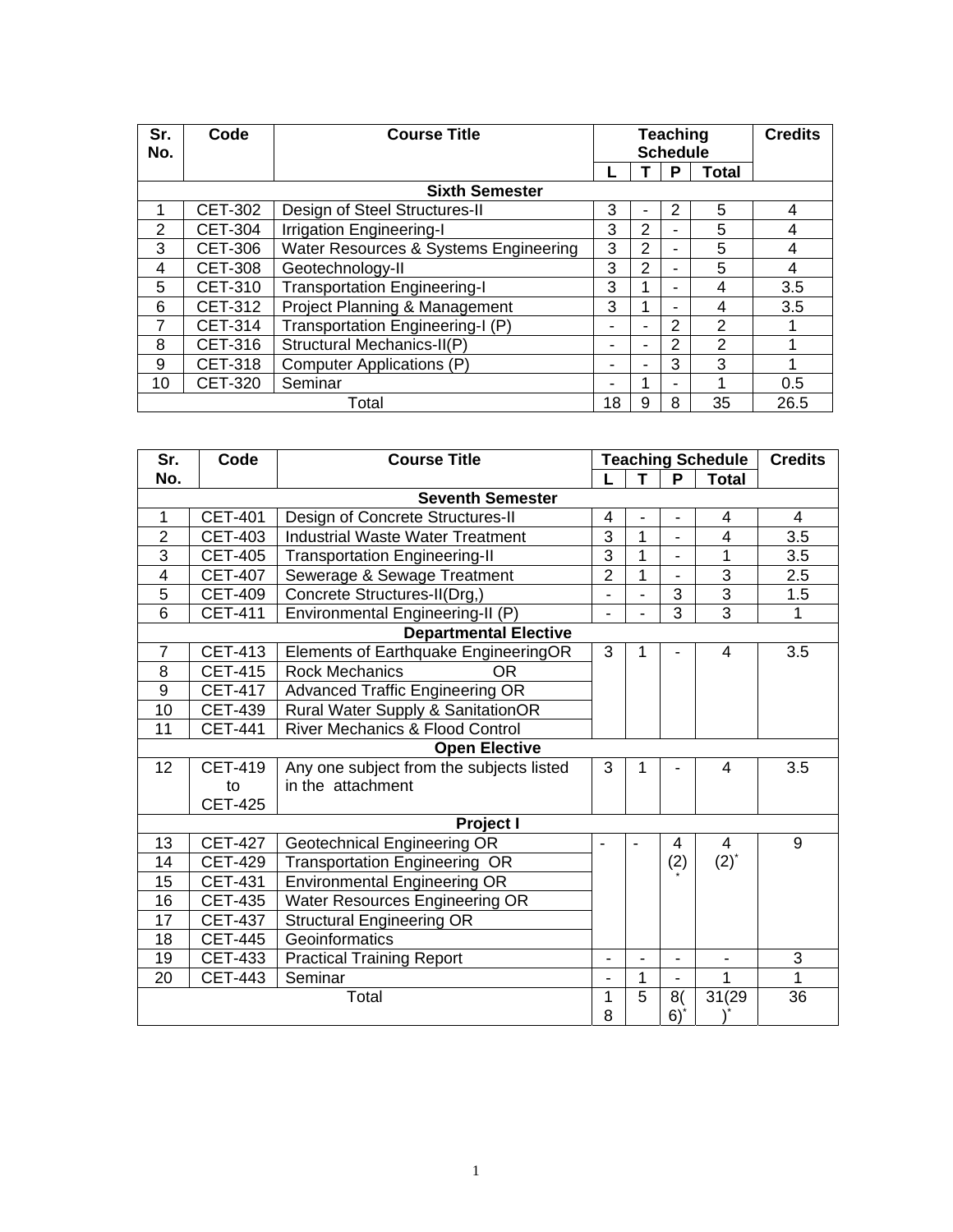| Sr. No. | Code | Course Title | Teaching Schedule | | | | Credits |
|---|---|---|---|---|---|---|---|
| | | | L | T | P | Total | |
| **Sixth Semester** | | | | | | | |
| 1 | CET-302 | Design of Steel Structures-II | 3 | - | 2 | 5 | 4 |
| 2 | CET-304 | Irrigation Engineering-I | 3 | 2 | - | 5 | 4 |
| 3 | CET-306 | Water Resources & Systems Engineering | 3 | 2 | - | 5 | 4 |
| 4 | CET-308 | Geotechnology-II | 3 | 2 | - | 5 | 4 |
| 5 | CET-310 | Transportation Engineering-I | 3 | 1 | - | 4 | 3.5 |
| 6 | CET-312 | Project Planning & Management | 3 | 1 | - | 4 | 3.5 |
| 7 | CET-314 | Transportation Engineering-I (P) | - | - | 2 | 2 | 1 |
| 8 | CET-316 | Structural Mechanics-II(P) | - | - | 2 | 2 | 1 |
| 9 | CET-318 | Computer Applications (P) | - | - | 3 | 3 | 1 |
| 10 | CET-320 | Seminar | - | 1 | - | 1 | 0.5 |
| Total | | | 18 | 9 | 8 | 35 | 26.5 |

| Sr. No. | Code | Course Title | Teaching Schedule | | | | Credits |
|---|---|---|---|---|---|---|---|
| | | | L | T | P | Total | |
| **Seventh Semester** | | | | | | | |
| 1 | CET-401 | Design of Concrete Structures-II | 4 | - | - | 4 | 4 |
| 2 | CET-403 | Industrial Waste Water Treatment | 3 | 1 | - | 4 | 3.5 |
| 3 | CET-405 | Transportation Engineering-II | 3 | 1 | - | 1 | 3.5 |
| 4 | CET-407 | Sewerage & Sewage Treatment | 2 | 1 | - | 3 | 2.5 |
| 5 | CET-409 | Concrete Structures-II(Drg,) | - | - | 3 | 3 | 1.5 |
| 6 | CET-411 | Environmental Engineering-II (P) | - | - | 3 | 3 | 1 |
| **Departmental Elective** | | | | | | | |
| 7 | CET-413 | Elements of Earthquake EngineeringOR | 3 | 1 | - | 4 | 3.5 |
| 8 | CET-415 | Rock Mechanics OR | | | | | |
| 9 | CET-417 | Advanced Traffic Engineering OR | | | | | |
| 10 | CET-439 | Rural Water Supply & SanitationOR | | | | | |
| 11 | CET-441 | River Mechanics & Flood Control | | | | | |
| **Open Elective** | | | | | | | |
| 12 | CET-419 to CET-425 | Any one subject from the subjects listed in the attachment | 3 | 1 | - | 4 | 3.5 |
| **Project I** | | | | | | | |
| 13 | CET-427 | Geotechnical Engineering OR | - | - | 4 (2)* | 4 (2)* | 9 |
| 14 | CET-429 | Transportation Engineering OR | | | | | |
| 15 | CET-431 | Environmental Engineering OR | | | | | |
| 16 | CET-435 | Water Resources Engineering OR | | | | | |
| 17 | CET-437 | Structural Engineering OR | | | | | |
| 18 | CET-445 | Geoinformatics | | | | | |
| 19 | CET-433 | Practical Training Report | - | - | - | - | 3 |
| 20 | CET-443 | Seminar | - | 1 | - | 1 | 1 |
| Total | | | 18 | 5 | 8(6)* | 31(29)* | 36 |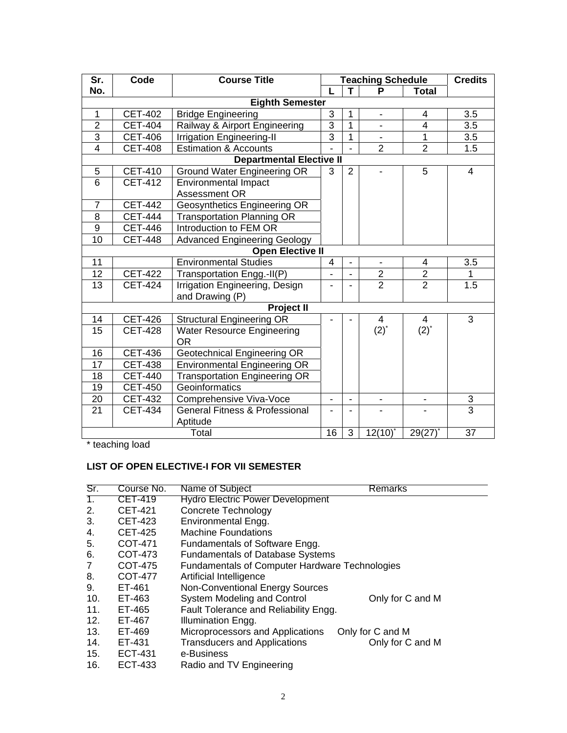| Sr. No. | Code | Course Title | Teaching Schedule | | | | Credits |
|---|---|---|---|---|---|---|---|
| | | | L | T | P | Total | |
| **Eighth Semester** | | | | | | | |
| 1 | CET-402 | Bridge Engineering | 3 | 1 | - | 4 | 3.5 |
| 2 | CET-404 | Railway & Airport Engineering | 3 | 1 | - | 4 | 3.5 |
| 3 | CET-406 | Irrigation Engineering-II | 3 | 1 | - | 1 | 3.5 |
| 4 | CET-408 | Estimation & Accounts | - | - | 2 | 2 | 1.5 |
| **Departmental Elective II** | | | | | | | |
| 5 | CET-410 | Ground Water Engineering OR | 3 | 2 | - | 5 | 4 |
| 6 | CET-412 | Environmental Impact Assessment OR | | | | | |
| 7 | CET-442 | Geosynthetics Engineering OR | | | | | |
| 8 | CET-444 | Transportation Planning OR | | | | | |
| 9 | CET-446 | Introduction to FEM OR | | | | | |
| 10 | CET-448 | Advanced Engineering Geology | | | | | |
| **Open Elective II** | | | | | | | |
| 11 | | Environmental Studies | 4 | - | - | 4 | 3.5 |
| 12 | CET-422 | Transportation Engg.-II(P) | - | - | 2 | 2 | 1 |
| 13 | CET-424 | Irrigation Engineering, Design and Drawing (P) | - | - | 2 | 2 | 1.5 |
| **Project II** | | | | | | | |
| 14 | CET-426 | Structural Engineering OR | - | - | 4 (2)* | 4 (2)* | 3 |
| 15 | CET-428 | Water Resource Engineering OR | | | | | |
| 16 | CET-436 | Geotechnical Engineering OR | | | | | |
| 17 | CET-438 | Environmental Engineering OR | | | | | |
| 18 | CET-440 | Transportation Engineering OR | | | | | |
| 19 | CET-450 | Geoinformatics | | | | | |
| 20 | CET-432 | Comprehensive Viva-Voce | - | - | - | - | 3 |
| 21 | CET-434 | General Fitness & Professional Aptitude | - | - | - | - | 3 |
| | | Total | 16 | 3 | 12(10)* | 29(27)* | 37 |

* teaching load

**LIST OF OPEN ELECTIVE-I FOR VII SEMESTER**

| Sr. | Course No. | Name of Subject | Remarks |
|---|---|---|---|
| 1. | CET-419 | Hydro Electric Power Development | |
| 2. | CET-421 | Concrete Technology | |
| 3. | CET-423 | Environmental Engg. | |
| 4. | CET-425 | Machine Foundations | |
| 5. | COT-471 | Fundamentals of Software Engg. | |
| 6. | COT-473 | Fundamentals of Database Systems | |
| 7 | COT-475 | Fundamentals of Computer Hardware Technologies | |
| 8. | COT-477 | Artificial Intelligence | |
| 9. | ET-461 | Non-Conventional Energy Sources | |
| 10. | ET-463 | System Modeling and Control | Only for C and M |
| 11. | ET-465 | Fault Tolerance and Reliability Engg. | |
| 12. | ET-467 | Illumination Engg. | |
| 13. | ET-469 | Microprocessors and Applications | Only for C and M |
| 14. | ET-431 | Transducers and Applications | Only for C and M |
| 15. | ECT-431 | e-Business | |
| 16. | ECT-433 | Radio and TV Engineering | |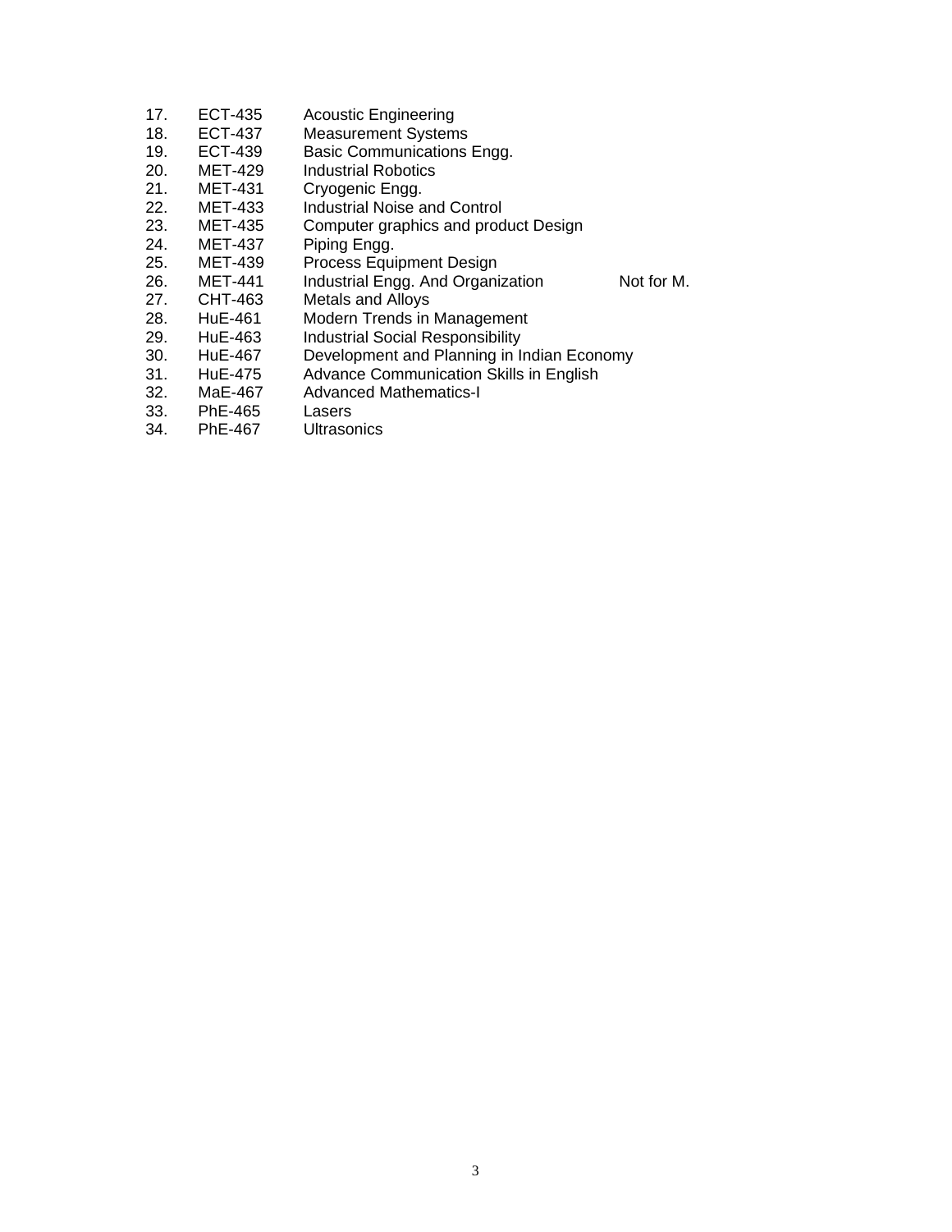| | | | |
|---|---|---|---|
| 17. | ECT-435 | Acoustic Engineering | |
| 18. | ECT-437 | Measurement Systems | |
| 19. | ECT-439 | Basic Communications Engg. | |
| 20. | MET-429 | Industrial Robotics | |
| 21. | MET-431 | Cryogenic Engg. | |
| 22. | MET-433 | Industrial Noise and Control | |
| 23. | MET-435 | Computer graphics and product Design | |
| 24. | MET-437 | Piping Engg. | |
| 25. | MET-439 | Process Equipment Design | |
| 26. | MET-441 | Industrial Engg. And Organization | Not for M. |
| 27. | CHT-463 | Metals and Alloys | |
| 28. | HuE-461 | Modern Trends in Management | |
| 29. | HuE-463 | Industrial Social Responsibility | |
| 30. | HuE-467 | Development and Planning in Indian Economy | |
| 31. | HuE-475 | Advance Communication Skills in English | |
| 32. | MaE-467 | Advanced Mathematics-I | |
| 33. | PhE-465 | Lasers | |
| 34. | PhE-467 | Ultrasonics | |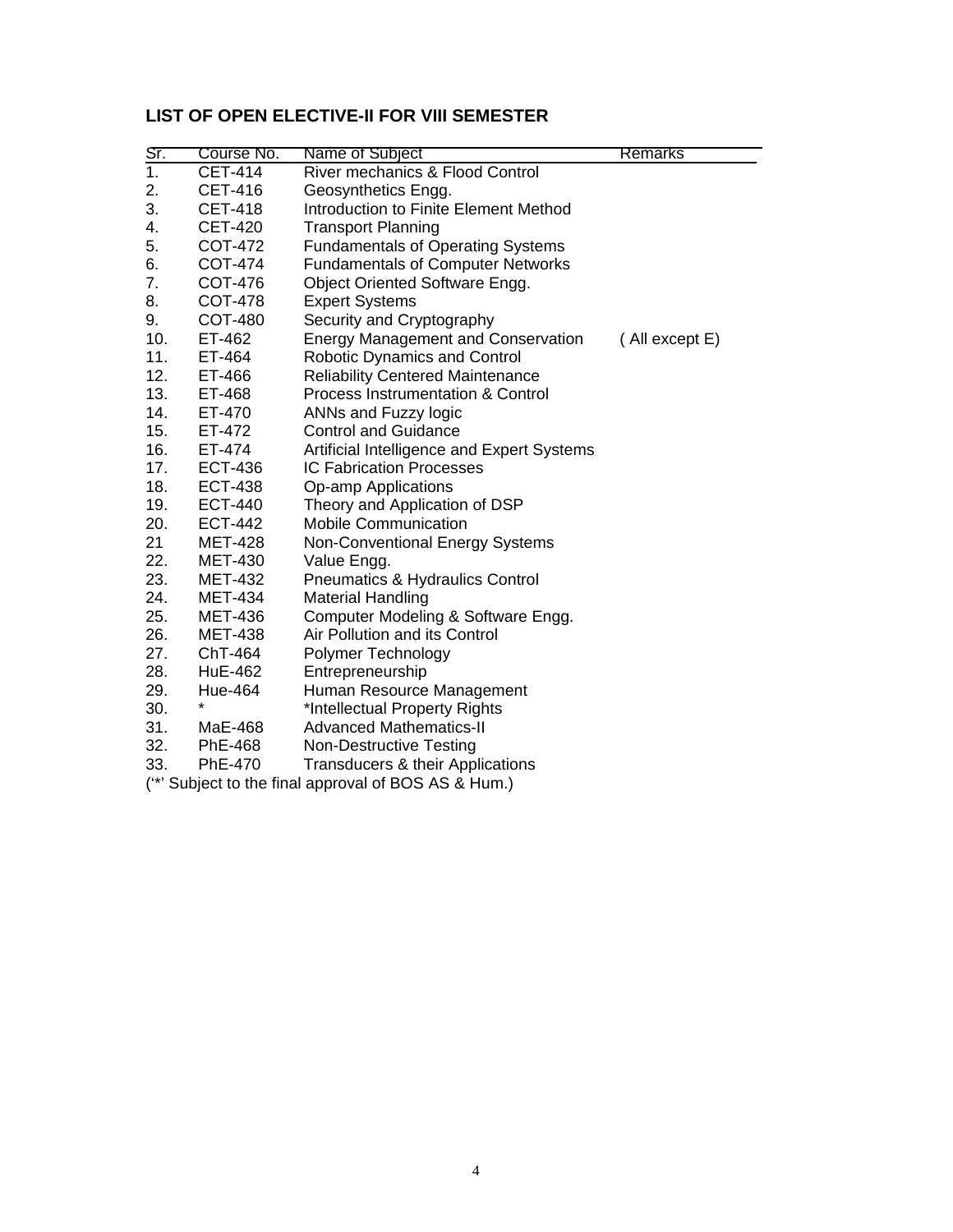## LIST OF OPEN ELECTIVE-II FOR VIII SEMESTER

| Sr. | Course No. | Name of Subject | Remarks |
|---|---|---|---|
| 1. | CET-414 | River mechanics & Flood Control | |
| 2. | CET-416 | Geosynthetics Engg. | |
| 3. | CET-418 | Introduction to Finite Element Method | |
| 4. | CET-420 | Transport Planning | |
| 5. | COT-472 | Fundamentals of Operating Systems | |
| 6. | COT-474 | Fundamentals of Computer Networks | |
| 7. | COT-476 | Object Oriented Software Engg. | |
| 8. | COT-478 | Expert Systems | |
| 9. | COT-480 | Security and Cryptography | |
| 10. | ET-462 | Energy Management and Conservation | ( All except E) |
| 11. | ET-464 | Robotic Dynamics and Control | |
| 12. | ET-466 | Reliability Centered Maintenance | |
| 13. | ET-468 | Process Instrumentation & Control | |
| 14. | ET-470 | ANNs and Fuzzy logic | |
| 15. | ET-472 | Control and Guidance | |
| 16. | ET-474 | Artificial Intelligence and Expert Systems | |
| 17. | ECT-436 | IC Fabrication Processes | |
| 18. | ECT-438 | Op-amp Applications | |
| 19. | ECT-440 | Theory and Application of DSP | |
| 20. | ECT-442 | Mobile Communication | |
| 21 | MET-428 | Non-Conventional Energy Systems | |
| 22. | MET-430 | Value Engg. | |
| 23. | MET-432 | Pneumatics & Hydraulics Control | |
| 24. | MET-434 | Material Handling | |
| 25. | MET-436 | Computer Modeling & Software Engg. | |
| 26. | MET-438 | Air Pollution and its Control | |
| 27. | ChT-464 | Polymer Technology | |
| 28. | HuE-462 | Entrepreneurship | |
| 29. | Hue-464 | Human Resource Management | |
| 30. | * | *Intellectual Property Rights | |
| 31. | MaE-468 | Advanced Mathematics-II | |
| 32. | PhE-468 | Non-Destructive Testing | |
| 33. | PhE-470 | Transducers & their Applications | |

('*' Subject to the final approval of BOS AS & Hum.)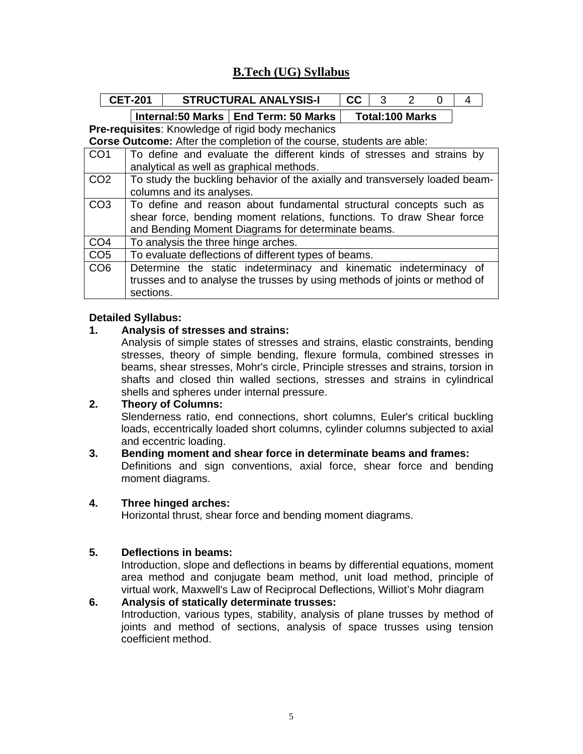# B.Tech (UG) Syllabus

| CET-201 | STRUCTURAL ANALYSIS-I | CC | 3 | 2 | 0 | 4 |
|---|---|---|---|---|---|---|
| | Internal:50 Marks | End Term: 50 Marks | Total:100 Marks | | | |

**Pre-requisites**: Knowledge of rigid body mechanics

**Corse Outcome:** After the completion of the course, students are able:

| | |
|---|---|
| CO1 | To define and evaluate the different kinds of stresses and strains by analytical as well as graphical methods. |
| CO2 | To study the buckling behavior of the axially and transversely loaded beam-columns and its analyses. |
| CO3 | To define and reason about fundamental structural concepts such as shear force, bending moment relations, functions. To draw Shear force and Bending Moment Diagrams for determinate beams. |
| CO4 | To analysis the three hinge arches. |
| CO5 | To evaluate deflections of different types of beams. |
| CO6 | Determine the static indeterminacy and kinematic indeterminacy of trusses and to analyse the trusses by using methods of joints or method of sections. |

**Detailed Syllabus:**

1. **Analysis of stresses and strains:**
   Analysis of simple states of stresses and strains, elastic constraints, bending stresses, theory of simple bending, flexure formula, combined stresses in beams, shear stresses, Mohr's circle, Principle stresses and strains, torsion in shafts and closed thin walled sections, stresses and strains in cylindrical shells and spheres under internal pressure.

2. **Theory of Columns:**
   Slenderness ratio, end connections, short columns, Euler's critical buckling loads, eccentrically loaded short columns, cylinder columns subjected to axial and eccentric loading.

3. **Bending moment and shear force in determinate beams and frames:**
   Definitions and sign conventions, axial force, shear force and bending moment diagrams.

4. **Three hinged arches:**
   Horizontal thrust, shear force and bending moment diagrams.

5. **Deflections in beams:**
   Introduction, slope and deflections in beams by differential equations, moment area method and conjugate beam method, unit load method, principle of virtual work, Maxwell's Law of Reciprocal Deflections, Williot's Mohr diagram

6. **Analysis of statically determinate trusses:**
   Introduction, various types, stability, analysis of plane trusses by method of joints and method of sections, analysis of space trusses using tension coefficient method.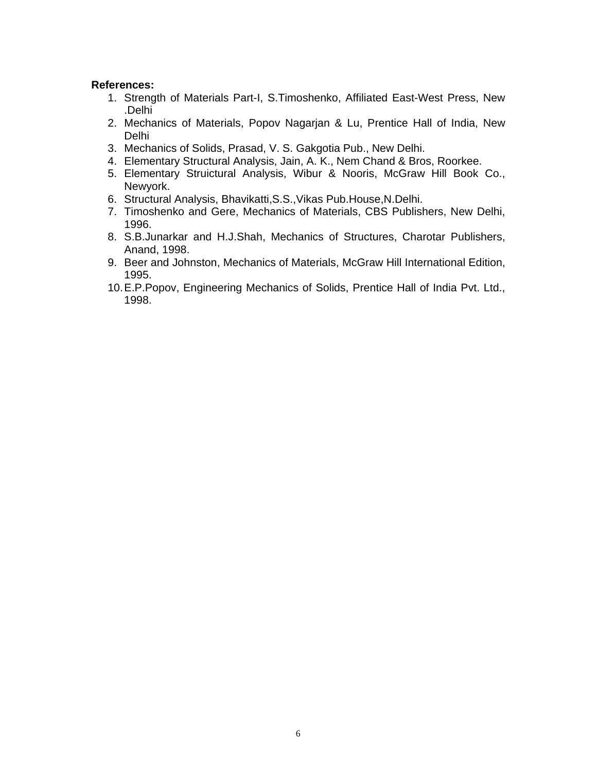**References:**

1. Strength of Materials Part-I, S.Timoshenko, Affiliated East-West Press, New .Delhi
2. Mechanics of Materials, Popov Nagarjan & Lu, Prentice Hall of India, New Delhi
3. Mechanics of Solids, Prasad, V. S. Gakgotia Pub., New Delhi.
4. Elementary Structural Analysis, Jain, A. K., Nem Chand & Bros, Roorkee.
5. Elementary Struictural Analysis, Wibur & Nooris, McGraw Hill Book Co., Newyork.
6. Structural Analysis, Bhavikatti,S.S.,Vikas Pub.House,N.Delhi.
7. Timoshenko and Gere, Mechanics of Materials, CBS Publishers, New Delhi, 1996.
8. S.B.Junarkar and H.J.Shah, Mechanics of Structures, Charotar Publishers, Anand, 1998.
9. Beer and Johnston, Mechanics of Materials, McGraw Hill International Edition, 1995.
10. E.P.Popov, Engineering Mechanics of Solids, Prentice Hall of India Pvt. Ltd., 1998.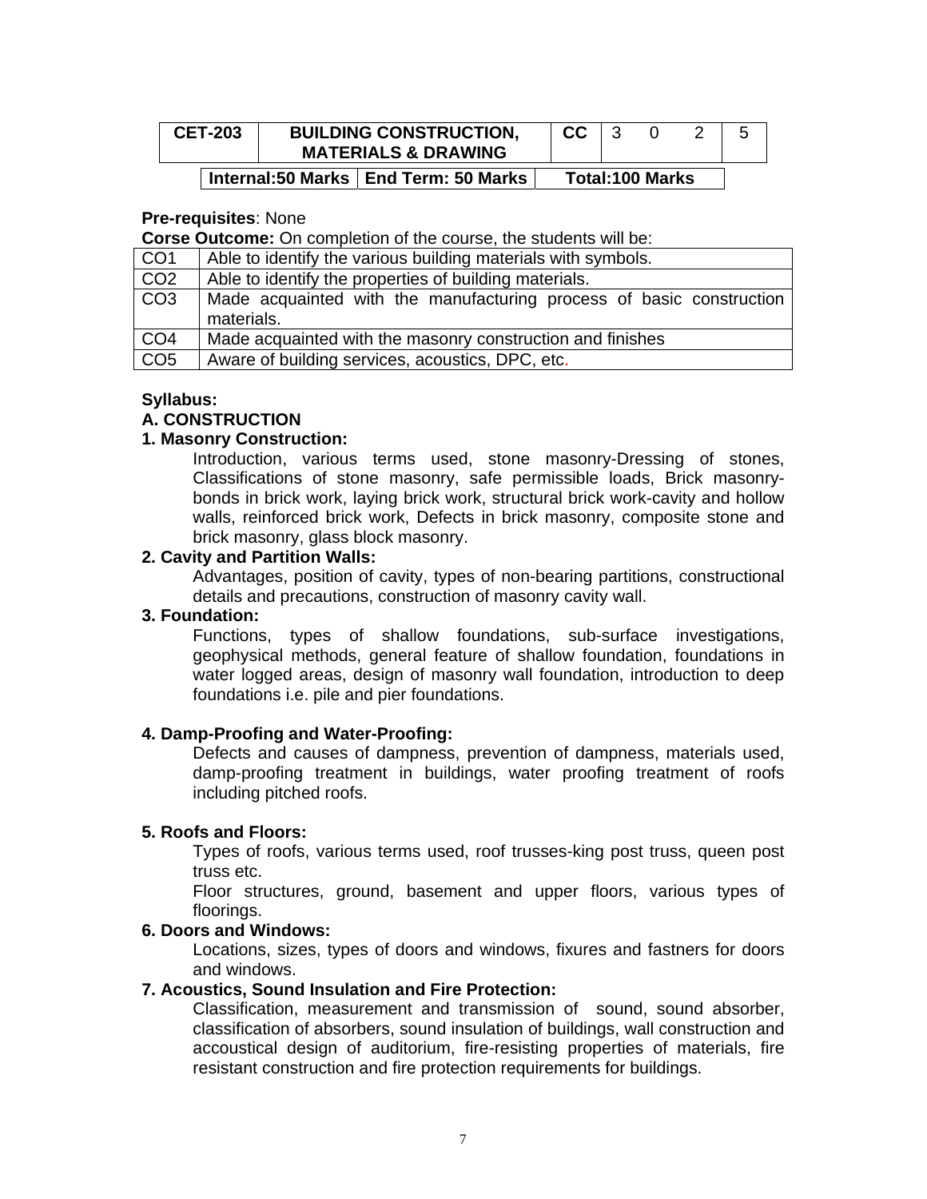| CET-203 | BUILDING CONSTRUCTION, MATERIALS & DRAWING | CC | 3 | 0 | 2 | 5 |
|---|---|---|---|---|---|---|

| Internal:50 Marks | End Term: 50 Marks | Total:100 Marks |
|---|---|---|

**Pre-requisites**: None

**Corse Outcome:** On completion of the course, the students will be:

| | |
|---|---|
| CO1 | Able to identify the various building materials with symbols. |
| CO2 | Able to identify the properties of building materials. |
| CO3 | Made acquainted with the manufacturing process of basic construction materials. |
| CO4 | Made acquainted with the masonry construction and finishes |
| CO5 | Aware of building services, acoustics, DPC, etc. |

**Syllabus:**

**A. CONSTRUCTION**

**1. Masonry Construction:**

Introduction, various terms used, stone masonry-Dressing of stones, Classifications of stone masonry, safe permissible loads, Brick masonry-bonds in brick work, laying brick work, structural brick work-cavity and hollow walls, reinforced brick work, Defects in brick masonry, composite stone and brick masonry, glass block masonry.

**2. Cavity and Partition Walls:**

Advantages, position of cavity, types of non-bearing partitions, constructional details and precautions, construction of masonry cavity wall.

**3. Foundation:**

Functions, types of shallow foundations, sub-surface investigations, geophysical methods, general feature of shallow foundation, foundations in water logged areas, design of masonry wall foundation, introduction to deep foundations i.e. pile and pier foundations.

**4. Damp-Proofing and Water-Proofing:**

Defects and causes of dampness, prevention of dampness, materials used, damp-proofing treatment in buildings, water proofing treatment of roofs including pitched roofs.

**5. Roofs and Floors:**

Types of roofs, various terms used, roof trusses-king post truss, queen post truss etc.

Floor structures, ground, basement and upper floors, various types of floorings.

**6. Doors and Windows:**

Locations, sizes, types of doors and windows, fixures and fastners for doors and windows.

**7. Acoustics, Sound Insulation and Fire Protection:**

Classification, measurement and transmission of sound, sound absorber, classification of absorbers, sound insulation of buildings, wall construction and accoustical design of auditorium, fire-resisting properties of materials, fire resistant construction and fire protection requirements for buildings.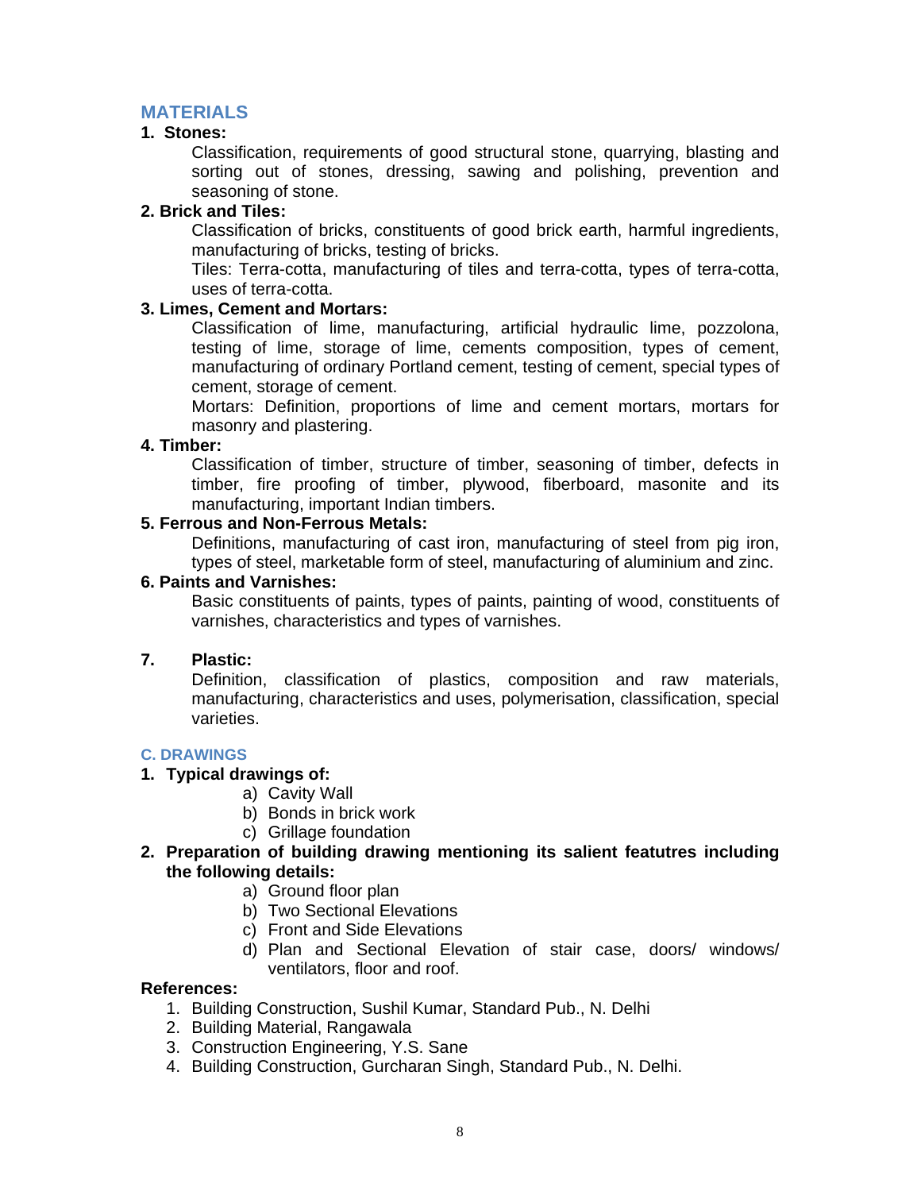## MATERIALS

**1. Stones:**

Classification, requirements of good structural stone, quarrying, blasting and sorting out of stones, dressing, sawing and polishing, prevention and seasoning of stone.

**2. Brick and Tiles:**

Classification of bricks, constituents of good brick earth, harmful ingredients, manufacturing of bricks, testing of bricks.

Tiles: Terra-cotta, manufacturing of tiles and terra-cotta, types of terra-cotta, uses of terra-cotta.

**3. Limes, Cement and Mortars:**

Classification of lime, manufacturing, artificial hydraulic lime, pozzolona, testing of lime, storage of lime, cements composition, types of cement, manufacturing of ordinary Portland cement, testing of cement, special types of cement, storage of cement.

Mortars: Definition, proportions of lime and cement mortars, mortars for masonry and plastering.

**4. Timber:**

Classification of timber, structure of timber, seasoning of timber, defects in timber, fire proofing of timber, plywood, fiberboard, masonite and its manufacturing, important Indian timbers.

**5. Ferrous and Non-Ferrous Metals:**

Definitions, manufacturing of cast iron, manufacturing of steel from pig iron, types of steel, marketable form of steel, manufacturing of aluminium and zinc.

**6. Paints and Varnishes:**

Basic constituents of paints, types of paints, painting of wood, constituents of varnishes, characteristics and types of varnishes.

**7. Plastic:**

Definition, classification of plastics, composition and raw materials, manufacturing, characteristics and uses, polymerisation, classification, special varieties.

## C. DRAWINGS

**1. Typical drawings of:**

a) Cavity Wall
b) Bonds in brick work
c) Grillage foundation

**2. Preparation of building drawing mentioning its salient featutres including the following details:**

a) Ground floor plan
b) Two Sectional Elevations
c) Front and Side Elevations
d) Plan and Sectional Elevation of stair case, doors/ windows/ ventilators, floor and roof.

**References:**

1. Building Construction, Sushil Kumar, Standard Pub., N. Delhi
2. Building Material, Rangawala
3. Construction Engineering, Y.S. Sane
4. Building Construction, Gurcharan Singh, Standard Pub., N. Delhi.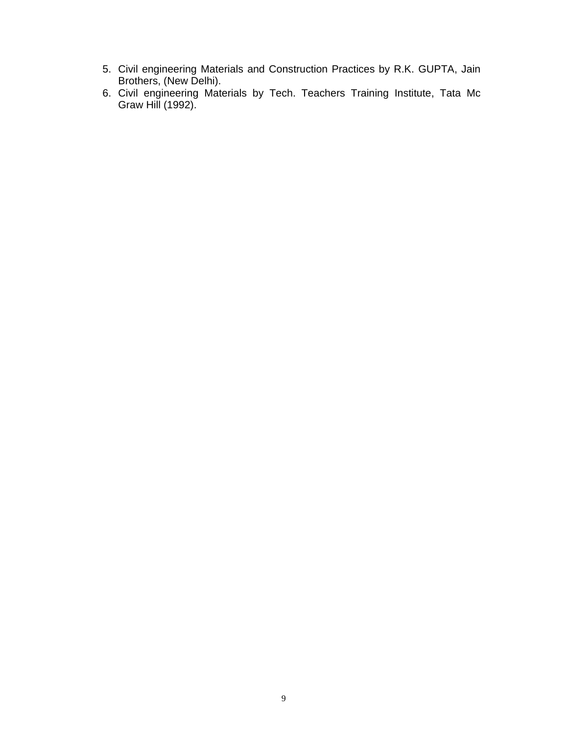5. Civil engineering Materials and Construction Practices by R.K. GUPTA, Jain Brothers, (New Delhi).
6. Civil engineering Materials by Tech. Teachers Training Institute, Tata Mc Graw Hill (1992).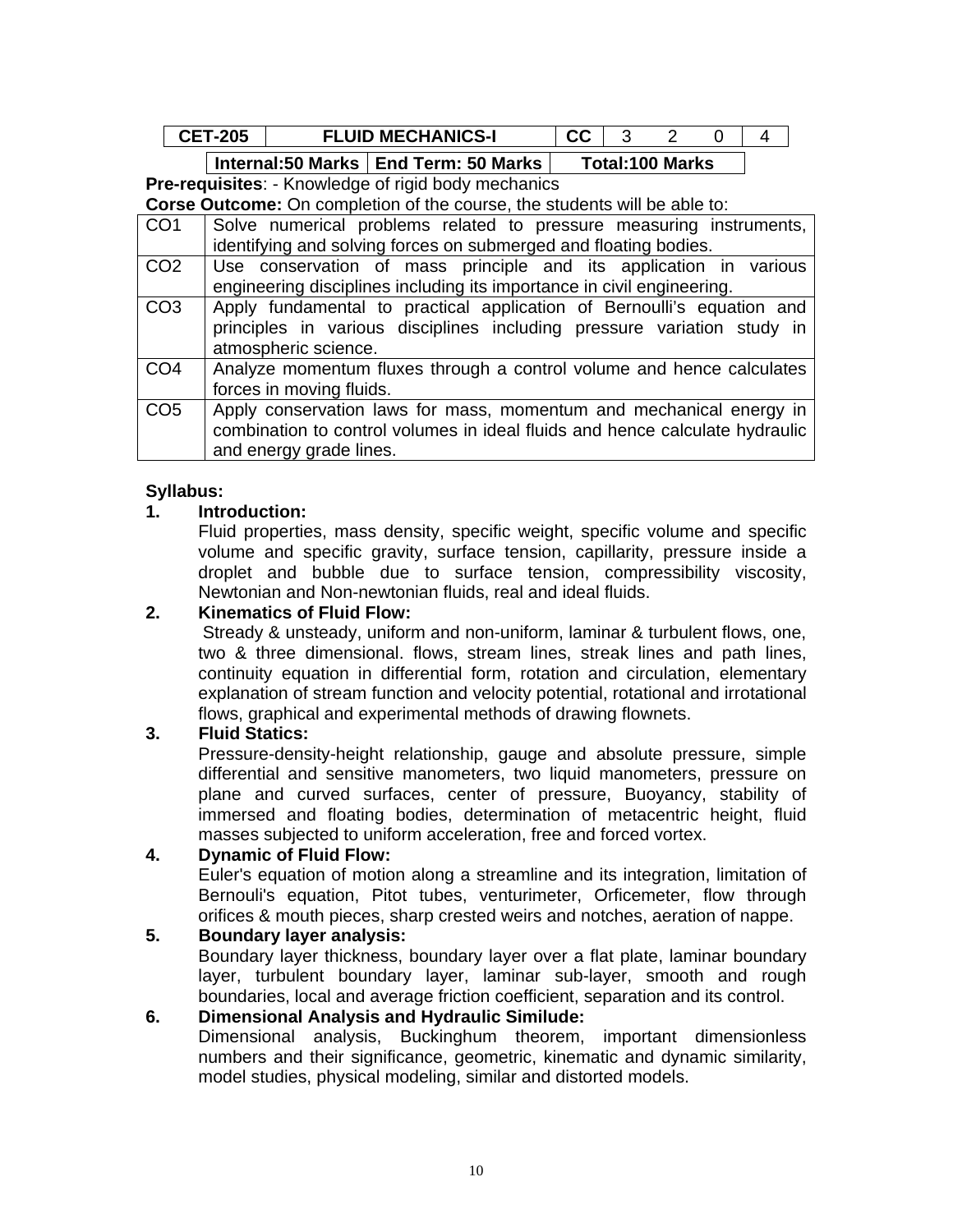| CET-205 | FLUID MECHANICS-I | CC | 3 | 2 | 0 | 4 |
|---|---|---|---|---|---|---|
| | Internal:50 Marks | End Term: 50 Marks | Total:100 Marks | | | |

**Pre-requisites**: - Knowledge of rigid body mechanics

**Corse Outcome:** On completion of the course, the students will be able to:

| | |
|---|---|
| CO1 | Solve numerical problems related to pressure measuring instruments, identifying and solving forces on submerged and floating bodies. |
| CO2 | Use conservation of mass principle and its application in various engineering disciplines including its importance in civil engineering. |
| CO3 | Apply fundamental to practical application of Bernoulli's equation and principles in various disciplines including pressure variation study in atmospheric science. |
| CO4 | Analyze momentum fluxes through a control volume and hence calculates forces in moving fluids. |
| CO5 | Apply conservation laws for mass, momentum and mechanical energy in combination to control volumes in ideal fluids and hence calculate hydraulic and energy grade lines. |

**Syllabus:**

**1. Introduction:**

Fluid properties, mass density, specific weight, specific volume and specific volume and specific gravity, surface tension, capillarity, pressure inside a droplet and bubble due to surface tension, compressibility viscosity, Newtonian and Non-newtonian fluids, real and ideal fluids.

**2. Kinematics of Fluid Flow:**

Stready & unsteady, uniform and non-uniform, laminar & turbulent flows, one, two & three dimensional. flows, stream lines, streak lines and path lines, continuity equation in differential form, rotation and circulation, elementary explanation of stream function and velocity potential, rotational and irrotational flows, graphical and experimental methods of drawing flownets.

**3. Fluid Statics:**

Pressure-density-height relationship, gauge and absolute pressure, simple differential and sensitive manometers, two liquid manometers, pressure on plane and curved surfaces, center of pressure, Buoyancy, stability of immersed and floating bodies, determination of metacentric height, fluid masses subjected to uniform acceleration, free and forced vortex.

**4. Dynamic of Fluid Flow:**

Euler's equation of motion along a streamline and its integration, limitation of Bernouli's equation, Pitot tubes, venturimeter, Orficemeter, flow through orifices & mouth pieces, sharp crested weirs and notches, aeration of nappe.

**5. Boundary layer analysis:**

Boundary layer thickness, boundary layer over a flat plate, laminar boundary layer, turbulent boundary layer, laminar sub-layer, smooth and rough boundaries, local and average friction coefficient, separation and its control.

**6. Dimensional Analysis and Hydraulic Similude:**

Dimensional analysis, Buckinghum theorem, important dimensionless numbers and their significance, geometric, kinematic and dynamic similarity, model studies, physical modeling, similar and distorted models.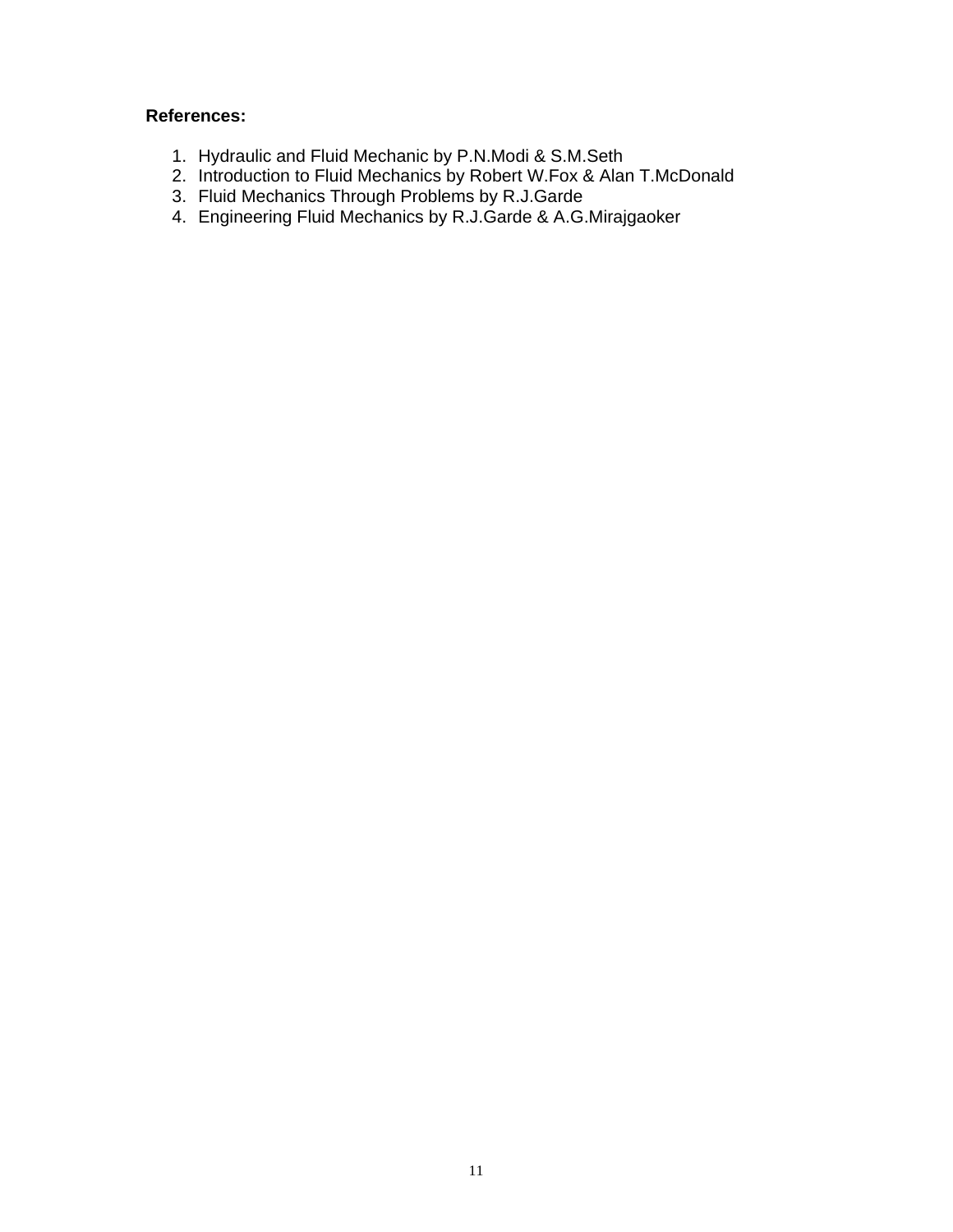**References:**

1. Hydraulic and Fluid Mechanic by P.N.Modi & S.M.Seth
2. Introduction to Fluid Mechanics by Robert W.Fox & Alan T.McDonald
3. Fluid Mechanics Through Problems by R.J.Garde
4. Engineering Fluid Mechanics by R.J.Garde & A.G.Mirajgaoker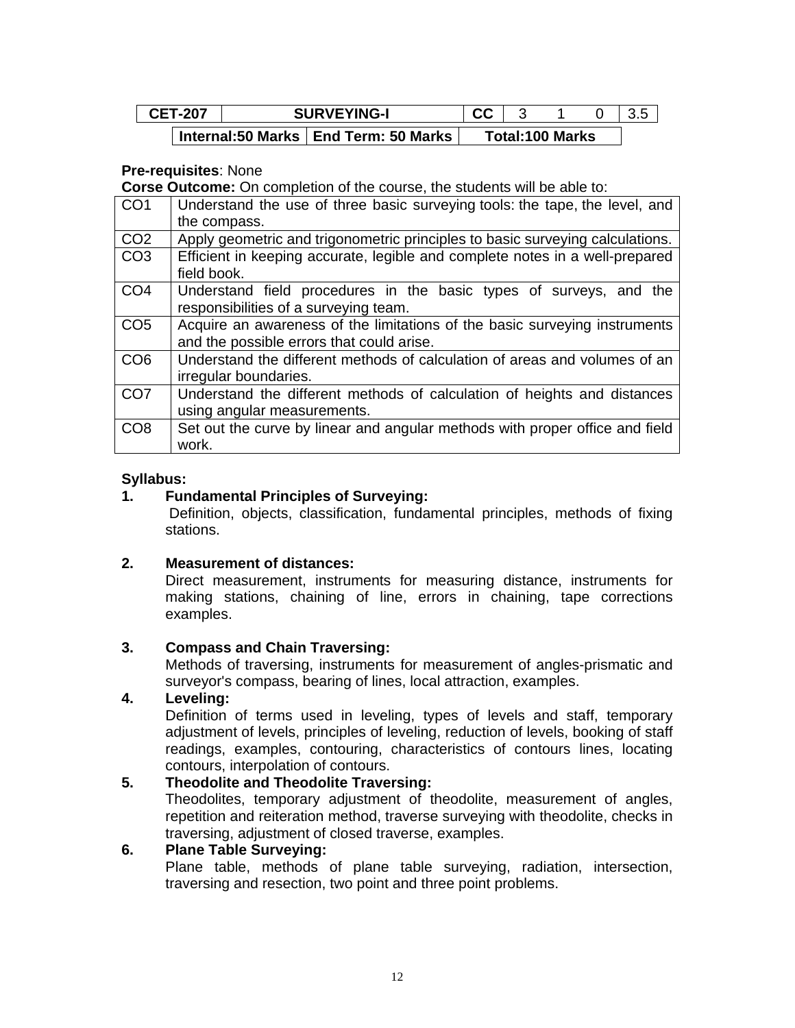| CET-207 | SURVEYING-I | CC | 3 | 1 | 0 | 3.5 |
|---|---|---|---|---|---|---|

| Internal:50 Marks | End Term: 50 Marks | Total:100 Marks |
|---|---|---|

**Pre-requisites**: None

**Corse Outcome:** On completion of the course, the students will be able to:

| | |
|---|---|
| CO1 | Understand the use of three basic surveying tools: the tape, the level, and the compass. |
| CO2 | Apply geometric and trigonometric principles to basic surveying calculations. |
| CO3 | Efficient in keeping accurate, legible and complete notes in a well-prepared field book. |
| CO4 | Understand field procedures in the basic types of surveys, and the responsibilities of a surveying team. |
| CO5 | Acquire an awareness of the limitations of the basic surveying instruments and the possible errors that could arise. |
| CO6 | Understand the different methods of calculation of areas and volumes of an irregular boundaries. |
| CO7 | Understand the different methods of calculation of heights and distances using angular measurements. |
| CO8 | Set out the curve by linear and angular methods with proper office and field work. |

**Syllabus:**

1. **Fundamental Principles of Surveying:**
   Definition, objects, classification, fundamental principles, methods of fixing stations.

2. **Measurement of distances:**
   Direct measurement, instruments for measuring distance, instruments for making stations, chaining of line, errors in chaining, tape corrections examples.

3. **Compass and Chain Traversing:**
   Methods of traversing, instruments for measurement of angles-prismatic and surveyor's compass, bearing of lines, local attraction, examples.

4. **Leveling:**
   Definition of terms used in leveling, types of levels and staff, temporary adjustment of levels, principles of leveling, reduction of levels, booking of staff readings, examples, contouring, characteristics of contours lines, locating contours, interpolation of contours.

5. **Theodolite and Theodolite Traversing:**
   Theodolites, temporary adjustment of theodolite, measurement of angles, repetition and reiteration method, traverse surveying with theodolite, checks in traversing, adjustment of closed traverse, examples.

6. **Plane Table Surveying:**
   Plane table, methods of plane table surveying, radiation, intersection, traversing and resection, two point and three point problems.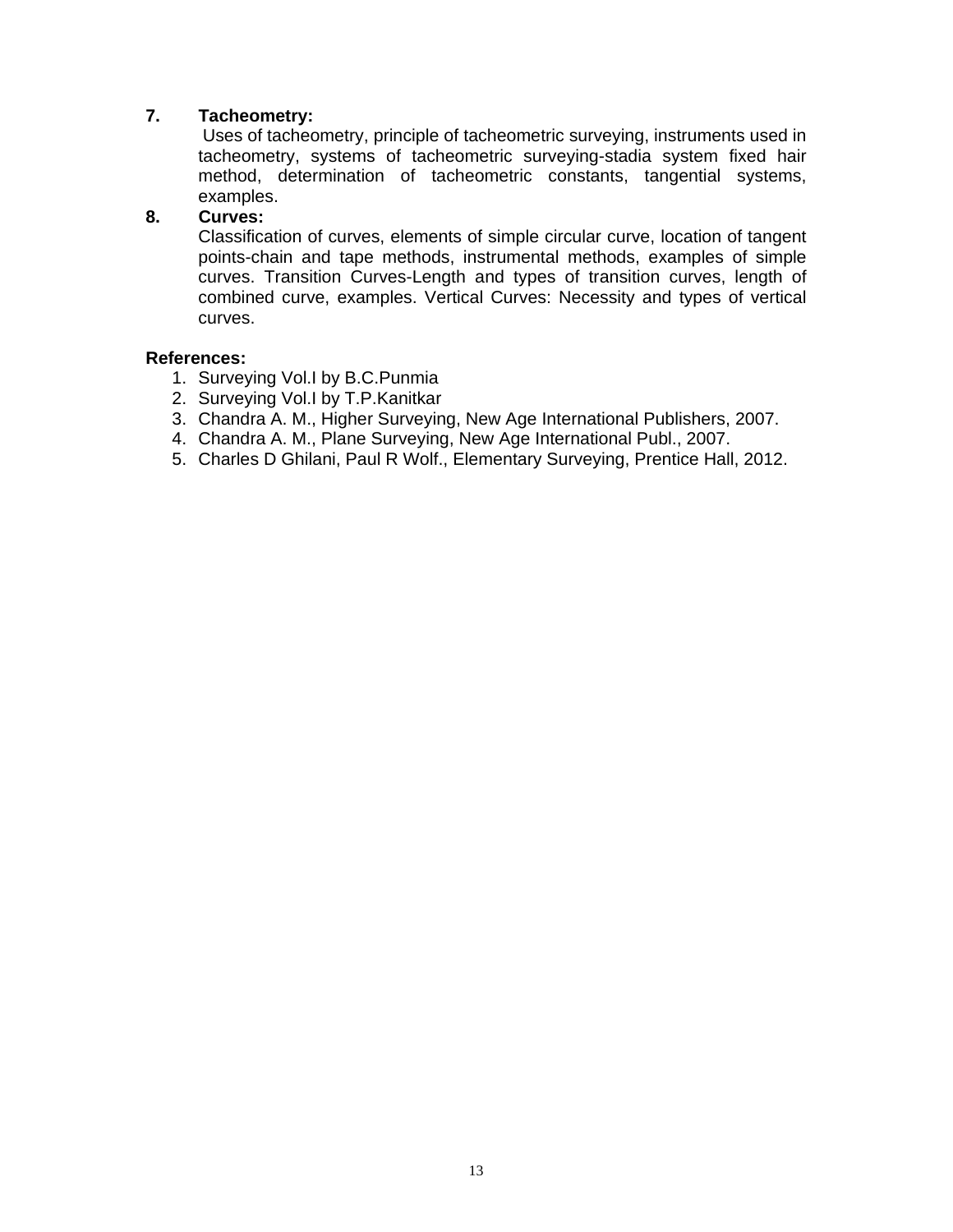**7. Tacheometry:**

Uses of tacheometry, principle of tacheometric surveying, instruments used in tacheometry, systems of tacheometric surveying-stadia system fixed hair method, determination of tacheometric constants, tangential systems, examples.

**8. Curves:**

Classification of curves, elements of simple circular curve, location of tangent points-chain and tape methods, instrumental methods, examples of simple curves. Transition Curves-Length and types of transition curves, length of combined curve, examples. Vertical Curves: Necessity and types of vertical curves.

**References:**

1. Surveying Vol.I by B.C.Punmia
2. Surveying Vol.I by T.P.Kanitkar
3. Chandra A. M., Higher Surveying, New Age International Publishers, 2007.
4. Chandra A. M., Plane Surveying, New Age International Publ., 2007.
5. Charles D Ghilani, Paul R Wolf., Elementary Surveying, Prentice Hall, 2012.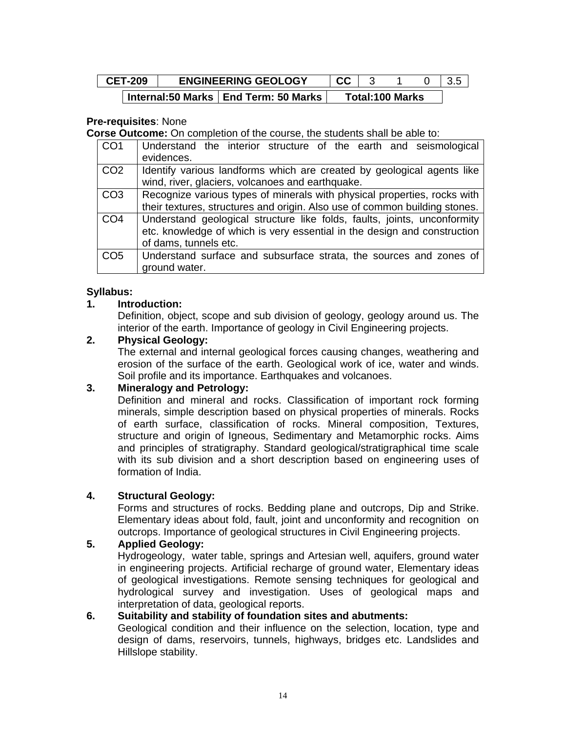| CET-209 | ENGINEERING GEOLOGY | CC | 3 | 1 | 0 | 3.5 |
|---|---|---|---|---|---|---|

| Internal:50 Marks | End Term: 50 Marks | Total:100 Marks |
|---|---|---|

**Pre-requisites**: None

**Corse Outcome:** On completion of the course, the students shall be able to:

| CO1 | Understand the interior structure of the earth and seismological evidences. |
|---|---|
| CO2 | Identify various landforms which are created by geological agents like wind, river, glaciers, volcanoes and earthquake. |
| CO3 | Recognize various types of minerals with physical properties, rocks with their textures, structures and origin. Also use of common building stones. |
| CO4 | Understand geological structure like folds, faults, joints, unconformity etc. knowledge of which is very essential in the design and construction of dams, tunnels etc. |
| CO5 | Understand surface and subsurface strata, the sources and zones of ground water. |

**Syllabus:**

1. **Introduction:**
   Definition, object, scope and sub division of geology, geology around us. The interior of the earth. Importance of geology in Civil Engineering projects.

2. **Physical Geology:**
   The external and internal geological forces causing changes, weathering and erosion of the surface of the earth. Geological work of ice, water and winds. Soil profile and its importance. Earthquakes and volcanoes.

3. **Mineralogy and Petrology:**
   Definition and mineral and rocks. Classification of important rock forming minerals, simple description based on physical properties of minerals. Rocks of earth surface, classification of rocks. Mineral composition, Textures, structure and origin of Igneous, Sedimentary and Metamorphic rocks. Aims and principles of stratigraphy. Standard geological/stratigraphical time scale with its sub division and a short description based on engineering uses of formation of India.

4. **Structural Geology:**
   Forms and structures of rocks. Bedding plane and outcrops, Dip and Strike. Elementary ideas about fold, fault, joint and unconformity and recognition on outcrops. Importance of geological structures in Civil Engineering projects.

5. **Applied Geology:**
   Hydrogeology, water table, springs and Artesian well, aquifers, ground water in engineering projects. Artificial recharge of ground water, Elementary ideas of geological investigations. Remote sensing techniques for geological and hydrological survey and investigation. Uses of geological maps and interpretation of data, geological reports.

6. **Suitability and stability of foundation sites and abutments:**
   Geological condition and their influence on the selection, location, type and design of dams, reservoirs, tunnels, highways, bridges etc. Landslides and Hillslope stability.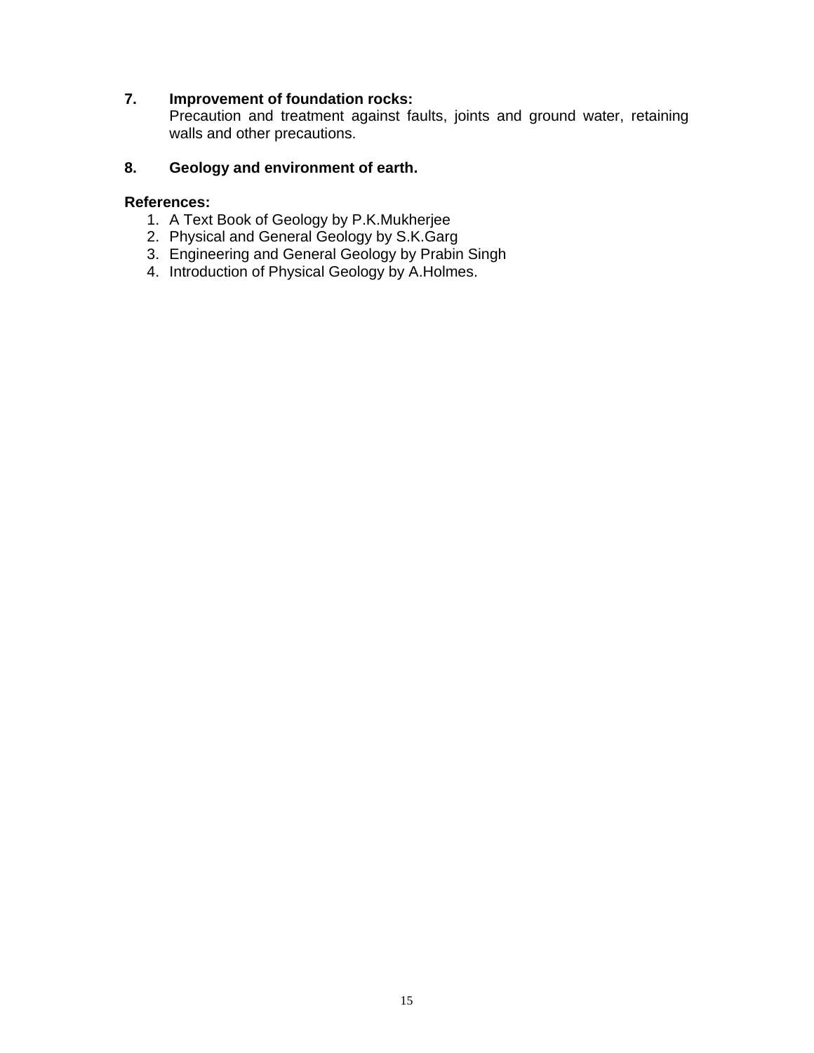**7. Improvement of foundation rocks:**

Precaution and treatment against faults, joints and ground water, retaining walls and other precautions.

**8. Geology and environment of earth.**

**References:**

1. A Text Book of Geology by P.K.Mukherjee
2. Physical and General Geology by S.K.Garg
3. Engineering and General Geology by Prabin Singh
4. Introduction of Physical Geology by A.Holmes.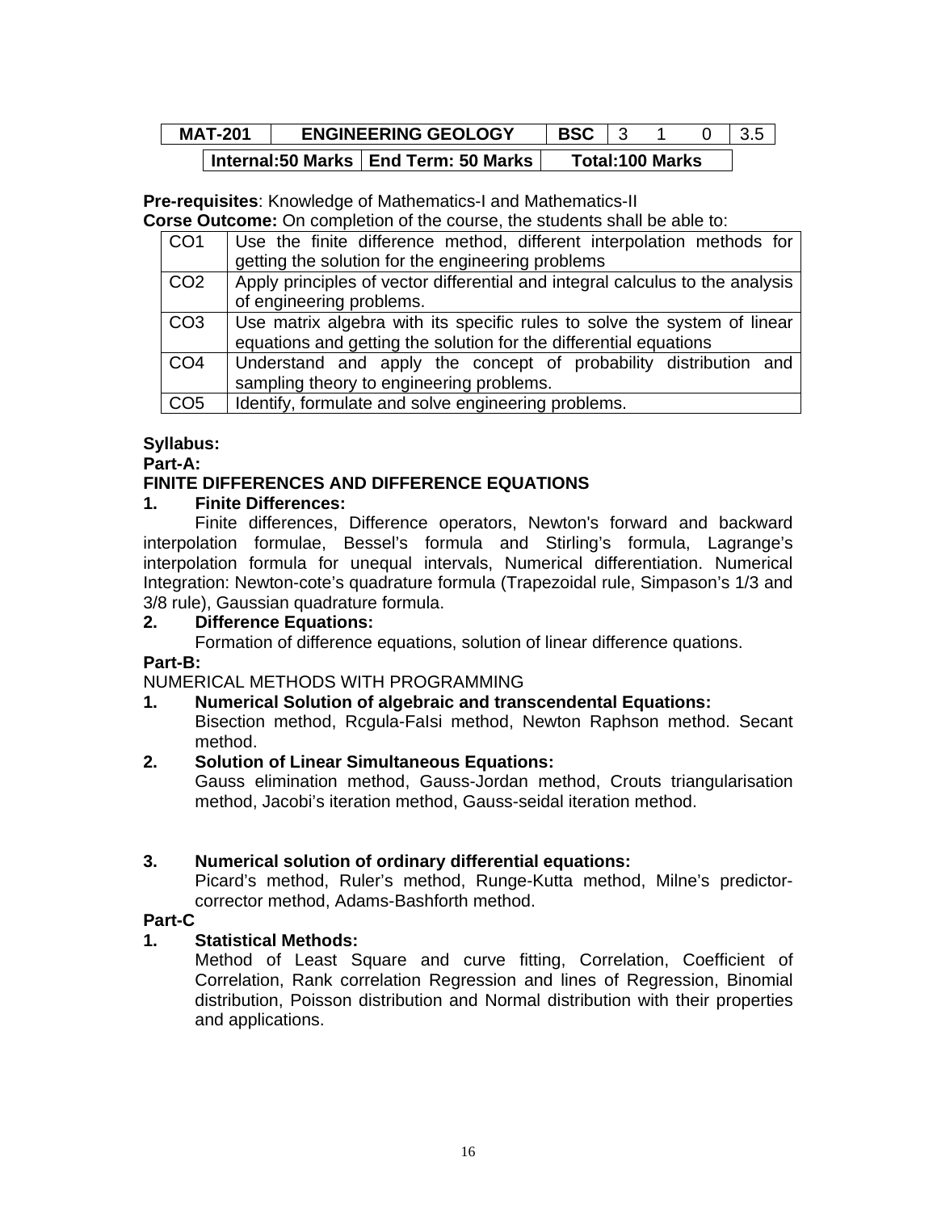| MAT-201 | ENGINEERING GEOLOGY | BSC | 3 | 1 | 0 | 3.5 |
|---|---|---|---|---|---|---|

| Internal:50 Marks | End Term: 50 Marks | Total:100 Marks |
|---|---|---|

**Pre-requisites**: Knowledge of Mathematics-I and Mathematics-II

**Corse Outcome:** On completion of the course, the students shall be able to:

| | |
|---|---|
| CO1 | Use the finite difference method, different interpolation methods for getting the solution for the engineering problems |
| CO2 | Apply principles of vector differential and integral calculus to the analysis of engineering problems. |
| CO3 | Use matrix algebra with its specific rules to solve the system of linear equations and getting the solution for the differential equations |
| CO4 | Understand and apply the concept of probability distribution and sampling theory to engineering problems. |
| CO5 | Identify, formulate and solve engineering problems. |

**Syllabus:**

**Part-A:**

**FINITE DIFFERENCES AND DIFFERENCE EQUATIONS**

**1. Finite Differences:**

Finite differences, Difference operators, Newton's forward and backward interpolation formulae, Bessel's formula and Stirling's formula, Lagrange's interpolation formula for unequal intervals, Numerical differentiation. Numerical Integration: Newton-cote's quadrature formula (Trapezoidal rule, Simpason's 1/3 and 3/8 rule), Gaussian quadrature formula.

**2. Difference Equations:**

Formation of difference equations, solution of linear difference quations.

**Part-B:**

NUMERICAL METHODS WITH PROGRAMMING

**1. Numerical Solution of algebraic and transcendental Equations:**

Bisection method, Rcgula-FaIsi method, Newton Raphson method. Secant method.

**2. Solution of Linear Simultaneous Equations:**

Gauss elimination method, Gauss-Jordan method, Crouts triangularisation method, Jacobi's iteration method, Gauss-seidal iteration method.

**3. Numerical solution of ordinary differential equations:**

Picard's method, Ruler's method, Runge-Kutta method, Milne's predictor-corrector method, Adams-Bashforth method.

**Part-C**

**1. Statistical Methods:**

Method of Least Square and curve fitting, Correlation, Coefficient of Correlation, Rank correlation Regression and lines of Regression, Binomial distribution, Poisson distribution and Normal distribution with their properties and applications.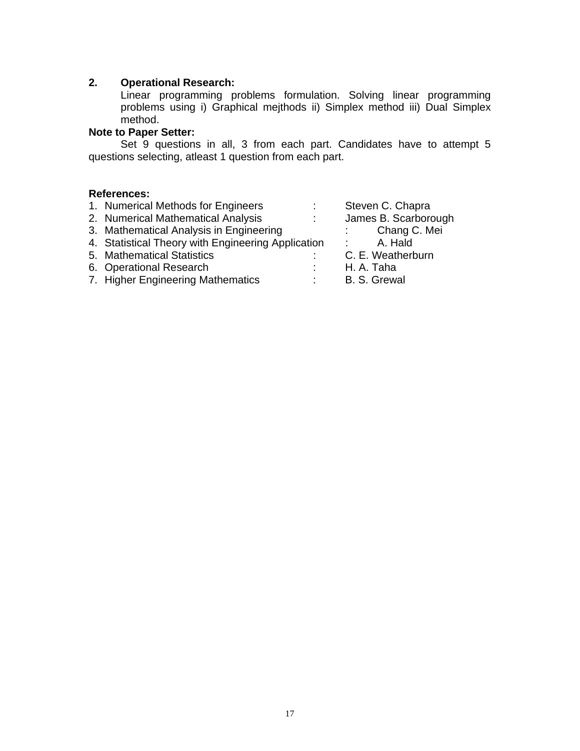**2. Operational Research:**

Linear programming problems formulation. Solving linear programming problems using i) Graphical mejthods ii) Simplex method iii) Dual Simplex method.

**Note to Paper Setter:**

Set 9 questions in all, 3 from each part. Candidates have to attempt 5 questions selecting, atleast 1 question from each part.

**References:**

1. Numerical Methods for Engineers : Steven C. Chapra
2. Numerical Mathematical Analysis : James B. Scarborough
3. Mathematical Analysis in Engineering : Chang C. Mei
4. Statistical Theory with Engineering Application : A. Hald
5. Mathematical Statistics : C. E. Weatherburn
6. Operational Research : H. A. Taha
7. Higher Engineering Mathematics : B. S. Grewal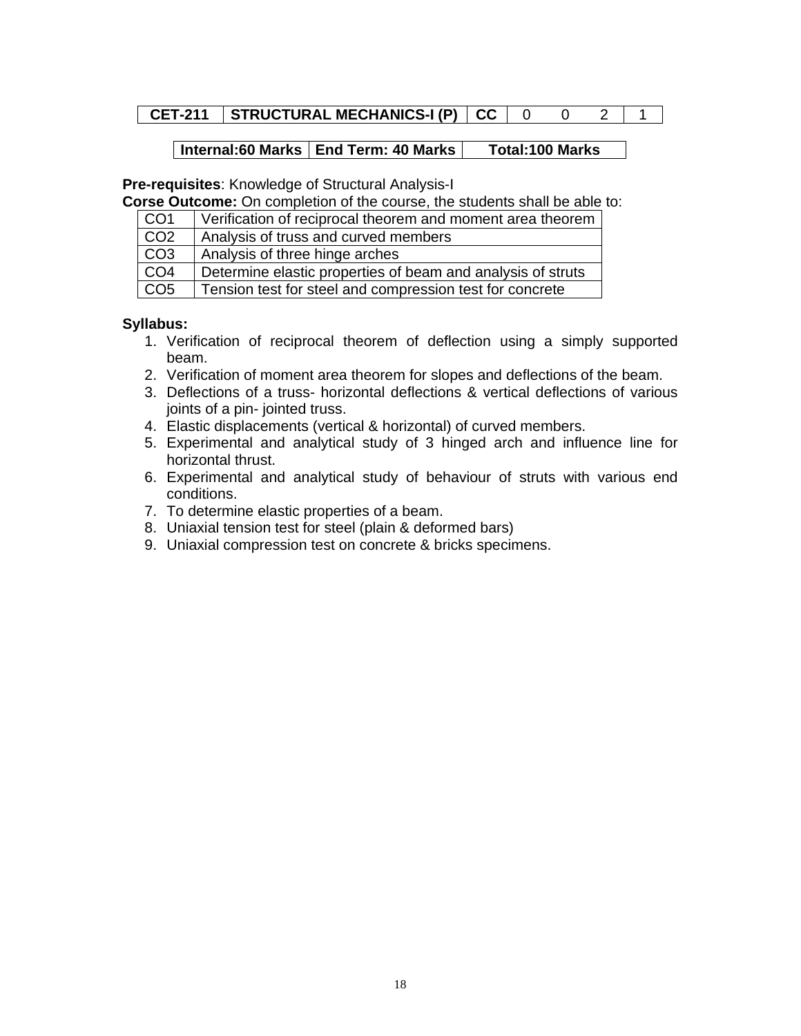| CET-211 | STRUCTURAL MECHANICS-I (P) | CC | 0 | 0 | 2 | 1 |
|---|---|---|---|---|---|---|

| Internal:60 Marks | End Term: 40 Marks | Total:100 Marks |
|---|---|---|

**Pre-requisites**: Knowledge of Structural Analysis-I

**Corse Outcome:** On completion of the course, the students shall be able to:

| CO1 | Verification of reciprocal theorem and moment area theorem |
|---|---|
| CO2 | Analysis of truss and curved members |
| CO3 | Analysis of three hinge arches |
| CO4 | Determine elastic properties of beam and analysis of struts |
| CO5 | Tension test for steel and compression test for concrete |

**Syllabus:**

1. Verification of reciprocal theorem of deflection using a simply supported beam.
2. Verification of moment area theorem for slopes and deflections of the beam.
3. Deflections of a truss- horizontal deflections & vertical deflections of various joints of a pin- jointed truss.
4. Elastic displacements (vertical & horizontal) of curved members.
5. Experimental and analytical study of 3 hinged arch and influence line for horizontal thrust.
6. Experimental and analytical study of behaviour of struts with various end conditions.
7. To determine elastic properties of a beam.
8. Uniaxial tension test for steel (plain & deformed bars)
9. Uniaxial compression test on concrete & bricks specimens.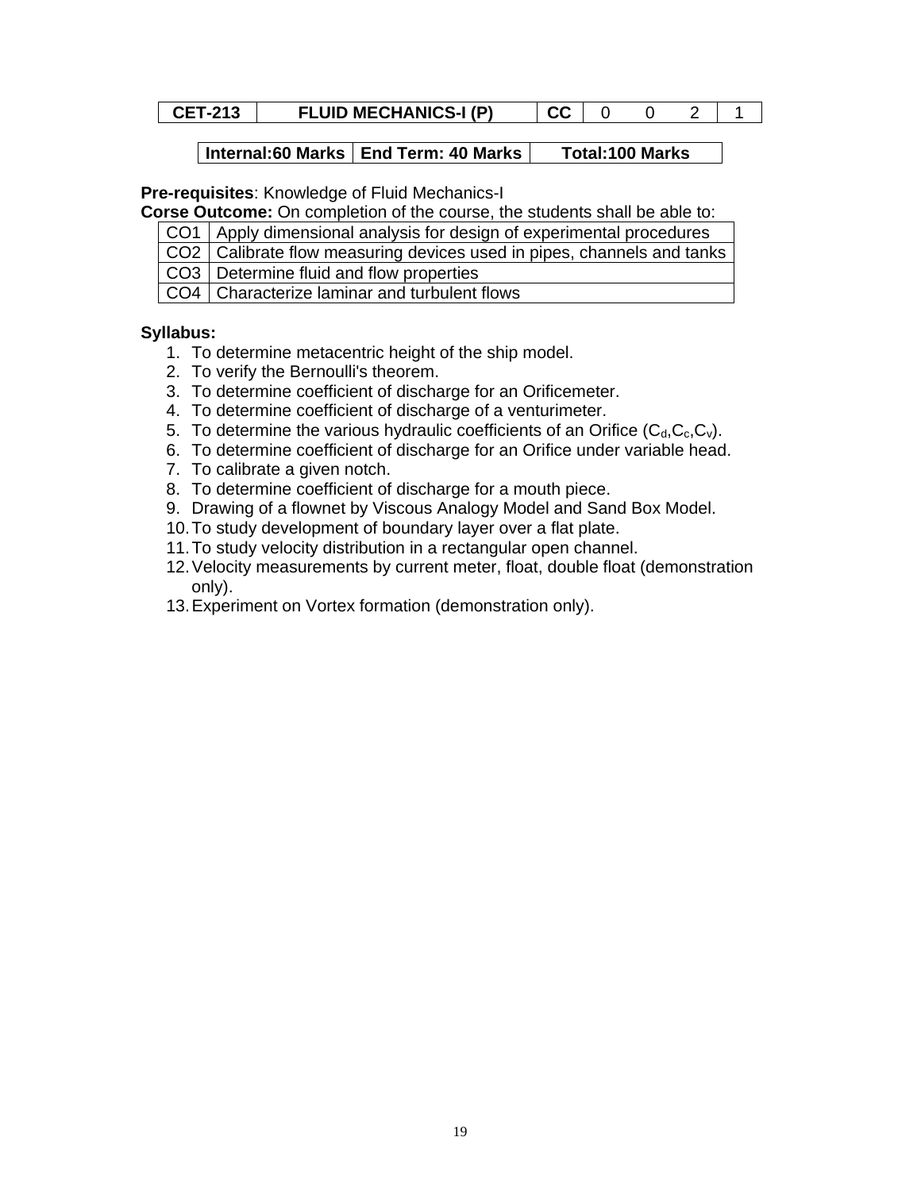| CET-213 | FLUID MECHANICS-I (P) | CC | 0 | 0 | 2 | 1 |
|---|---|---|---|---|---|---|

| Internal:60 Marks | End Term: 40 Marks | Total:100 Marks |
|---|---|---|

**Pre-requisites**: Knowledge of Fluid Mechanics-I

**Corse Outcome:** On completion of the course, the students shall be able to:

| CO1 | Apply dimensional analysis for design of experimental procedures |
|---|---|
| CO2 | Calibrate flow measuring devices used in pipes, channels and tanks |
| CO3 | Determine fluid and flow properties |
| CO4 | Characterize laminar and turbulent flows |

**Syllabus:**

1. To determine metacentric height of the ship model.
2. To verify the Bernoulli's theorem.
3. To determine coefficient of discharge for an Orificemeter.
4. To determine coefficient of discharge of a venturimeter.
5. To determine the various hydraulic coefficients of an Orifice ($C_d$,$C_c$,$C_v$).
6. To determine coefficient of discharge for an Orifice under variable head.
7. To calibrate a given notch.
8. To determine coefficient of discharge for a mouth piece.
9. Drawing of a flownet by Viscous Analogy Model and Sand Box Model.
10. To study development of boundary layer over a flat plate.
11. To study velocity distribution in a rectangular open channel.
12. Velocity measurements by current meter, float, double float (demonstration only).
13. Experiment on Vortex formation (demonstration only).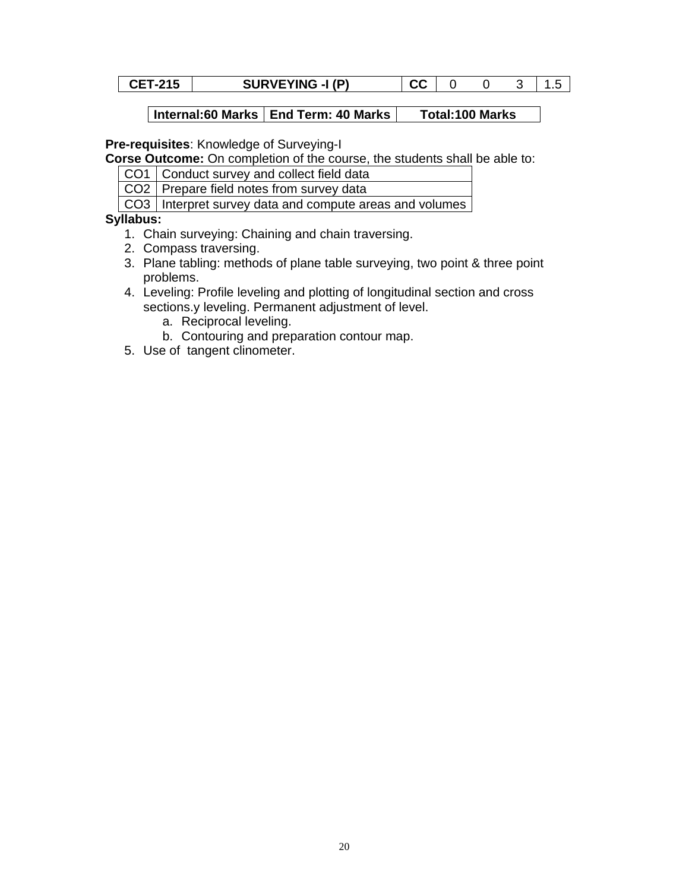| CET-215 | SURVEYING -I (P) | CC | 0 | 0 | 3 | 1.5 |
|---|---|---|---|---|---|---|

| Internal:60 Marks | End Term: 40 Marks | Total:100 Marks |
|---|---|---|

**Pre-requisites**: Knowledge of Surveying-I

**Corse Outcome:** On completion of the course, the students shall be able to:

| | |
|---|---|
| CO1 | Conduct survey and collect field data |
| CO2 | Prepare field notes from survey data |
| CO3 | Interpret survey data and compute areas and volumes |

**Syllabus:**

1. Chain surveying: Chaining and chain traversing.
2. Compass traversing.
3. Plane tabling: methods of plane table surveying, two point & three point problems.
4. Leveling: Profile leveling and plotting of longitudinal section and cross sections.y leveling. Permanent adjustment of level.
   a. Reciprocal leveling.
   b. Contouring and preparation contour map.
5. Use of tangent clinometer.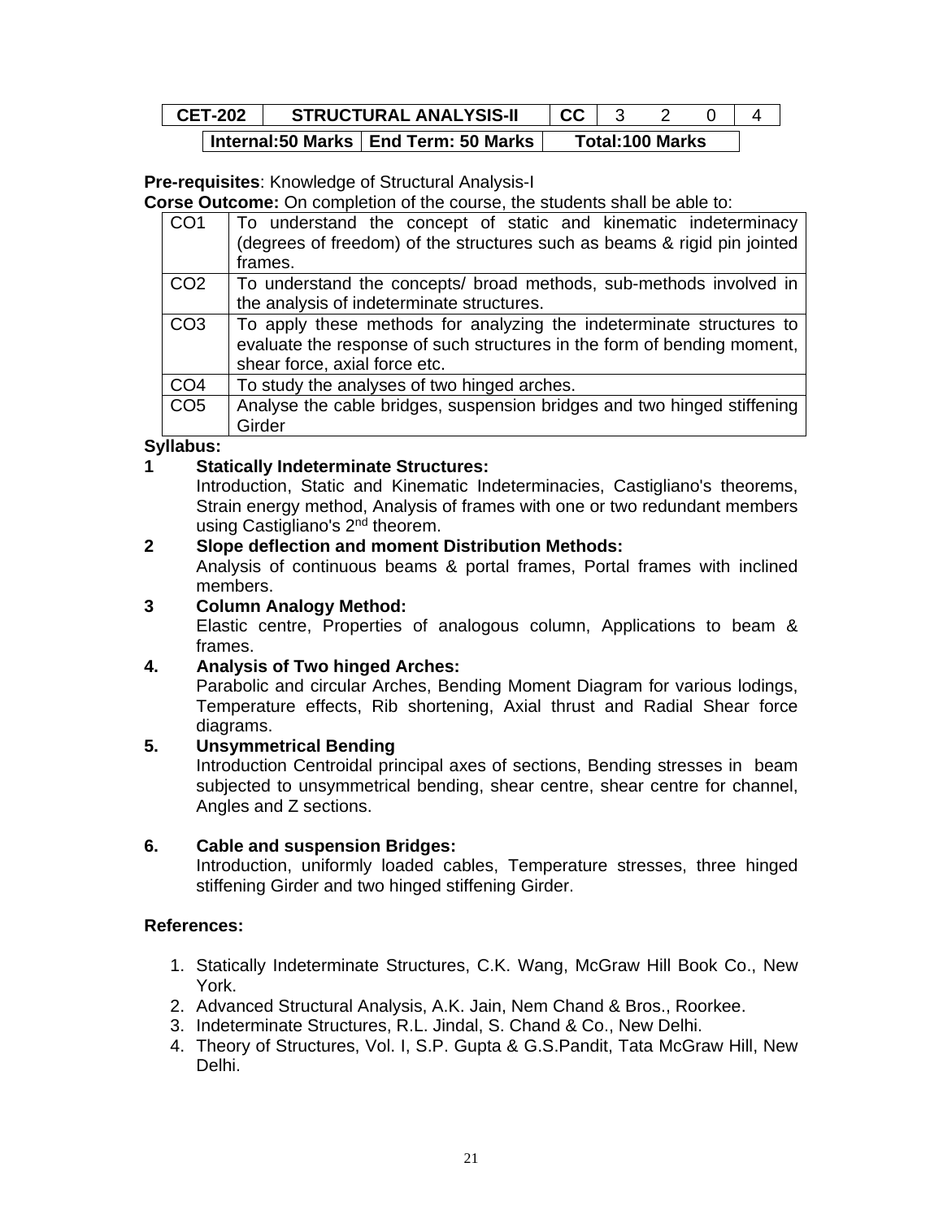| CET-202 | STRUCTURAL ANALYSIS-II | CC | 3 | 2 | 0 | 4 |
|---|---|---|---|---|---|---|
| | Internal:50 Marks | End Term: 50 Marks | Total:100 Marks | | | |

**Pre-requisites**: Knowledge of Structural Analysis-I

**Corse Outcome:** On completion of the course, the students shall be able to:

| | |
|---|---|
| CO1 | To understand the concept of static and kinematic indeterminacy (degrees of freedom) of the structures such as beams & rigid pin jointed frames. |
| CO2 | To understand the concepts/ broad methods, sub-methods involved in the analysis of indeterminate structures. |
| CO3 | To apply these methods for analyzing the indeterminate structures to evaluate the response of such structures in the form of bending moment, shear force, axial force etc. |
| CO4 | To study the analyses of two hinged arches. |
| CO5 | Analyse the cable bridges, suspension bridges and two hinged stiffening Girder |

**Syllabus:**

**1 Statically Indeterminate Structures:**

Introduction, Static and Kinematic Indeterminacies, Castigliano's theorems, Strain energy method, Analysis of frames with one or two redundant members using Castigliano's 2nd theorem.

**2 Slope deflection and moment Distribution Methods:**

Analysis of continuous beams & portal frames, Portal frames with inclined members.

**3 Column Analogy Method:**

Elastic centre, Properties of analogous column, Applications to beam & frames.

**4. Analysis of Two hinged Arches:**

Parabolic and circular Arches, Bending Moment Diagram for various lodings, Temperature effects, Rib shortening, Axial thrust and Radial Shear force diagrams.

**5. Unsymmetrical Bending**

Introduction Centroidal principal axes of sections, Bending stresses in beam subjected to unsymmetrical bending, shear centre, shear centre for channel, Angles and Z sections.

**6. Cable and suspension Bridges:**

Introduction, uniformly loaded cables, Temperature stresses, three hinged stiffening Girder and two hinged stiffening Girder.

**References:**

1. Statically Indeterminate Structures, C.K. Wang, McGraw Hill Book Co., New York.
2. Advanced Structural Analysis, A.K. Jain, Nem Chand & Bros., Roorkee.
3. Indeterminate Structures, R.L. Jindal, S. Chand & Co., New Delhi.
4. Theory of Structures, Vol. I, S.P. Gupta & G.S.Pandit, Tata McGraw Hill, New Delhi.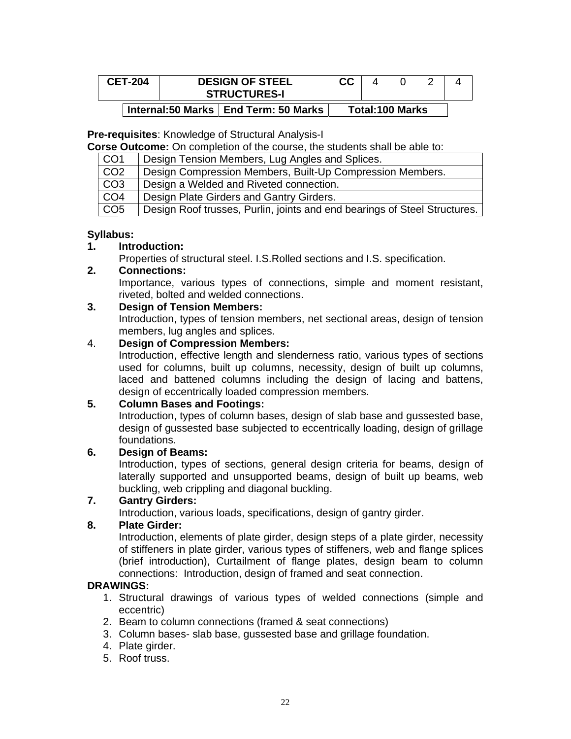| CET-204 | DESIGN OF STEEL STRUCTURES-I | CC | 4 | 0 | 2 | 4 |
|---|---|---|---|---|---|---|

| Internal:50 Marks | End Term: 50 Marks | Total:100 Marks |
|---|---|---|

**Pre-requisites**: Knowledge of Structural Analysis-I

**Corse Outcome:** On completion of the course, the students shall be able to:

| | |
|---|---|
| CO1 | Design Tension Members, Lug Angles and Splices. |
| CO2 | Design Compression Members, Built-Up Compression Members. |
| CO3 | Design a Welded and Riveted connection. |
| CO4 | Design Plate Girders and Gantry Girders. |
| CO5 | Design Roof trusses, Purlin, joints and end bearings of Steel Structures. |

**Syllabus:**

**1. Introduction:**
Properties of structural steel. I.S.Rolled sections and I.S. specification.

**2. Connections:**
Importance, various types of connections, simple and moment resistant, riveted, bolted and welded connections.

**3. Design of Tension Members:**
Introduction, types of tension members, net sectional areas, design of tension members, lug angles and splices.

4. **Design of Compression Members:**
Introduction, effective length and slenderness ratio, various types of sections used for columns, built up columns, necessity, design of built up columns, laced and battened columns including the design of lacing and battens, design of eccentrically loaded compression members.

**5. Column Bases and Footings:**
Introduction, types of column bases, design of slab base and gussested base, design of gussested base subjected to eccentrically loading, design of grillage foundations.

**6. Design of Beams:**
Introduction, types of sections, general design criteria for beams, design of laterally supported and unsupported beams, design of built up beams, web buckling, web crippling and diagonal buckling.

**7. Gantry Girders:**
Introduction, various loads, specifications, design of gantry girder.

**8. Plate Girder:**
Introduction, elements of plate girder, design steps of a plate girder, necessity of stiffeners in plate girder, various types of stiffeners, web and flange splices (brief introduction), Curtailment of flange plates, design beam to column connections: Introduction, design of framed and seat connection.

**DRAWINGS:**

1. Structural drawings of various types of welded connections (simple and eccentric)
2. Beam to column connections (framed & seat connections)
3. Column bases- slab base, gussested base and grillage foundation.
4. Plate girder.
5. Roof truss.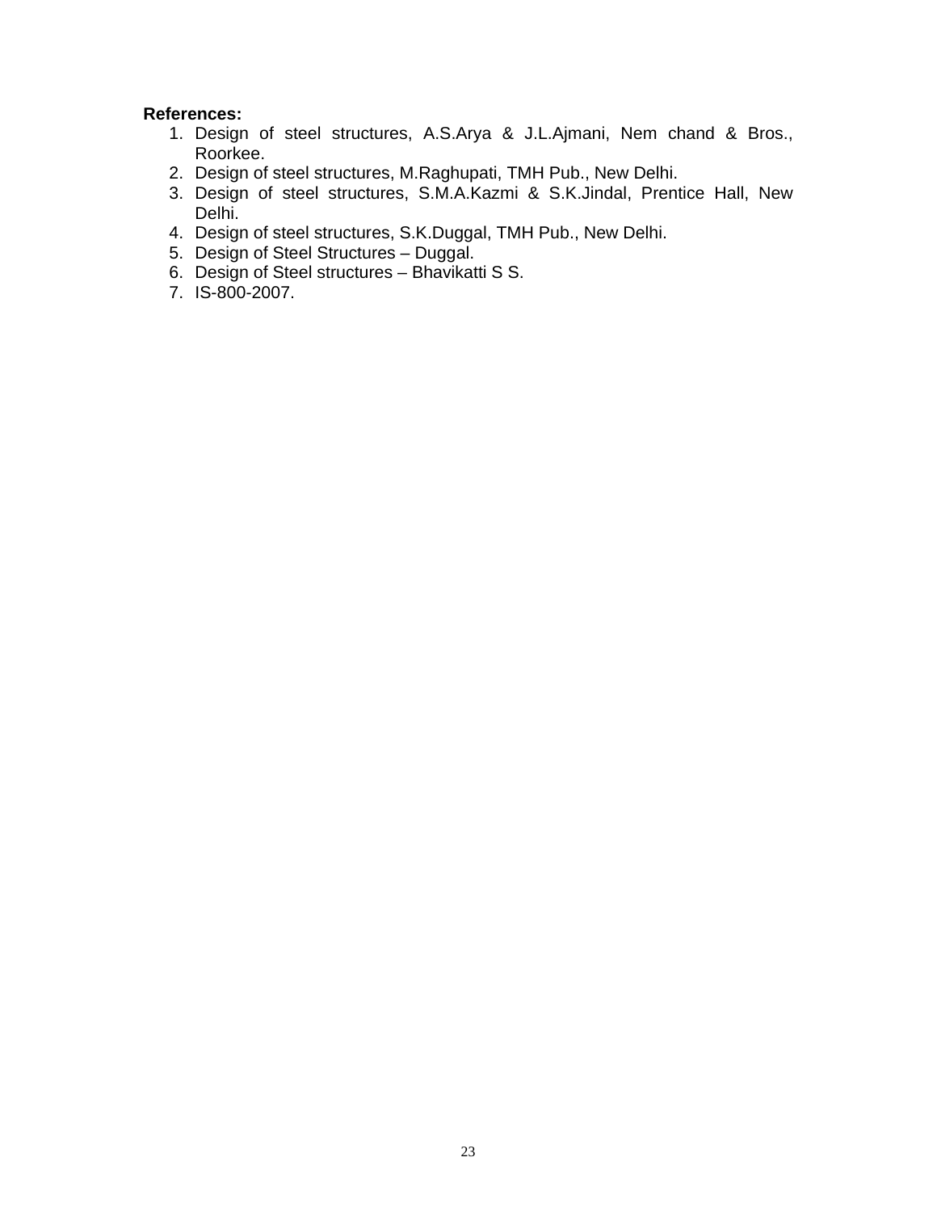**References:**

1. Design of steel structures, A.S.Arya & J.L.Ajmani, Nem chand & Bros., Roorkee.
2. Design of steel structures, M.Raghupati, TMH Pub., New Delhi.
3. Design of steel structures, S.M.A.Kazmi & S.K.Jindal, Prentice Hall, New Delhi.
4. Design of steel structures, S.K.Duggal, TMH Pub., New Delhi.
5. Design of Steel Structures – Duggal.
6. Design of Steel structures – Bhavikatti S S.
7. IS-800-2007.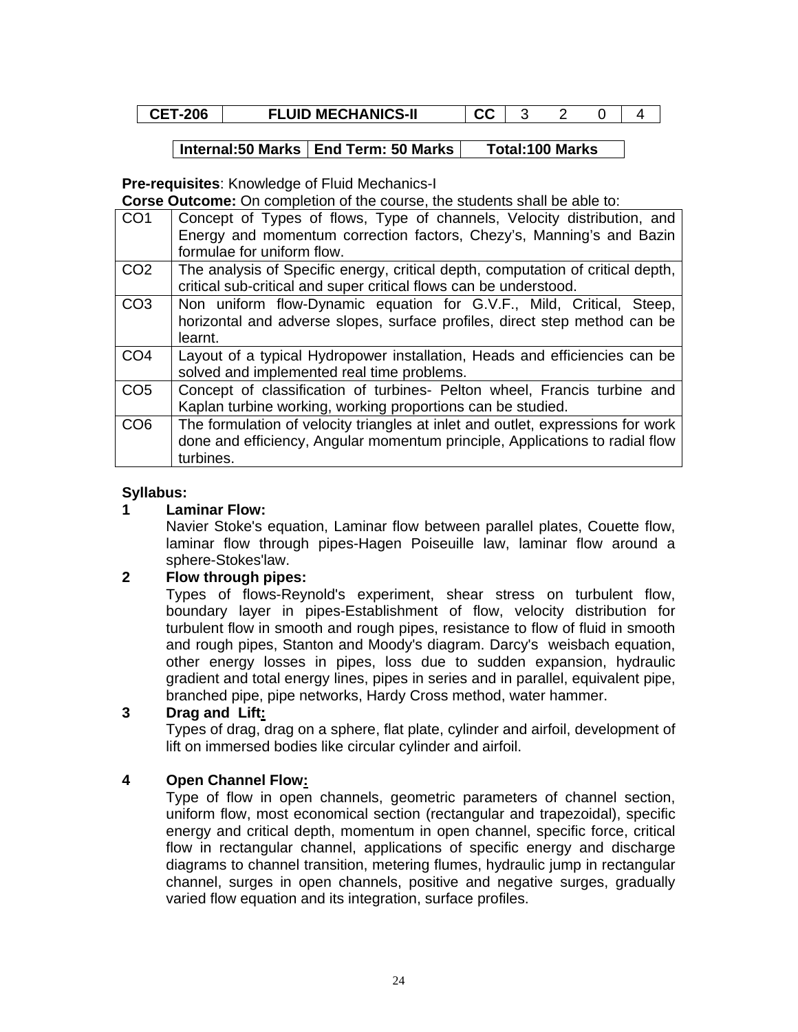| CET-206 | FLUID MECHANICS-II | CC | 3 | 2 | 0 | 4 |
|---|---|---|---|---|---|---|

| Internal:50 Marks | End Term: 50 Marks | Total:100 Marks |
|---|---|---|

**Pre-requisites**: Knowledge of Fluid Mechanics-I

**Corse Outcome:** On completion of the course, the students shall be able to:

| | |
|---|---|
| CO1 | Concept of Types of flows, Type of channels, Velocity distribution, and Energy and momentum correction factors, Chezy's, Manning's and Bazin formulae for uniform flow. |
| CO2 | The analysis of Specific energy, critical depth, computation of critical depth, critical sub-critical and super critical flows can be understood. |
| CO3 | Non uniform flow-Dynamic equation for G.V.F., Mild, Critical, Steep, horizontal and adverse slopes, surface profiles, direct step method can be learnt. |
| CO4 | Layout of a typical Hydropower installation, Heads and efficiencies can be solved and implemented real time problems. |
| CO5 | Concept of classification of turbines- Pelton wheel, Francis turbine and Kaplan turbine working, working proportions can be studied. |
| CO6 | The formulation of velocity triangles at inlet and outlet, expressions for work done and efficiency, Angular momentum principle, Applications to radial flow turbines. |

**Syllabus:**

**1 Laminar Flow:**

Navier Stoke's equation, Laminar flow between parallel plates, Couette flow, laminar flow through pipes-Hagen Poiseuille law, laminar flow around a sphere-Stokes'law.

**2 Flow through pipes:**

Types of flows-Reynold's experiment, shear stress on turbulent flow, boundary layer in pipes-Establishment of flow, velocity distribution for turbulent flow in smooth and rough pipes, resistance to flow of fluid in smooth and rough pipes, Stanton and Moody's diagram. Darcy's weisbach equation, other energy losses in pipes, loss due to sudden expansion, hydraulic gradient and total energy lines, pipes in series and in parallel, equivalent pipe, branched pipe, pipe networks, Hardy Cross method, water hammer.

**3 Drag and Lift:**

Types of drag, drag on a sphere, flat plate, cylinder and airfoil, development of lift on immersed bodies like circular cylinder and airfoil.

**4 Open Channel Flow:**

Type of flow in open channels, geometric parameters of channel section, uniform flow, most economical section (rectangular and trapezoidal), specific energy and critical depth, momentum in open channel, specific force, critical flow in rectangular channel, applications of specific energy and discharge diagrams to channel transition, metering flumes, hydraulic jump in rectangular channel, surges in open channels, positive and negative surges, gradually varied flow equation and its integration, surface profiles.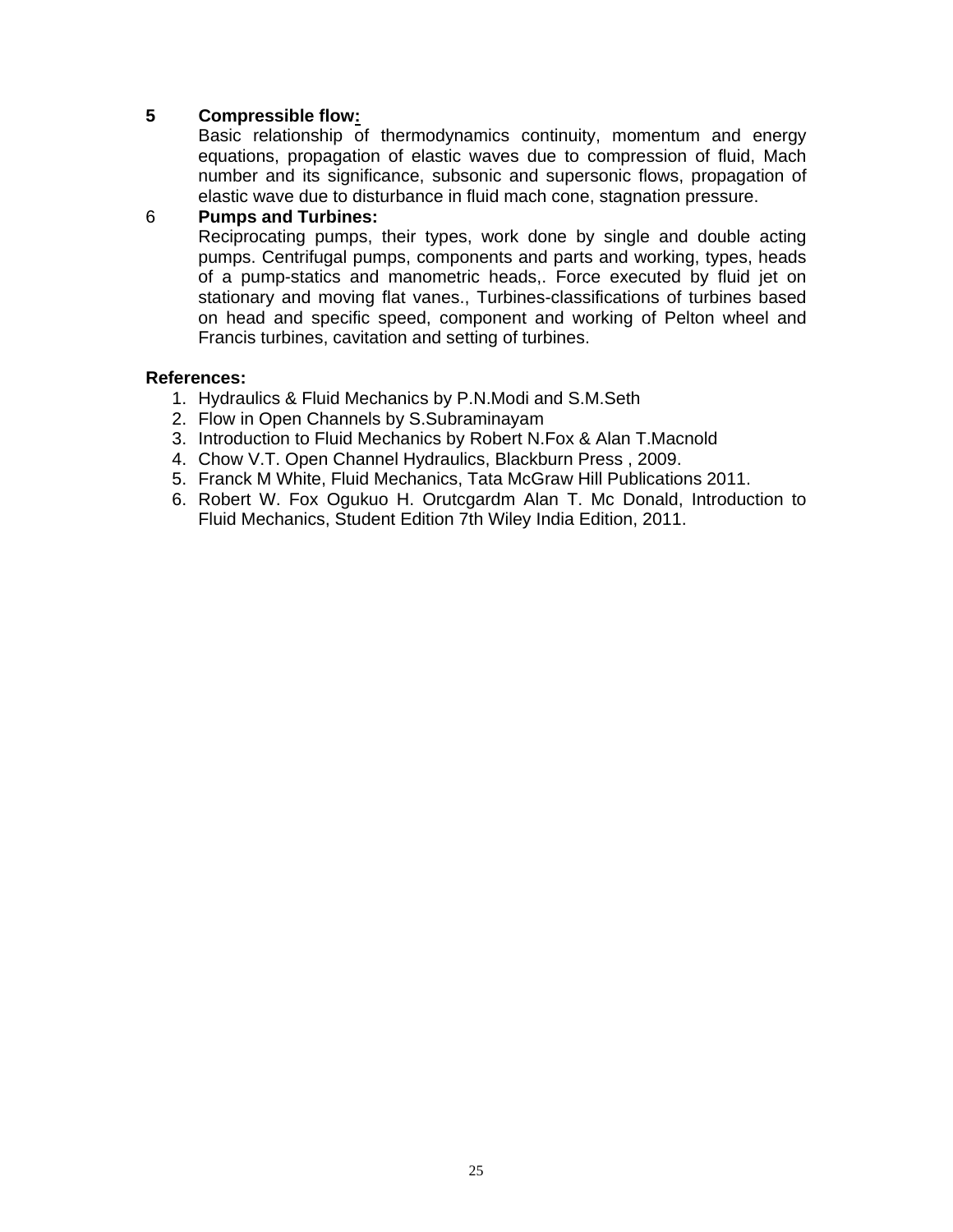**5 Compressible flow:**

Basic relationship of thermodynamics continuity, momentum and energy equations, propagation of elastic waves due to compression of fluid, Mach number and its significance, subsonic and supersonic flows, propagation of elastic wave due to disturbance in fluid mach cone, stagnation pressure.

6 **Pumps and Turbines:**

Reciprocating pumps, their types, work done by single and double acting pumps. Centrifugal pumps, components and parts and working, types, heads of a pump-statics and manometric heads,. Force executed by fluid jet on stationary and moving flat vanes., Turbines-classifications of turbines based on head and specific speed, component and working of Pelton wheel and Francis turbines, cavitation and setting of turbines.

**References:**

1. Hydraulics & Fluid Mechanics by P.N.Modi and S.M.Seth
2. Flow in Open Channels by S.Subraminayam
3. Introduction to Fluid Mechanics by Robert N.Fox & Alan T.Macnold
4. Chow V.T. Open Channel Hydraulics, Blackburn Press , 2009.
5. Franck M White, Fluid Mechanics, Tata McGraw Hill Publications 2011.
6. Robert W. Fox Ogukuo H. Orutcgardm Alan T. Mc Donald, Introduction to Fluid Mechanics, Student Edition 7th Wiley India Edition, 2011.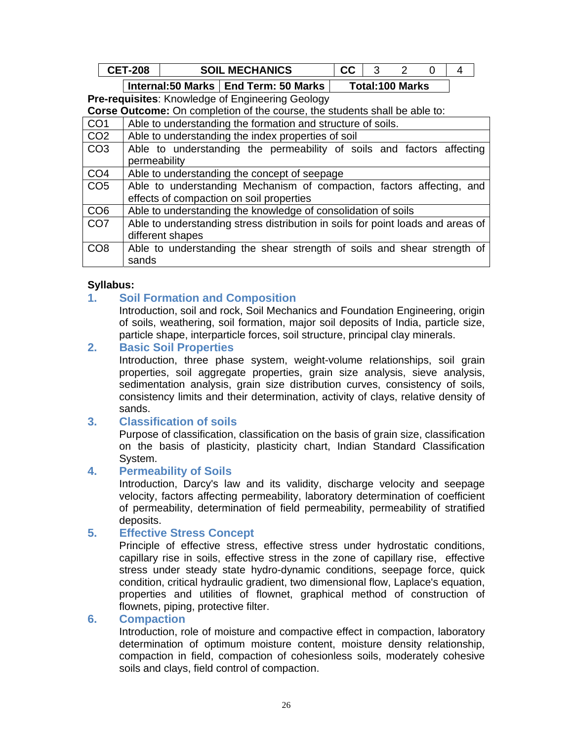| CET-208 | SOIL MECHANICS | CC | 3 | 2 | 0 | 4 |
|---|---|---|---|---|---|---|

| Internal:50 Marks | End Term: 50 Marks | Total:100 Marks |
|---|---|---|

**Pre-requisites**: Knowledge of Engineering Geology

**Corse Outcome:** On completion of the course, the students shall be able to:

| | |
|---|---|
| CO1 | Able to understanding the formation and structure of soils. |
| CO2 | Able to understanding the index properties of soil |
| CO3 | Able to understanding the permeability of soils and factors affecting permeability |
| CO4 | Able to understanding the concept of seepage |
| CO5 | Able to understanding Mechanism of compaction, factors affecting, and effects of compaction on soil properties |
| CO6 | Able to understanding the knowledge of consolidation of soils |
| CO7 | Able to understanding stress distribution in soils for point loads and areas of different shapes |
| CO8 | Able to understanding the shear strength of soils and shear strength of sands |

**Syllabus:**

## 1. Soil Formation and Composition

Introduction, soil and rock, Soil Mechanics and Foundation Engineering, origin of soils, weathering, soil formation, major soil deposits of India, particle size, particle shape, interparticle forces, soil structure, principal clay minerals.

## 2. Basic Soil Properties

Introduction, three phase system, weight-volume relationships, soil grain properties, soil aggregate properties, grain size analysis, sieve analysis, sedimentation analysis, grain size distribution curves, consistency of soils, consistency limits and their determination, activity of clays, relative density of sands.

## 3. Classification of soils

Purpose of classification, classification on the basis of grain size, classification on the basis of plasticity, plasticity chart, Indian Standard Classification System.

## 4. Permeability of Soils

Introduction, Darcy's law and its validity, discharge velocity and seepage velocity, factors affecting permeability, laboratory determination of coefficient of permeability, determination of field permeability, permeability of stratified deposits.

## 5. Effective Stress Concept

Principle of effective stress, effective stress under hydrostatic conditions, capillary rise in soils, effective stress in the zone of capillary rise, effective stress under steady state hydro-dynamic conditions, seepage force, quick condition, critical hydraulic gradient, two dimensional flow, Laplace's equation, properties and utilities of flownet, graphical method of construction of flownets, piping, protective filter.

## 6. Compaction

Introduction, role of moisture and compactive effect in compaction, laboratory determination of optimum moisture content, moisture density relationship, compaction in field, compaction of cohesionless soils, moderately cohesive soils and clays, field control of compaction.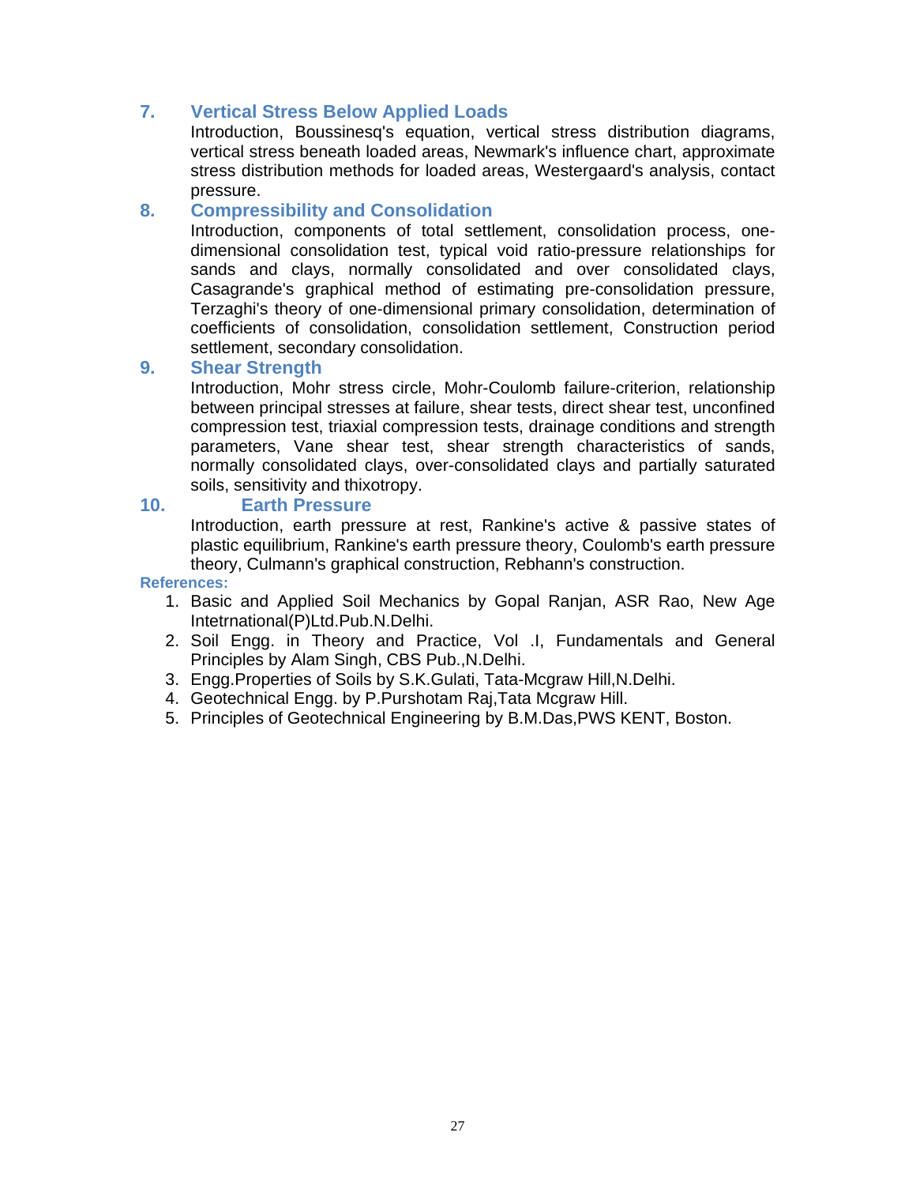### 7. Vertical Stress Below Applied Loads

Introduction, Boussinesq's equation, vertical stress distribution diagrams, vertical stress beneath loaded areas, Newmark's influence chart, approximate stress distribution methods for loaded areas, Westergaard's analysis, contact pressure.

### 8. Compressibility and Consolidation

Introduction, components of total settlement, consolidation process, one-dimensional consolidation test, typical void ratio-pressure relationships for sands and clays, normally consolidated and over consolidated clays, Casagrande's graphical method of estimating pre-consolidation pressure, Terzaghi's theory of one-dimensional primary consolidation, determination of coefficients of consolidation, consolidation settlement, Construction period settlement, secondary consolidation.

### 9. Shear Strength

Introduction, Mohr stress circle, Mohr-Coulomb failure-criterion, relationship between principal stresses at failure, shear tests, direct shear test, unconfined compression test, triaxial compression tests, drainage conditions and strength parameters, Vane shear test, shear strength characteristics of sands, normally consolidated clays, over-consolidated clays and partially saturated soils, sensitivity and thixotropy.

### 10. Earth Pressure

Introduction, earth pressure at rest, Rankine's active & passive states of plastic equilibrium, Rankine's earth pressure theory, Coulomb's earth pressure theory, Culmann's graphical construction, Rebhann's construction.

**References:**

1. Basic and Applied Soil Mechanics by Gopal Ranjan, ASR Rao, New Age Intetrnational(P)Ltd.Pub.N.Delhi.
2. Soil Engg. in Theory and Practice, Vol .I, Fundamentals and General Principles by Alam Singh, CBS Pub.,N.Delhi.
3. Engg.Properties of Soils by S.K.Gulati, Tata-Mcgraw Hill,N.Delhi.
4. Geotechnical Engg. by P.Purshotam Raj,Tata Mcgraw Hill.
5. Principles of Geotechnical Engineering by B.M.Das,PWS KENT, Boston.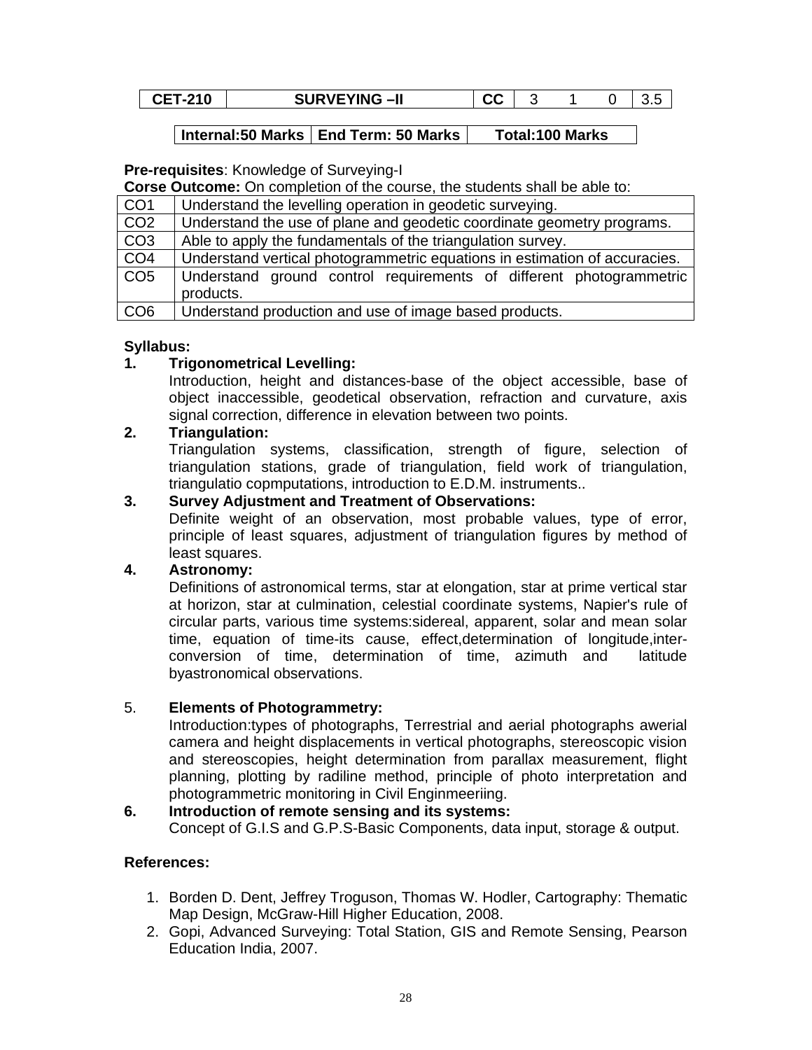| CET-210 | SURVEYING –II | CC | 3 | 1 | 0 | 3.5 |
|---|---|---|---|---|---|---|

| Internal:50 Marks | End Term: 50 Marks | Total:100 Marks |
|---|---|---|

**Pre-requisites**: Knowledge of Surveying-I

**Corse Outcome:** On completion of the course, the students shall be able to:

| | |
|---|---|
| CO1 | Understand the levelling operation in geodetic surveying. |
| CO2 | Understand the use of plane and geodetic coordinate geometry programs. |
| CO3 | Able to apply the fundamentals of the triangulation survey. |
| CO4 | Understand vertical photogrammetric equations in estimation of accuracies. |
| CO5 | Understand ground control requirements of different photogrammetric products. |
| CO6 | Understand production and use of image based products. |

**Syllabus:**

**1. Trigonometrical Levelling:**

Introduction, height and distances-base of the object accessible, base of object inaccessible, geodetical observation, refraction and curvature, axis signal correction, difference in elevation between two points.

**2. Triangulation:**

Triangulation systems, classification, strength of figure, selection of triangulation stations, grade of triangulation, field work of triangulation, triangulatio copmputations, introduction to E.D.M. instruments..

**3. Survey Adjustment and Treatment of Observations:**

Definite weight of an observation, most probable values, type of error, principle of least squares, adjustment of triangulation figures by method of least squares.

**4. Astronomy:**

Definitions of astronomical terms, star at elongation, star at prime vertical star at horizon, star at culmination, celestial coordinate systems, Napier's rule of circular parts, various time systems:sidereal, apparent, solar and mean solar time, equation of time-its cause, effect,determination of longitude,inter-conversion of time, determination of time, azimuth and latitude byastronomical observations.

5. **Elements of Photogrammetry:**

Introduction:types of photographs, Terrestrial and aerial photographs awerial camera and height displacements in vertical photographs, stereoscopic vision and stereoscopies, height determination from parallax measurement, flight planning, plotting by radiline method, principle of photo interpretation and photogrammetric monitoring in Civil Enginmeeriing.

**6. Introduction of remote sensing and its systems:**

Concept of G.I.S and G.P.S-Basic Components, data input, storage & output.

**References:**

1. Borden D. Dent, Jeffrey Troguson, Thomas W. Hodler, Cartography: Thematic Map Design, McGraw-Hill Higher Education, 2008.
2. Gopi, Advanced Surveying: Total Station, GIS and Remote Sensing, Pearson Education India, 2007.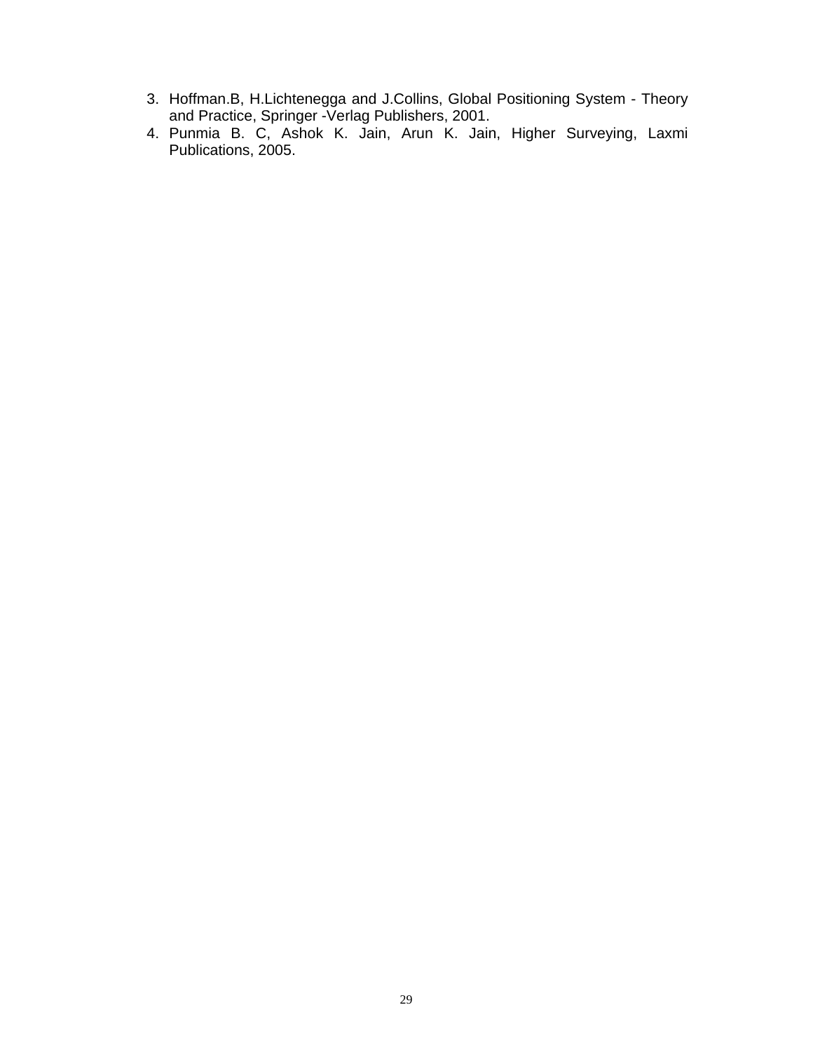3. Hoffman.B, H.Lichtenegga and J.Collins, Global Positioning System - Theory and Practice, Springer -Verlag Publishers, 2001.
4. Punmia B. C, Ashok K. Jain, Arun K. Jain, Higher Surveying, Laxmi Publications, 2005.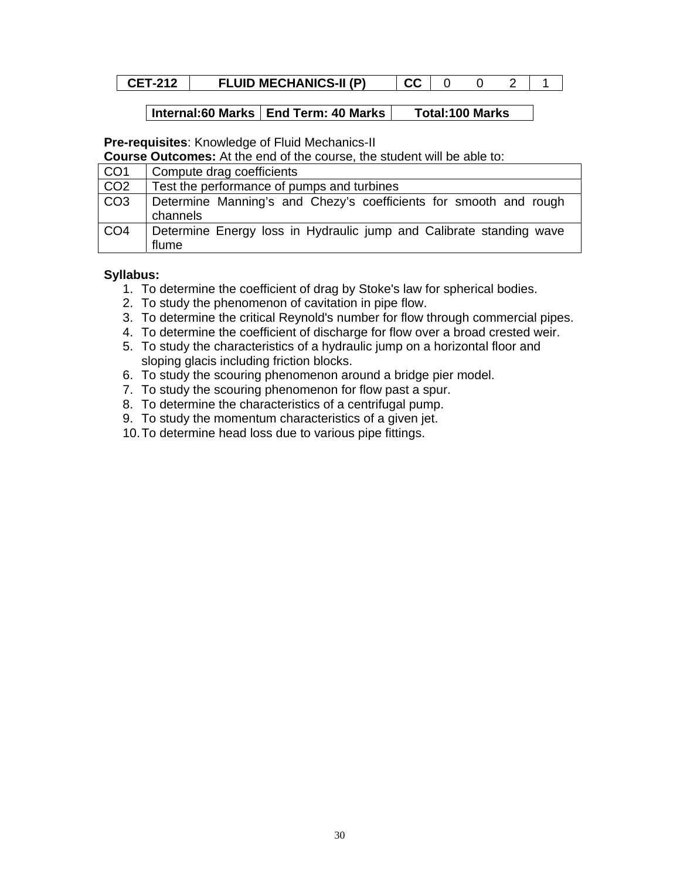| CET-212 | FLUID MECHANICS-II (P) | CC | 0 | 0 | 2 | 1 |
|---|---|---|---|---|---|---|

| Internal:60 Marks | End Term: 40 Marks | Total:100 Marks |
|---|---|---|

**Pre-requisites**: Knowledge of Fluid Mechanics-II

**Course Outcomes:** At the end of the course, the student will be able to:

| CO1 | Compute drag coefficients |
|---|---|
| CO2 | Test the performance of pumps and turbines |
| CO3 | Determine Manning's and Chezy's coefficients for smooth and rough channels |
| CO4 | Determine Energy loss in Hydraulic jump and Calibrate standing wave flume |

**Syllabus:**

1. To determine the coefficient of drag by Stoke's law for spherical bodies.
2. To study the phenomenon of cavitation in pipe flow.
3. To determine the critical Reynold's number for flow through commercial pipes.
4. To determine the coefficient of discharge for flow over a broad crested weir.
5. To study the characteristics of a hydraulic jump on a horizontal floor and sloping glacis including friction blocks.
6. To study the scouring phenomenon around a bridge pier model.
7. To study the scouring phenomenon for flow past a spur.
8. To determine the characteristics of a centrifugal pump.
9. To study the momentum characteristics of a given jet.
10. To determine head loss due to various pipe fittings.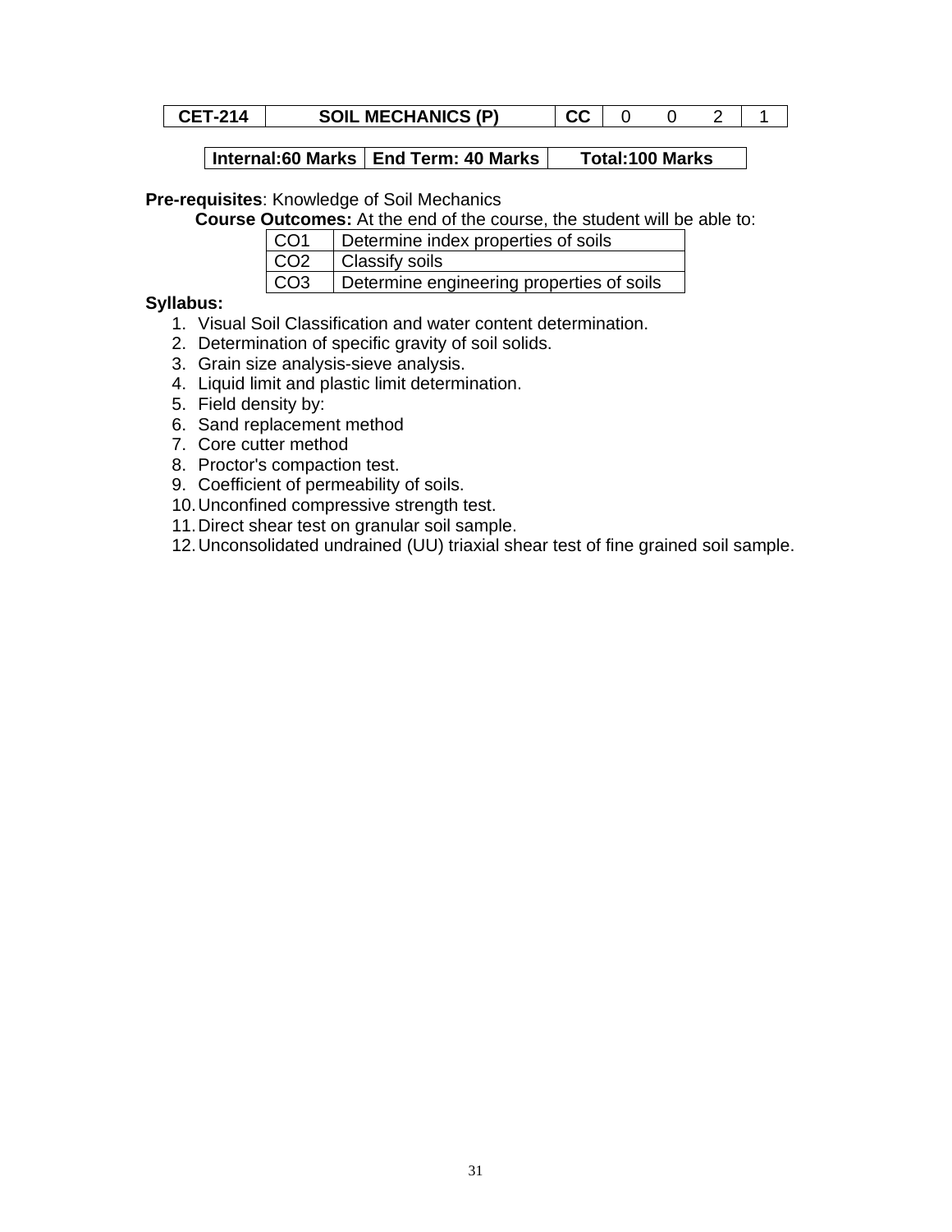| CET-214 | SOIL MECHANICS (P) | CC | 0 | 0 | 2 | 1 |
|---|---|---|---|---|---|---|

| Internal:60 Marks | End Term: 40 Marks | Total:100 Marks |
|---|---|---|

**Pre-requisites**: Knowledge of Soil Mechanics

**Course Outcomes:** At the end of the course, the student will be able to:

| CO1 | Determine index properties of soils |
|---|---|
| CO2 | Classify soils |
| CO3 | Determine engineering properties of soils |

**Syllabus:**

1. Visual Soil Classification and water content determination.
2. Determination of specific gravity of soil solids.
3. Grain size analysis-sieve analysis.
4. Liquid limit and plastic limit determination.
5. Field density by:
6. Sand replacement method
7. Core cutter method
8. Proctor's compaction test.
9. Coefficient of permeability of soils.
10. Unconfined compressive strength test.
11. Direct shear test on granular soil sample.
12. Unconsolidated undrained (UU) triaxial shear test of fine grained soil sample.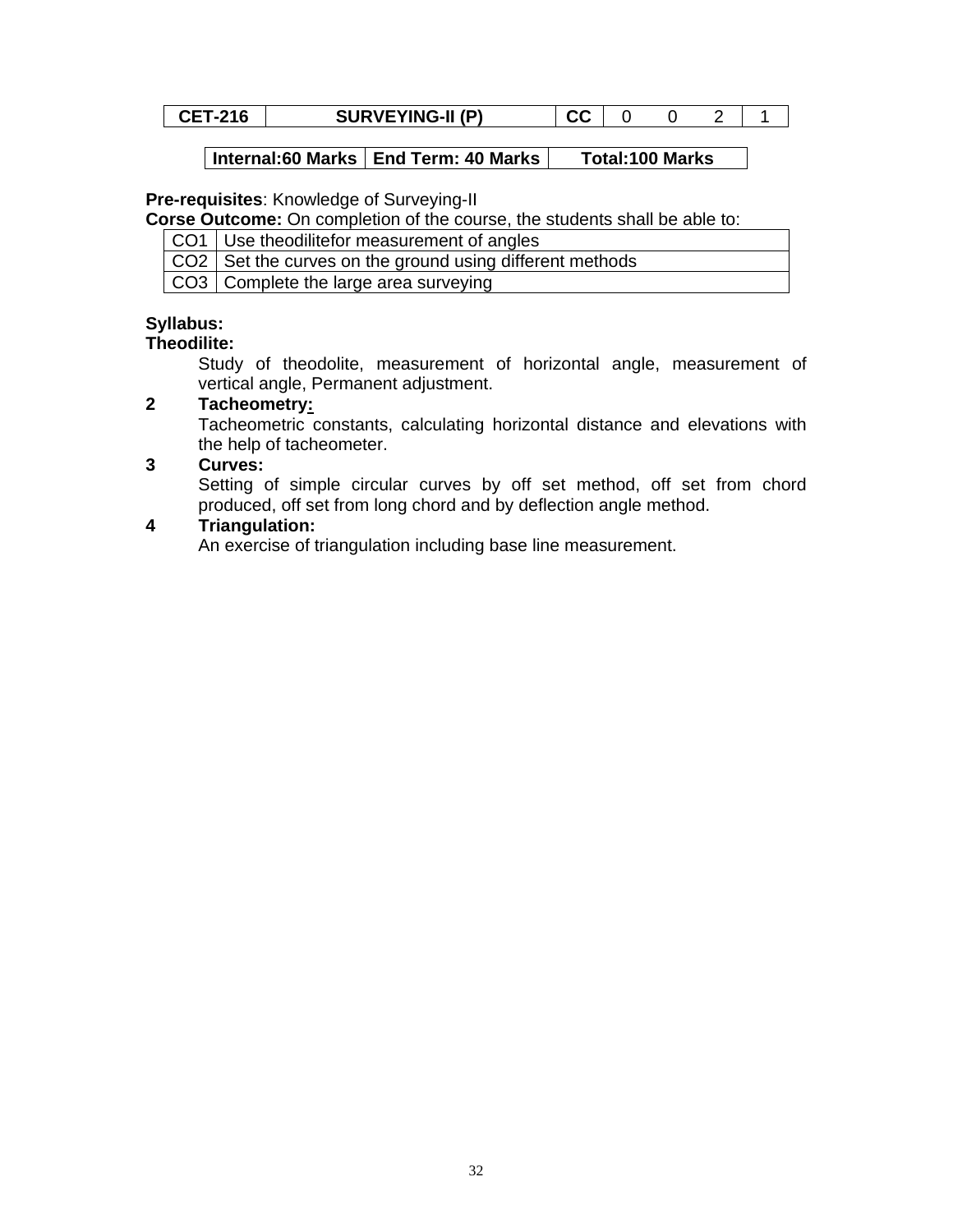| CET-216 | SURVEYING-II (P) | CC | 0 | 0 | 2 | 1 |
|---|---|---|---|---|---|---|

| Internal:60 Marks | End Term: 40 Marks | Total:100 Marks |
|---|---|---|

**Pre-requisites**: Knowledge of Surveying-II

**Corse Outcome:** On completion of the course, the students shall be able to:

| CO1 | Use theodilitefor measurement of angles |
|---|---|
| CO2 | Set the curves on the ground using different methods |
| CO3 | Complete the large area surveying |

**Syllabus:**

**Theodilite:**

Study of theodolite, measurement of horizontal angle, measurement of vertical angle, Permanent adjustment.

**2 Tacheometry:**

Tacheometric constants, calculating horizontal distance and elevations with the help of tacheometer.

**3 Curves:**

Setting of simple circular curves by off set method, off set from chord produced, off set from long chord and by deflection angle method.

**4 Triangulation:**

An exercise of triangulation including base line measurement.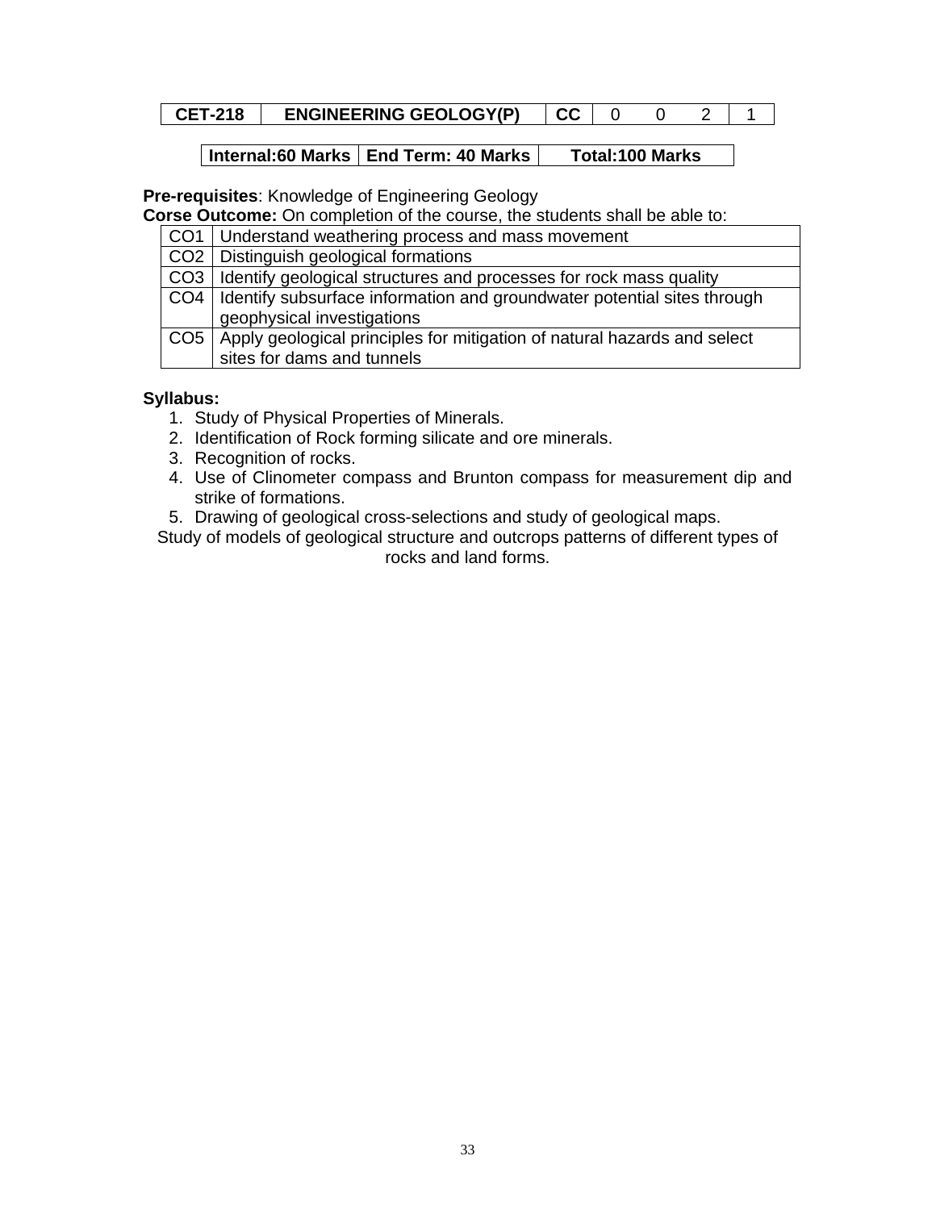| CET-218 | ENGINEERING GEOLOGY(P) | CC | 0 | 0 | 2 | 1 |
|---|---|---|---|---|---|---|

| Internal:60 Marks | End Term: 40 Marks | Total:100 Marks |
|---|---|---|

**Pre-requisites**: Knowledge of Engineering Geology

**Corse Outcome:** On completion of the course, the students shall be able to:

| | |
|---|---|
| CO1 | Understand weathering process and mass movement |
| CO2 | Distinguish geological formations |
| CO3 | Identify geological structures and processes for rock mass quality |
| CO4 | Identify subsurface information and groundwater potential sites through geophysical investigations |
| CO5 | Apply geological principles for mitigation of natural hazards and select sites for dams and tunnels |

**Syllabus:**

1. Study of Physical Properties of Minerals.
2. Identification of Rock forming silicate and ore minerals.
3. Recognition of rocks.
4. Use of Clinometer compass and Brunton compass for measurement dip and strike of formations.
5. Drawing of geological cross-selections and study of geological maps.

Study of models of geological structure and outcrops patterns of different types of rocks and land forms.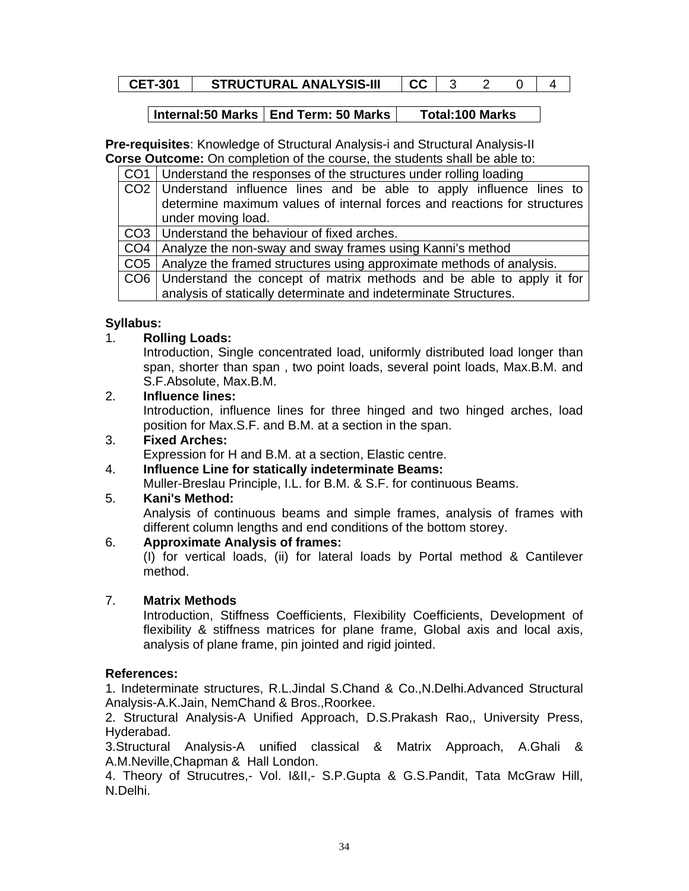| CET-301 | STRUCTURAL ANALYSIS-III | CC | 3 | 2 | 0 | 4 |
|---|---|---|---|---|---|---|

| Internal:50 Marks | End Term: 50 Marks | Total:100 Marks |
|---|---|---|

**Pre-requisites**: Knowledge of Structural Analysis-i and Structural Analysis-II

**Corse Outcome:** On completion of the course, the students shall be able to:

| | |
|---|---|
| CO1 | Understand the responses of the structures under rolling loading |
| CO2 | Understand influence lines and be able to apply influence lines to determine maximum values of internal forces and reactions for structures under moving load. |
| CO3 | Understand the behaviour of fixed arches. |
| CO4 | Analyze the non-sway and sway frames using Kanni's method |
| CO5 | Analyze the framed structures using approximate methods of analysis. |
| CO6 | Understand the concept of matrix methods and be able to apply it for analysis of statically determinate and indeterminate Structures. |

**Syllabus:**

1. **Rolling Loads:**
   Introduction, Single concentrated load, uniformly distributed load longer than span, shorter than span , two point loads, several point loads, Max.B.M. and S.F.Absolute, Max.B.M.
2. **Influence lines:**
   Introduction, influence lines for three hinged and two hinged arches, load position for Max.S.F. and B.M. at a section in the span.
3. **Fixed Arches:**
   Expression for H and B.M. at a section, Elastic centre.
4. **Influence Line for statically indeterminate Beams:**
   Muller-Breslau Principle, I.L. for B.M. & S.F. for continuous Beams.
5. **Kani's Method:**
   Analysis of continuous beams and simple frames, analysis of frames with different column lengths and end conditions of the bottom storey.
6. **Approximate Analysis of frames:**
   (I) for vertical loads, (ii) for lateral loads by Portal method & Cantilever method.
7. **Matrix Methods**
   Introduction, Stiffness Coefficients, Flexibility Coefficients, Development of flexibility & stiffness matrices for plane frame, Global axis and local axis, analysis of plane frame, pin jointed and rigid jointed.

**References:**

1. Indeterminate structures, R.L.Jindal S.Chand & Co.,N.Delhi.Advanced Structural Analysis-A.K.Jain, NemChand & Bros.,Roorkee.
2. Structural Analysis-A Unified Approach, D.S.Prakash Rao,, University Press, Hyderabad.
3. Structural Analysis-A unified classical & Matrix Approach, A.Ghali & A.M.Neville,Chapman & Hall London.
4. Theory of Strucutres,- Vol. I&II,- S.P.Gupta & G.S.Pandit, Tata McGraw Hill, N.Delhi.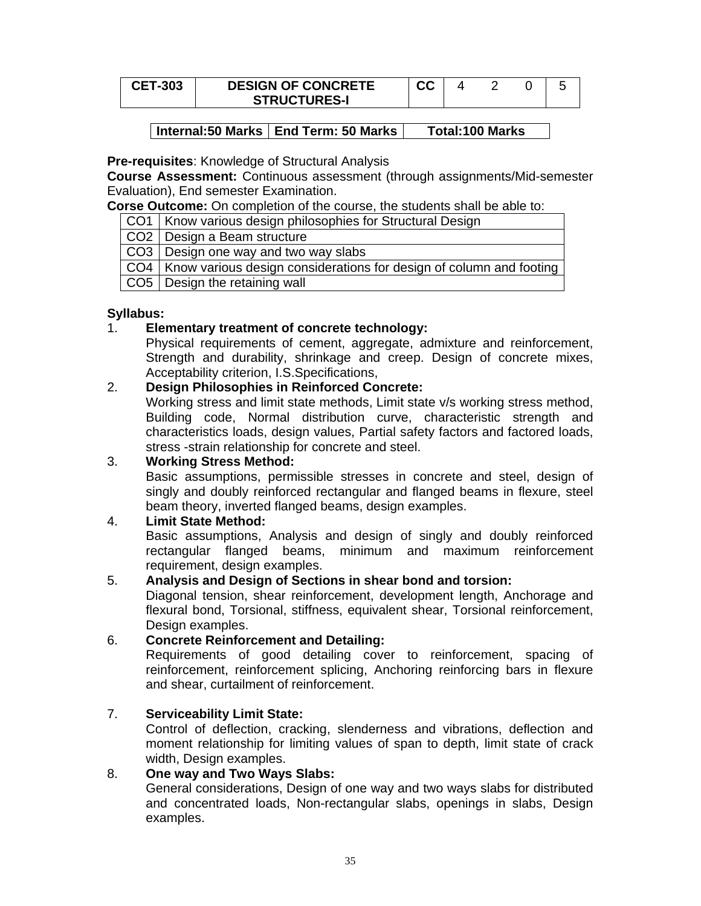| CET-303 | DESIGN OF CONCRETE STRUCTURES-I | CC | 4 | 2 | 0 | 5 |
|---|---|---|---|---|---|---|

| Internal:50 Marks | End Term: 50 Marks | Total:100 Marks |
|---|---|---|

**Pre-requisites**: Knowledge of Structural Analysis

**Course Assessment:** Continuous assessment (through assignments/Mid-semester Evaluation), End semester Examination.

**Corse Outcome:** On completion of the course, the students shall be able to:

| | |
|---|---|
| CO1 | Know various design philosophies for Structural Design |
| CO2 | Design a Beam structure |
| CO3 | Design one way and two way slabs |
| CO4 | Know various design considerations for design of column and footing |
| CO5 | Design the retaining wall |

**Syllabus:**

1. **Elementary treatment of concrete technology:**
   Physical requirements of cement, aggregate, admixture and reinforcement, Strength and durability, shrinkage and creep. Design of concrete mixes, Acceptability criterion, I.S.Specifications,

2. **Design Philosophies in Reinforced Concrete:**
   Working stress and limit state methods, Limit state v/s working stress method, Building code, Normal distribution curve, characteristic strength and characteristics loads, design values, Partial safety factors and factored loads, stress -strain relationship for concrete and steel.

3. **Working Stress Method:**
   Basic assumptions, permissible stresses in concrete and steel, design of singly and doubly reinforced rectangular and flanged beams in flexure, steel beam theory, inverted flanged beams, design examples.

4. **Limit State Method:**
   Basic assumptions, Analysis and design of singly and doubly reinforced rectangular flanged beams, minimum and maximum reinforcement requirement, design examples.

5. **Analysis and Design of Sections in shear bond and torsion:**
   Diagonal tension, shear reinforcement, development length, Anchorage and flexural bond, Torsional, stiffness, equivalent shear, Torsional reinforcement, Design examples.

6. **Concrete Reinforcement and Detailing:**
   Requirements of good detailing cover to reinforcement, spacing of reinforcement, reinforcement splicing, Anchoring reinforcing bars in flexure and shear, curtailment of reinforcement.

7. **Serviceability Limit State:**
   Control of deflection, cracking, slenderness and vibrations, deflection and moment relationship for limiting values of span to depth, limit state of crack width, Design examples.

8. **One way and Two Ways Slabs:**
   General considerations, Design of one way and two ways slabs for distributed and concentrated loads, Non-rectangular slabs, openings in slabs, Design examples.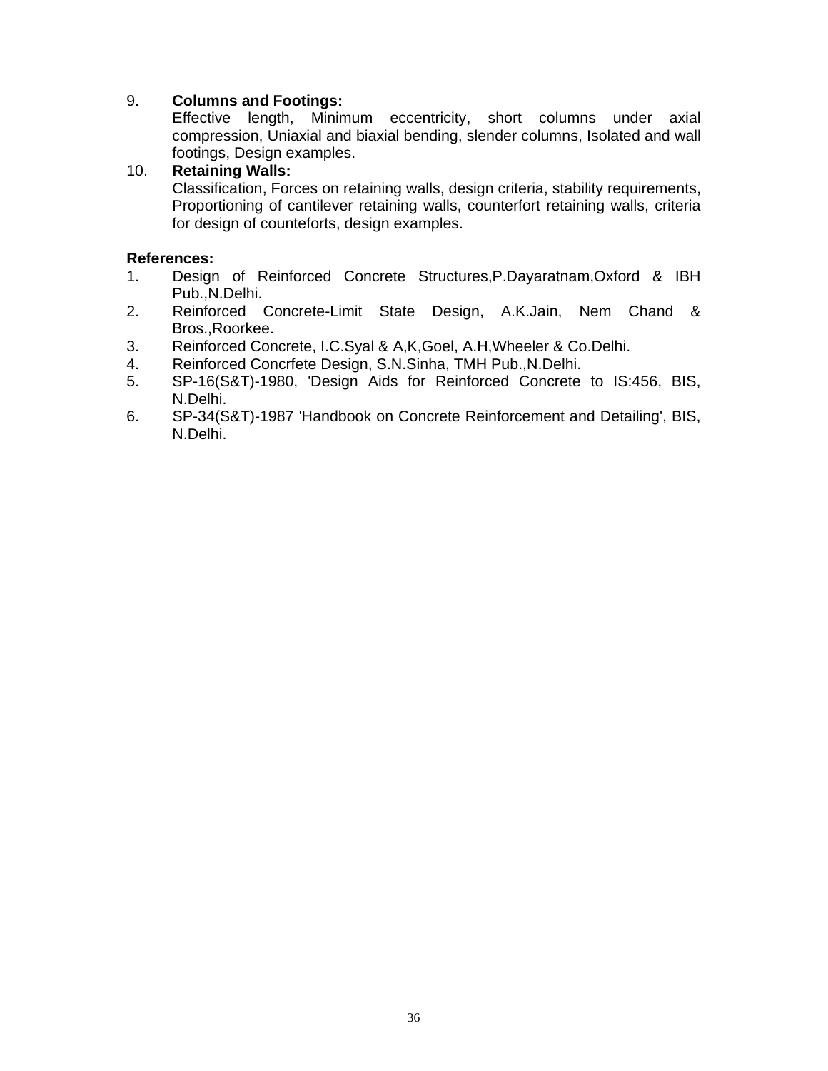9. **Columns and Footings:**
   Effective length, Minimum eccentricity, short columns under axial compression, Uniaxial and biaxial bending, slender columns, Isolated and wall footings, Design examples.
10. **Retaining Walls:**
    Classification, Forces on retaining walls, design criteria, stability requirements, Proportioning of cantilever retaining walls, counterfort retaining walls, criteria for design of counteforts, design examples.

**References:**

1. Design of Reinforced Concrete Structures,P.Dayaratnam,Oxford & IBH Pub.,N.Delhi.
2. Reinforced Concrete-Limit State Design, A.K.Jain, Nem Chand & Bros.,Roorkee.
3. Reinforced Concrete, I.C.Syal & A,K,Goel, A.H,Wheeler & Co.Delhi.
4. Reinforced Concrfete Design, S.N.Sinha, TMH Pub.,N.Delhi.
5. SP-16(S&T)-1980, 'Design Aids for Reinforced Concrete to IS:456, BIS, N.Delhi.
6. SP-34(S&T)-1987 'Handbook on Concrete Reinforcement and Detailing', BIS, N.Delhi.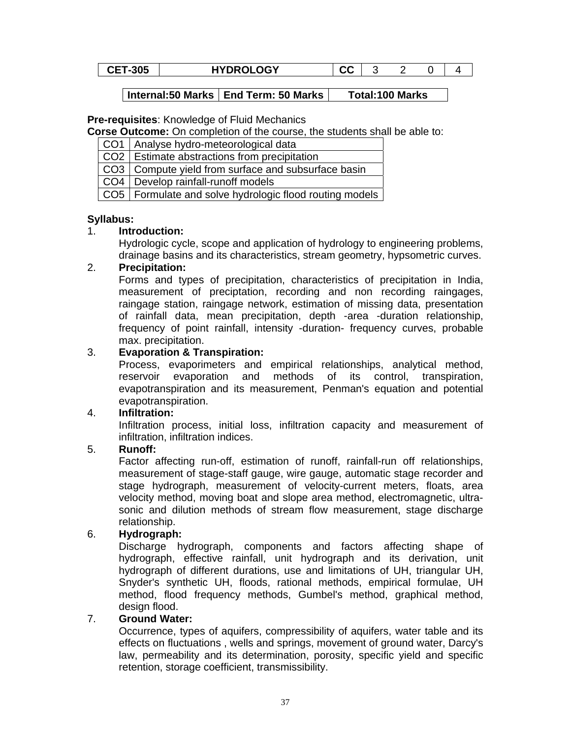| CET-305 | HYDROLOGY | CC | 3 | 2 | 0 | 4 |
|---|---|---|---|---|---|---|

| Internal:50 Marks | End Term: 50 Marks | Total:100 Marks |
|---|---|---|

**Pre-requisites**: Knowledge of Fluid Mechanics

**Corse Outcome:** On completion of the course, the students shall be able to:

| CO1 | Analyse hydro-meteorological data |
|---|---|
| CO2 | Estimate abstractions from precipitation |
| CO3 | Compute yield from surface and subsurface basin |
| CO4 | Develop rainfall-runoff models |
| CO5 | Formulate and solve hydrologic flood routing models |

**Syllabus:**

1. **Introduction:**
   Hydrologic cycle, scope and application of hydrology to engineering problems, drainage basins and its characteristics, stream geometry, hypsometric curves.

2. **Precipitation:**
   Forms and types of precipitation, characteristics of precipitation in India, measurement of preciptation, recording and non recording raingages, raingage station, raingage network, estimation of missing data, presentation of rainfall data, mean precipitation, depth -area -duration relationship, frequency of point rainfall, intensity -duration- frequency curves, probable max. precipitation.

3. **Evaporation & Transpiration:**
   Process, evaporimeters and empirical relationships, analytical method, reservoir evaporation and methods of its control, transpiration, evapotranspiration and its measurement, Penman's equation and potential evapotranspiration.

4. **Infiltration:**
   Infiltration process, initial loss, infiltration capacity and measurement of infiltration, infiltration indices.

5. **Runoff:**
   Factor affecting run-off, estimation of runoff, rainfall-run off relationships, measurement of stage-staff gauge, wire gauge, automatic stage recorder and stage hydrograph, measurement of velocity-current meters, floats, area velocity method, moving boat and slope area method, electromagnetic, ultra-sonic and dilution methods of stream flow measurement, stage discharge relationship.

6. **Hydrograph:**
   Discharge hydrograph, components and factors affecting shape of hydrograph, effective rainfall, unit hydrograph and its derivation, unit hydrograph of different durations, use and limitations of UH, triangular UH, Snyder's synthetic UH, floods, rational methods, empirical formulae, UH method, flood frequency methods, Gumbel's method, graphical method, design flood.

7. **Ground Water:**
   Occurrence, types of aquifers, compressibility of aquifers, water table and its effects on fluctuations , wells and springs, movement of ground water, Darcy's law, permeability and its determination, porosity, specific yield and specific retention, storage coefficient, transmissibility.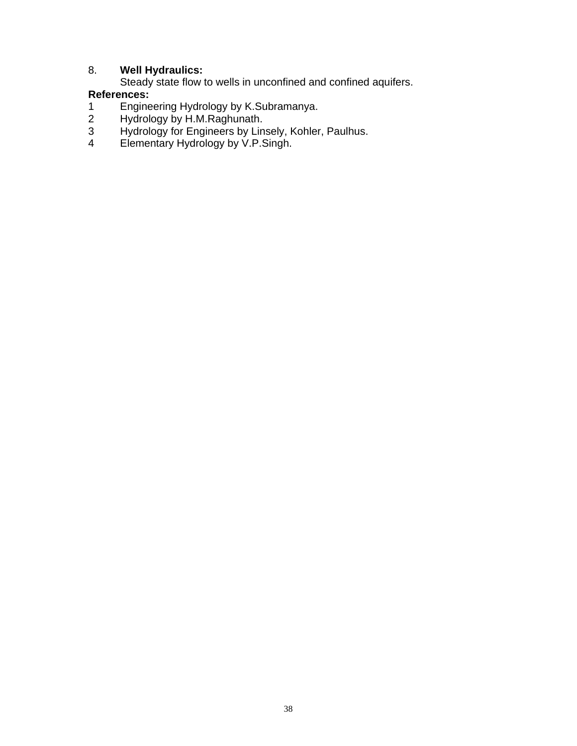8. **Well Hydraulics:**
   Steady state flow to wells in unconfined and confined aquifers.

**References:**

1. Engineering Hydrology by K.Subramanya.
2. Hydrology by H.M.Raghunath.
3. Hydrology for Engineers by Linsely, Kohler, Paulhus.
4. Elementary Hydrology by V.P.Singh.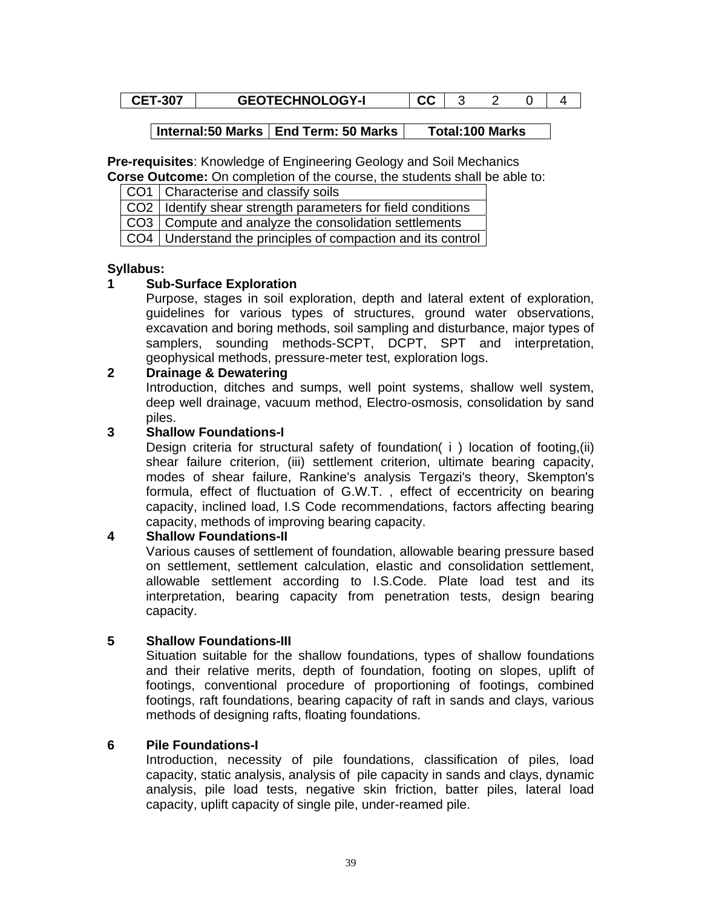| CET-307 | GEOTECHNOLOGY-I | CC | 3 | 2 | 0 | 4 |
|---|---|---|---|---|---|---|

| Internal:50 Marks | End Term: 50 Marks | Total:100 Marks |
|---|---|---|

**Pre-requisites**: Knowledge of Engineering Geology and Soil Mechanics

**Corse Outcome:** On completion of the course, the students shall be able to:

| CO1 | Characterise and classify soils |
|---|---|
| CO2 | Identify shear strength parameters for field conditions |
| CO3 | Compute and analyze the consolidation settlements |
| CO4 | Understand the principles of compaction and its control |

**Syllabus:**

**1 Sub-Surface Exploration**

Purpose, stages in soil exploration, depth and lateral extent of exploration, guidelines for various types of structures, ground water observations, excavation and boring methods, soil sampling and disturbance, major types of samplers, sounding methods-SCPT, DCPT, SPT and interpretation, geophysical methods, pressure-meter test, exploration logs.

**2 Drainage & Dewatering**

Introduction, ditches and sumps, well point systems, shallow well system, deep well drainage, vacuum method, Electro-osmosis, consolidation by sand piles.

**3 Shallow Foundations-I**

Design criteria for structural safety of foundation( i ) location of footing,(ii) shear failure criterion, (iii) settlement criterion, ultimate bearing capacity, modes of shear failure, Rankine's analysis Tergazi's theory, Skempton's formula, effect of fluctuation of G.W.T. , effect of eccentricity on bearing capacity, inclined load, I.S Code recommendations, factors affecting bearing capacity, methods of improving bearing capacity.

**4 Shallow Foundations-II**

Various causes of settlement of foundation, allowable bearing pressure based on settlement, settlement calculation, elastic and consolidation settlement, allowable settlement according to I.S.Code. Plate load test and its interpretation, bearing capacity from penetration tests, design bearing capacity.

**5 Shallow Foundations-III**

Situation suitable for the shallow foundations, types of shallow foundations and their relative merits, depth of foundation, footing on slopes, uplift of footings, conventional procedure of proportioning of footings, combined footings, raft foundations, bearing capacity of raft in sands and clays, various methods of designing rafts, floating foundations.

**6 Pile Foundations-I**

Introduction, necessity of pile foundations, classification of piles, load capacity, static analysis, analysis of pile capacity in sands and clays, dynamic analysis, pile load tests, negative skin friction, batter piles, lateral load capacity, uplift capacity of single pile, under-reamed pile.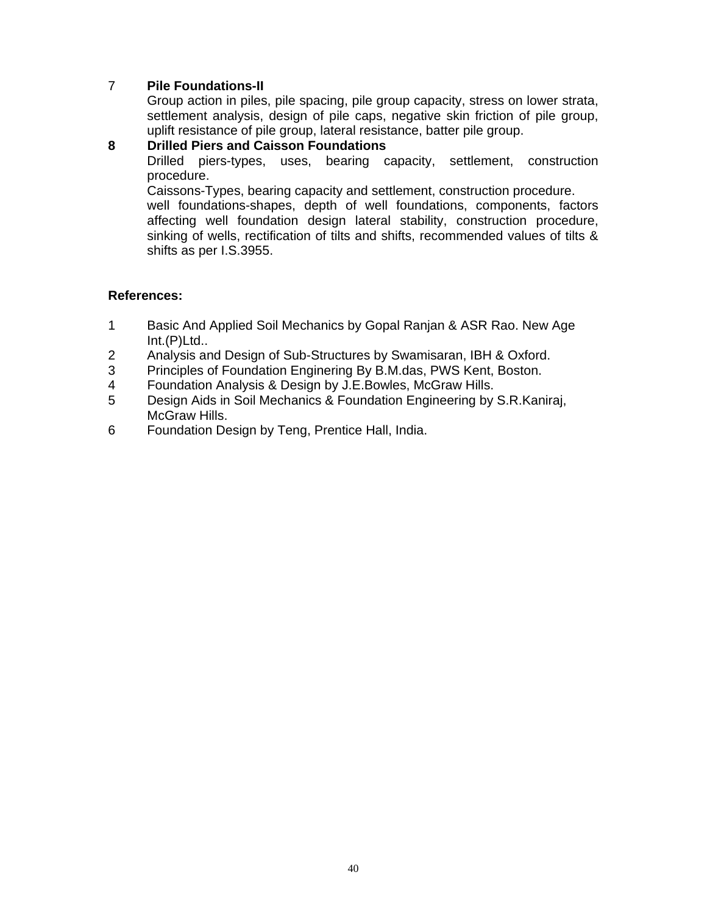7 **Pile Foundations-II**

Group action in piles, pile spacing, pile group capacity, stress on lower strata, settlement analysis, design of pile caps, negative skin friction of pile group, uplift resistance of pile group, lateral resistance, batter pile group.

**8 Drilled Piers and Caisson Foundations**

Drilled piers-types, uses, bearing capacity, settlement, construction procedure.

Caissons-Types, bearing capacity and settlement, construction procedure.

well foundations-shapes, depth of well foundations, components, factors affecting well foundation design lateral stability, construction procedure, sinking of wells, rectification of tilts and shifts, recommended values of tilts & shifts as per I.S.3955.

**References:**

1. Basic And Applied Soil Mechanics by Gopal Ranjan & ASR Rao. New Age Int.(P)Ltd..
2. Analysis and Design of Sub-Structures by Swamisaran, IBH & Oxford.
3. Principles of Foundation Enginering By B.M.das, PWS Kent, Boston.
4. Foundation Analysis & Design by J.E.Bowles, McGraw Hills.
5. Design Aids in Soil Mechanics & Foundation Engineering by S.R.Kaniraj, McGraw Hills.
6. Foundation Design by Teng, Prentice Hall, India.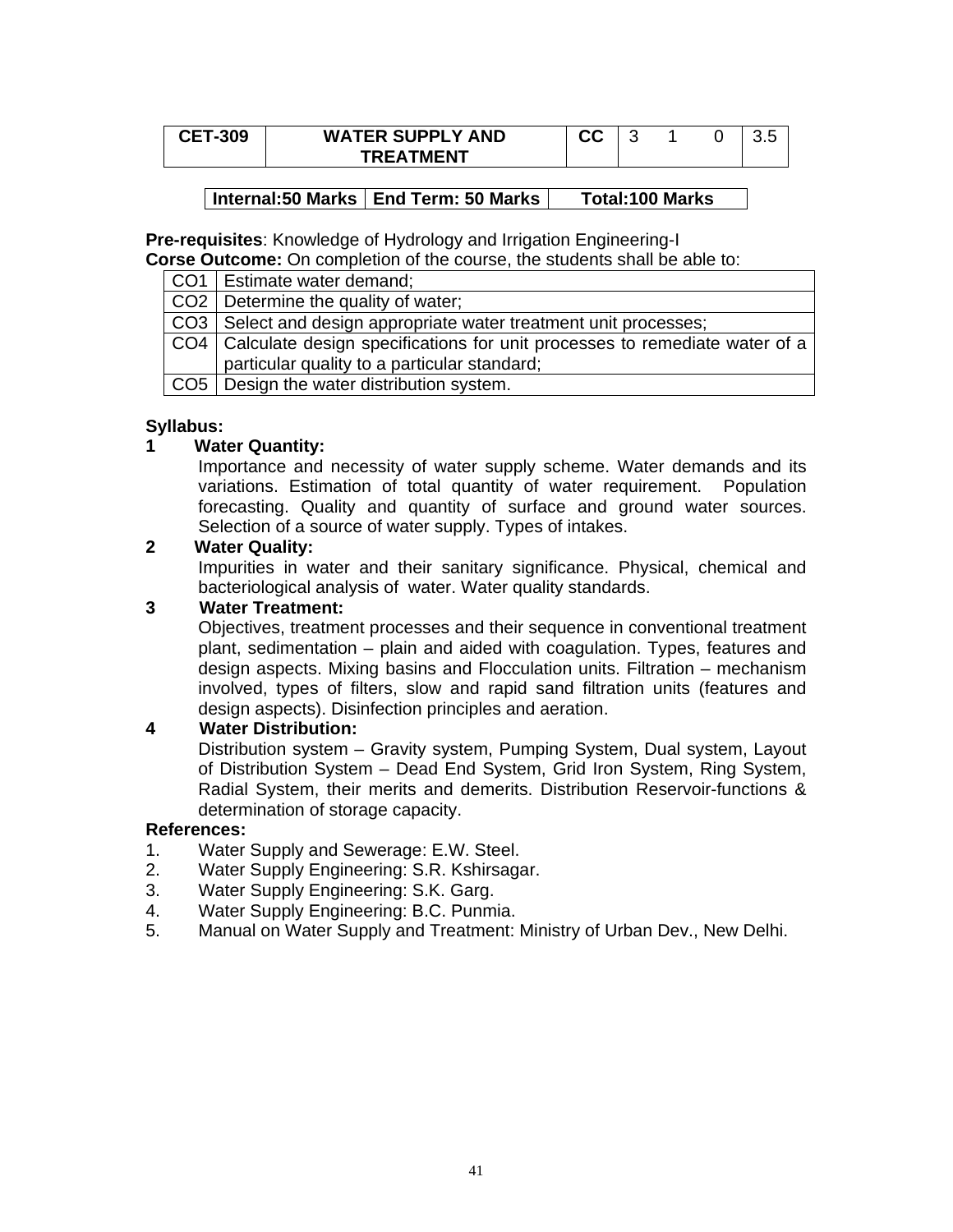| CET-309 | WATER SUPPLY AND TREATMENT | CC | 3 | 1 | 0 | 3.5 |
|---|---|---|---|---|---|---|

| Internal:50 Marks | End Term: 50 Marks | Total:100 Marks |
|---|---|---|

**Pre-requisites**: Knowledge of Hydrology and Irrigation Engineering-I

**Corse Outcome:** On completion of the course, the students shall be able to:

| | |
|---|---|
| CO1 | Estimate water demand; |
| CO2 | Determine the quality of water; |
| CO3 | Select and design appropriate water treatment unit processes; |
| CO4 | Calculate design specifications for unit processes to remediate water of a particular quality to a particular standard; |
| CO5 | Design the water distribution system. |

**Syllabus:**

**1 Water Quantity:**

Importance and necessity of water supply scheme. Water demands and its variations. Estimation of total quantity of water requirement. Population forecasting. Quality and quantity of surface and ground water sources. Selection of a source of water supply. Types of intakes.

**2 Water Quality:**

Impurities in water and their sanitary significance. Physical, chemical and bacteriological analysis of water. Water quality standards.

**3 Water Treatment:**

Objectives, treatment processes and their sequence in conventional treatment plant, sedimentation – plain and aided with coagulation. Types, features and design aspects. Mixing basins and Flocculation units. Filtration – mechanism involved, types of filters, slow and rapid sand filtration units (features and design aspects). Disinfection principles and aeration.

**4 Water Distribution:**

Distribution system – Gravity system, Pumping System, Dual system, Layout of Distribution System – Dead End System, Grid Iron System, Ring System, Radial System, their merits and demerits. Distribution Reservoir-functions & determination of storage capacity.

**References:**

1. Water Supply and Sewerage: E.W. Steel.
2. Water Supply Engineering: S.R. Kshirsagar.
3. Water Supply Engineering: S.K. Garg.
4. Water Supply Engineering: B.C. Punmia.
5. Manual on Water Supply and Treatment: Ministry of Urban Dev., New Delhi.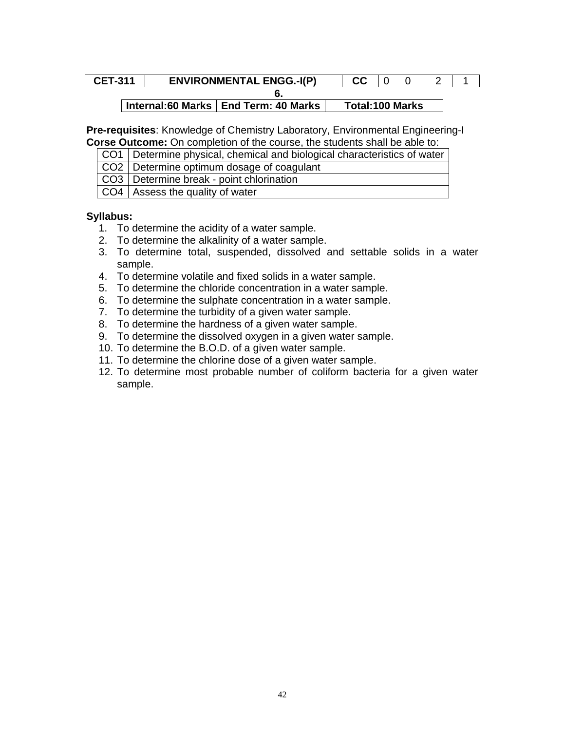| CET-311 | ENVIRONMENTAL ENGG.-I(P) | CC | 0 | 0 | 2 | 1 |
|---|---|---|---|---|---|---|

**6.**

| Internal:60 Marks | End Term: 40 Marks | Total:100 Marks |
|---|---|---|

**Pre-requisites**: Knowledge of Chemistry Laboratory, Environmental Engineering-I
**Corse Outcome:** On completion of the course, the students shall be able to:

| CO1 | Determine physical, chemical and biological characteristics of water |
|---|---|
| CO2 | Determine optimum dosage of coagulant |
| CO3 | Determine break - point chlorination |
| CO4 | Assess the quality of water |

**Syllabus:**

1. To determine the acidity of a water sample.
2. To determine the alkalinity of a water sample.
3. To determine total, suspended, dissolved and settable solids in a water sample.
4. To determine volatile and fixed solids in a water sample.
5. To determine the chloride concentration in a water sample.
6. To determine the sulphate concentration in a water sample.
7. To determine the turbidity of a given water sample.
8. To determine the hardness of a given water sample.
9. To determine the dissolved oxygen in a given water sample.
10. To determine the B.O.D. of a given water sample.
11. To determine the chlorine dose of a given water sample.
12. To determine most probable number of coliform bacteria for a given water sample.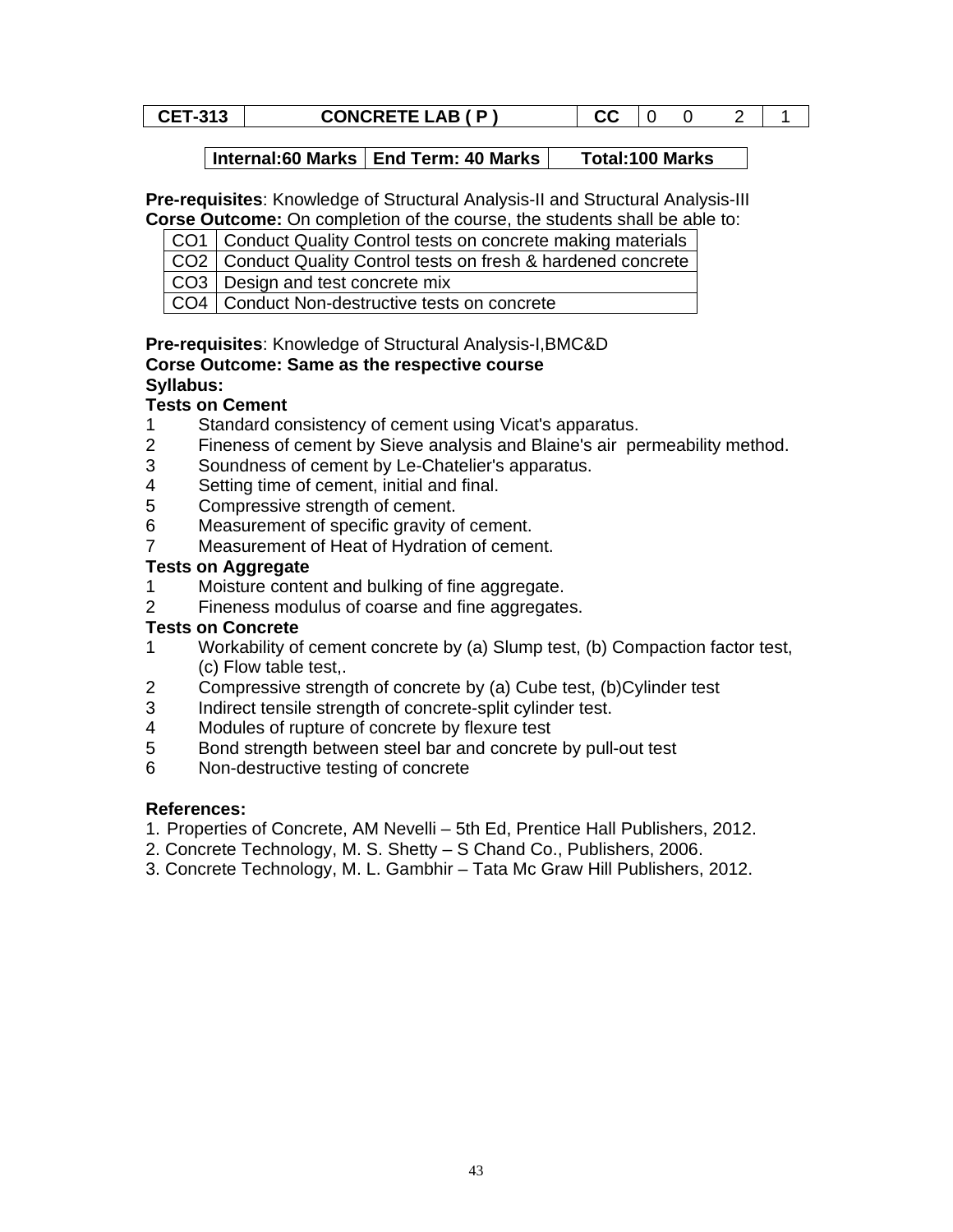| CET-313 | CONCRETE LAB ( P ) | CC | 0 | 0 | 2 | 1 |
|---|---|---|---|---|---|---|

| Internal:60 Marks | End Term: 40 Marks | Total:100 Marks |
|---|---|---|

**Pre-requisites**: Knowledge of Structural Analysis-II and Structural Analysis-III
**Corse Outcome:** On completion of the course, the students shall be able to:

| CO1 | Conduct Quality Control tests on concrete making materials |
|---|---|
| CO2 | Conduct Quality Control tests on fresh & hardened concrete |
| CO3 | Design and test concrete mix |
| CO4 | Conduct Non-destructive tests on concrete |

**Pre-requisites**: Knowledge of Structural Analysis-I,BMC&D
**Corse Outcome: Same as the respective course**
**Syllabus:**

**Tests on Cement**

1. Standard consistency of cement using Vicat's apparatus.
2. Fineness of cement by Sieve analysis and Blaine's air permeability method.
3. Soundness of cement by Le-Chatelier's apparatus.
4. Setting time of cement, initial and final.
5. Compressive strength of cement.
6. Measurement of specific gravity of cement.
7. Measurement of Heat of Hydration of cement.

**Tests on Aggregate**

1. Moisture content and bulking of fine aggregate.
2. Fineness modulus of coarse and fine aggregates.

**Tests on Concrete**

1. Workability of cement concrete by (a) Slump test, (b) Compaction factor test, (c) Flow table test,.
2. Compressive strength of concrete by (a) Cube test, (b)Cylinder test
3. Indirect tensile strength of concrete-split cylinder test.
4. Modules of rupture of concrete by flexure test
5. Bond strength between steel bar and concrete by pull-out test
6. Non-destructive testing of concrete

**References:**

1. Properties of Concrete, AM Nevelli – 5th Ed, Prentice Hall Publishers, 2012.
2. Concrete Technology, M. S. Shetty – S Chand Co., Publishers, 2006.
3. Concrete Technology, M. L. Gambhir – Tata Mc Graw Hill Publishers, 2012.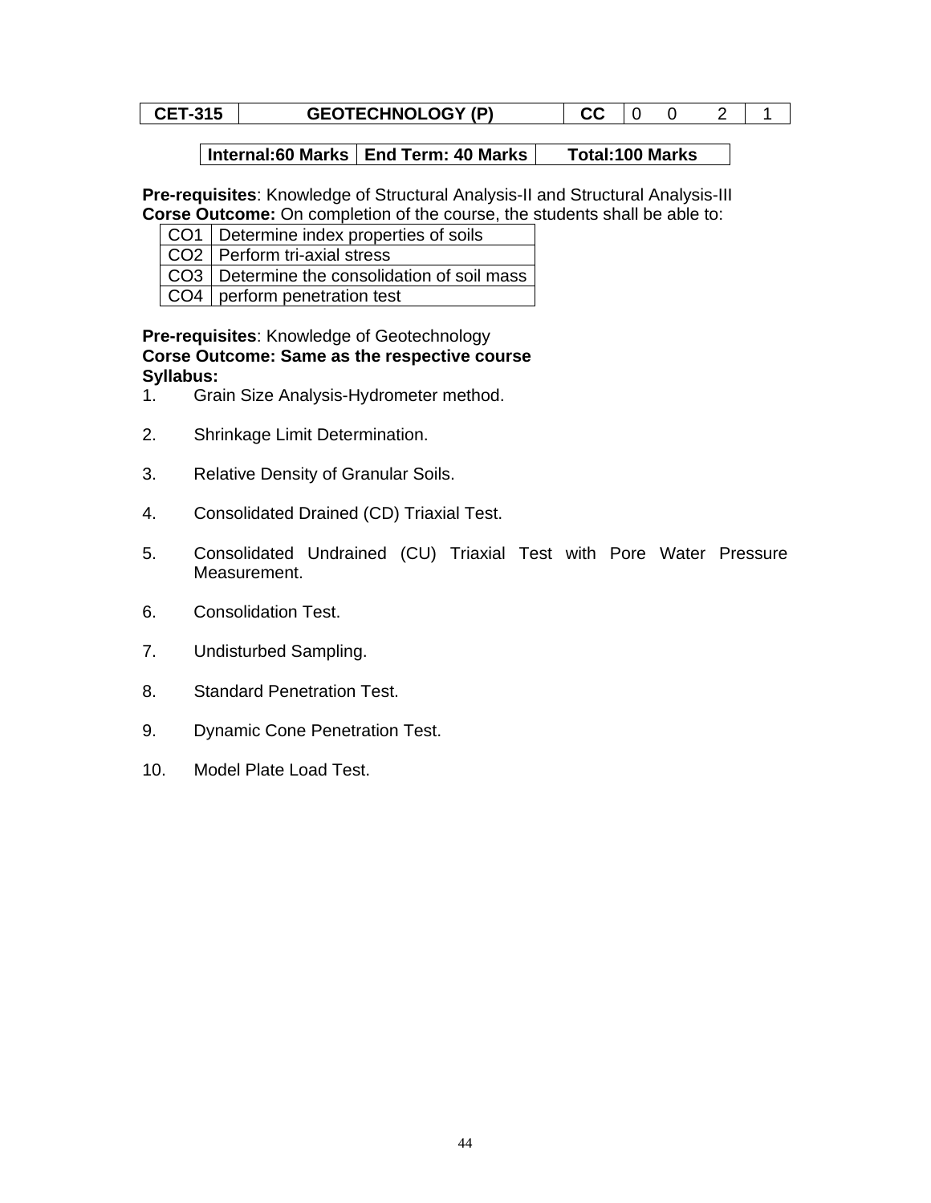| CET-315 | GEOTECHNOLOGY (P) | CC | 0 | 0 | 2 | 1 |
|---|---|---|---|---|---|---|

| Internal:60 Marks | End Term: 40 Marks | Total:100 Marks |
|---|---|---|

**Pre-requisites**: Knowledge of Structural Analysis-II and Structural Analysis-III
**Corse Outcome:** On completion of the course, the students shall be able to:

| CO1 | Determine index properties of soils |
|---|---|
| CO2 | Perform tri-axial stress |
| CO3 | Determine the consolidation of soil mass |
| CO4 | perform penetration test |

**Pre-requisites**: Knowledge of Geotechnology
**Corse Outcome: Same as the respective course**
**Syllabus:**

1. Grain Size Analysis-Hydrometer method.
2. Shrinkage Limit Determination.
3. Relative Density of Granular Soils.
4. Consolidated Drained (CD) Triaxial Test.
5. Consolidated Undrained (CU) Triaxial Test with Pore Water Pressure Measurement.
6. Consolidation Test.
7. Undisturbed Sampling.
8. Standard Penetration Test.
9. Dynamic Cone Penetration Test.
10. Model Plate Load Test.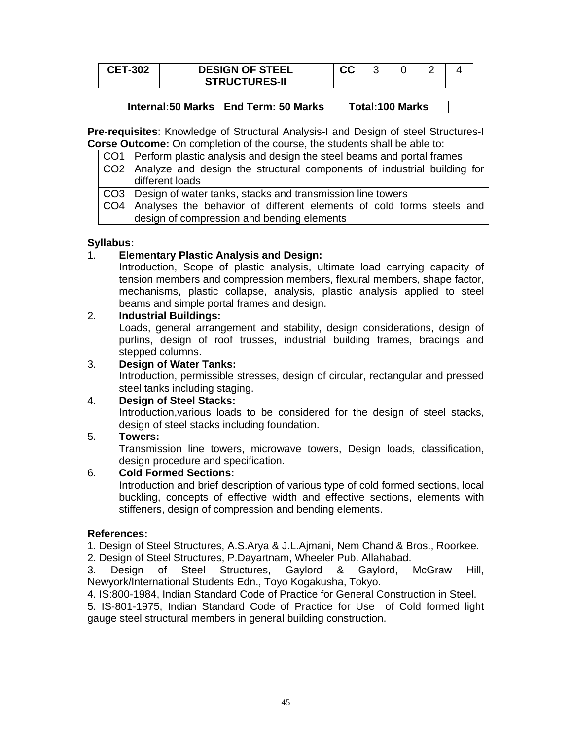| CET-302 | DESIGN OF STEEL STRUCTURES-II | CC | 3 | 0 | 2 | 4 |
|---|---|---|---|---|---|---|

| Internal:50 Marks | End Term: 50 Marks | Total:100 Marks |
|---|---|---|

**Pre-requisites**: Knowledge of Structural Analysis-I and Design of steel Structures-I
**Corse Outcome:** On completion of the course, the students shall be able to:

| | |
|---|---|
| CO1 | Perform plastic analysis and design the steel beams and portal frames |
| CO2 | Analyze and design the structural components of industrial building for different loads |
| CO3 | Design of water tanks, stacks and transmission line towers |
| CO4 | Analyses the behavior of different elements of cold forms steels and design of compression and bending elements |

**Syllabus:**

1. **Elementary Plastic Analysis and Design:**
   Introduction, Scope of plastic analysis, ultimate load carrying capacity of tension members and compression members, flexural members, shape factor, mechanisms, plastic collapse, analysis, plastic analysis applied to steel beams and simple portal frames and design.
2. **Industrial Buildings:**
   Loads, general arrangement and stability, design considerations, design of purlins, design of roof trusses, industrial building frames, bracings and stepped columns.
3. **Design of Water Tanks:**
   Introduction, permissible stresses, design of circular, rectangular and pressed steel tanks including staging.
4. **Design of Steel Stacks:**
   Introduction,various loads to be considered for the design of steel stacks, design of steel stacks including foundation.
5. **Towers:**
   Transmission line towers, microwave towers, Design loads, classification, design procedure and specification.
6. **Cold Formed Sections:**
   Introduction and brief description of various type of cold formed sections, local buckling, concepts of effective width and effective sections, elements with stiffeners, design of compression and bending elements.

**References:**

1. Design of Steel Structures, A.S.Arya & J.L.Ajmani, Nem Chand & Bros., Roorkee.
2. Design of Steel Structures, P.Dayartnam, Wheeler Pub. Allahabad.
3. Design of Steel Structures, Gaylord & Gaylord, McGraw Hill, Newyork/International Students Edn., Toyo Kogakusha, Tokyo.
4. IS:800-1984, Indian Standard Code of Practice for General Construction in Steel.
5. IS-801-1975, Indian Standard Code of Practice for Use of Cold formed light gauge steel structural members in general building construction.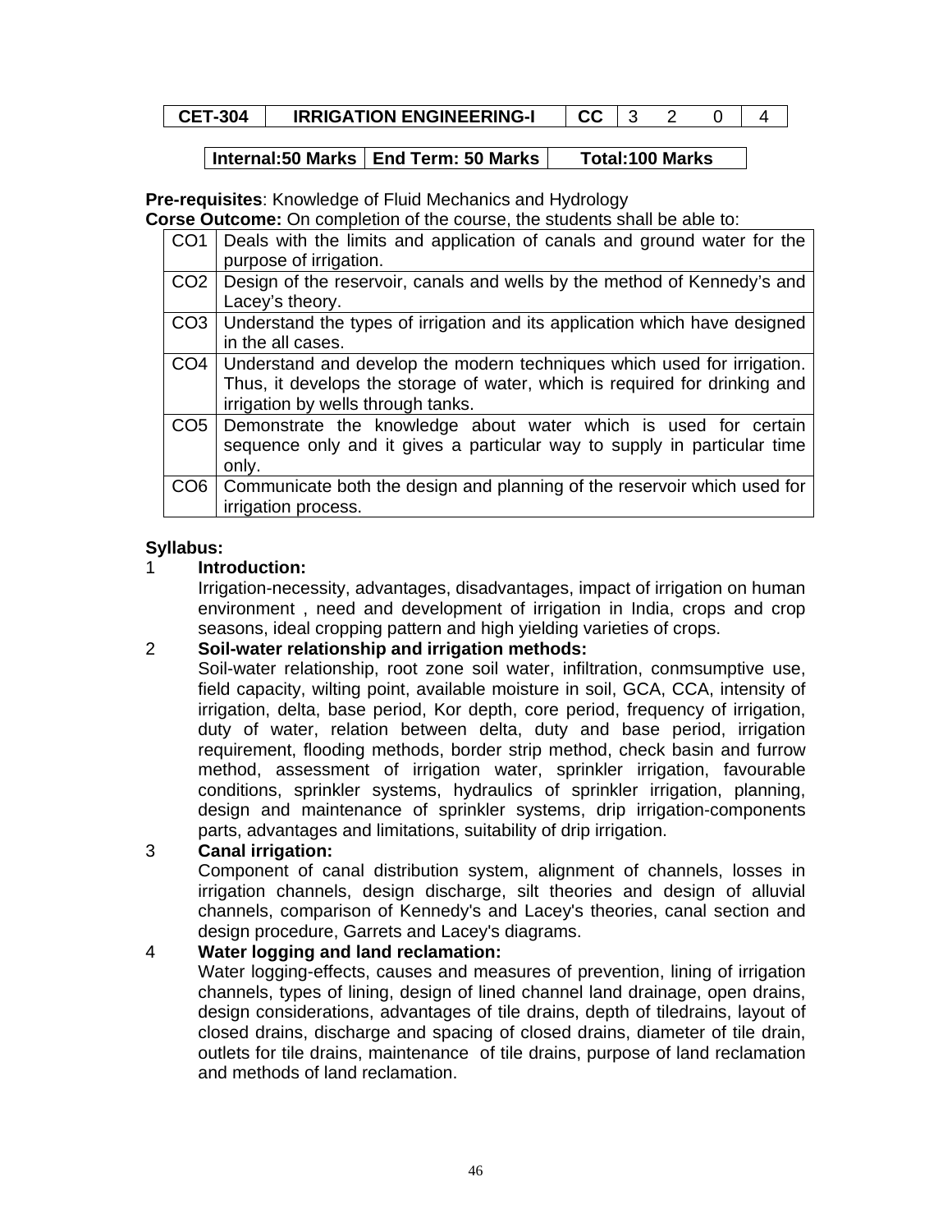| CET-304 | IRRIGATION ENGINEERING-I | CC | 3 | 2 | 0 | 4 |
|---|---|---|---|---|---|---|

| Internal:50 Marks | End Term: 50 Marks | Total:100 Marks |
|---|---|---|

**Pre-requisites**: Knowledge of Fluid Mechanics and Hydrology

**Corse Outcome:** On completion of the course, the students shall be able to:

| | |
|---|---|
| CO1 | Deals with the limits and application of canals and ground water for the purpose of irrigation. |
| CO2 | Design of the reservoir, canals and wells by the method of Kennedy's and Lacey's theory. |
| CO3 | Understand the types of irrigation and its application which have designed in the all cases. |
| CO4 | Understand and develop the modern techniques which used for irrigation. Thus, it develops the storage of water, which is required for drinking and irrigation by wells through tanks. |
| CO5 | Demonstrate the knowledge about water which is used for certain sequence only and it gives a particular way to supply in particular time only. |
| CO6 | Communicate both the design and planning of the reservoir which used for irrigation process. |

**Syllabus:**

1 **Introduction:**

Irrigation-necessity, advantages, disadvantages, impact of irrigation on human environment , need and development of irrigation in India, crops and crop seasons, ideal cropping pattern and high yielding varieties of crops.

2 **Soil-water relationship and irrigation methods:**

Soil-water relationship, root zone soil water, infiltration, conmsumptive use, field capacity, wilting point, available moisture in soil, GCA, CCA, intensity of irrigation, delta, base period, Kor depth, core period, frequency of irrigation, duty of water, relation between delta, duty and base period, irrigation requirement, flooding methods, border strip method, check basin and furrow method, assessment of irrigation water, sprinkler irrigation, favourable conditions, sprinkler systems, hydraulics of sprinkler irrigation, planning, design and maintenance of sprinkler systems, drip irrigation-components parts, advantages and limitations, suitability of drip irrigation.

3 **Canal irrigation:**

Component of canal distribution system, alignment of channels, losses in irrigation channels, design discharge, silt theories and design of alluvial channels, comparison of Kennedy's and Lacey's theories, canal section and design procedure, Garrets and Lacey's diagrams.

4 **Water logging and land reclamation:**

Water logging-effects, causes and measures of prevention, lining of irrigation channels, types of lining, design of lined channel land drainage, open drains, design considerations, advantages of tile drains, depth of tiledrains, layout of closed drains, discharge and spacing of closed drains, diameter of tile drain, outlets for tile drains, maintenance of tile drains, purpose of land reclamation and methods of land reclamation.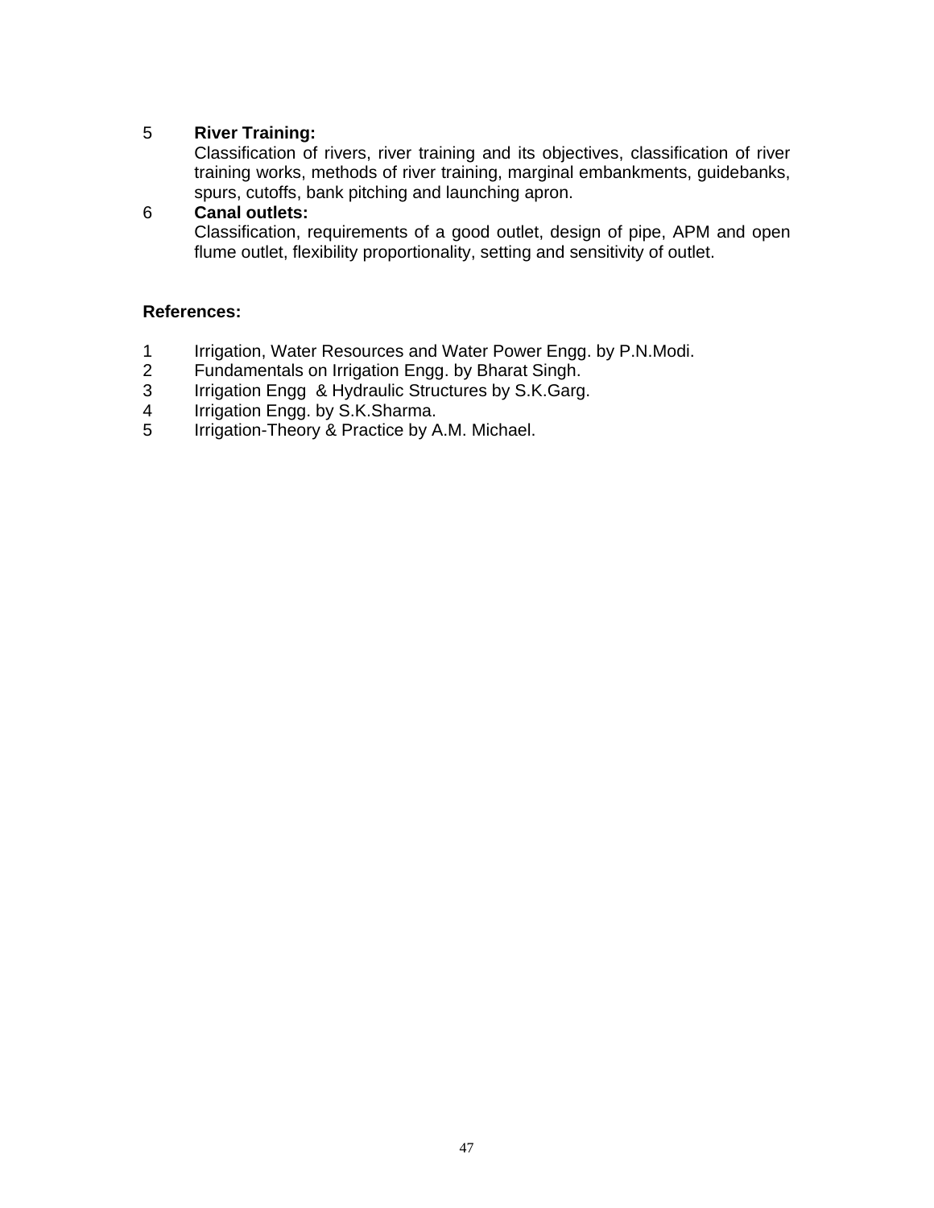5 **River Training:**

Classification of rivers, river training and its objectives, classification of river training works, methods of river training, marginal embankments, guidebanks, spurs, cutoffs, bank pitching and launching apron.

6 **Canal outlets:**

Classification, requirements of a good outlet, design of pipe, APM and open flume outlet, flexibility proportionality, setting and sensitivity of outlet.

**References:**

1. Irrigation, Water Resources and Water Power Engg. by P.N.Modi.
2. Fundamentals on Irrigation Engg. by Bharat Singh.
3. Irrigation Engg & Hydraulic Structures by S.K.Garg.
4. Irrigation Engg. by S.K.Sharma.
5. Irrigation-Theory & Practice by A.M. Michael.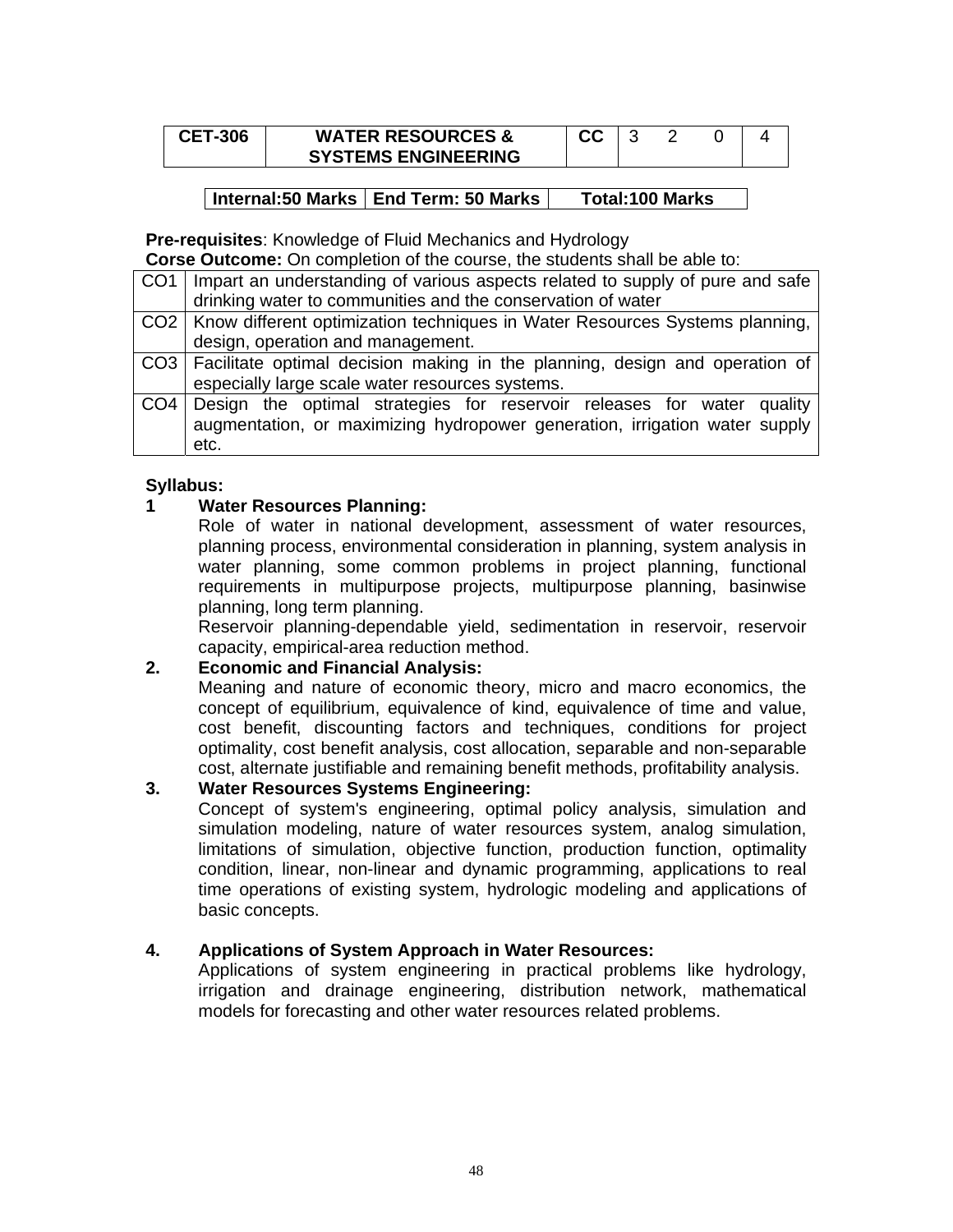| CET-306 | WATER RESOURCES & SYSTEMS ENGINEERING | CC | 3 | 2 | 0 | 4 |
|---|---|---|---|---|---|---|

| Internal:50 Marks | End Term: 50 Marks | Total:100 Marks |
|---|---|---|

**Pre-requisites**: Knowledge of Fluid Mechanics and Hydrology

**Corse Outcome:** On completion of the course, the students shall be able to:

| | |
|---|---|
| CO1 | Impart an understanding of various aspects related to supply of pure and safe drinking water to communities and the conservation of water |
| CO2 | Know different optimization techniques in Water Resources Systems planning, design, operation and management. |
| CO3 | Facilitate optimal decision making in the planning, design and operation of especially large scale water resources systems. |
| CO4 | Design the optimal strategies for reservoir releases for water quality augmentation, or maximizing hydropower generation, irrigation water supply etc. |

**Syllabus:**

**1 Water Resources Planning:**

Role of water in national development, assessment of water resources, planning process, environmental consideration in planning, system analysis in water planning, some common problems in project planning, functional requirements in multipurpose projects, multipurpose planning, basinwise planning, long term planning.

Reservoir planning-dependable yield, sedimentation in reservoir, reservoir capacity, empirical-area reduction method.

**2. Economic and Financial Analysis:**

Meaning and nature of economic theory, micro and macro economics, the concept of equilibrium, equivalence of kind, equivalence of time and value, cost benefit, discounting factors and techniques, conditions for project optimality, cost benefit analysis, cost allocation, separable and non-separable cost, alternate justifiable and remaining benefit methods, profitability analysis.

**3. Water Resources Systems Engineering:**

Concept of system's engineering, optimal policy analysis, simulation and simulation modeling, nature of water resources system, analog simulation, limitations of simulation, objective function, production function, optimality condition, linear, non-linear and dynamic programming, applications to real time operations of existing system, hydrologic modeling and applications of basic concepts.

**4. Applications of System Approach in Water Resources:**

Applications of system engineering in practical problems like hydrology, irrigation and drainage engineering, distribution network, mathematical models for forecasting and other water resources related problems.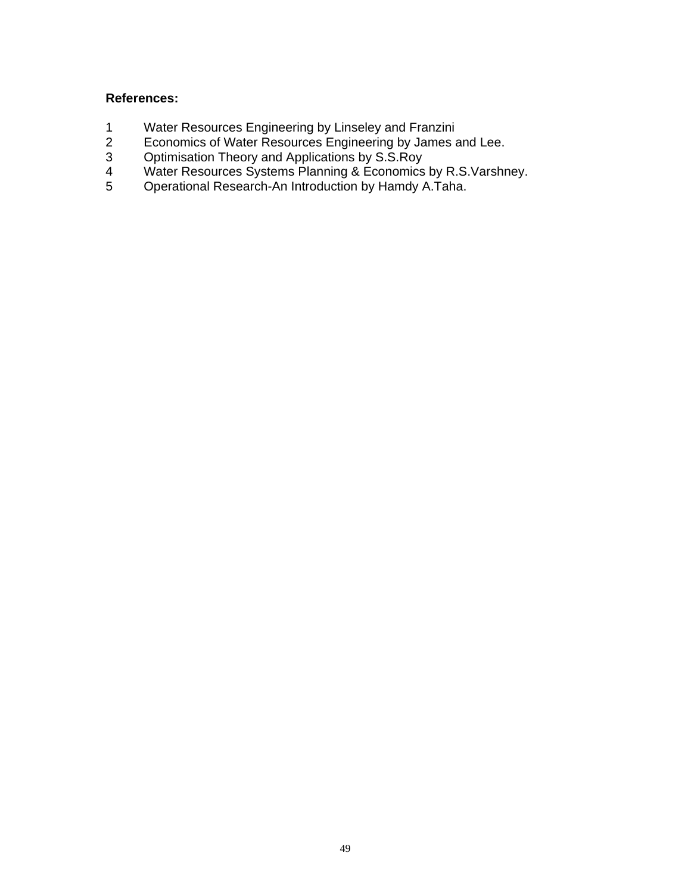**References:**

1. Water Resources Engineering by Linseley and Franzini
2. Economics of Water Resources Engineering by James and Lee.
3. Optimisation Theory and Applications by S.S.Roy
4. Water Resources Systems Planning & Economics by R.S.Varshney.
5. Operational Research-An Introduction by Hamdy A.Taha.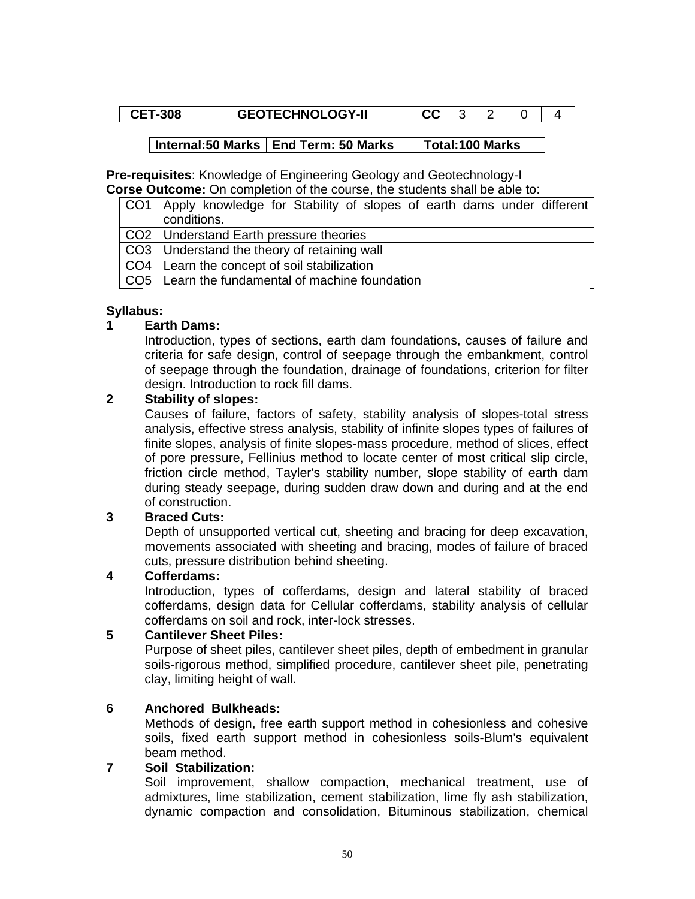| CET-308 | GEOTECHNOLOGY-II | CC | 3 | 2 | 0 | 4 |
|---|---|---|---|---|---|---|

| Internal:50 Marks | End Term: 50 Marks | Total:100 Marks |
|---|---|---|

**Pre-requisites**: Knowledge of Engineering Geology and Geotechnology-I

**Corse Outcome:** On completion of the course, the students shall be able to:

| | |
|---|---|
| CO1 | Apply knowledge for Stability of slopes of earth dams under different conditions. |
| CO2 | Understand Earth pressure theories |
| CO3 | Understand the theory of retaining wall |
| CO4 | Learn the concept of soil stabilization |
| CO5 | Learn the fundamental of machine foundation |

**Syllabus:**

**1 Earth Dams:**

Introduction, types of sections, earth dam foundations, causes of failure and criteria for safe design, control of seepage through the embankment, control of seepage through the foundation, drainage of foundations, criterion for filter design. Introduction to rock fill dams.

**2 Stability of slopes:**

Causes of failure, factors of safety, stability analysis of slopes-total stress analysis, effective stress analysis, stability of infinite slopes types of failures of finite slopes, analysis of finite slopes-mass procedure, method of slices, effect of pore pressure, Fellinius method to locate center of most critical slip circle, friction circle method, Tayler's stability number, slope stability of earth dam during steady seepage, during sudden draw down and during and at the end of construction.

**3 Braced Cuts:**

Depth of unsupported vertical cut, sheeting and bracing for deep excavation, movements associated with sheeting and bracing, modes of failure of braced cuts, pressure distribution behind sheeting.

**4 Cofferdams:**

Introduction, types of cofferdams, design and lateral stability of braced cofferdams, design data for Cellular cofferdams, stability analysis of cellular cofferdams on soil and rock, inter-lock stresses.

**5 Cantilever Sheet Piles:**

Purpose of sheet piles, cantilever sheet piles, depth of embedment in granular soils-rigorous method, simplified procedure, cantilever sheet pile, penetrating clay, limiting height of wall.

**6 Anchored Bulkheads:**

Methods of design, free earth support method in cohesionless and cohesive soils, fixed earth support method in cohesionless soils-Blum's equivalent beam method.

**7 Soil Stabilization:**

Soil improvement, shallow compaction, mechanical treatment, use of admixtures, lime stabilization, cement stabilization, lime fly ash stabilization, dynamic compaction and consolidation, Bituminous stabilization, chemical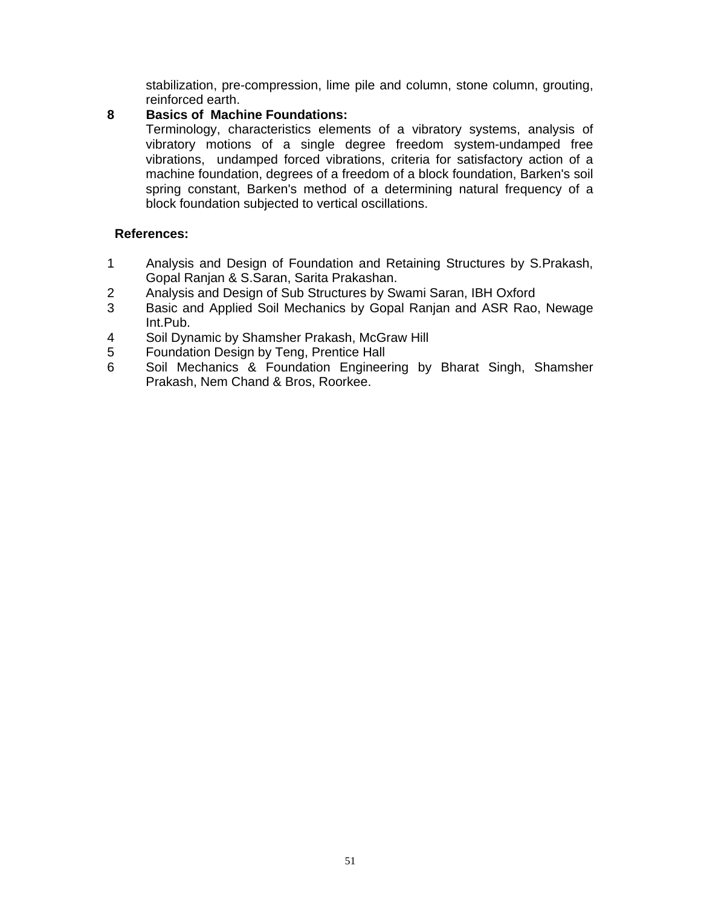stabilization, pre-compression, lime pile and column, stone column, grouting, reinforced earth.

**8 Basics of Machine Foundations:**

Terminology, characteristics elements of a vibratory systems, analysis of vibratory motions of a single degree freedom system-undamped free vibrations, undamped forced vibrations, criteria for satisfactory action of a machine foundation, degrees of a freedom of a block foundation, Barken's soil spring constant, Barken's method of a determining natural frequency of a block foundation subjected to vertical oscillations.

**References:**

1. Analysis and Design of Foundation and Retaining Structures by S.Prakash, Gopal Ranjan & S.Saran, Sarita Prakashan.
2. Analysis and Design of Sub Structures by Swami Saran, IBH Oxford
3. Basic and Applied Soil Mechanics by Gopal Ranjan and ASR Rao, Newage Int.Pub.
4. Soil Dynamic by Shamsher Prakash, McGraw Hill
5. Foundation Design by Teng, Prentice Hall
6. Soil Mechanics & Foundation Engineering by Bharat Singh, Shamsher Prakash, Nem Chand & Bros, Roorkee.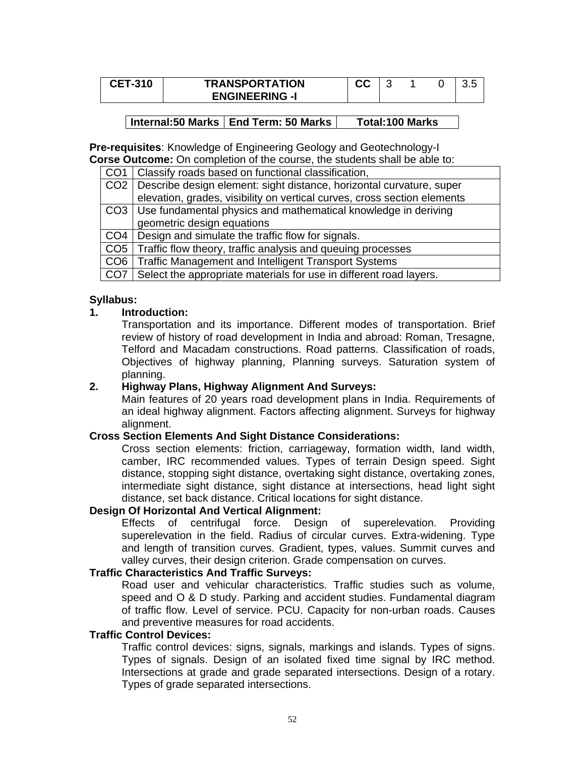| CET-310 | TRANSPORTATION ENGINEERING -I | CC | 3 | 1 | 0 | 3.5 |
|---|---|---|---|---|---|---|

| Internal:50 Marks | End Term: 50 Marks | Total:100 Marks |
|---|---|---|

**Pre-requisites**: Knowledge of Engineering Geology and Geotechnology-I

**Corse Outcome:** On completion of the course, the students shall be able to:

| | |
|---|---|
| CO1 | Classify roads based on functional classification, |
| CO2 | Describe design element: sight distance, horizontal curvature, super elevation, grades, visibility on vertical curves, cross section elements |
| CO3 | Use fundamental physics and mathematical knowledge in deriving geometric design equations |
| CO4 | Design and simulate the traffic flow for signals. |
| CO5 | Traffic flow theory, traffic analysis and queuing processes |
| CO6 | Traffic Management and Intelligent Transport Systems |
| CO7 | Select the appropriate materials for use in different road layers. |

**Syllabus:**

**1. Introduction:**

Transportation and its importance. Different modes of transportation. Brief review of history of road development in India and abroad: Roman, Tresagne, Telford and Macadam constructions. Road patterns. Classification of roads, Objectives of highway planning, Planning surveys. Saturation system of planning.

**2. Highway Plans, Highway Alignment And Surveys:**

Main features of 20 years road development plans in India. Requirements of an ideal highway alignment. Factors affecting alignment. Surveys for highway alignment.

**Cross Section Elements And Sight Distance Considerations:**

Cross section elements: friction, carriageway, formation width, land width, camber, IRC recommended values. Types of terrain Design speed. Sight distance, stopping sight distance, overtaking sight distance, overtaking zones, intermediate sight distance, sight distance at intersections, head light sight distance, set back distance. Critical locations for sight distance.

**Design Of Horizontal And Vertical Alignment:**

Effects of centrifugal force. Design of superelevation. Providing superelevation in the field. Radius of circular curves. Extra-widening. Type and length of transition curves. Gradient, types, values. Summit curves and valley curves, their design criterion. Grade compensation on curves.

**Traffic Characteristics And Traffic Surveys:**

Road user and vehicular characteristics. Traffic studies such as volume, speed and O & D study. Parking and accident studies. Fundamental diagram of traffic flow. Level of service. PCU. Capacity for non-urban roads. Causes and preventive measures for road accidents.

**Traffic Control Devices:**

Traffic control devices: signs, signals, markings and islands. Types of signs. Types of signals. Design of an isolated fixed time signal by IRC method. Intersections at grade and grade separated intersections. Design of a rotary. Types of grade separated intersections.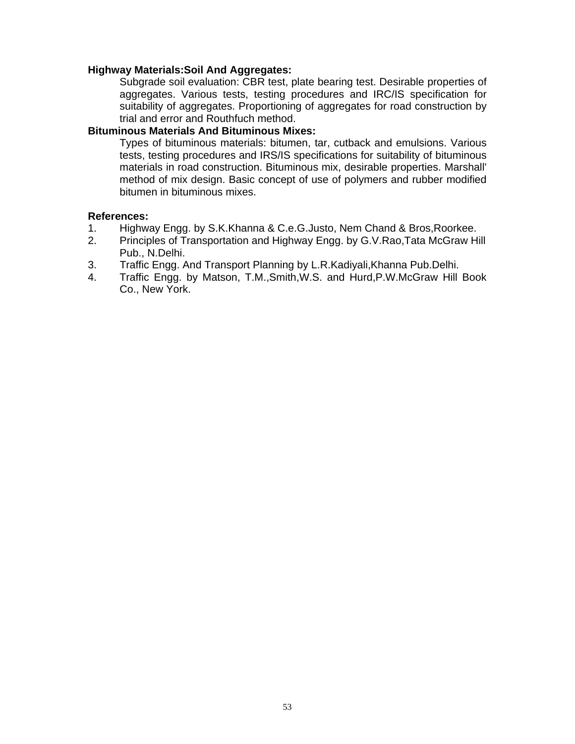**Highway Materials:Soil And Aggregates:**

Subgrade soil evaluation: CBR test, plate bearing test. Desirable properties of aggregates. Various tests, testing procedures and IRC/IS specification for suitability of aggregates. Proportioning of aggregates for road construction by trial and error and Routhfuch method.

**Bituminous Materials And Bituminous Mixes:**

Types of bituminous materials: bitumen, tar, cutback and emulsions. Various tests, testing procedures and IRS/IS specifications for suitability of bituminous materials in road construction. Bituminous mix, desirable properties. Marshall' method of mix design. Basic concept of use of polymers and rubber modified bitumen in bituminous mixes.

**References:**

1. Highway Engg. by S.K.Khanna & C.e.G.Justo, Nem Chand & Bros,Roorkee.
2. Principles of Transportation and Highway Engg. by G.V.Rao,Tata McGraw Hill Pub., N.Delhi.
3. Traffic Engg. And Transport Planning by L.R.Kadiyali,Khanna Pub.Delhi.
4. Traffic Engg. by Matson, T.M.,Smith,W.S. and Hurd,P.W.McGraw Hill Book Co., New York.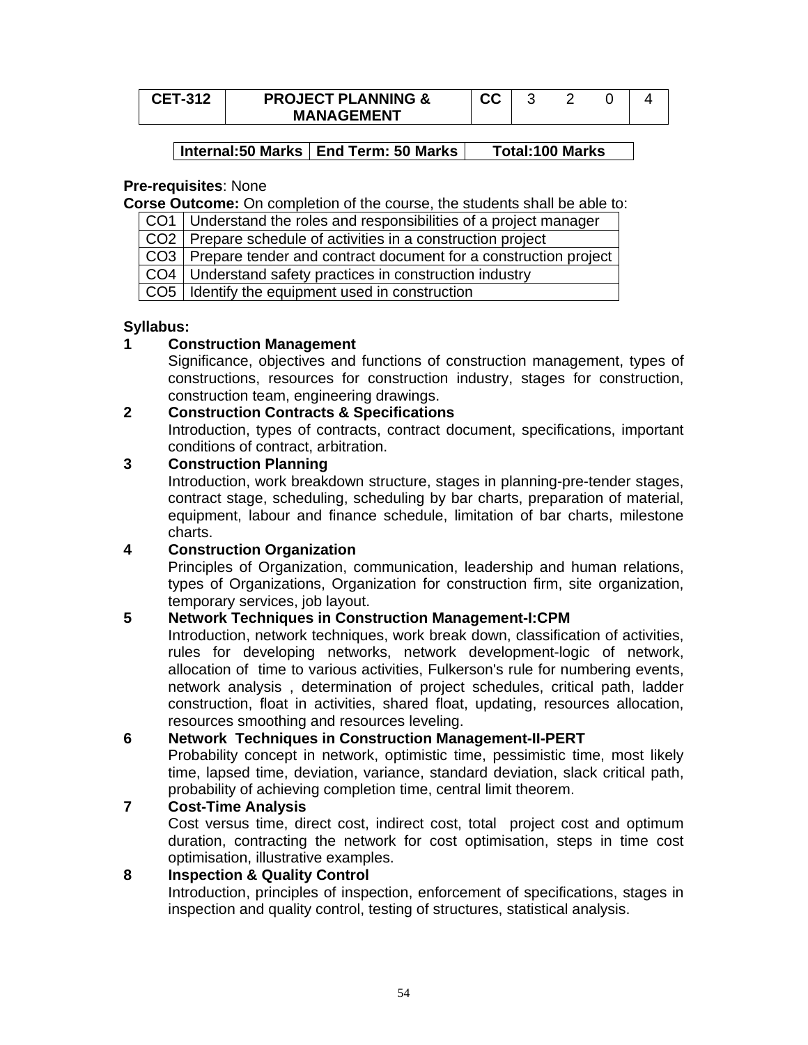| CET-312 | PROJECT PLANNING & MANAGEMENT | CC | 3 | 2 | 0 | 4 |
|---|---|---|---|---|---|---|

| Internal:50 Marks | End Term: 50 Marks | Total:100 Marks |
|---|---|---|

**Pre-requisites**: None

**Corse Outcome:** On completion of the course, the students shall be able to:

| | |
|---|---|
| CO1 | Understand the roles and responsibilities of a project manager |
| CO2 | Prepare schedule of activities in a construction project |
| CO3 | Prepare tender and contract document for a construction project |
| CO4 | Understand safety practices in construction industry |
| CO5 | Identify the equipment used in construction |

**Syllabus:**

**1 Construction Management**

Significance, objectives and functions of construction management, types of constructions, resources for construction industry, stages for construction, construction team, engineering drawings.

**2 Construction Contracts & Specifications**

Introduction, types of contracts, contract document, specifications, important conditions of contract, arbitration.

**3 Construction Planning**

Introduction, work breakdown structure, stages in planning-pre-tender stages, contract stage, scheduling, scheduling by bar charts, preparation of material, equipment, labour and finance schedule, limitation of bar charts, milestone charts.

**4 Construction Organization**

Principles of Organization, communication, leadership and human relations, types of Organizations, Organization for construction firm, site organization, temporary services, job layout.

**5 Network Techniques in Construction Management-I:CPM**

Introduction, network techniques, work break down, classification of activities, rules for developing networks, network development-logic of network, allocation of time to various activities, Fulkerson's rule for numbering events, network analysis , determination of project schedules, critical path, ladder construction, float in activities, shared float, updating, resources allocation, resources smoothing and resources leveling.

**6 Network Techniques in Construction Management-II-PERT**

Probability concept in network, optimistic time, pessimistic time, most likely time, lapsed time, deviation, variance, standard deviation, slack critical path, probability of achieving completion time, central limit theorem.

**7 Cost-Time Analysis**

Cost versus time, direct cost, indirect cost, total project cost and optimum duration, contracting the network for cost optimisation, steps in time cost optimisation, illustrative examples.

**8 Inspection & Quality Control**

Introduction, principles of inspection, enforcement of specifications, stages in inspection and quality control, testing of structures, statistical analysis.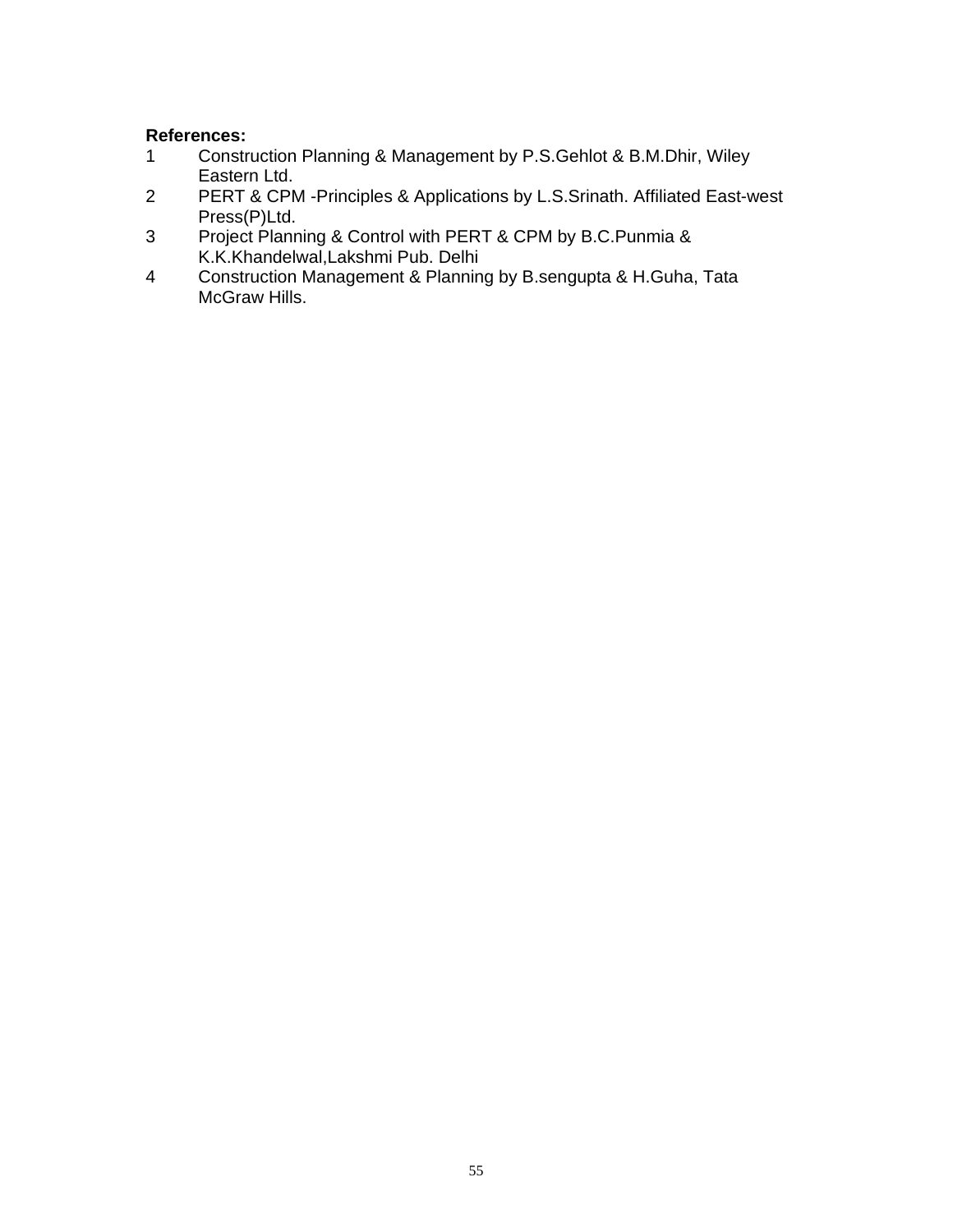**References:**

1. Construction Planning & Management by P.S.Gehlot & B.M.Dhir, Wiley Eastern Ltd.
2. PERT & CPM -Principles & Applications by L.S.Srinath. Affiliated East-west Press(P)Ltd.
3. Project Planning & Control with PERT & CPM by B.C.Punmia & K.K.Khandelwal,Lakshmi Pub. Delhi
4. Construction Management & Planning by B.sengupta & H.Guha, Tata McGraw Hills.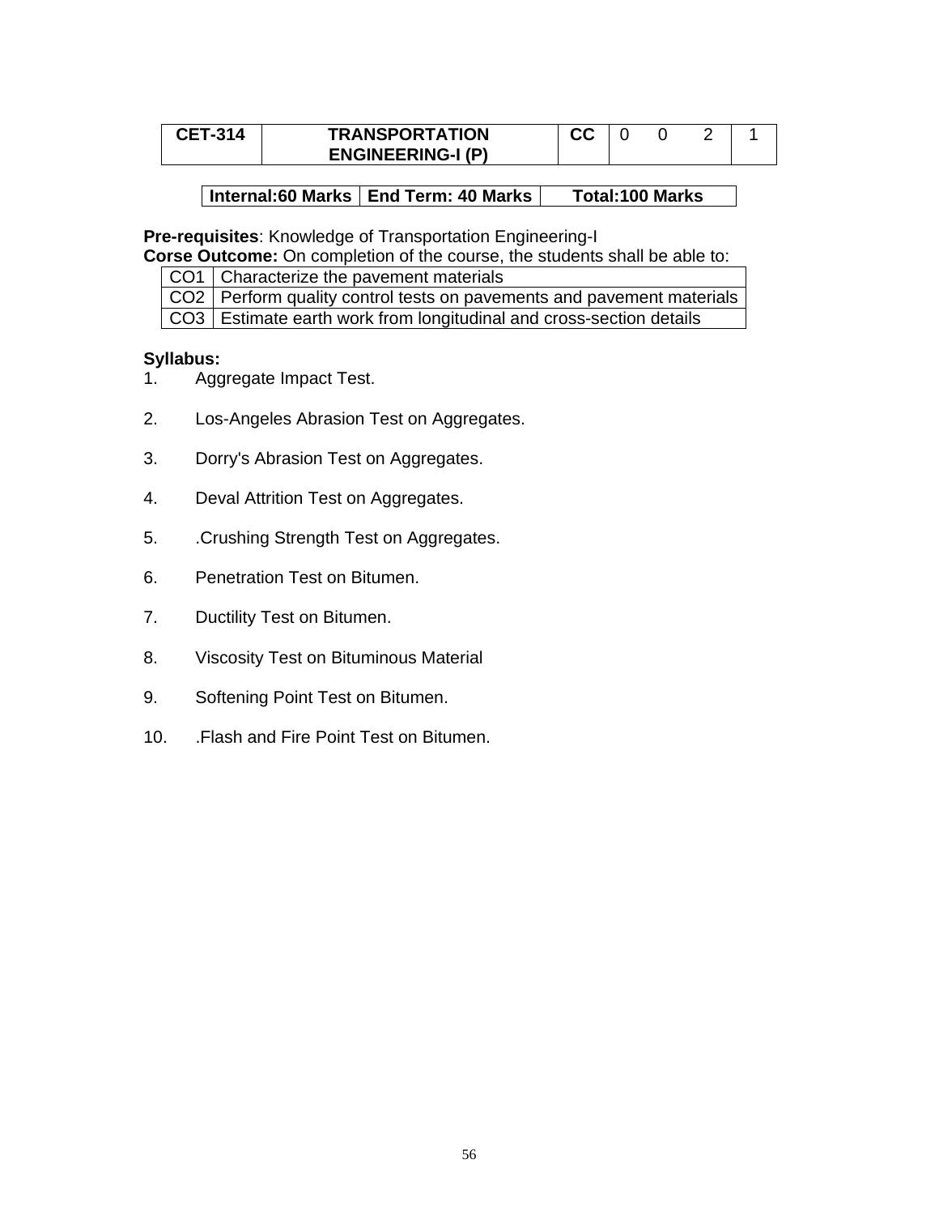| CET-314 | TRANSPORTATION ENGINEERING-I (P) | CC | 0 | 0 | 2 | 1 |
|---|---|---|---|---|---|---|

| Internal:60 Marks | End Term: 40 Marks | Total:100 Marks |
|---|---|---|

**Pre-requisites**: Knowledge of Transportation Engineering-I

**Corse Outcome:** On completion of the course, the students shall be able to:

| CO1 | Characterize the pavement materials |
|---|---|
| CO2 | Perform quality control tests on pavements and pavement materials |
| CO3 | Estimate earth work from longitudinal and cross-section details |

**Syllabus:**

1. Aggregate Impact Test.
2. Los-Angeles Abrasion Test on Aggregates.
3. Dorry's Abrasion Test on Aggregates.
4. Deval Attrition Test on Aggregates.
5. .Crushing Strength Test on Aggregates.
6. Penetration Test on Bitumen.
7. Ductility Test on Bitumen.
8. Viscosity Test on Bituminous Material
9. Softening Point Test on Bitumen.
10. .Flash and Fire Point Test on Bitumen.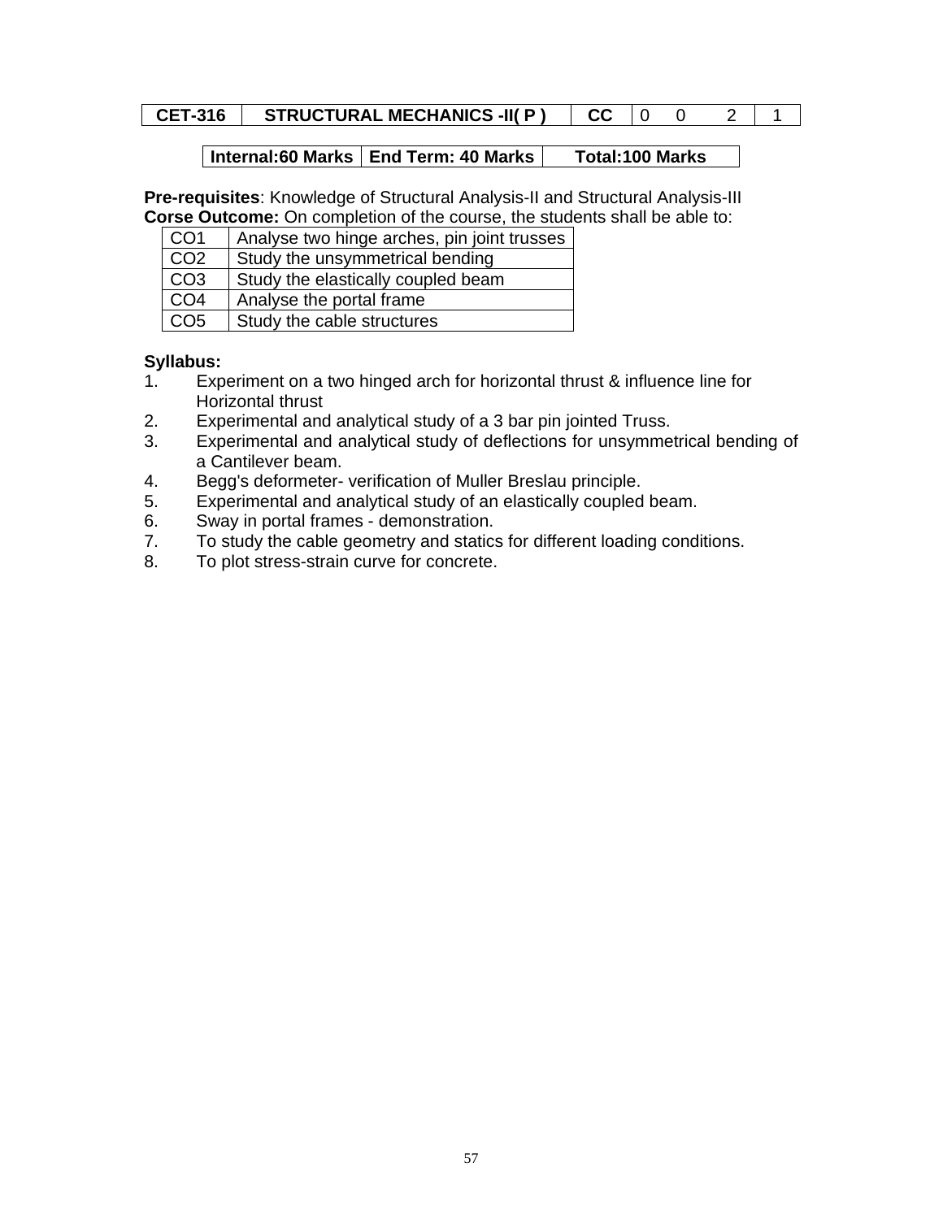| CET-316 | STRUCTURAL MECHANICS -II( P ) | CC | 0 | 0 | 2 | 1 |
|---|---|---|---|---|---|---|

| Internal:60 Marks | End Term: 40 Marks | Total:100 Marks |
|---|---|---|

**Pre-requisites**: Knowledge of Structural Analysis-II and Structural Analysis-III
**Corse Outcome:** On completion of the course, the students shall be able to:

| CO1 | Analyse two hinge arches, pin joint trusses |
|---|---|
| CO2 | Study the unsymmetrical bending |
| CO3 | Study the elastically coupled beam |
| CO4 | Analyse the portal frame |
| CO5 | Study the cable structures |

**Syllabus:**

1. Experiment on a two hinged arch for horizontal thrust & influence line for Horizontal thrust
2. Experimental and analytical study of a 3 bar pin jointed Truss.
3. Experimental and analytical study of deflections for unsymmetrical bending of a Cantilever beam.
4. Begg's deformeter- verification of Muller Breslau principle.
5. Experimental and analytical study of an elastically coupled beam.
6. Sway in portal frames - demonstration.
7. To study the cable geometry and statics for different loading conditions.
8. To plot stress-strain curve for concrete.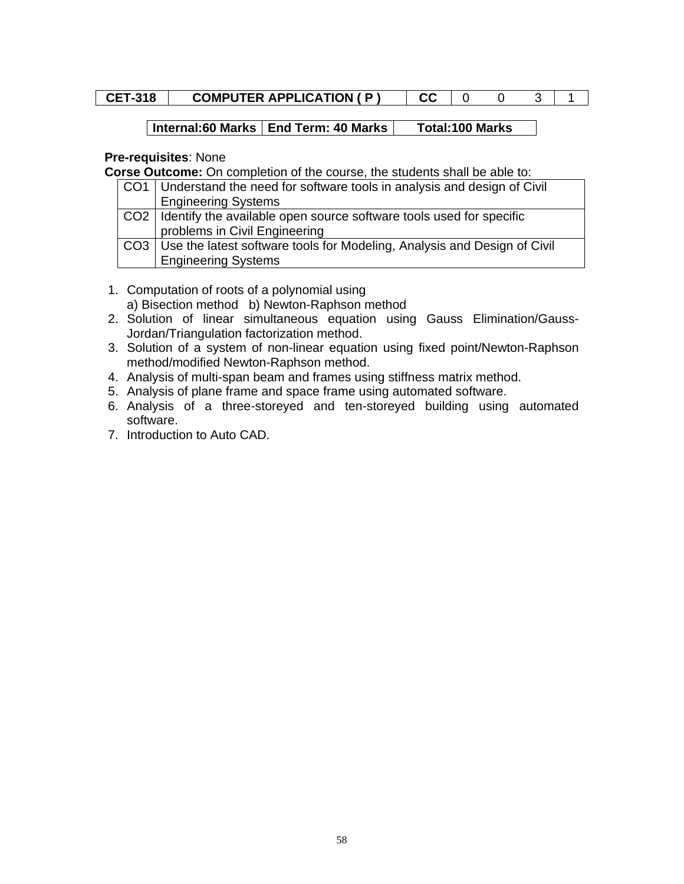| CET-318 | COMPUTER APPLICATION ( P ) | CC | 0 | 0 | 3 | 1 |
|---|---|---|---|---|---|---|

| Internal:60 Marks | End Term: 40 Marks | Total:100 Marks |
|---|---|---|

**Pre-requisites**: None

**Corse Outcome:** On completion of the course, the students shall be able to:

| CO1 | Understand the need for software tools in analysis and design of Civil Engineering Systems |
|---|---|
| CO2 | Identify the available open source software tools used for specific problems in Civil Engineering |
| CO3 | Use the latest software tools for Modeling, Analysis and Design of Civil Engineering Systems |

1. Computation of roots of a polynomial using
   a) Bisection method b) Newton-Raphson method
2. Solution of linear simultaneous equation using Gauss Elimination/Gauss-Jordan/Triangulation factorization method.
3. Solution of a system of non-linear equation using fixed point/Newton-Raphson method/modified Newton-Raphson method.
4. Analysis of multi-span beam and frames using stiffness matrix method.
5. Analysis of plane frame and space frame using automated software.
6. Analysis of a three-storeyed and ten-storeyed building using automated software.
7. Introduction to Auto CAD.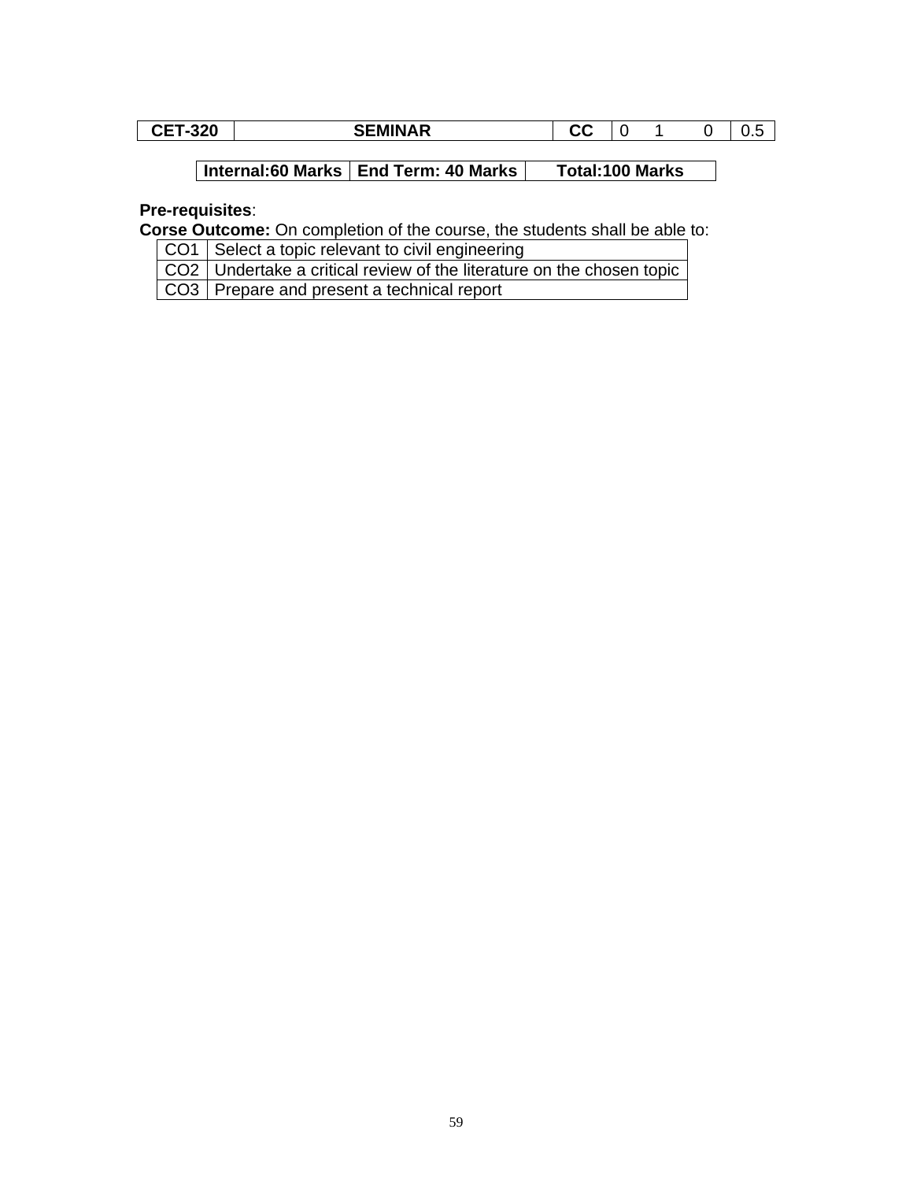| CET-320 | SEMINAR | CC | 0 | 1 | 0 | 0.5 |
|---|---|---|---|---|---|---|

| Internal:60 Marks | End Term: 40 Marks | Total:100 Marks |
|---|---|---|

**Pre-requisites**:

**Corse Outcome:** On completion of the course, the students shall be able to:

| CO1 | Select a topic relevant to civil engineering |
|---|---|
| CO2 | Undertake a critical review of the literature on the chosen topic |
| CO3 | Prepare and present a technical report |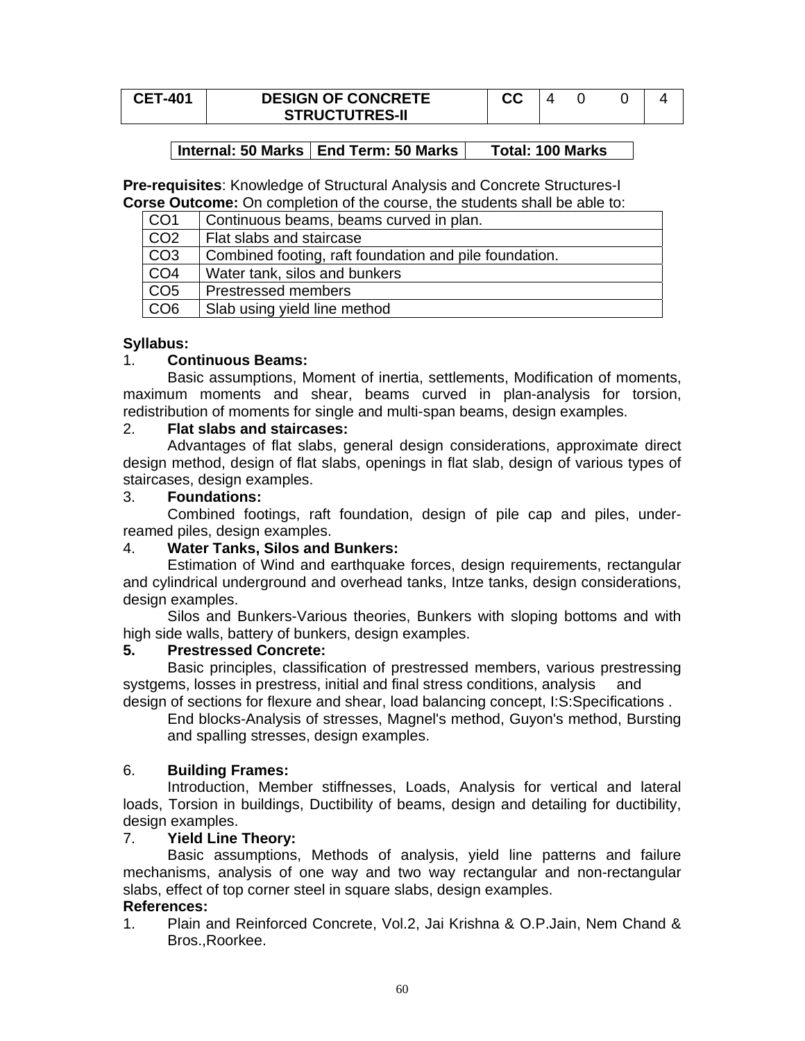| CET-401 | DESIGN OF CONCRETE STRUCTUTRES-II | CC | 4 | 0 | 0 | 4 |
|---|---|---|---|---|---|---|

| Internal: 50 Marks | End Term: 50 Marks | Total: 100 Marks |
|---|---|---|

**Pre-requisites**: Knowledge of Structural Analysis and Concrete Structures-I

**Corse Outcome:** On completion of the course, the students shall be able to:

| CO1 | Continuous beams, beams curved in plan. |
|---|---|
| CO2 | Flat slabs and staircase |
| CO3 | Combined footing, raft foundation and pile foundation. |
| CO4 | Water tank, silos and bunkers |
| CO5 | Prestressed members |
| CO6 | Slab using yield line method |

**Syllabus:**

1. **Continuous Beams:**

Basic assumptions, Moment of inertia, settlements, Modification of moments, maximum moments and shear, beams curved in plan-analysis for torsion, redistribution of moments for single and multi-span beams, design examples.

2. **Flat slabs and staircases:**

Advantages of flat slabs, general design considerations, approximate direct design method, design of flat slabs, openings in flat slab, design of various types of staircases, design examples.

3. **Foundations:**

Combined footings, raft foundation, design of pile cap and piles, under-reamed piles, design examples.

4. **Water Tanks, Silos and Bunkers:**

Estimation of Wind and earthquake forces, design requirements, rectangular and cylindrical underground and overhead tanks, Intze tanks, design considerations, design examples.

Silos and Bunkers-Various theories, Bunkers with sloping bottoms and with high side walls, battery of bunkers, design examples.

**5. Prestressed Concrete:**

Basic principles, classification of prestressed members, various prestressing systgems, losses in prestress, initial and final stress conditions, analysis and design of sections for flexure and shear, load balancing concept, I:S:Specifications .

End blocks-Analysis of stresses, Magnel's method, Guyon's method, Bursting and spalling stresses, design examples.

6. **Building Frames:**

Introduction, Member stiffnesses, Loads, Analysis for vertical and lateral loads, Torsion in buildings, Ductibility of beams, design and detailing for ductibility, design examples.

7. **Yield Line Theory:**

Basic assumptions, Methods of analysis, yield line patterns and failure mechanisms, analysis of one way and two way rectangular and non-rectangular slabs, effect of top corner steel in square slabs, design examples.

**References:**

1. Plain and Reinforced Concrete, Vol.2, Jai Krishna & O.P.Jain, Nem Chand & Bros.,Roorkee.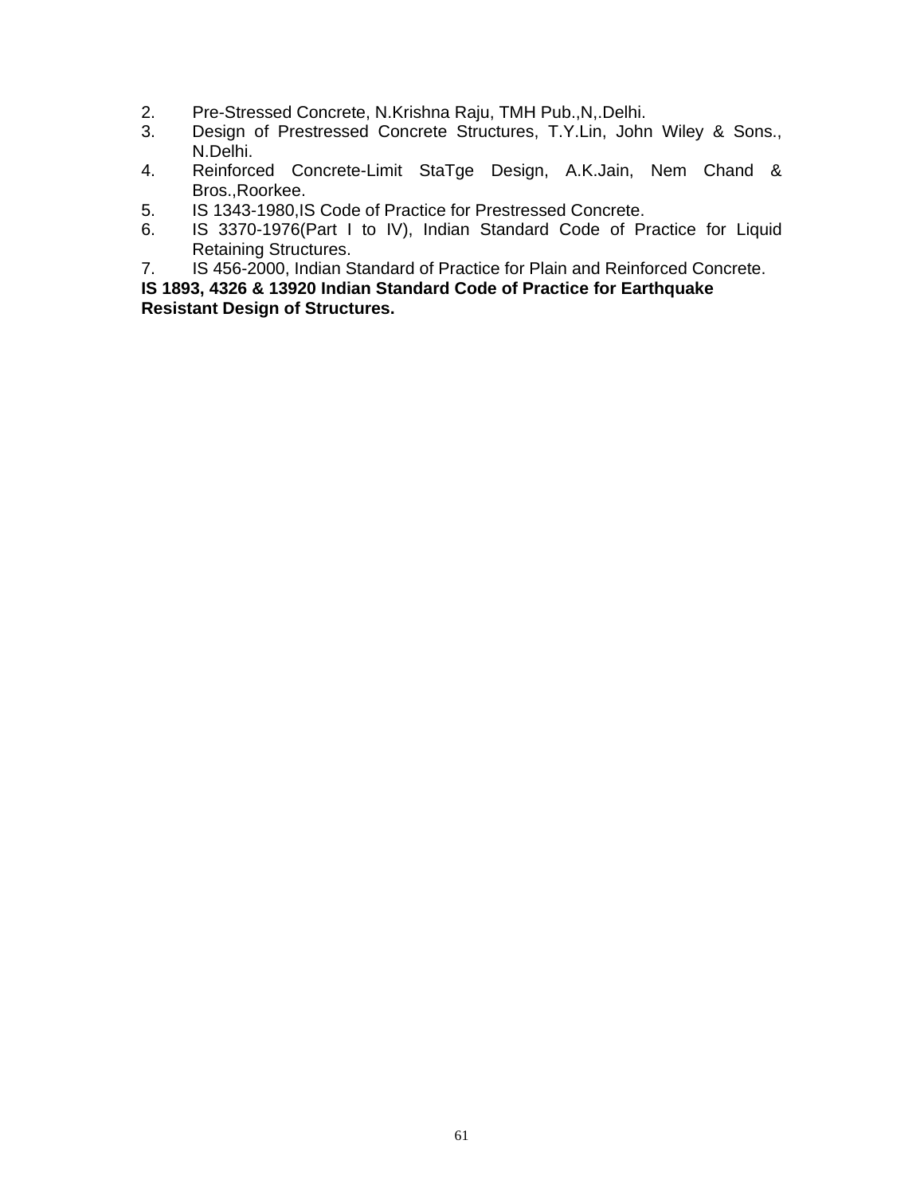2. Pre-Stressed Concrete, N.Krishna Raju, TMH Pub.,N,.Delhi.
3. Design of Prestressed Concrete Structures, T.Y.Lin, John Wiley & Sons., N.Delhi.
4. Reinforced Concrete-Limit StaTge Design, A.K.Jain, Nem Chand & Bros.,Roorkee.
5. IS 1343-1980,IS Code of Practice for Prestressed Concrete.
6. IS 3370-1976(Part I to IV), Indian Standard Code of Practice for Liquid Retaining Structures.
7. IS 456-2000, Indian Standard of Practice for Plain and Reinforced Concrete.

**IS 1893, 4326 & 13920 Indian Standard Code of Practice for Earthquake Resistant Design of Structures.**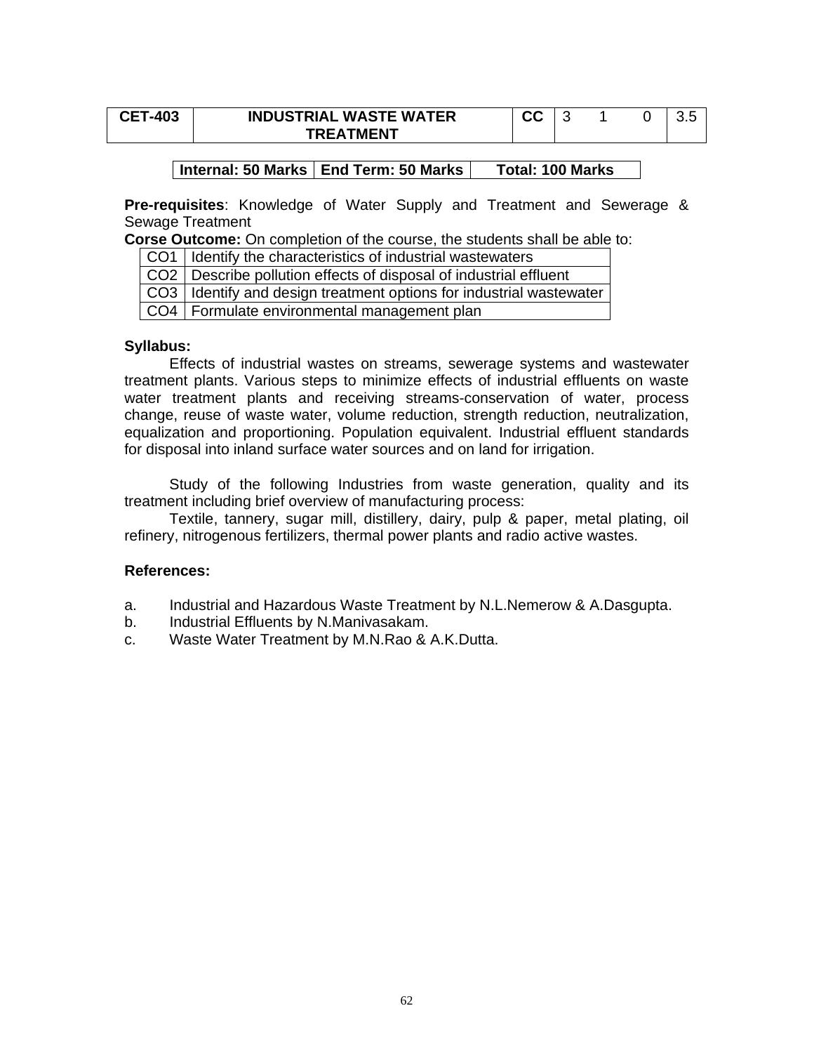| CET-403 | INDUSTRIAL WASTE WATER TREATMENT | CC | 3 | 1 | 0 | 3.5 |
|---|---|---|---|---|---|---|

| Internal: 50 Marks | End Term: 50 Marks | Total: 100 Marks |
|---|---|---|

**Pre-requisites**: Knowledge of Water Supply and Treatment and Sewerage & Sewage Treatment

**Corse Outcome:** On completion of the course, the students shall be able to:

| | |
|---|---|
| CO1 | Identify the characteristics of industrial wastewaters |
| CO2 | Describe pollution effects of disposal of industrial effluent |
| CO3 | Identify and design treatment options for industrial wastewater |
| CO4 | Formulate environmental management plan |

**Syllabus:**

Effects of industrial wastes on streams, sewerage systems and wastewater treatment plants. Various steps to minimize effects of industrial effluents on waste water treatment plants and receiving streams-conservation of water, process change, reuse of waste water, volume reduction, strength reduction, neutralization, equalization and proportioning. Population equivalent. Industrial effluent standards for disposal into inland surface water sources and on land for irrigation.

Study of the following Industries from waste generation, quality and its treatment including brief overview of manufacturing process:

Textile, tannery, sugar mill, distillery, dairy, pulp & paper, metal plating, oil refinery, nitrogenous fertilizers, thermal power plants and radio active wastes.

**References:**

a. Industrial and Hazardous Waste Treatment by N.L.Nemerow & A.Dasgupta.
b. Industrial Effluents by N.Manivasakam.
c. Waste Water Treatment by M.N.Rao & A.K.Dutta.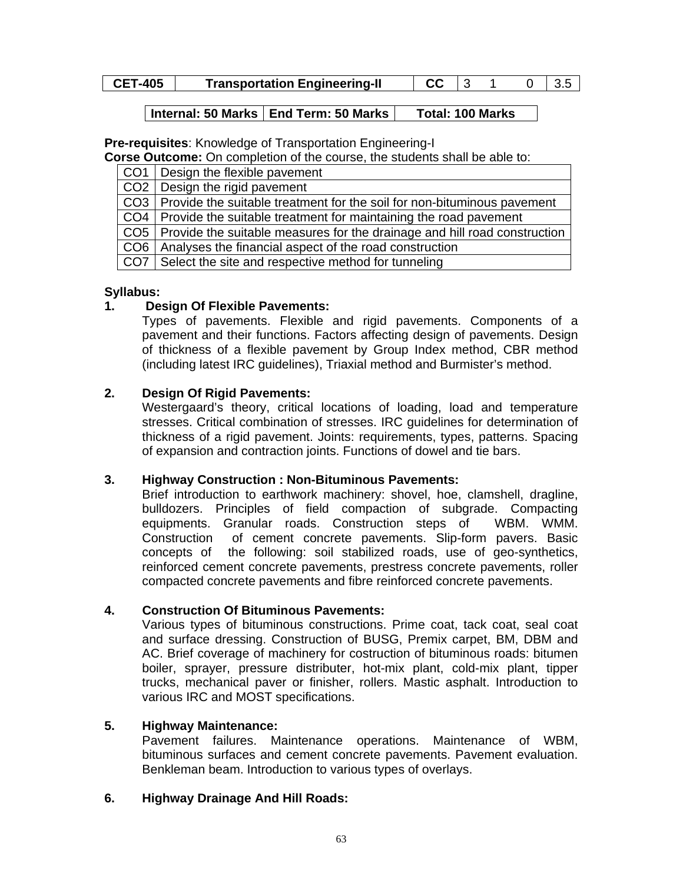| CET-405 | Transportation Engineering-II | CC | 3 | 1 | 0 | 3.5 |
|---|---|---|---|---|---|---|

| Internal: 50 Marks | End Term: 50 Marks | Total: 100 Marks |
|---|---|---|

**Pre-requisites**: Knowledge of Transportation Engineering-I

**Corse Outcome:** On completion of the course, the students shall be able to:

| | |
|---|---|
| CO1 | Design the flexible pavement |
| CO2 | Design the rigid pavement |
| CO3 | Provide the suitable treatment for the soil for non-bituminous pavement |
| CO4 | Provide the suitable treatment for maintaining the road pavement |
| CO5 | Provide the suitable measures for the drainage and hill road construction |
| CO6 | Analyses the financial aspect of the road construction |
| CO7 | Select the site and respective method for tunneling |

**Syllabus:**

**1. Design Of Flexible Pavements:**

Types of pavements. Flexible and rigid pavements. Components of a pavement and their functions. Factors affecting design of pavements. Design of thickness of a flexible pavement by Group Index method, CBR method (including latest IRC guidelines), Triaxial method and Burmister's method.

**2. Design Of Rigid Pavements:**

Westergaard's theory, critical locations of loading, load and temperature stresses. Critical combination of stresses. IRC guidelines for determination of thickness of a rigid pavement. Joints: requirements, types, patterns. Spacing of expansion and contraction joints. Functions of dowel and tie bars.

**3. Highway Construction : Non-Bituminous Pavements:**

Brief introduction to earthwork machinery: shovel, hoe, clamshell, dragline, bulldozers. Principles of field compaction of subgrade. Compacting equipments. Granular roads. Construction steps of WBM. WMM. Construction of cement concrete pavements. Slip-form pavers. Basic concepts of the following: soil stabilized roads, use of geo-synthetics, reinforced cement concrete pavements, prestress concrete pavements, roller compacted concrete pavements and fibre reinforced concrete pavements.

**4. Construction Of Bituminous Pavements:**

Various types of bituminous constructions. Prime coat, tack coat, seal coat and surface dressing. Construction of BUSG, Premix carpet, BM, DBM and AC. Brief coverage of machinery for costruction of bituminous roads: bitumen boiler, sprayer, pressure distributer, hot-mix plant, cold-mix plant, tipper trucks, mechanical paver or finisher, rollers. Mastic asphalt. Introduction to various IRC and MOST specifications.

**5. Highway Maintenance:**

Pavement failures. Maintenance operations. Maintenance of WBM, bituminous surfaces and cement concrete pavements. Pavement evaluation. Benkleman beam. Introduction to various types of overlays.

**6. Highway Drainage And Hill Roads:**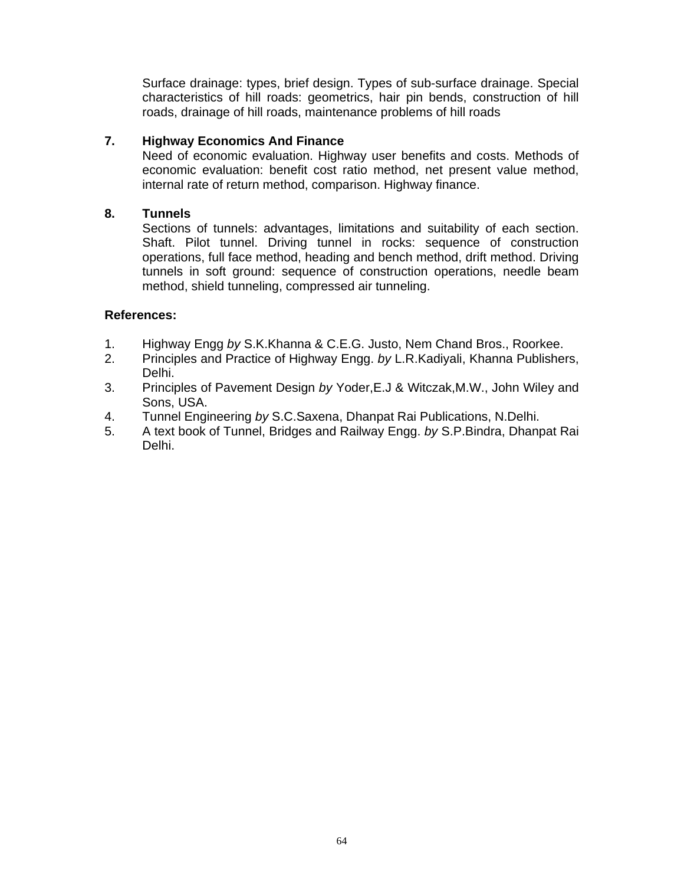Surface drainage: types, brief design. Types of sub-surface drainage. Special characteristics of hill roads: geometrics, hair pin bends, construction of hill roads, drainage of hill roads, maintenance problems of hill roads

**7. Highway Economics And Finance**

Need of economic evaluation. Highway user benefits and costs. Methods of economic evaluation: benefit cost ratio method, net present value method, internal rate of return method, comparison. Highway finance.

**8. Tunnels**

Sections of tunnels: advantages, limitations and suitability of each section. Shaft. Pilot tunnel. Driving tunnel in rocks: sequence of construction operations, full face method, heading and bench method, drift method. Driving tunnels in soft ground: sequence of construction operations, needle beam method, shield tunneling, compressed air tunneling.

**References:**

1. Highway Engg *by* S.K.Khanna & C.E.G. Justo, Nem Chand Bros., Roorkee.
2. Principles and Practice of Highway Engg. *by* L.R.Kadiyali, Khanna Publishers, Delhi.
3. Principles of Pavement Design *by* Yoder,E.J & Witczak,M.W., John Wiley and Sons, USA.
4. Tunnel Engineering *by* S.C.Saxena, Dhanpat Rai Publications, N.Delhi.
5. A text book of Tunnel, Bridges and Railway Engg. *by* S.P.Bindra, Dhanpat Rai Delhi.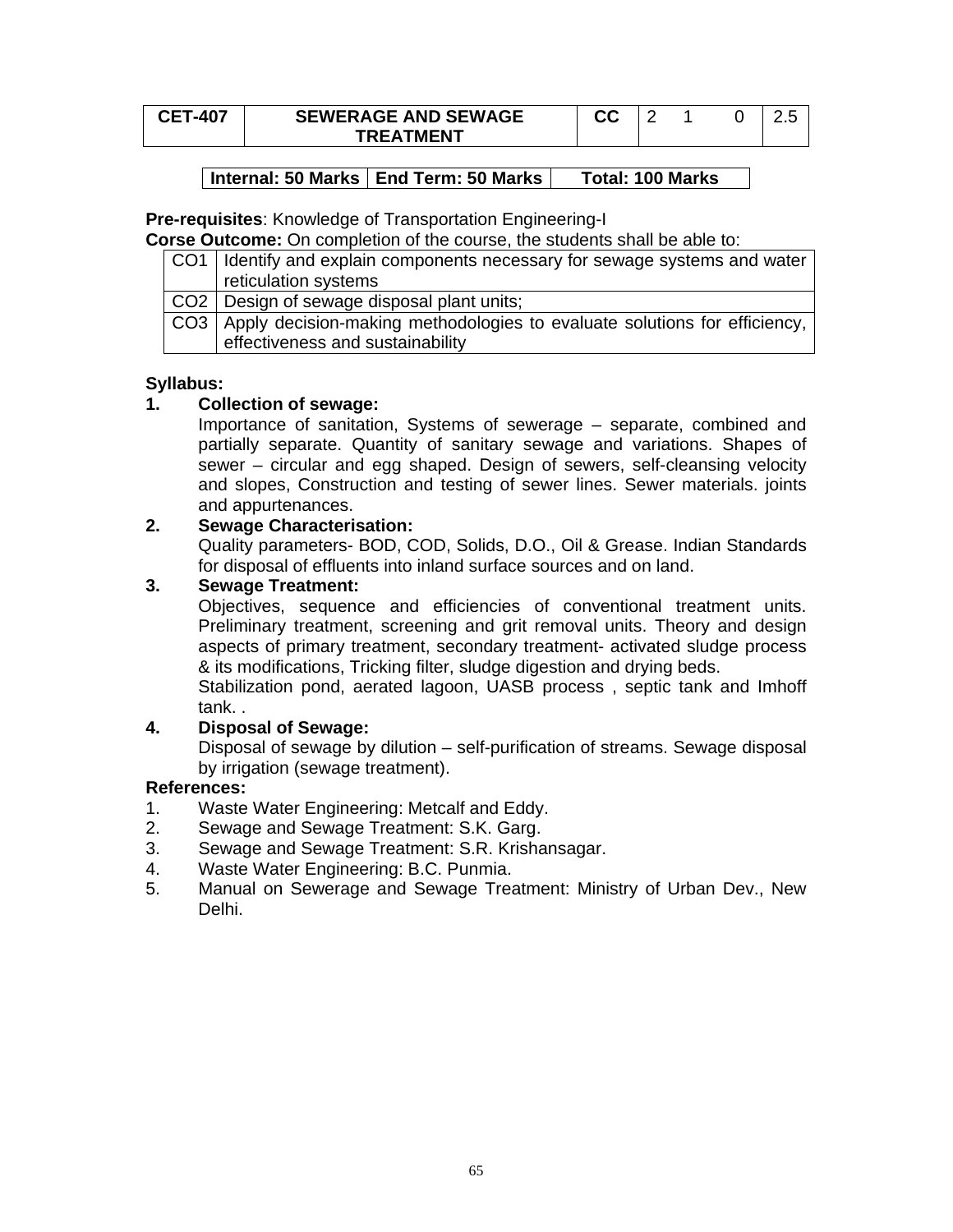| CET-407 | SEWERAGE AND SEWAGE TREATMENT | CC | 2 | 1 | 0 | 2.5 |
|---|---|---|---|---|---|---|

| Internal: 50 Marks | End Term: 50 Marks | Total: 100 Marks |
|---|---|---|

**Pre-requisites**: Knowledge of Transportation Engineering-I

**Corse Outcome:** On completion of the course, the students shall be able to:

| | |
|---|---|
| CO1 | Identify and explain components necessary for sewage systems and water reticulation systems |
| CO2 | Design of sewage disposal plant units; |
| CO3 | Apply decision-making methodologies to evaluate solutions for efficiency, effectiveness and sustainability |

**Syllabus:**

1. **Collection of sewage:**
   Importance of sanitation, Systems of sewerage – separate, combined and partially separate. Quantity of sanitary sewage and variations. Shapes of sewer – circular and egg shaped. Design of sewers, self-cleansing velocity and slopes, Construction and testing of sewer lines. Sewer materials. joints and appurtenances.

2. **Sewage Characterisation:**
   Quality parameters- BOD, COD, Solids, D.O., Oil & Grease. Indian Standards for disposal of effluents into inland surface sources and on land.

3. **Sewage Treatment:**
   Objectives, sequence and efficiencies of conventional treatment units. Preliminary treatment, screening and grit removal units. Theory and design aspects of primary treatment, secondary treatment- activated sludge process & its modifications, Tricking filter, sludge digestion and drying beds.
   Stabilization pond, aerated lagoon, UASB process , septic tank and Imhoff tank. .

4. **Disposal of Sewage:**
   Disposal of sewage by dilution – self-purification of streams. Sewage disposal by irrigation (sewage treatment).

**References:**

1. Waste Water Engineering: Metcalf and Eddy.
2. Sewage and Sewage Treatment: S.K. Garg.
3. Sewage and Sewage Treatment: S.R. Krishansagar.
4. Waste Water Engineering: B.C. Punmia.
5. Manual on Sewerage and Sewage Treatment: Ministry of Urban Dev., New Delhi.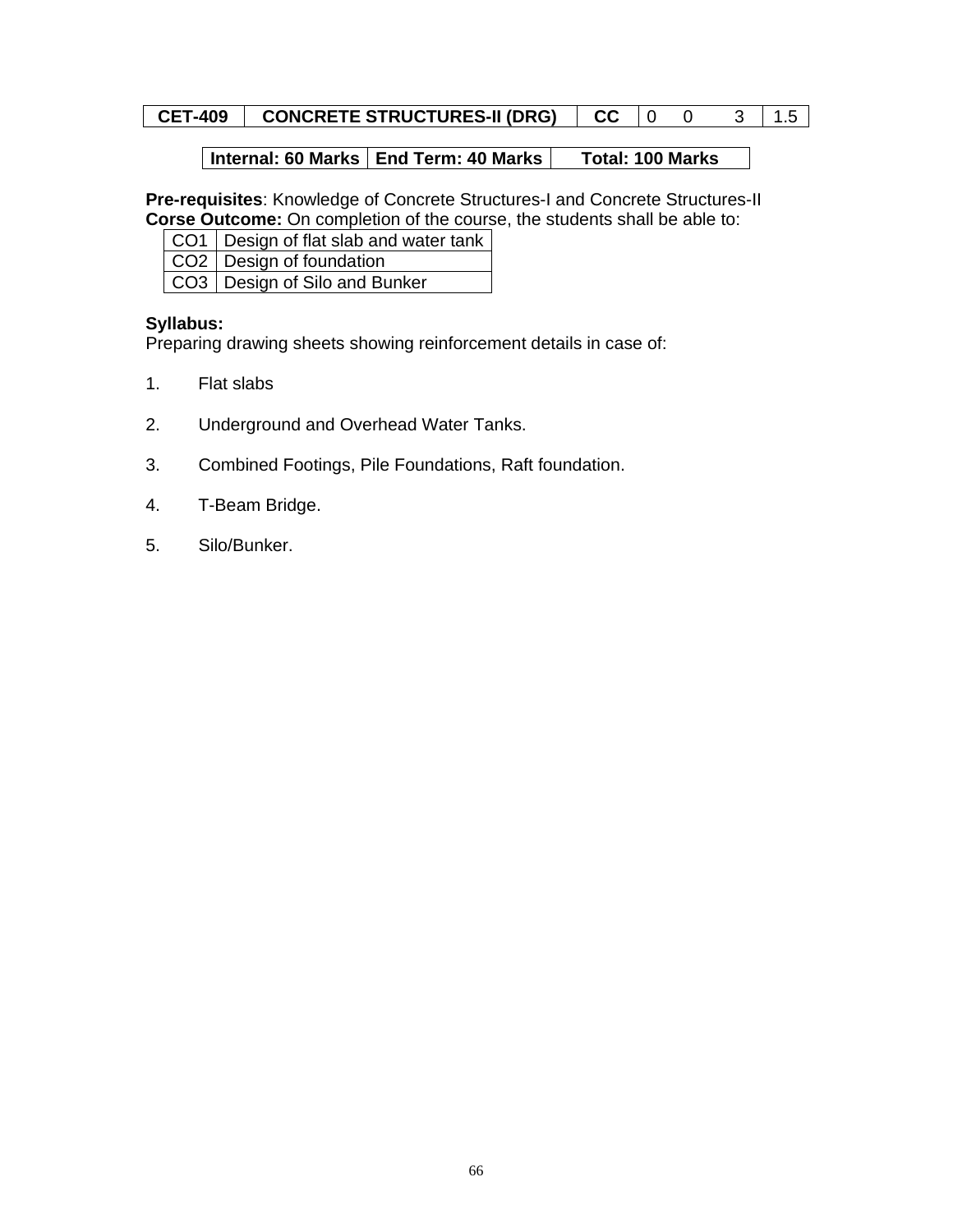| CET-409 | CONCRETE STRUCTURES-II (DRG) | CC | 0 | 0 | 3 | 1.5 |
|---|---|---|---|---|---|---|

| Internal: 60 Marks | End Term: 40 Marks | Total: 100 Marks |
|---|---|---|

**Pre-requisites**: Knowledge of Concrete Structures-I and Concrete Structures-II
**Corse Outcome:** On completion of the course, the students shall be able to:

| CO1 | Design of flat slab and water tank |
|---|---|
| CO2 | Design of foundation |
| CO3 | Design of Silo and Bunker |

**Syllabus:**
Preparing drawing sheets showing reinforcement details in case of:

1. Flat slabs
2. Underground and Overhead Water Tanks.
3. Combined Footings, Pile Foundations, Raft foundation.
4. T-Beam Bridge.
5. Silo/Bunker.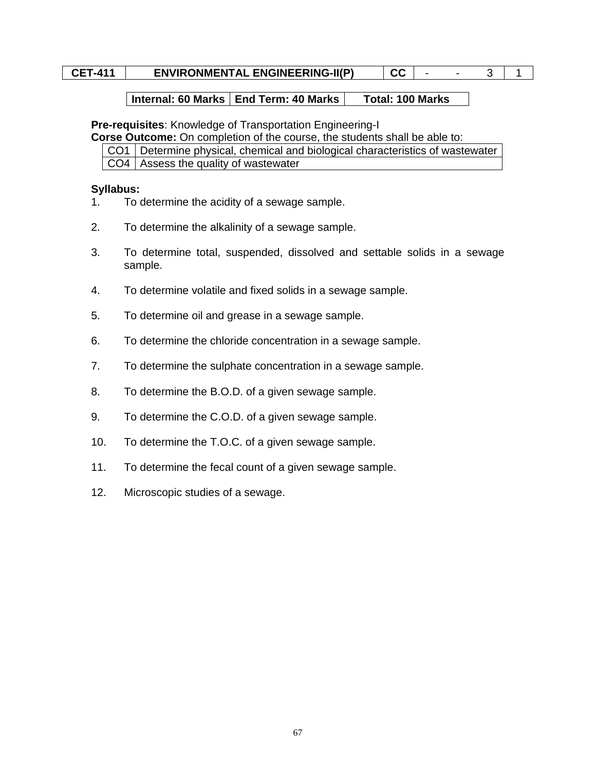| CET-411 | ENVIRONMENTAL ENGINEERING-II(P) | CC | - | - | 3 | 1 |
|---|---|---|---|---|---|---|

| Internal: 60 Marks | End Term: 40 Marks | Total: 100 Marks |
|---|---|---|

**Pre-requisites**: Knowledge of Transportation Engineering-I

**Corse Outcome:** On completion of the course, the students shall be able to:

| CO1 | Determine physical, chemical and biological characteristics of wastewater |
|---|---|
| CO4 | Assess the quality of wastewater |

**Syllabus:**

1. To determine the acidity of a sewage sample.
2. To determine the alkalinity of a sewage sample.
3. To determine total, suspended, dissolved and settable solids in a sewage sample.
4. To determine volatile and fixed solids in a sewage sample.
5. To determine oil and grease in a sewage sample.
6. To determine the chloride concentration in a sewage sample.
7. To determine the sulphate concentration in a sewage sample.
8. To determine the B.O.D. of a given sewage sample.
9. To determine the C.O.D. of a given sewage sample.
10. To determine the T.O.C. of a given sewage sample.
11. To determine the fecal count of a given sewage sample.
12. Microscopic studies of a sewage.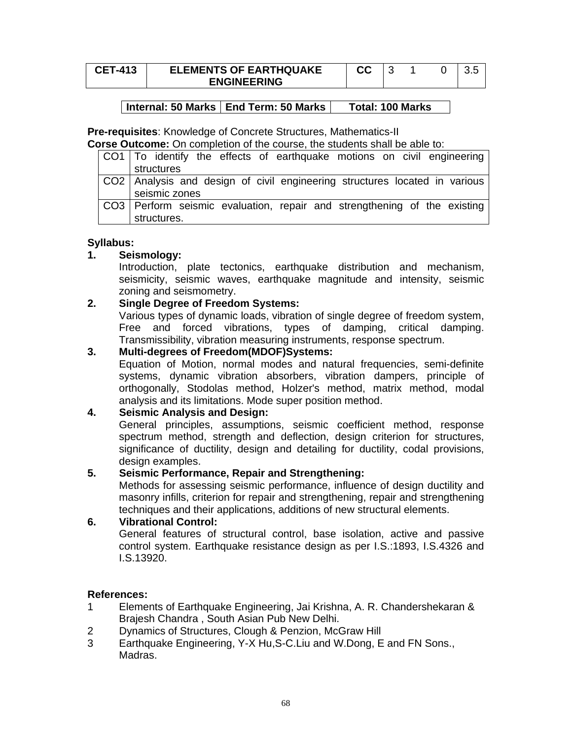| CET-413 | ELEMENTS OF EARTHQUAKE ENGINEERING | CC | 3 | 1 | 0 | 3.5 |
|---|---|---|---|---|---|---|

| Internal: 50 Marks | End Term: 50 Marks | Total: 100 Marks |
|---|---|---|

**Pre-requisites**: Knowledge of Concrete Structures, Mathematics-II

**Corse Outcome:** On completion of the course, the students shall be able to:

| | |
|---|---|
| CO1 | To identify the effects of earthquake motions on civil engineering structures |
| CO2 | Analysis and design of civil engineering structures located in various seismic zones |
| CO3 | Perform seismic evaluation, repair and strengthening of the existing structures. |

**Syllabus:**

1. **Seismology:**
   Introduction, plate tectonics, earthquake distribution and mechanism, seismicity, seismic waves, earthquake magnitude and intensity, seismic zoning and seismometry.

2. **Single Degree of Freedom Systems:**
   Various types of dynamic loads, vibration of single degree of freedom system, Free and forced vibrations, types of damping, critical damping. Transmissibility, vibration measuring instruments, response spectrum.

3. **Multi-degrees of Freedom(MDOF)Systems:**
   Equation of Motion, normal modes and natural frequencies, semi-definite systems, dynamic vibration absorbers, vibration dampers, principle of orthogonally, Stodolas method, Holzer's method, matrix method, modal analysis and its limitations. Mode super position method.

4. **Seismic Analysis and Design:**
   General principles, assumptions, seismic coefficient method, response spectrum method, strength and deflection, design criterion for structures, significance of ductility, design and detailing for ductility, codal provisions, design examples.

5. **Seismic Performance, Repair and Strengthening:**
   Methods for assessing seismic performance, influence of design ductility and masonry infills, criterion for repair and strengthening, repair and strengthening techniques and their applications, additions of new structural elements.

6. **Vibrational Control:**
   General features of structural control, base isolation, active and passive control system. Earthquake resistance design as per I.S.:1893, I.S.4326 and I.S.13920.

**References:**

1. Elements of Earthquake Engineering, Jai Krishna, A. R. Chandershekaran & Brajesh Chandra , South Asian Pub New Delhi.
2. Dynamics of Structures, Clough & Penzion, McGraw Hill
3. Earthquake Engineering, Y-X Hu,S-C.Liu and W.Dong, E and FN Sons., Madras.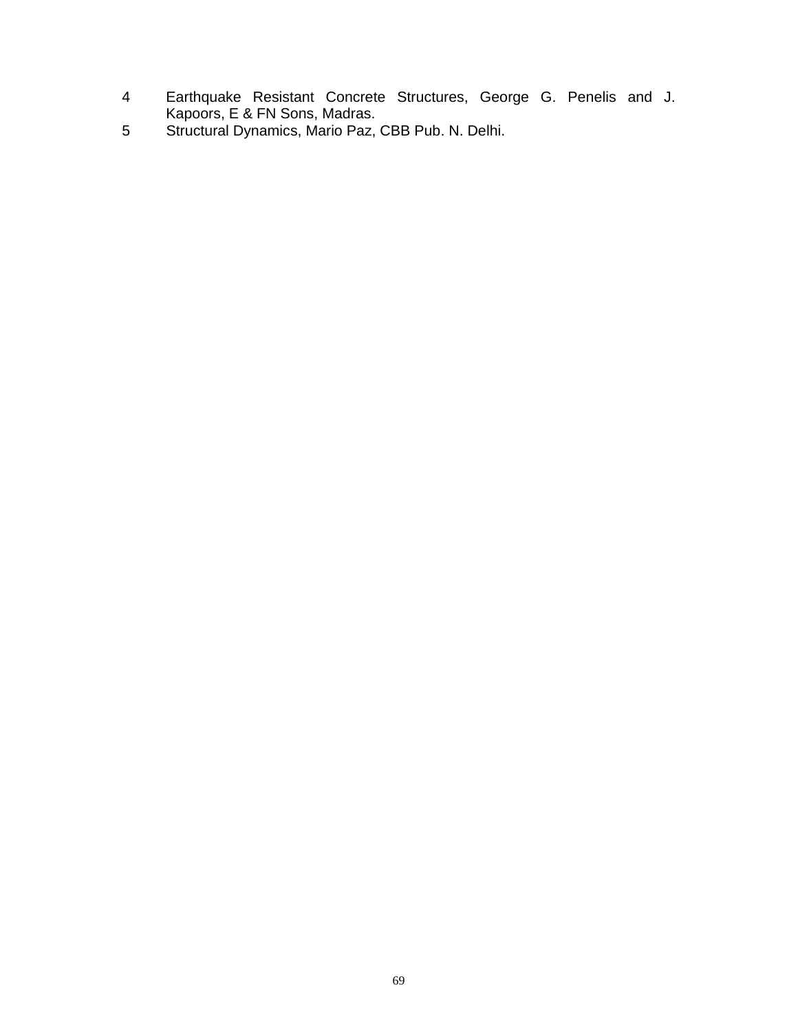4. Earthquake Resistant Concrete Structures, George G. Penelis and J. Kapoors, E & FN Sons, Madras.
5. Structural Dynamics, Mario Paz, CBB Pub. N. Delhi.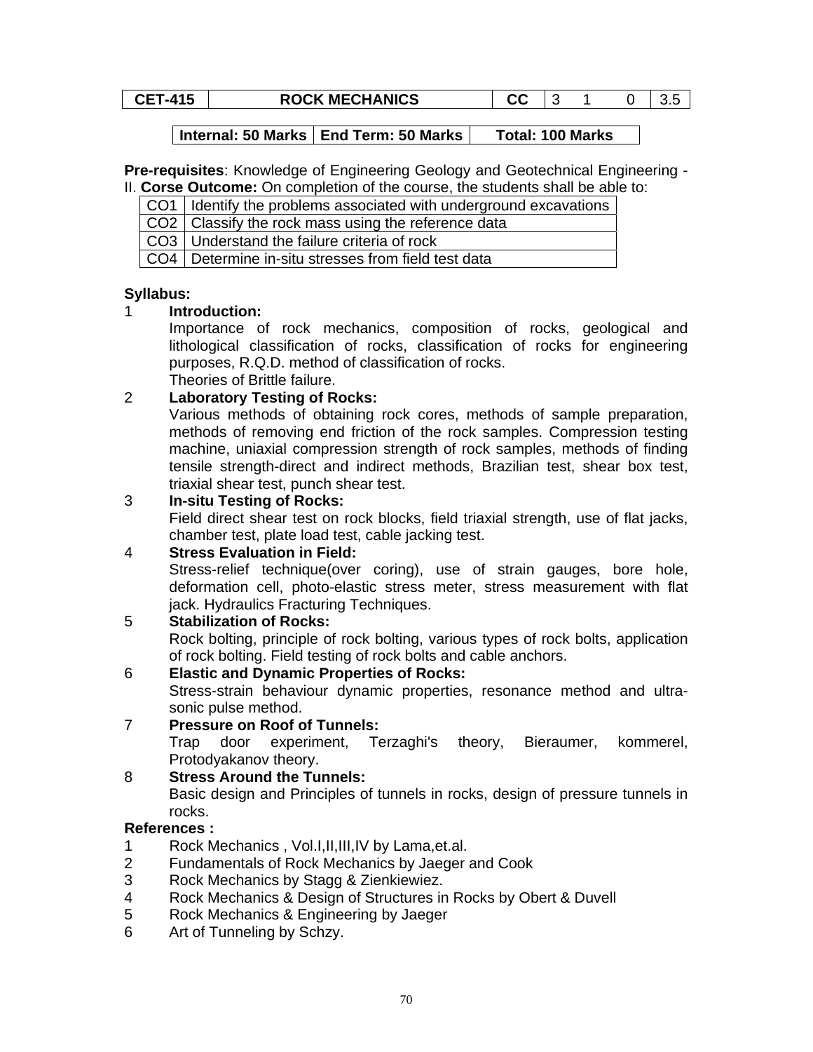| CET-415 | ROCK MECHANICS | CC | 3 | 1 | 0 | 3.5 |
|---|---|---|---|---|---|---|

| Internal: 50 Marks | End Term: 50 Marks | Total: 100 Marks |
|---|---|---|

**Pre-requisites**: Knowledge of Engineering Geology and Geotechnical Engineering - II. **Corse Outcome:** On completion of the course, the students shall be able to:

| CO1 | Identify the problems associated with underground excavations |
|---|---|
| CO2 | Classify the rock mass using the reference data |
| CO3 | Understand the failure criteria of rock |
| CO4 | Determine in-situ stresses from field test data |

**Syllabus:**

1 **Introduction:**
Importance of rock mechanics, composition of rocks, geological and lithological classification of rocks, classification of rocks for engineering purposes, R.Q.D. method of classification of rocks.
Theories of Brittle failure.

2 **Laboratory Testing of Rocks:**
Various methods of obtaining rock cores, methods of sample preparation, methods of removing end friction of the rock samples. Compression testing machine, uniaxial compression strength of rock samples, methods of finding tensile strength-direct and indirect methods, Brazilian test, shear box test, triaxial shear test, punch shear test.

3 **In-situ Testing of Rocks:**
Field direct shear test on rock blocks, field triaxial strength, use of flat jacks, chamber test, plate load test, cable jacking test.

4 **Stress Evaluation in Field:**
Stress-relief technique(over coring), use of strain gauges, bore hole, deformation cell, photo-elastic stress meter, stress measurement with flat jack. Hydraulics Fracturing Techniques.

5 **Stabilization of Rocks:**
Rock bolting, principle of rock bolting, various types of rock bolts, application of rock bolting. Field testing of rock bolts and cable anchors.

6 **Elastic and Dynamic Properties of Rocks:**
Stress-strain behaviour dynamic properties, resonance method and ultra-sonic pulse method.

7 **Pressure on Roof of Tunnels:**
Trap door experiment, Terzaghi's theory, Bieraumer, kommerel, Protodyakanov theory.

8 **Stress Around the Tunnels:**
Basic design and Principles of tunnels in rocks, design of pressure tunnels in rocks.

**References :**

1 Rock Mechanics , Vol.I,II,III,IV by Lama,et.al.
2 Fundamentals of Rock Mechanics by Jaeger and Cook
3 Rock Mechanics by Stagg & Zienkiewiez.
4 Rock Mechanics & Design of Structures in Rocks by Obert & Duvell
5 Rock Mechanics & Engineering by Jaeger
6 Art of Tunneling by Schzy.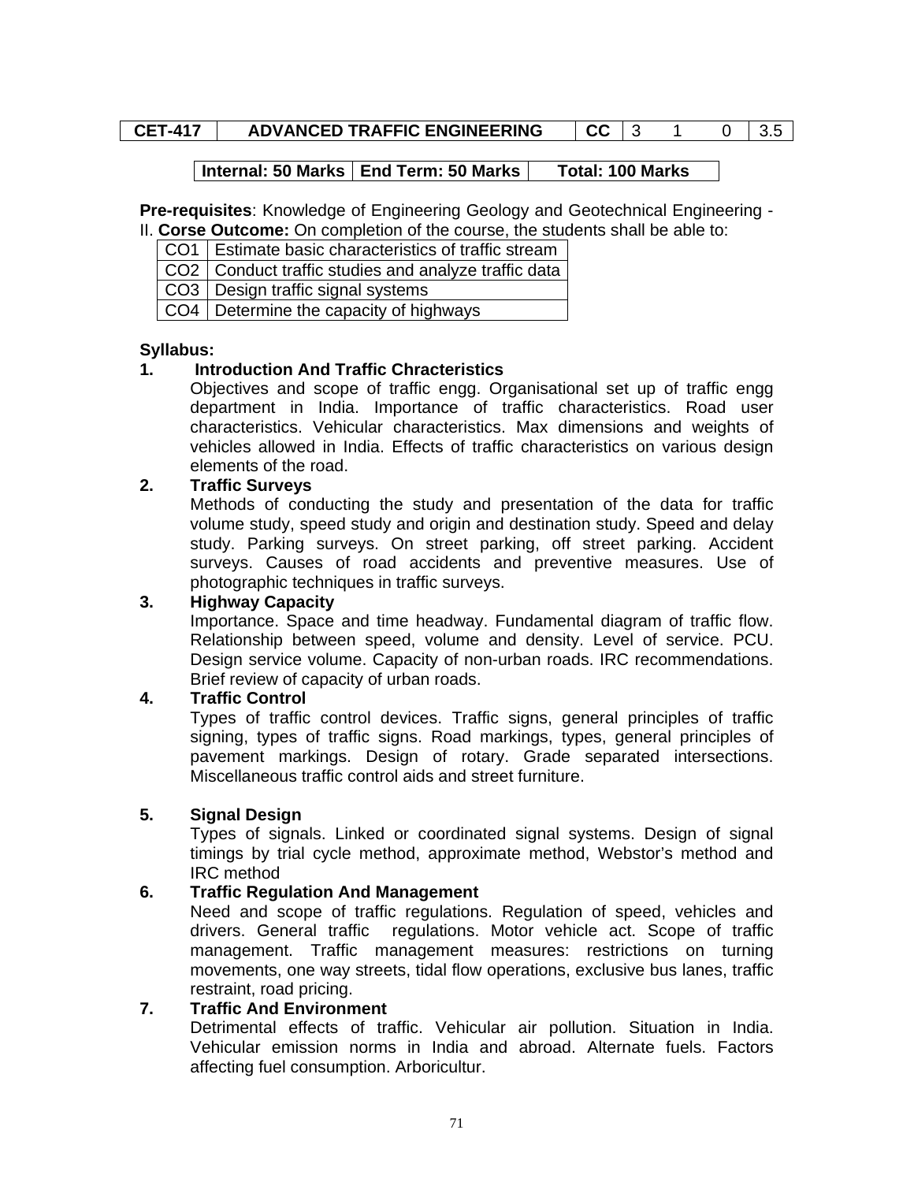| CET-417 | ADVANCED TRAFFIC ENGINEERING | CC | 3 | 1 | 0 | 3.5 |
|---|---|---|---|---|---|---|

| Internal: 50 Marks | End Term: 50 Marks | Total: 100 Marks |
|---|---|---|

**Pre-requisites**: Knowledge of Engineering Geology and Geotechnical Engineering - II. **Corse Outcome:** On completion of the course, the students shall be able to:

| | |
|---|---|
| CO1 | Estimate basic characteristics of traffic stream |
| CO2 | Conduct traffic studies and analyze traffic data |
| CO3 | Design traffic signal systems |
| CO4 | Determine the capacity of highways |

**Syllabus:**

**1. Introduction And Traffic Chracteristics**

Objectives and scope of traffic engg. Organisational set up of traffic engg department in India. Importance of traffic characteristics. Road user characteristics. Vehicular characteristics. Max dimensions and weights of vehicles allowed in India. Effects of traffic characteristics on various design elements of the road.

**2. Traffic Surveys**

Methods of conducting the study and presentation of the data for traffic volume study, speed study and origin and destination study. Speed and delay study. Parking surveys. On street parking, off street parking. Accident surveys. Causes of road accidents and preventive measures. Use of photographic techniques in traffic surveys.

**3. Highway Capacity**

Importance. Space and time headway. Fundamental diagram of traffic flow. Relationship between speed, volume and density. Level of service. PCU. Design service volume. Capacity of non-urban roads. IRC recommendations. Brief review of capacity of urban roads.

**4. Traffic Control**

Types of traffic control devices. Traffic signs, general principles of traffic signing, types of traffic signs. Road markings, types, general principles of pavement markings. Design of rotary. Grade separated intersections. Miscellaneous traffic control aids and street furniture.

**5. Signal Design**

Types of signals. Linked or coordinated signal systems. Design of signal timings by trial cycle method, approximate method, Webstor's method and IRC method

**6. Traffic Regulation And Management**

Need and scope of traffic regulations. Regulation of speed, vehicles and drivers. General traffic regulations. Motor vehicle act. Scope of traffic management. Traffic management measures: restrictions on turning movements, one way streets, tidal flow operations, exclusive bus lanes, traffic restraint, road pricing.

**7. Traffic And Environment**

Detrimental effects of traffic. Vehicular air pollution. Situation in India. Vehicular emission norms in India and abroad. Alternate fuels. Factors affecting fuel consumption. Arboricultur.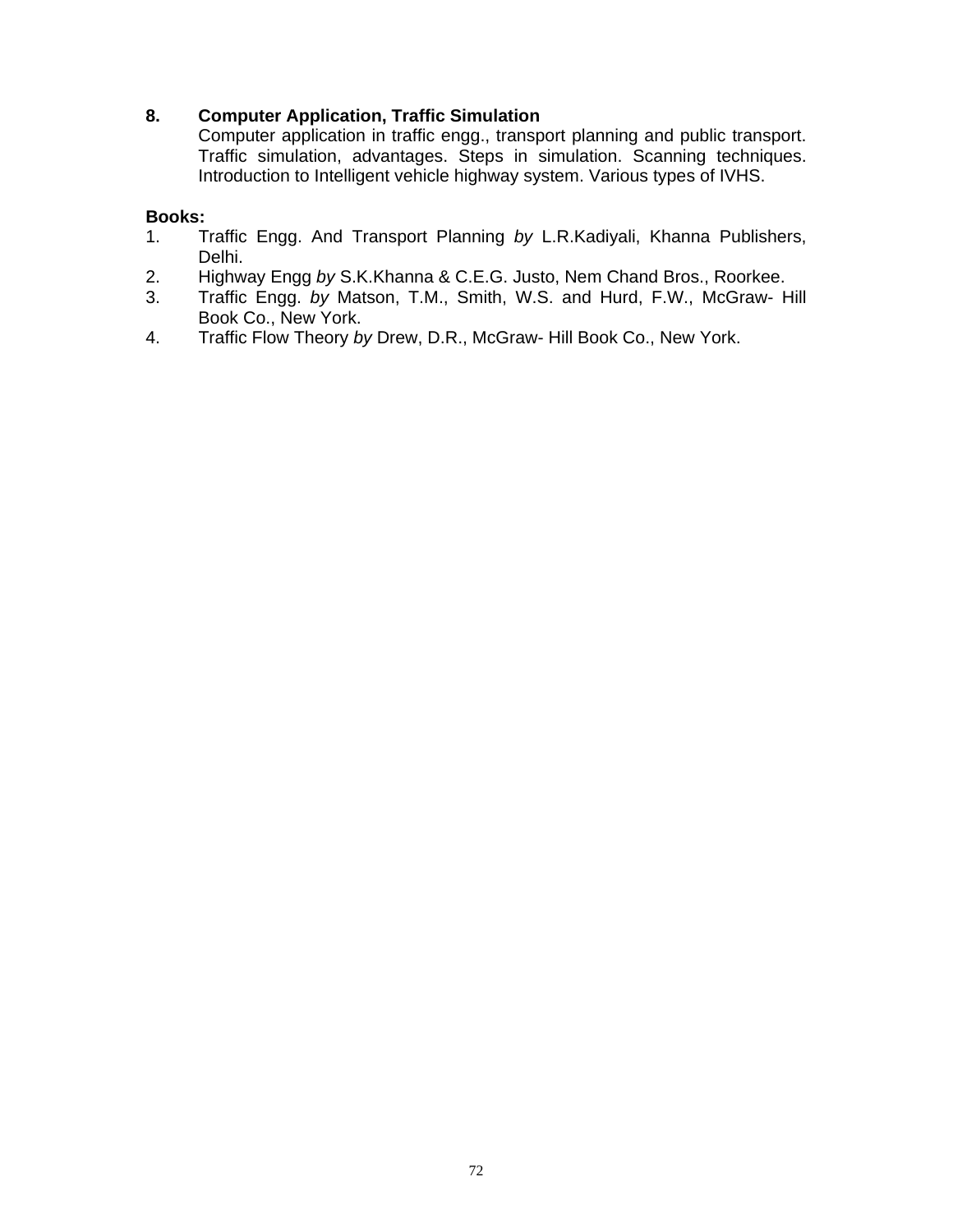**8. Computer Application, Traffic Simulation**

Computer application in traffic engg., transport planning and public transport. Traffic simulation, advantages. Steps in simulation. Scanning techniques. Introduction to Intelligent vehicle highway system. Various types of IVHS.

**Books:**

1. Traffic Engg. And Transport Planning *by* L.R.Kadiyali, Khanna Publishers, Delhi.
2. Highway Engg *by* S.K.Khanna & C.E.G. Justo, Nem Chand Bros., Roorkee.
3. Traffic Engg. *by* Matson, T.M., Smith, W.S. and Hurd, F.W., McGraw- Hill Book Co., New York.
4. Traffic Flow Theory *by* Drew, D.R., McGraw- Hill Book Co., New York.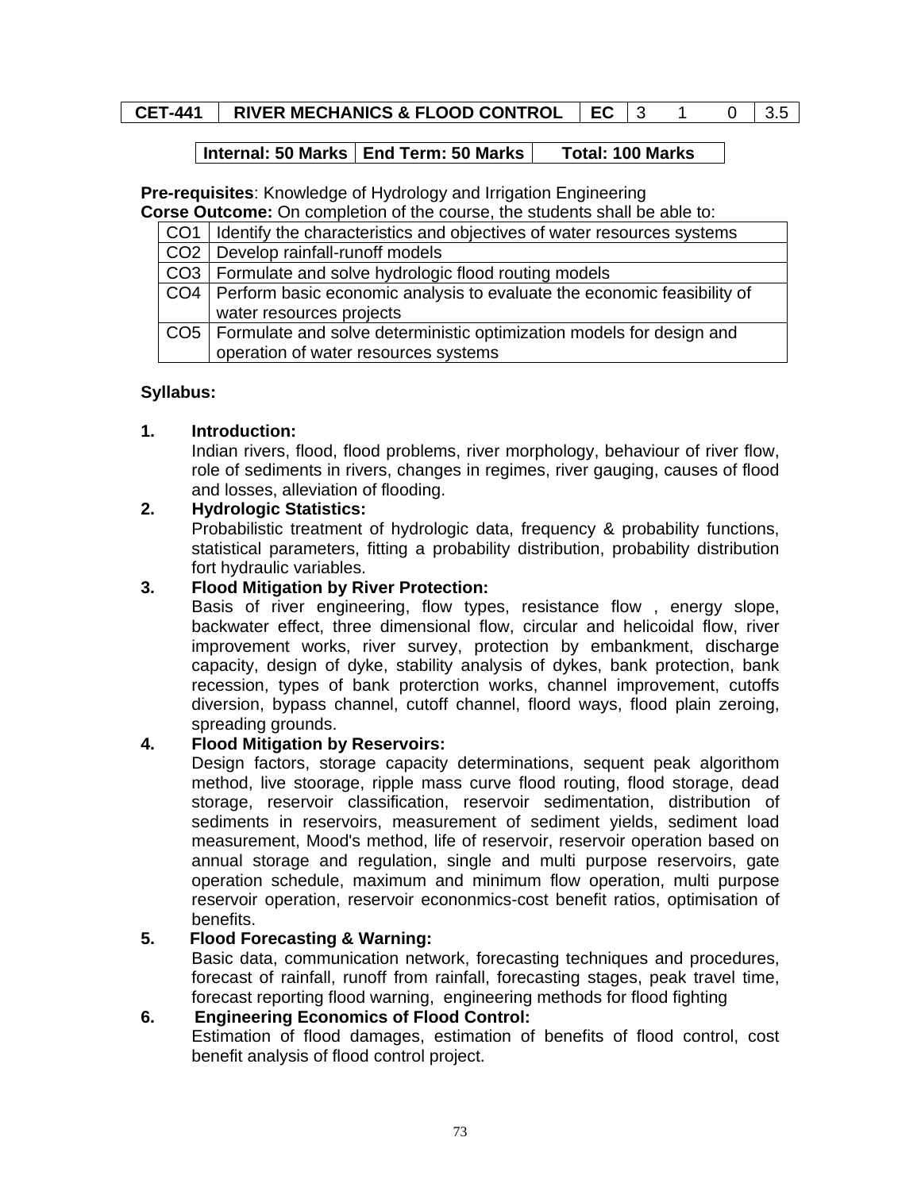| CET-441 | RIVER MECHANICS & FLOOD CONTROL | EC | 3 | 1 | 0 | 3.5 |
|---|---|---|---|---|---|---|

| Internal: 50 Marks | End Term: 50 Marks | Total: 100 Marks |
|---|---|---|

**Pre-requisites**: Knowledge of Hydrology and Irrigation Engineering

**Corse Outcome:** On completion of the course, the students shall be able to:

| | |
|---|---|
| CO1 | Identify the characteristics and objectives of water resources systems |
| CO2 | Develop rainfall-runoff models |
| CO3 | Formulate and solve hydrologic flood routing models |
| CO4 | Perform basic economic analysis to evaluate the economic feasibility of water resources projects |
| CO5 | Formulate and solve deterministic optimization models for design and operation of water resources systems |

**Syllabus:**

1. **Introduction:**
   Indian rivers, flood, flood problems, river morphology, behaviour of river flow, role of sediments in rivers, changes in regimes, river gauging, causes of flood and losses, alleviation of flooding.

2. **Hydrologic Statistics:**
   Probabilistic treatment of hydrologic data, frequency & probability functions, statistical parameters, fitting a probability distribution, probability distribution fort hydraulic variables.

3. **Flood Mitigation by River Protection:**
   Basis of river engineering, flow types, resistance flow , energy slope, backwater effect, three dimensional flow, circular and helicoidal flow, river improvement works, river survey, protection by embankment, discharge capacity, design of dyke, stability analysis of dykes, bank protection, bank recession, types of bank proterction works, channel improvement, cutoffs diversion, bypass channel, cutoff channel, floord ways, flood plain zeroing, spreading grounds.

4. **Flood Mitigation by Reservoirs:**
   Design factors, storage capacity determinations, sequent peak algorithom method, live stoorage, ripple mass curve flood routing, flood storage, dead storage, reservoir classification, reservoir sedimentation, distribution of sediments in reservoirs, measurement of sediment yields, sediment load measurement, Mood's method, life of reservoir, reservoir operation based on annual storage and regulation, single and multi purpose reservoirs, gate operation schedule, maximum and minimum flow operation, multi purpose reservoir operation, reservoir econonmics-cost benefit ratios, optimisation of benefits.

5. **Flood Forecasting & Warning:**
   Basic data, communication network, forecasting techniques and procedures, forecast of rainfall, runoff from rainfall, forecasting stages, peak travel time, forecast reporting flood warning, engineering methods for flood fighting

6. **Engineering Economics of Flood Control:**
   Estimation of flood damages, estimation of benefits of flood control, cost benefit analysis of flood control project.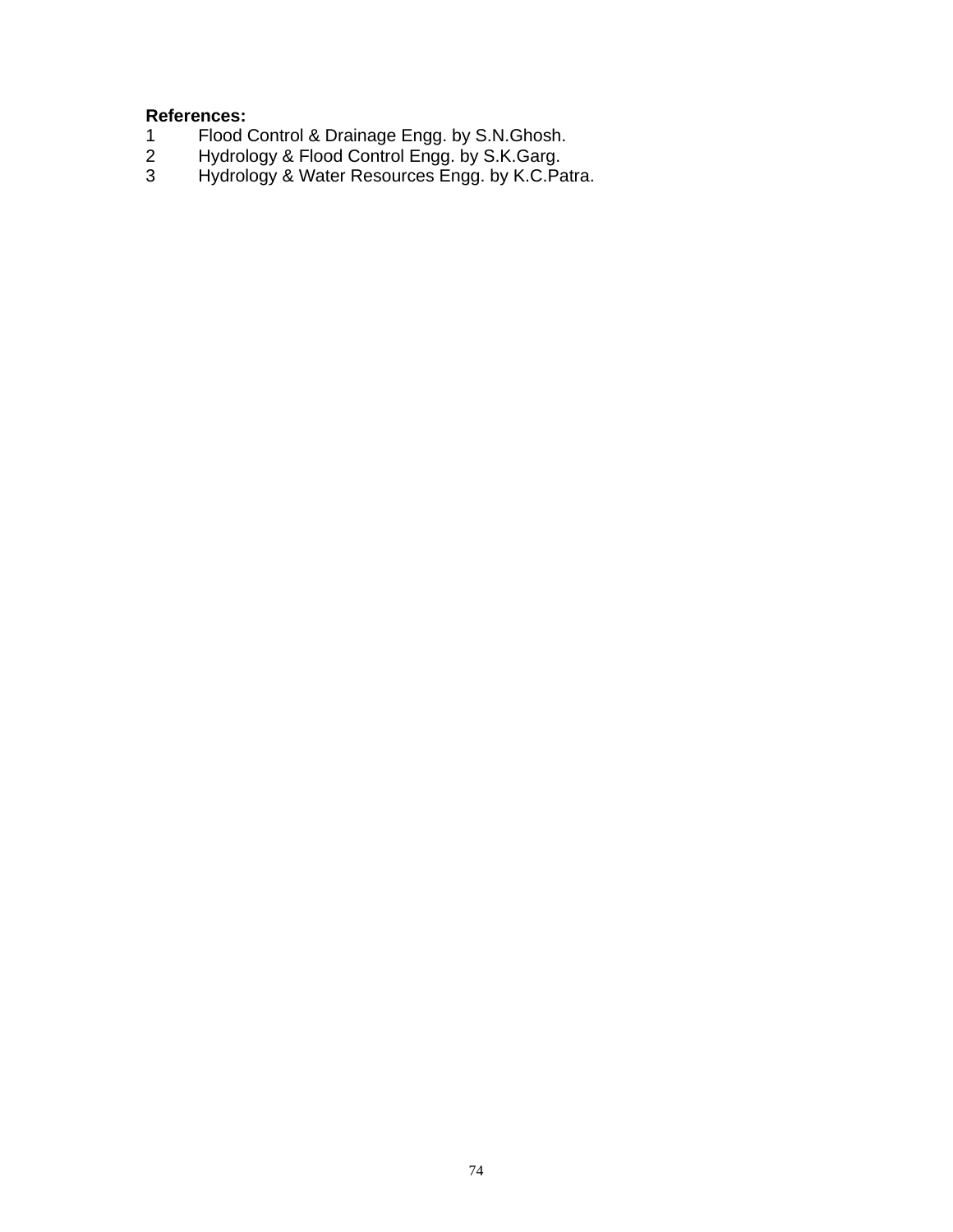**References:**

1. Flood Control & Drainage Engg. by S.N.Ghosh.
2. Hydrology & Flood Control Engg. by S.K.Garg.
3. Hydrology & Water Resources Engg. by K.C.Patra.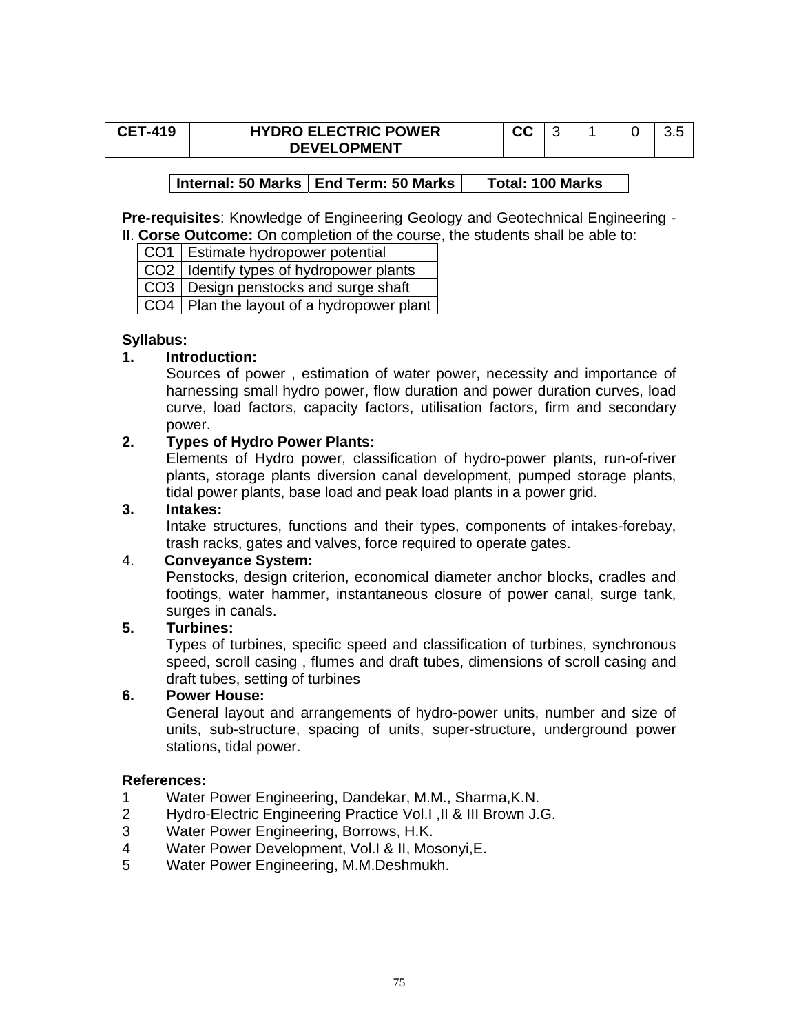| CET-419 | HYDRO ELECTRIC POWER DEVELOPMENT | CC | 3 | 1 | 0 | 3.5 |
|---|---|---|---|---|---|---|

| Internal: 50 Marks | End Term: 50 Marks | Total: 100 Marks |
|---|---|---|

**Pre-requisites**: Knowledge of Engineering Geology and Geotechnical Engineering - II. **Corse Outcome:** On completion of the course, the students shall be able to:

| CO1 | Estimate hydropower potential |
|---|---|
| CO2 | Identify types of hydropower plants |
| CO3 | Design penstocks and surge shaft |
| CO4 | Plan the layout of a hydropower plant |

**Syllabus:**

**1. Introduction:**

Sources of power , estimation of water power, necessity and importance of harnessing small hydro power, flow duration and power duration curves, load curve, load factors, capacity factors, utilisation factors, firm and secondary power.

**2. Types of Hydro Power Plants:**

Elements of Hydro power, classification of hydro-power plants, run-of-river plants, storage plants diversion canal development, pumped storage plants, tidal power plants, base load and peak load plants in a power grid.

**3. Intakes:**

Intake structures, functions and their types, components of intakes-forebay, trash racks, gates and valves, force required to operate gates.

4. **Conveyance System:**

Penstocks, design criterion, economical diameter anchor blocks, cradles and footings, water hammer, instantaneous closure of power canal, surge tank, surges in canals.

**5. Turbines:**

Types of turbines, specific speed and classification of turbines, synchronous speed, scroll casing , flumes and draft tubes, dimensions of scroll casing and draft tubes, setting of turbines

**6. Power House:**

General layout and arrangements of hydro-power units, number and size of units, sub-structure, spacing of units, super-structure, underground power stations, tidal power.

**References:**

1 Water Power Engineering, Dandekar, M.M., Sharma,K.N.
2 Hydro-Electric Engineering Practice Vol.I ,II & III Brown J.G.
3 Water Power Engineering, Borrows, H.K.
4 Water Power Development, Vol.I & II, Mosonyi,E.
5 Water Power Engineering, M.M.Deshmukh.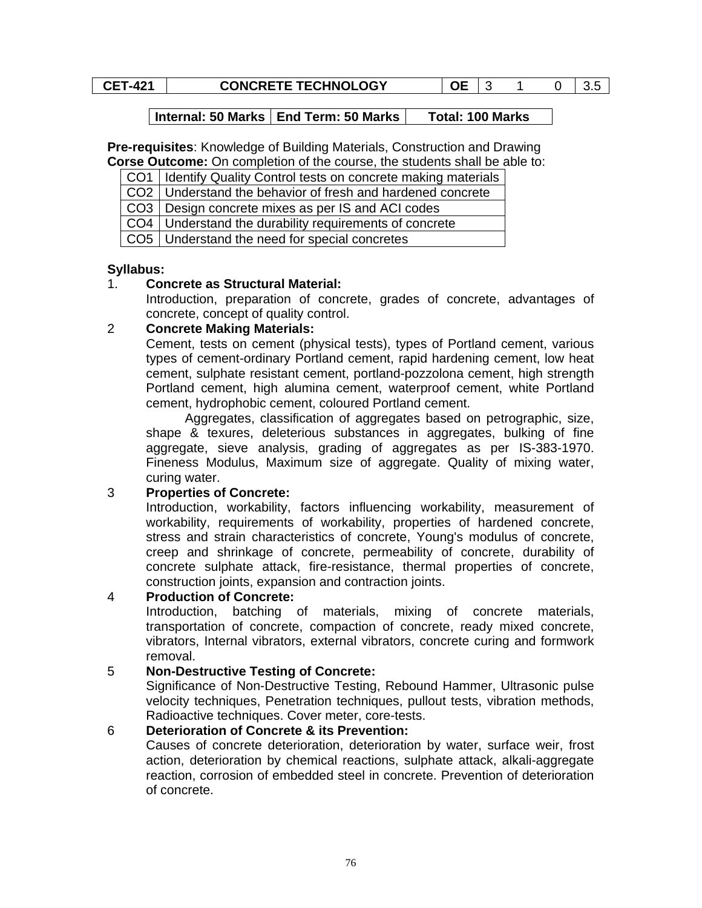| CET-421 | CONCRETE TECHNOLOGY | OE | 3 | 1 | 0 | 3.5 |
|---|---|---|---|---|---|---|

| Internal: 50 Marks | End Term: 50 Marks | Total: 100 Marks |
|---|---|---|

**Pre-requisites**: Knowledge of Building Materials, Construction and Drawing
**Corse Outcome:** On completion of the course, the students shall be able to:

| | |
|---|---|
| CO1 | Identify Quality Control tests on concrete making materials |
| CO2 | Understand the behavior of fresh and hardened concrete |
| CO3 | Design concrete mixes as per IS and ACI codes |
| CO4 | Understand the durability requirements of concrete |
| CO5 | Understand the need for special concretes |

**Syllabus:**

1. **Concrete as Structural Material:**
   Introduction, preparation of concrete, grades of concrete, advantages of concrete, concept of quality control.

2 **Concrete Making Materials:**
   Cement, tests on cement (physical tests), types of Portland cement, various types of cement-ordinary Portland cement, rapid hardening cement, low heat cement, sulphate resistant cement, portland-pozzolona cement, high strength Portland cement, high alumina cement, waterproof cement, white Portland cement, hydrophobic cement, coloured Portland cement.

   Aggregates, classification of aggregates based on petrographic, size, shape & texures, deleterious substances in aggregates, bulking of fine aggregate, sieve analysis, grading of aggregates as per IS-383-1970. Fineness Modulus, Maximum size of aggregate. Quality of mixing water, curing water.

3 **Properties of Concrete:**
   Introduction, workability, factors influencing workability, measurement of workability, requirements of workability, properties of hardened concrete, stress and strain characteristics of concrete, Young's modulus of concrete, creep and shrinkage of concrete, permeability of concrete, durability of concrete sulphate attack, fire-resistance, thermal properties of concrete, construction joints, expansion and contraction joints.

4 **Production of Concrete:**
   Introduction, batching of materials, mixing of concrete materials, transportation of concrete, compaction of concrete, ready mixed concrete, vibrators, Internal vibrators, external vibrators, concrete curing and formwork removal.

5 **Non-Destructive Testing of Concrete:**
   Significance of Non-Destructive Testing, Rebound Hammer, Ultrasonic pulse velocity techniques, Penetration techniques, pullout tests, vibration methods, Radioactive techniques. Cover meter, core-tests.

6 **Deterioration of Concrete & its Prevention:**
   Causes of concrete deterioration, deterioration by water, surface weir, frost action, deterioration by chemical reactions, sulphate attack, alkali-aggregate reaction, corrosion of embedded steel in concrete. Prevention of deterioration of concrete.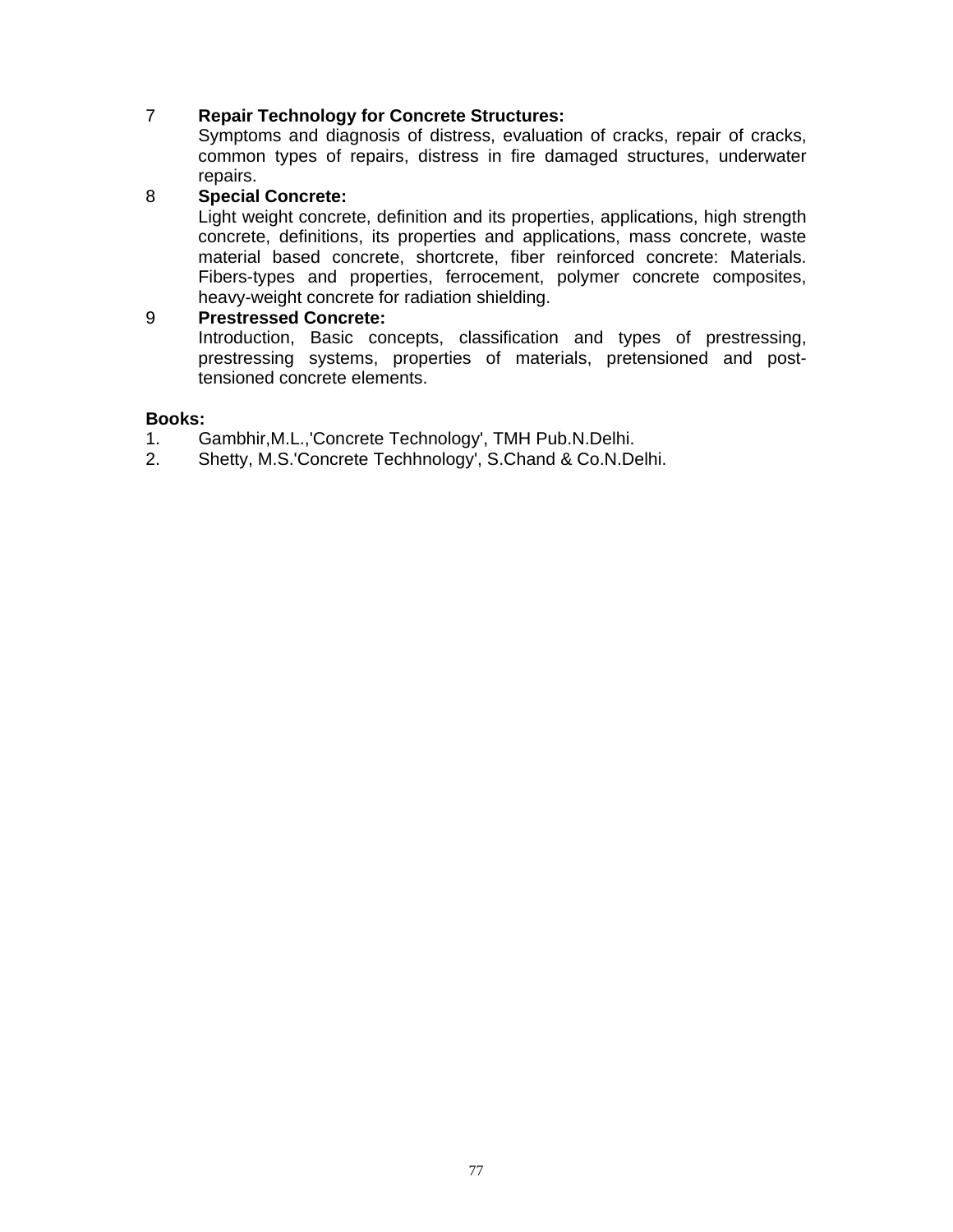7 **Repair Technology for Concrete Structures:**
Symptoms and diagnosis of distress, evaluation of cracks, repair of cracks, common types of repairs, distress in fire damaged structures, underwater repairs.

8 **Special Concrete:**
Light weight concrete, definition and its properties, applications, high strength concrete, definitions, its properties and applications, mass concrete, waste material based concrete, shortcrete, fiber reinforced concrete: Materials. Fibers-types and properties, ferrocement, polymer concrete composites, heavy-weight concrete for radiation shielding.

9 **Prestressed Concrete:**
Introduction, Basic concepts, classification and types of prestressing, prestressing systems, properties of materials, pretensioned and post-tensioned concrete elements.

**Books:**

1. Gambhir,M.L.,'Concrete Technology', TMH Pub.N.Delhi.
2. Shetty, M.S.'Concrete Techhnology', S.Chand & Co.N.Delhi.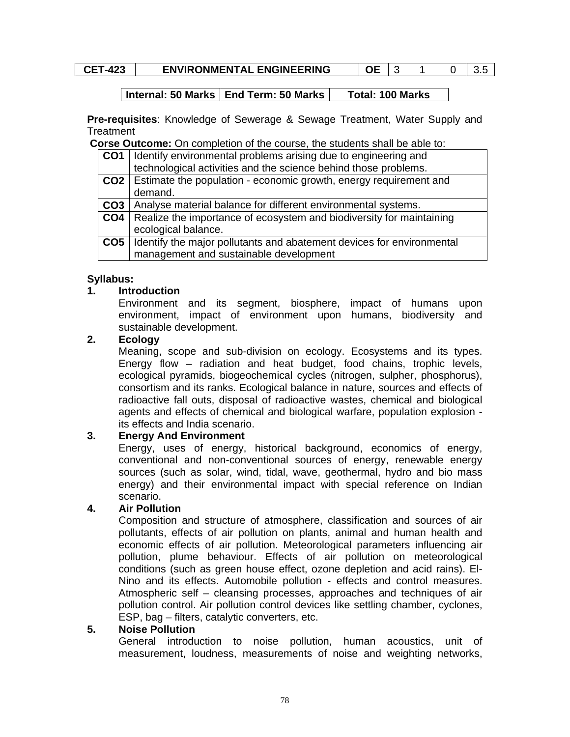| CET-423 | ENVIRONMENTAL ENGINEERING | OE | 3 | 1 | 0 | 3.5 |
|---|---|---|---|---|---|---|

| Internal: 50 Marks | End Term: 50 Marks | Total: 100 Marks |
|---|---|---|

**Pre-requisites**: Knowledge of Sewerage & Sewage Treatment, Water Supply and Treatment

**Corse Outcome:** On completion of the course, the students shall be able to:

| | |
|---|---|
| **CO1** | Identify environmental problems arising due to engineering and technological activities and the science behind those problems. |
| **CO2** | Estimate the population - economic growth, energy requirement and demand. |
| **CO3** | Analyse material balance for different environmental systems. |
| **CO4** | Realize the importance of ecosystem and biodiversity for maintaining ecological balance. |
| **CO5** | Identify the major pollutants and abatement devices for environmental management and sustainable development |

**Syllabus:**

**1. Introduction**

Environment and its segment, biosphere, impact of humans upon environment, impact of environment upon humans, biodiversity and sustainable development.

**2. Ecology**

Meaning, scope and sub-division on ecology. Ecosystems and its types. Energy flow – radiation and heat budget, food chains, trophic levels, ecological pyramids, biogeochemical cycles (nitrogen, sulpher, phosphorus), consortism and its ranks. Ecological balance in nature, sources and effects of radioactive fall outs, disposal of radioactive wastes, chemical and biological agents and effects of chemical and biological warfare, population explosion - its effects and India scenario.

**3. Energy And Environment**

Energy, uses of energy, historical background, economics of energy, conventional and non-conventional sources of energy, renewable energy sources (such as solar, wind, tidal, wave, geothermal, hydro and bio mass energy) and their environmental impact with special reference on Indian scenario.

**4. Air Pollution**

Composition and structure of atmosphere, classification and sources of air pollutants, effects of air pollution on plants, animal and human health and economic effects of air pollution. Meteorological parameters influencing air pollution, plume behaviour. Effects of air pollution on meteorological conditions (such as green house effect, ozone depletion and acid rains). El-Nino and its effects. Automobile pollution - effects and control measures. Atmospheric self – cleansing processes, approaches and techniques of air pollution control. Air pollution control devices like settling chamber, cyclones, ESP, bag – filters, catalytic converters, etc.

**5. Noise Pollution**

General introduction to noise pollution, human acoustics, unit of measurement, loudness, measurements of noise and weighting networks,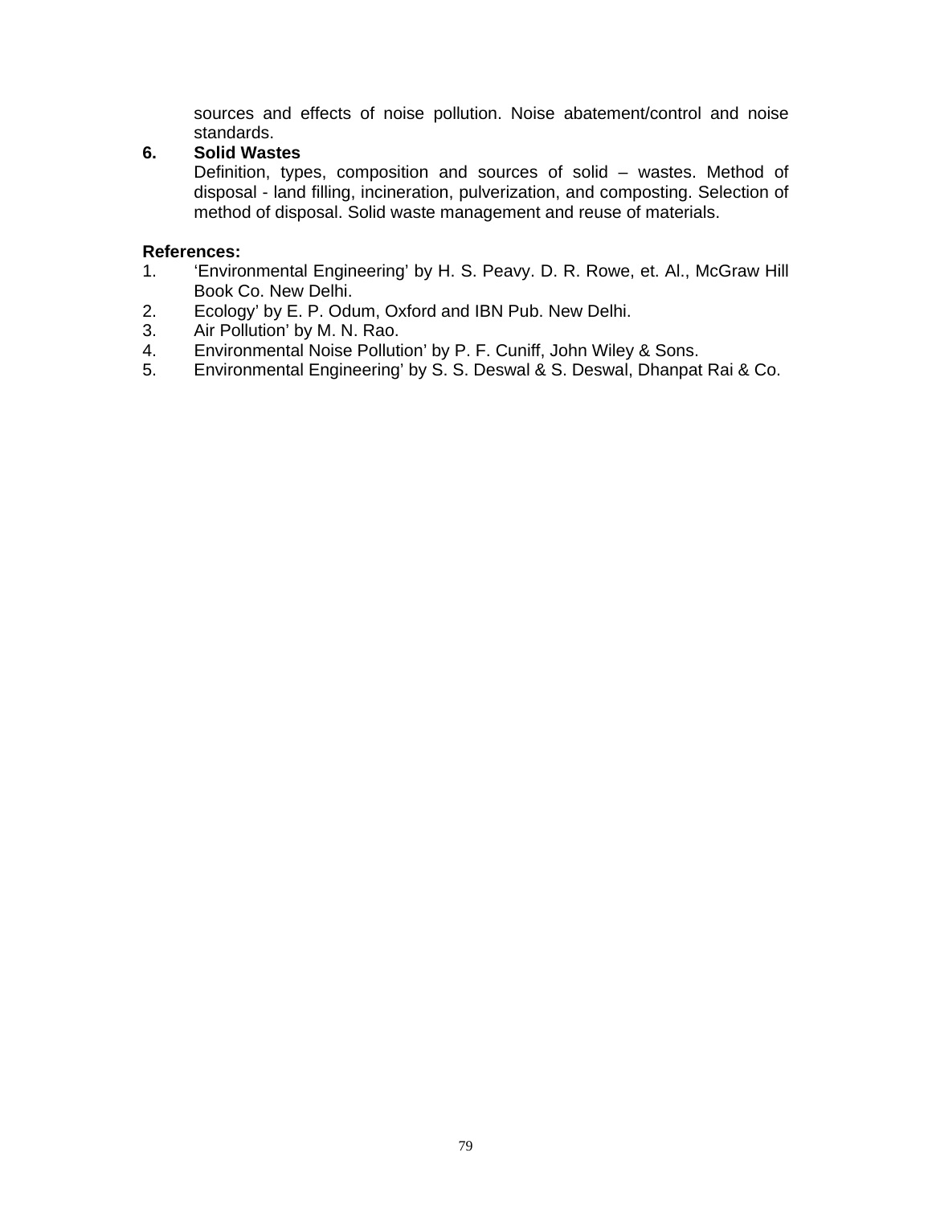sources and effects of noise pollution. Noise abatement/control and noise standards.

6. **Solid Wastes**

   Definition, types, composition and sources of solid – wastes. Method of disposal - land filling, incineration, pulverization, and composting. Selection of method of disposal. Solid waste management and reuse of materials.

**References:**

1. 'Environmental Engineering' by H. S. Peavy. D. R. Rowe, et. Al., McGraw Hill Book Co. New Delhi.
2. Ecology' by E. P. Odum, Oxford and IBN Pub. New Delhi.
3. Air Pollution' by M. N. Rao.
4. Environmental Noise Pollution' by P. F. Cuniff, John Wiley & Sons.
5. Environmental Engineering' by S. S. Deswal & S. Deswal, Dhanpat Rai & Co.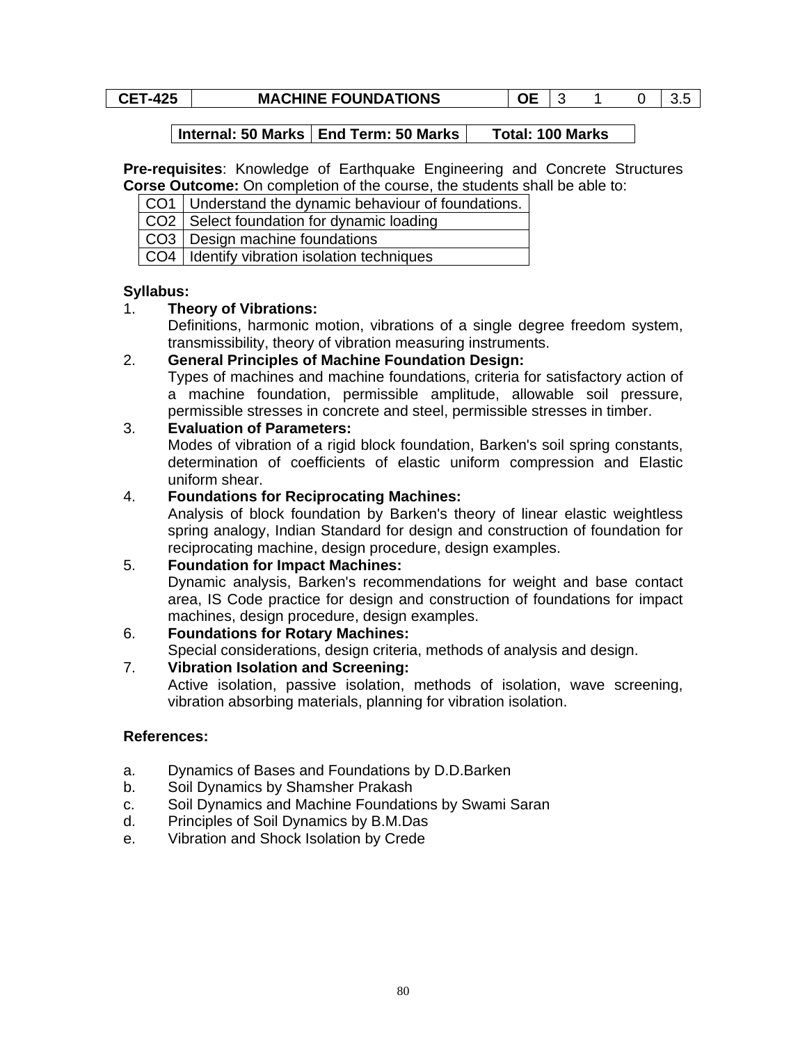| CET-425 | MACHINE FOUNDATIONS | OE | 3 | 1 | 0 | 3.5 |
|---|---|---|---|---|---|---|

| Internal: 50 Marks | End Term: 50 Marks | Total: 100 Marks |
|---|---|---|

**Pre-requisites**: Knowledge of Earthquake Engineering and Concrete Structures
**Corse Outcome:** On completion of the course, the students shall be able to:

| CO1 | Understand the dynamic behaviour of foundations. |
|---|---|
| CO2 | Select foundation for dynamic loading |
| CO3 | Design machine foundations |
| CO4 | Identify vibration isolation techniques |

**Syllabus:**

1. **Theory of Vibrations:**
   Definitions, harmonic motion, vibrations of a single degree freedom system, transmissibility, theory of vibration measuring instruments.
2. **General Principles of Machine Foundation Design:**
   Types of machines and machine foundations, criteria for satisfactory action of a machine foundation, permissible amplitude, allowable soil pressure, permissible stresses in concrete and steel, permissible stresses in timber.
3. **Evaluation of Parameters:**
   Modes of vibration of a rigid block foundation, Barken's soil spring constants, determination of coefficients of elastic uniform compression and Elastic uniform shear.
4. **Foundations for Reciprocating Machines:**
   Analysis of block foundation by Barken's theory of linear elastic weightless spring analogy, Indian Standard for design and construction of foundation for reciprocating machine, design procedure, design examples.
5. **Foundation for Impact Machines:**
   Dynamic analysis, Barken's recommendations for weight and base contact area, IS Code practice for design and construction of foundations for impact machines, design procedure, design examples.
6. **Foundations for Rotary Machines:**
   Special considerations, design criteria, methods of analysis and design.
7. **Vibration Isolation and Screening:**
   Active isolation, passive isolation, methods of isolation, wave screening, vibration absorbing materials, planning for vibration isolation.

**References:**

a. Dynamics of Bases and Foundations by D.D.Barken
b. Soil Dynamics by Shamsher Prakash
c. Soil Dynamics and Machine Foundations by Swami Saran
d. Principles of Soil Dynamics by B.M.Das
e. Vibration and Shock Isolation by Crede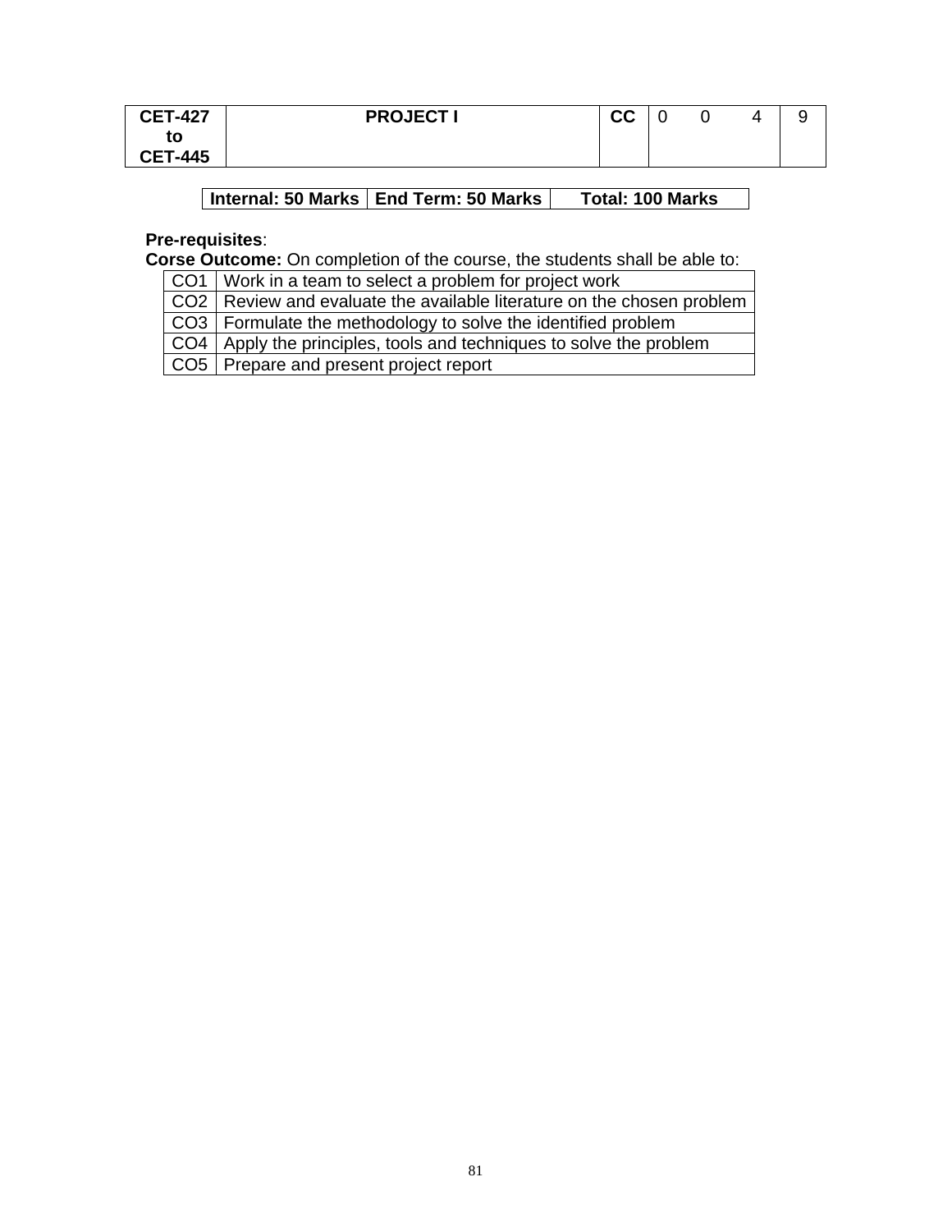| CET-427 to CET-445 | PROJECT I | CC | 0 | 0 | 4 | 9 |
|---|---|---|---|---|---|---|

| Internal: 50 Marks | End Term: 50 Marks | Total: 100 Marks |
|---|---|---|

**Pre-requisites**:

**Corse Outcome:** On completion of the course, the students shall be able to:

| | |
|---|---|
| CO1 | Work in a team to select a problem for project work |
| CO2 | Review and evaluate the available literature on the chosen problem |
| CO3 | Formulate the methodology to solve the identified problem |
| CO4 | Apply the principles, tools and techniques to solve the problem |
| CO5 | Prepare and present project report |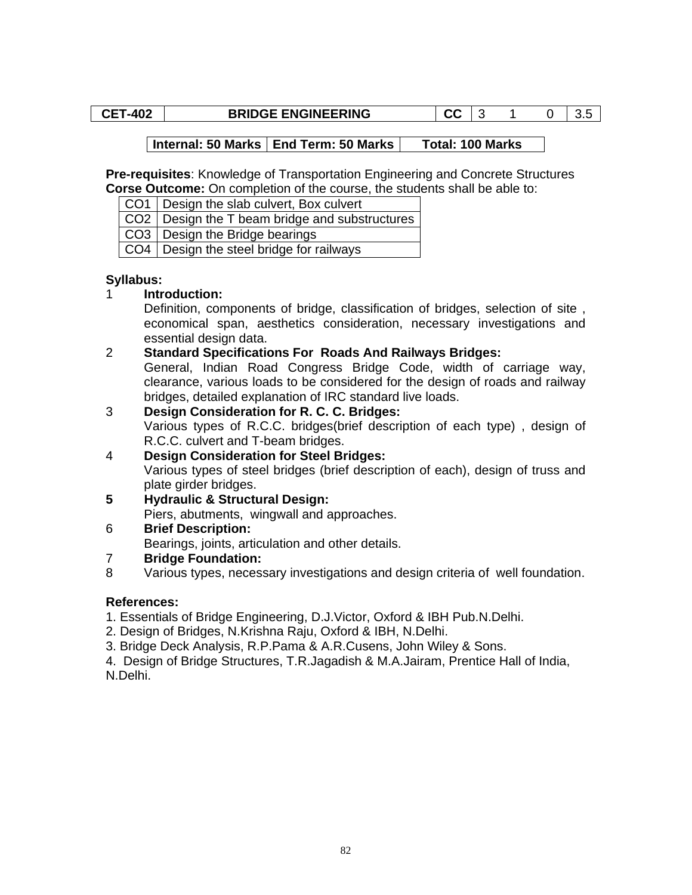| CET-402 | BRIDGE ENGINEERING | CC | 3 | 1 | 0 | 3.5 |
|---|---|---|---|---|---|---|

| Internal: 50 Marks | End Term: 50 Marks | Total: 100 Marks |
|---|---|---|

**Pre-requisites**: Knowledge of Transportation Engineering and Concrete Structures
**Corse Outcome:** On completion of the course, the students shall be able to:

| | |
|---|---|
| CO1 | Design the slab culvert, Box culvert |
| CO2 | Design the T beam bridge and substructures |
| CO3 | Design the Bridge bearings |
| CO4 | Design the steel bridge for railways |

**Syllabus:**

1 **Introduction:**
Definition, components of bridge, classification of bridges, selection of site , economical span, aesthetics consideration, necessary investigations and essential design data.

2 **Standard Specifications For Roads And Railways Bridges:**
General, Indian Road Congress Bridge Code, width of carriage way, clearance, various loads to be considered for the design of roads and railway bridges, detailed explanation of IRC standard live loads.

3 **Design Consideration for R. C. C. Bridges:**
Various types of R.C.C. bridges(brief description of each type) , design of R.C.C. culvert and T-beam bridges.

4 **Design Consideration for Steel Bridges:**
Various types of steel bridges (brief description of each), design of truss and plate girder bridges.

**5** **Hydraulic & Structural Design:**
Piers, abutments, wingwall and approaches.

6 **Brief Description:**
Bearings, joints, articulation and other details.

7 **Bridge Foundation:**

8 Various types, necessary investigations and design criteria of well foundation.

**References:**

1. Essentials of Bridge Engineering, D.J.Victor, Oxford & IBH Pub.N.Delhi.
2. Design of Bridges, N.Krishna Raju, Oxford & IBH, N.Delhi.
3. Bridge Deck Analysis, R.P.Pama & A.R.Cusens, John Wiley & Sons.
4. Design of Bridge Structures, T.R.Jagadish & M.A.Jairam, Prentice Hall of India, N.Delhi.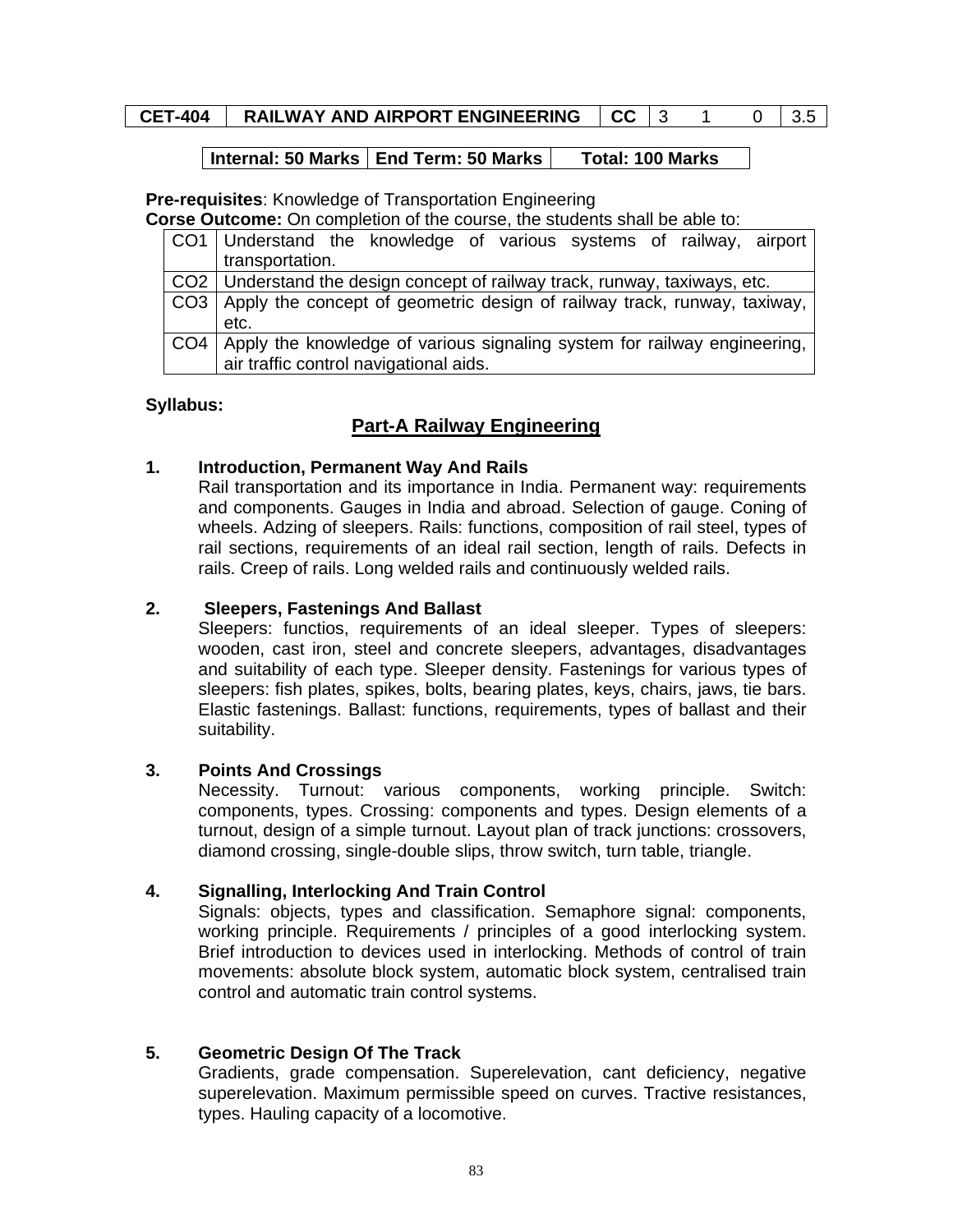| CET-404 | RAILWAY AND AIRPORT ENGINEERING | CC | 3 | 1 | 0 | 3.5 |
|---|---|---|---|---|---|---|

| Internal: 50 Marks | End Term: 50 Marks | Total: 100 Marks |
|---|---|---|

**Pre-requisites**: Knowledge of Transportation Engineering

**Corse Outcome:** On completion of the course, the students shall be able to:

| | |
|---|---|
| CO1 | Understand the knowledge of various systems of railway, airport transportation. |
| CO2 | Understand the design concept of railway track, runway, taxiways, etc. |
| CO3 | Apply the concept of geometric design of railway track, runway, taxiway, etc. |
| CO4 | Apply the knowledge of various signaling system for railway engineering, air traffic control navigational aids. |

**Syllabus:**

## Part-A Railway Engineering

### 1. Introduction, Permanent Way And Rails

Rail transportation and its importance in India. Permanent way: requirements and components. Gauges in India and abroad. Selection of gauge. Coning of wheels. Adzing of sleepers. Rails: functions, composition of rail steel, types of rail sections, requirements of an ideal rail section, length of rails. Defects in rails. Creep of rails. Long welded rails and continuously welded rails.

### 2. Sleepers, Fastenings And Ballast

Sleepers: functios, requirements of an ideal sleeper. Types of sleepers: wooden, cast iron, steel and concrete sleepers, advantages, disadvantages and suitability of each type. Sleeper density. Fastenings for various types of sleepers: fish plates, spikes, bolts, bearing plates, keys, chairs, jaws, tie bars. Elastic fastenings. Ballast: functions, requirements, types of ballast and their suitability.

### 3. Points And Crossings

Necessity. Turnout: various components, working principle. Switch: components, types. Crossing: components and types. Design elements of a turnout, design of a simple turnout. Layout plan of track junctions: crossovers, diamond crossing, single-double slips, throw switch, turn table, triangle.

### 4. Signalling, Interlocking And Train Control

Signals: objects, types and classification. Semaphore signal: components, working principle. Requirements / principles of a good interlocking system. Brief introduction to devices used in interlocking. Methods of control of train movements: absolute block system, automatic block system, centralised train control and automatic train control systems.

### 5. Geometric Design Of The Track

Gradients, grade compensation. Superelevation, cant deficiency, negative superelevation. Maximum permissible speed on curves. Tractive resistances, types. Hauling capacity of a locomotive.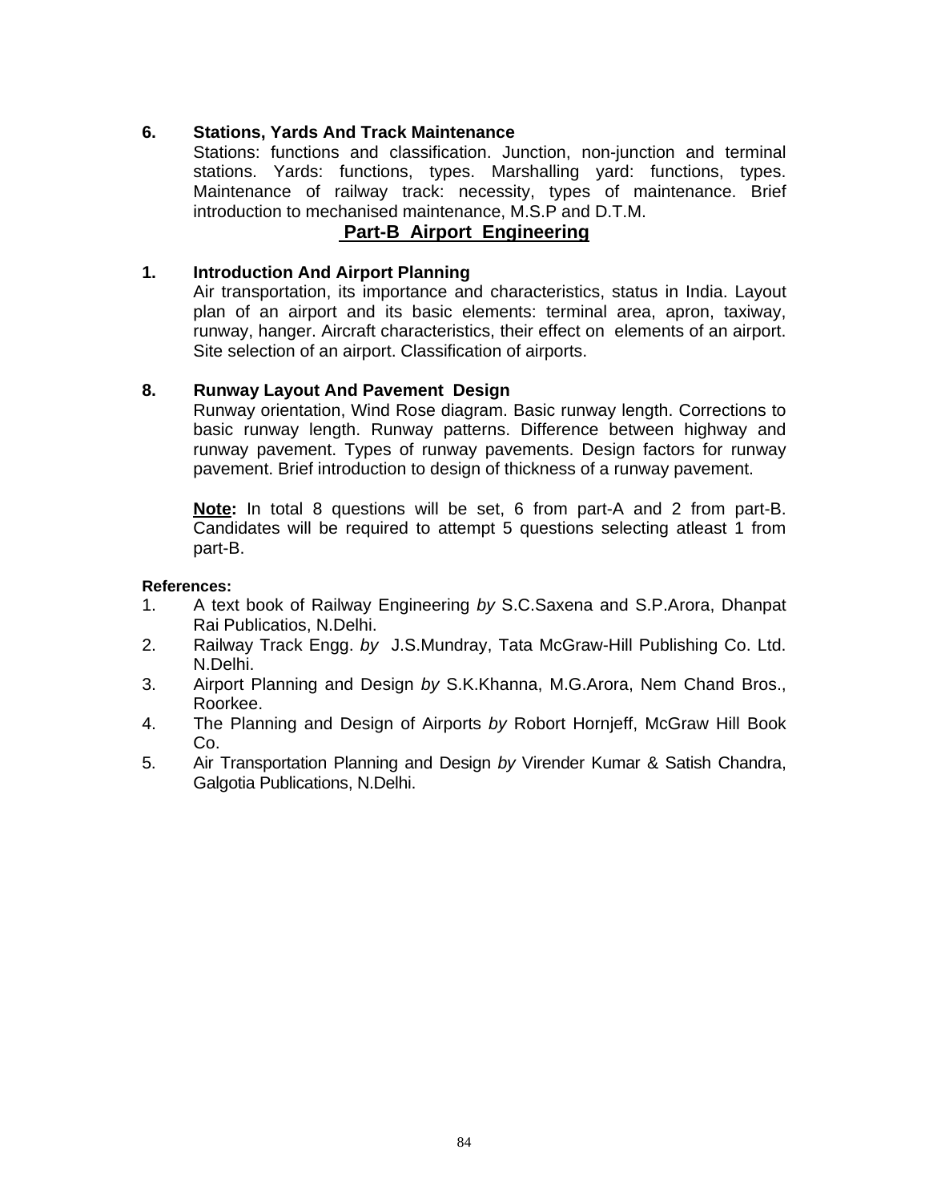**6. Stations, Yards And Track Maintenance**

Stations: functions and classification. Junction, non-junction and terminal stations. Yards: functions, types. Marshalling yard: functions, types. Maintenance of railway track: necessity, types of maintenance. Brief introduction to mechanised maintenance, M.S.P and D.T.M.

## Part-B Airport Engineering

**1. Introduction And Airport Planning**

Air transportation, its importance and characteristics, status in India. Layout plan of an airport and its basic elements: terminal area, apron, taxiway, runway, hanger. Aircraft characteristics, their effect on elements of an airport. Site selection of an airport. Classification of airports.

**8. Runway Layout And Pavement Design**

Runway orientation, Wind Rose diagram. Basic runway length. Corrections to basic runway length. Runway patterns. Difference between highway and runway pavement. Types of runway pavements. Design factors for runway pavement. Brief introduction to design of thickness of a runway pavement.

**Note:** In total 8 questions will be set, 6 from part-A and 2 from part-B. Candidates will be required to attempt 5 questions selecting atleast 1 from part-B.

**References:**

1. A text book of Railway Engineering *by* S.C.Saxena and S.P.Arora, Dhanpat Rai Publicatios, N.Delhi.
2. Railway Track Engg. *by* J.S.Mundray, Tata McGraw-Hill Publishing Co. Ltd. N.Delhi.
3. Airport Planning and Design *by* S.K.Khanna, M.G.Arora, Nem Chand Bros., Roorkee.
4. The Planning and Design of Airports *by* Robort Hornjeff, McGraw Hill Book Co.
5. Air Transportation Planning and Design *by* Virender Kumar & Satish Chandra, Galgotia Publications, N.Delhi.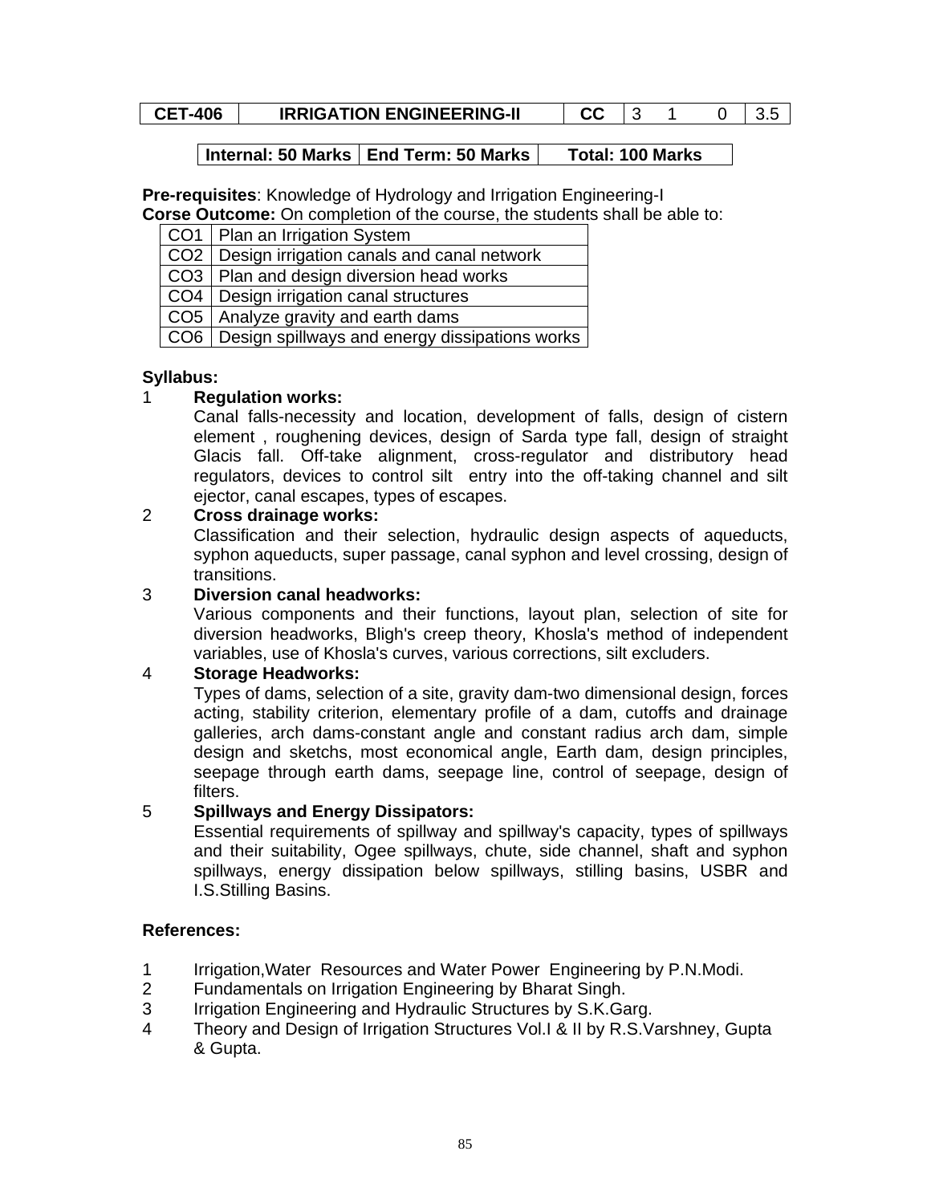| CET-406 | IRRIGATION ENGINEERING-II | CC | 3 | 1 | 0 | 3.5 |
|---|---|---|---|---|---|---|

| Internal: 50 Marks | End Term: 50 Marks | Total: 100 Marks |
|---|---|---|

**Pre-requisites**: Knowledge of Hydrology and Irrigation Engineering-I

**Corse Outcome:** On completion of the course, the students shall be able to:

| CO1 | Plan an Irrigation System |
|---|---|
| CO2 | Design irrigation canals and canal network |
| CO3 | Plan and design diversion head works |
| CO4 | Design irrigation canal structures |
| CO5 | Analyze gravity and earth dams |
| CO6 | Design spillways and energy dissipations works |

**Syllabus:**

1 **Regulation works:**
Canal falls-necessity and location, development of falls, design of cistern element , roughening devices, design of Sarda type fall, design of straight Glacis fall. Off-take alignment, cross-regulator and distributory head regulators, devices to control silt entry into the off-taking channel and silt ejector, canal escapes, types of escapes.

2 **Cross drainage works:**
Classification and their selection, hydraulic design aspects of aqueducts, syphon aqueducts, super passage, canal syphon and level crossing, design of transitions.

3 **Diversion canal headworks:**
Various components and their functions, layout plan, selection of site for diversion headworks, Bligh's creep theory, Khosla's method of independent variables, use of Khosla's curves, various corrections, silt excluders.

4 **Storage Headworks:**
Types of dams, selection of a site, gravity dam-two dimensional design, forces acting, stability criterion, elementary profile of a dam, cutoffs and drainage galleries, arch dams-constant angle and constant radius arch dam, simple design and sketchs, most economical angle, Earth dam, design principles, seepage through earth dams, seepage line, control of seepage, design of filters.

5 **Spillways and Energy Dissipators:**
Essential requirements of spillway and spillway's capacity, types of spillways and their suitability, Ogee spillways, chute, side channel, shaft and syphon spillways, energy dissipation below spillways, stilling basins, USBR and I.S.Stilling Basins.

**References:**

1 Irrigation,Water Resources and Water Power Engineering by P.N.Modi.
2 Fundamentals on Irrigation Engineering by Bharat Singh.
3 Irrigation Engineering and Hydraulic Structures by S.K.Garg.
4 Theory and Design of Irrigation Structures Vol.I & II by R.S.Varshney, Gupta & Gupta.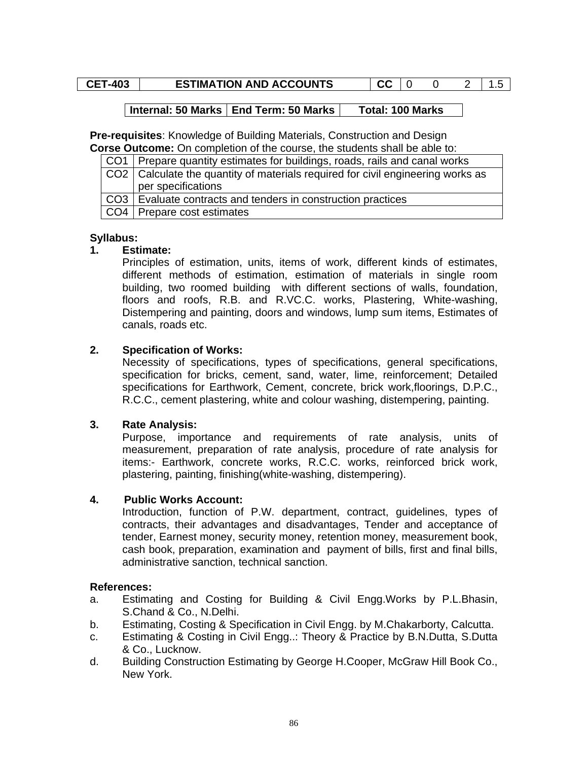| CET-403 | ESTIMATION AND ACCOUNTS | CC | 0 | 0 | 2 | 1.5 |
|---|---|---|---|---|---|---|

| Internal: 50 Marks | End Term: 50 Marks | Total: 100 Marks |
|---|---|---|

**Pre-requisites**: Knowledge of Building Materials, Construction and Design

**Corse Outcome:** On completion of the course, the students shall be able to:

| | |
|---|---|
| CO1 | Prepare quantity estimates for buildings, roads, rails and canal works |
| CO2 | Calculate the quantity of materials required for civil engineering works as per specifications |
| CO3 | Evaluate contracts and tenders in construction practices |
| CO4 | Prepare cost estimates |

**Syllabus:**

**1. Estimate:**

Principles of estimation, units, items of work, different kinds of estimates, different methods of estimation, estimation of materials in single room building, two roomed building with different sections of walls, foundation, floors and roofs, R.B. and R.VC.C. works, Plastering, White-washing, Distempering and painting, doors and windows, lump sum items, Estimates of canals, roads etc.

**2. Specification of Works:**

Necessity of specifications, types of specifications, general specifications, specification for bricks, cement, sand, water, lime, reinforcement; Detailed specifications for Earthwork, Cement, concrete, brick work,floorings, D.P.C., R.C.C., cement plastering, white and colour washing, distempering, painting.

**3. Rate Analysis:**

Purpose, importance and requirements of rate analysis, units of measurement, preparation of rate analysis, procedure of rate analysis for items:- Earthwork, concrete works, R.C.C. works, reinforced brick work, plastering, painting, finishing(white-washing, distempering).

**4. Public Works Account:**

Introduction, function of P.W. department, contract, guidelines, types of contracts, their advantages and disadvantages, Tender and acceptance of tender, Earnest money, security money, retention money, measurement book, cash book, preparation, examination and payment of bills, first and final bills, administrative sanction, technical sanction.

**References:**

a. Estimating and Costing for Building & Civil Engg.Works by P.L.Bhasin, S.Chand & Co., N.Delhi.

b. Estimating, Costing & Specification in Civil Engg. by M.Chakarborty, Calcutta.

c. Estimating & Costing in Civil Engg..: Theory & Practice by B.N.Dutta, S.Dutta & Co., Lucknow.

d. Building Construction Estimating by George H.Cooper, McGraw Hill Book Co., New York.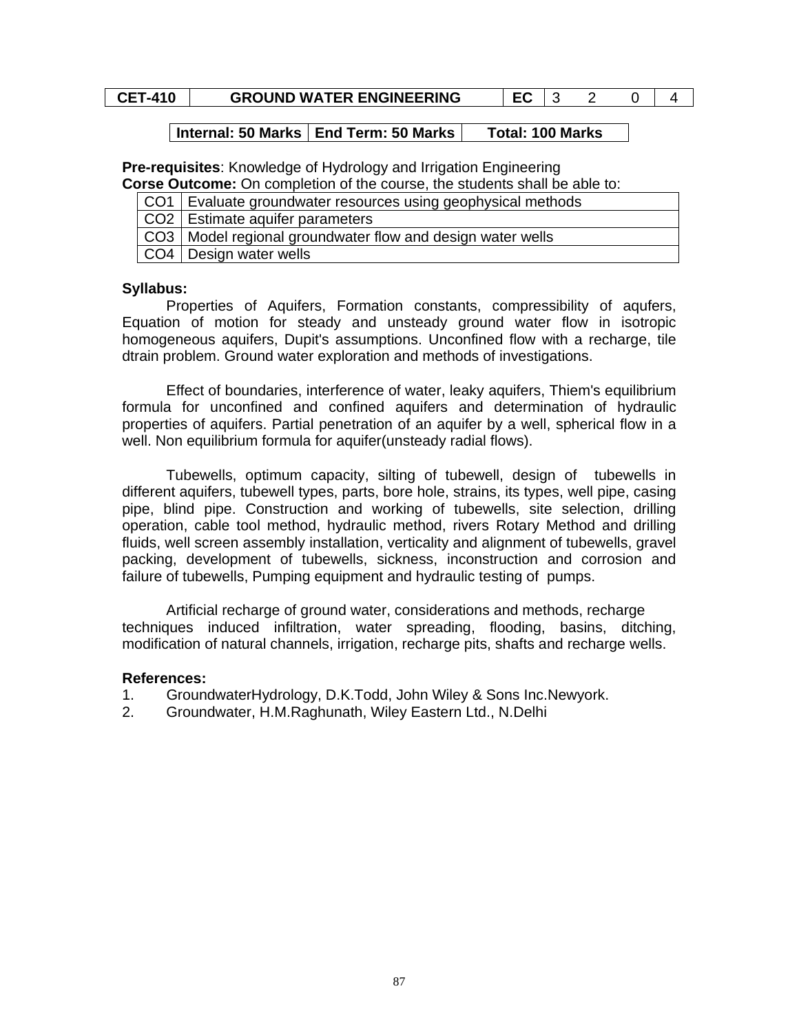| CET-410 | GROUND WATER ENGINEERING | EC | 3 | 2 | 0 | 4 |
|---|---|---|---|---|---|---|

| Internal: 50 Marks | End Term: 50 Marks | Total: 100 Marks |
|---|---|---|

**Pre-requisites**: Knowledge of Hydrology and Irrigation Engineering

**Corse Outcome:** On completion of the course, the students shall be able to:

| | |
|---|---|
| CO1 | Evaluate groundwater resources using geophysical methods |
| CO2 | Estimate aquifer parameters |
| CO3 | Model regional groundwater flow and design water wells |
| CO4 | Design water wells |

**Syllabus:**

Properties of Aquifers, Formation constants, compressibility of aqufers, Equation of motion for steady and unsteady ground water flow in isotropic homogeneous aquifers, Dupit's assumptions. Unconfined flow with a recharge, tile dtrain problem. Ground water exploration and methods of investigations.

Effect of boundaries, interference of water, leaky aquifers, Thiem's equilibrium formula for unconfined and confined aquifers and determination of hydraulic properties of aquifers. Partial penetration of an aquifer by a well, spherical flow in a well. Non equilibrium formula for aquifer(unsteady radial flows).

Tubewells, optimum capacity, silting of tubewell, design of tubewells in different aquifers, tubewell types, parts, bore hole, strains, its types, well pipe, casing pipe, blind pipe. Construction and working of tubewells, site selection, drilling operation, cable tool method, hydraulic method, rivers Rotary Method and drilling fluids, well screen assembly installation, verticality and alignment of tubewells, gravel packing, development of tubewells, sickness, inconstruction and corrosion and failure of tubewells, Pumping equipment and hydraulic testing of pumps.

Artificial recharge of ground water, considerations and methods, recharge techniques induced infiltration, water spreading, flooding, basins, ditching, modification of natural channels, irrigation, recharge pits, shafts and recharge wells.

**References:**

1. GroundwaterHydrology, D.K.Todd, John Wiley & Sons Inc.Newyork.
2. Groundwater, H.M.Raghunath, Wiley Eastern Ltd., N.Delhi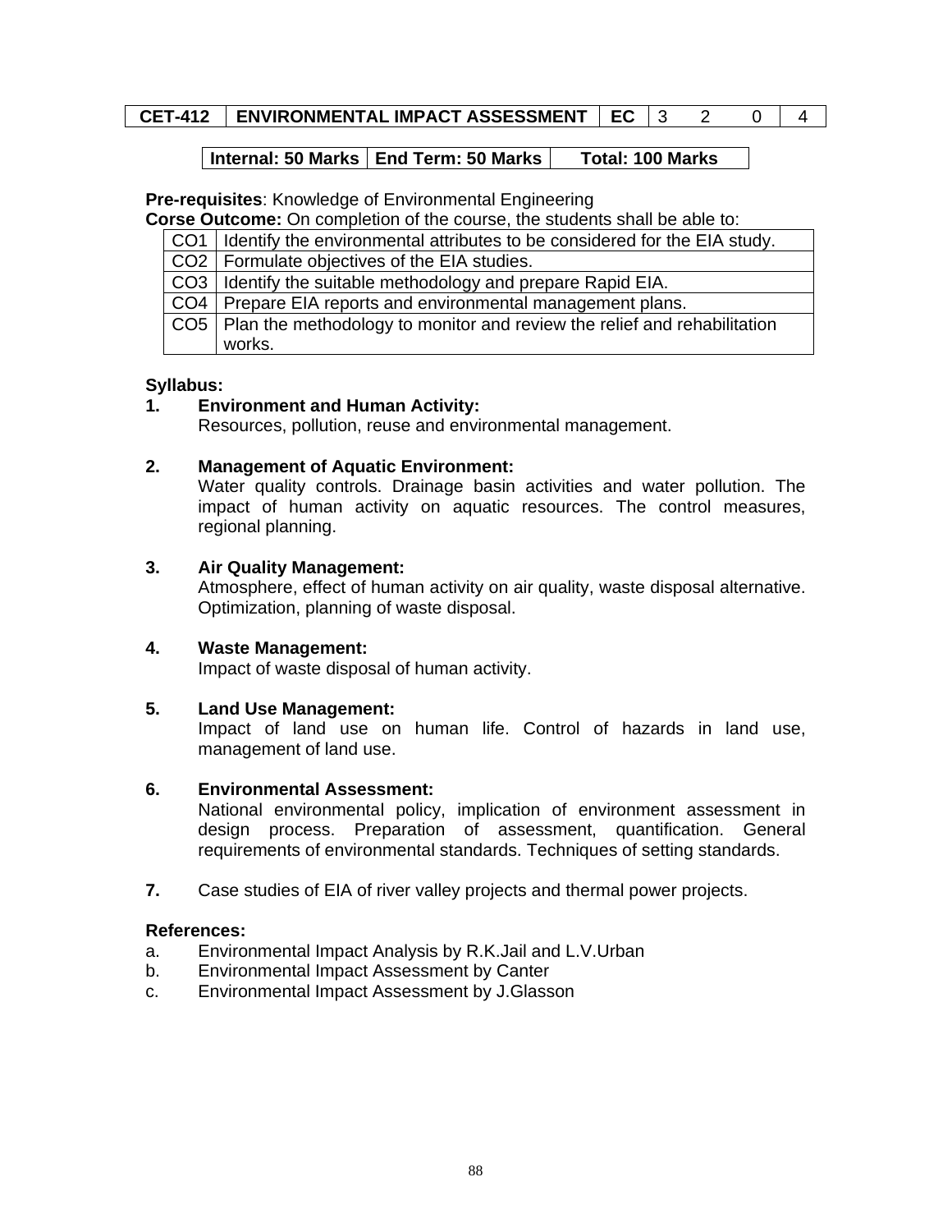| CET-412 | ENVIRONMENTAL IMPACT ASSESSMENT | EC | 3 | 2 | 0 | 4 |
|---|---|---|---|---|---|---|

| Internal: 50 Marks | End Term: 50 Marks | Total: 100 Marks |
|---|---|---|

**Pre-requisites**: Knowledge of Environmental Engineering

**Corse Outcome:** On completion of the course, the students shall be able to:

| | |
|---|---|
| CO1 | Identify the environmental attributes to be considered for the EIA study. |
| CO2 | Formulate objectives of the EIA studies. |
| CO3 | Identify the suitable methodology and prepare Rapid EIA. |
| CO4 | Prepare EIA reports and environmental management plans. |
| CO5 | Plan the methodology to monitor and review the relief and rehabilitation works. |

**Syllabus:**

1. **Environment and Human Activity:**
   Resources, pollution, reuse and environmental management.

2. **Management of Aquatic Environment:**
   Water quality controls. Drainage basin activities and water pollution. The impact of human activity on aquatic resources. The control measures, regional planning.

3. **Air Quality Management:**
   Atmosphere, effect of human activity on air quality, waste disposal alternative. Optimization, planning of waste disposal.

4. **Waste Management:**
   Impact of waste disposal of human activity.

5. **Land Use Management:**
   Impact of land use on human life. Control of hazards in land use, management of land use.

6. **Environmental Assessment:**
   National environmental policy, implication of environment assessment in design process. Preparation of assessment, quantification. General requirements of environmental standards. Techniques of setting standards.

7. Case studies of EIA of river valley projects and thermal power projects.

**References:**

a. Environmental Impact Analysis by R.K.Jail and L.V.Urban
b. Environmental Impact Assessment by Canter
c. Environmental Impact Assessment by J.Glasson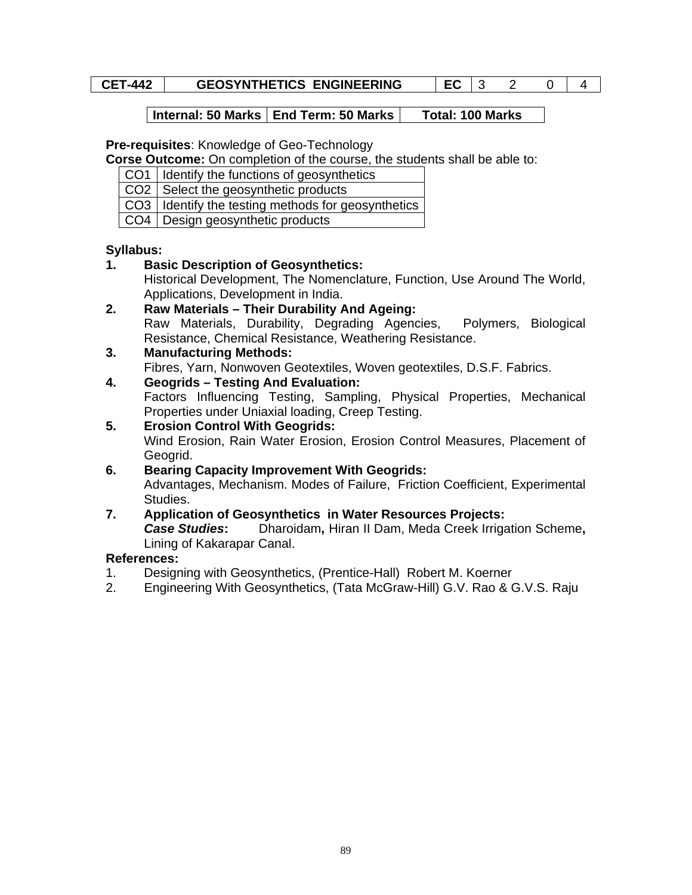| CET-442 | GEOSYNTHETICS ENGINEERING | EC | 3 | 2 | 0 | 4 |
|---|---|---|---|---|---|---|

| Internal: 50 Marks | End Term: 50 Marks | Total: 100 Marks |
|---|---|---|

**Pre-requisites**: Knowledge of Geo-Technology

**Corse Outcome:** On completion of the course, the students shall be able to:

| CO1 | Identify the functions of geosynthetics |
|---|---|
| CO2 | Select the geosynthetic products |
| CO3 | Identify the testing methods for geosynthetics |
| CO4 | Design geosynthetic products |

**Syllabus:**

1. **Basic Description of Geosynthetics:**
   Historical Development, The Nomenclature, Function, Use Around The World, Applications, Development in India.
2. **Raw Materials – Their Durability And Ageing:**
   Raw Materials, Durability, Degrading Agencies, Polymers, Biological Resistance, Chemical Resistance, Weathering Resistance.
3. **Manufacturing Methods:**
   Fibres, Yarn, Nonwoven Geotextiles, Woven geotextiles, D.S.F. Fabrics.
4. **Geogrids – Testing And Evaluation:**
   Factors Influencing Testing, Sampling, Physical Properties, Mechanical Properties under Uniaxial loading, Creep Testing.
5. **Erosion Control With Geogrids:**
   Wind Erosion, Rain Water Erosion, Erosion Control Measures, Placement of Geogrid.
6. **Bearing Capacity Improvement With Geogrids:**
   Advantages, Mechanism. Modes of Failure, Friction Coefficient, Experimental Studies.
7. **Application of Geosynthetics in Water Resources Projects:**
   ***Case Studies*:** Dharoidam**,** Hiran II Dam, Meda Creek Irrigation Scheme**,** Lining of Kakarapar Canal.

**References:**

1. Designing with Geosynthetics, (Prentice-Hall) Robert M. Koerner
2. Engineering With Geosynthetics, (Tata McGraw-Hill) G.V. Rao & G.V.S. Raju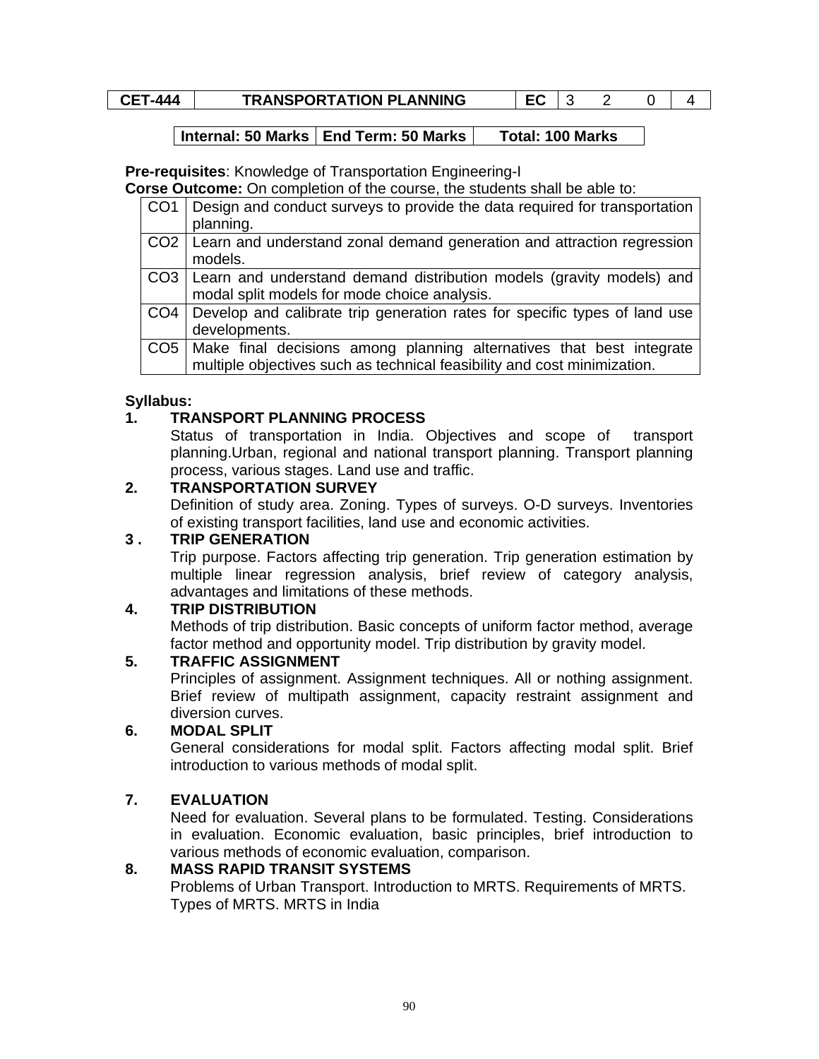| CET-444 | TRANSPORTATION PLANNING | EC | 3 | 2 | 0 | 4 |
|---|---|---|---|---|---|---|

| Internal: 50 Marks | End Term: 50 Marks | Total: 100 Marks |
|---|---|---|

**Pre-requisites**: Knowledge of Transportation Engineering-I

**Corse Outcome:** On completion of the course, the students shall be able to:

| | |
|---|---|
| CO1 | Design and conduct surveys to provide the data required for transportation planning. |
| CO2 | Learn and understand zonal demand generation and attraction regression models. |
| CO3 | Learn and understand demand distribution models (gravity models) and modal split models for mode choice analysis. |
| CO4 | Develop and calibrate trip generation rates for specific types of land use developments. |
| CO5 | Make final decisions among planning alternatives that best integrate multiple objectives such as technical feasibility and cost minimization. |

**Syllabus:**

**1. TRANSPORT PLANNING PROCESS**

Status of transportation in India. Objectives and scope of transport planning.Urban, regional and national transport planning. Transport planning process, various stages. Land use and traffic.

**2. TRANSPORTATION SURVEY**

Definition of study area. Zoning. Types of surveys. O-D surveys. Inventories of existing transport facilities, land use and economic activities.

**3 . TRIP GENERATION**

Trip purpose. Factors affecting trip generation. Trip generation estimation by multiple linear regression analysis, brief review of category analysis, advantages and limitations of these methods.

**4. TRIP DISTRIBUTION**

Methods of trip distribution. Basic concepts of uniform factor method, average factor method and opportunity model. Trip distribution by gravity model.

**5. TRAFFIC ASSIGNMENT**

Principles of assignment. Assignment techniques. All or nothing assignment. Brief review of multipath assignment, capacity restraint assignment and diversion curves.

**6. MODAL SPLIT**

General considerations for modal split. Factors affecting modal split. Brief introduction to various methods of modal split.

**7. EVALUATION**

Need for evaluation. Several plans to be formulated. Testing. Considerations in evaluation. Economic evaluation, basic principles, brief introduction to various methods of economic evaluation, comparison.

**8. MASS RAPID TRANSIT SYSTEMS**

Problems of Urban Transport. Introduction to MRTS. Requirements of MRTS. Types of MRTS. MRTS in India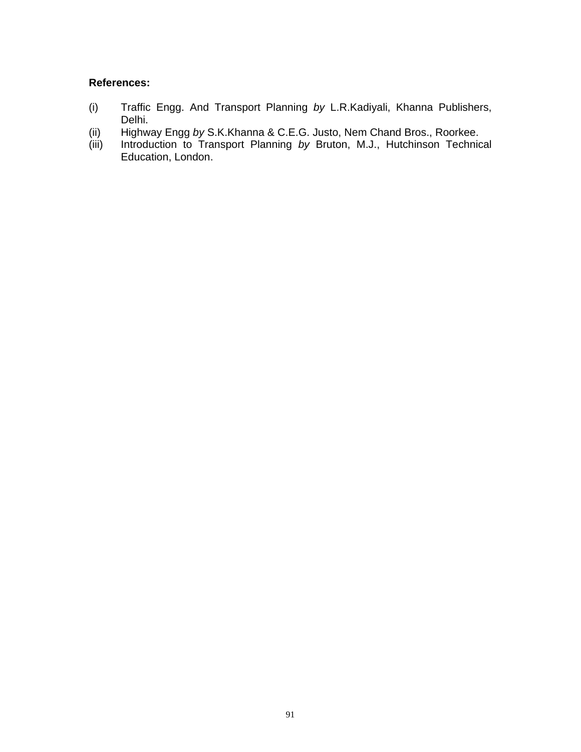**References:**

(i) Traffic Engg. And Transport Planning *by* L.R.Kadiyali, Khanna Publishers, Delhi.
(ii) Highway Engg *by* S.K.Khanna & C.E.G. Justo, Nem Chand Bros., Roorkee.
(iii) Introduction to Transport Planning *by* Bruton, M.J., Hutchinson Technical Education, London.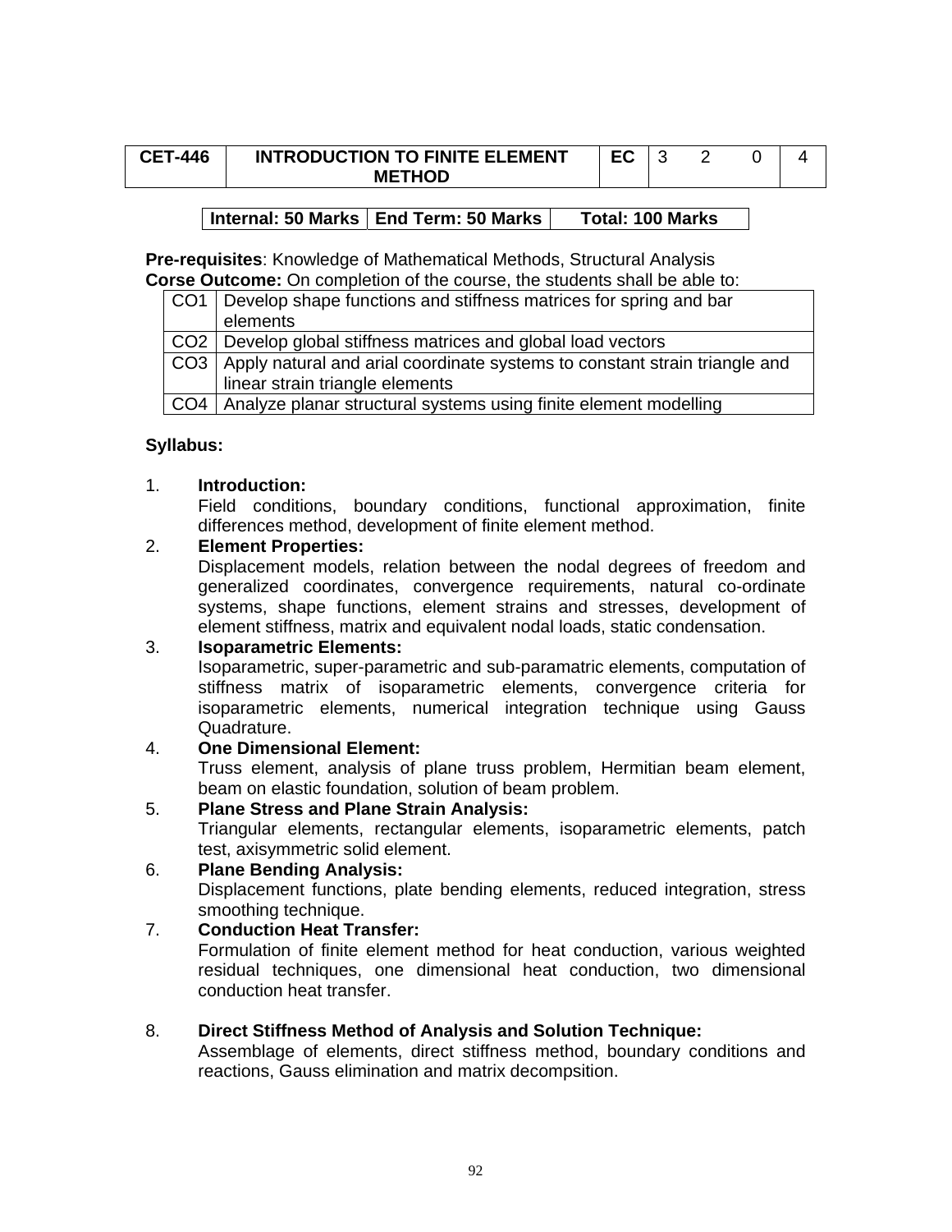| CET-446 | INTRODUCTION TO FINITE ELEMENT METHOD | EC | 3 | 2 | 0 | 4 |
|---|---|---|---|---|---|---|

| Internal: 50 Marks | End Term: 50 Marks | Total: 100 Marks |
|---|---|---|

**Pre-requisites**: Knowledge of Mathematical Methods, Structural Analysis

**Corse Outcome:** On completion of the course, the students shall be able to:

| | |
|---|---|
| CO1 | Develop shape functions and stiffness matrices for spring and bar elements |
| CO2 | Develop global stiffness matrices and global load vectors |
| CO3 | Apply natural and arial coordinate systems to constant strain triangle and linear strain triangle elements |
| CO4 | Analyze planar structural systems using finite element modelling |

**Syllabus:**

1. **Introduction:**
   Field conditions, boundary conditions, functional approximation, finite differences method, development of finite element method.
2. **Element Properties:**
   Displacement models, relation between the nodal degrees of freedom and generalized coordinates, convergence requirements, natural co-ordinate systems, shape functions, element strains and stresses, development of element stiffness, matrix and equivalent nodal loads, static condensation.
3. **Isoparametric Elements:**
   Isoparametric, super-parametric and sub-paramatric elements, computation of stiffness matrix of isoparametric elements, convergence criteria for isoparametric elements, numerical integration technique using Gauss Quadrature.
4. **One Dimensional Element:**
   Truss element, analysis of plane truss problem, Hermitian beam element, beam on elastic foundation, solution of beam problem.
5. **Plane Stress and Plane Strain Analysis:**
   Triangular elements, rectangular elements, isoparametric elements, patch test, axisymmetric solid element.
6. **Plane Bending Analysis:**
   Displacement functions, plate bending elements, reduced integration, stress smoothing technique.
7. **Conduction Heat Transfer:**
   Formulation of finite element method for heat conduction, various weighted residual techniques, one dimensional heat conduction, two dimensional conduction heat transfer.
8. **Direct Stiffness Method of Analysis and Solution Technique:**
   Assemblage of elements, direct stiffness method, boundary conditions and reactions, Gauss elimination and matrix decompsition.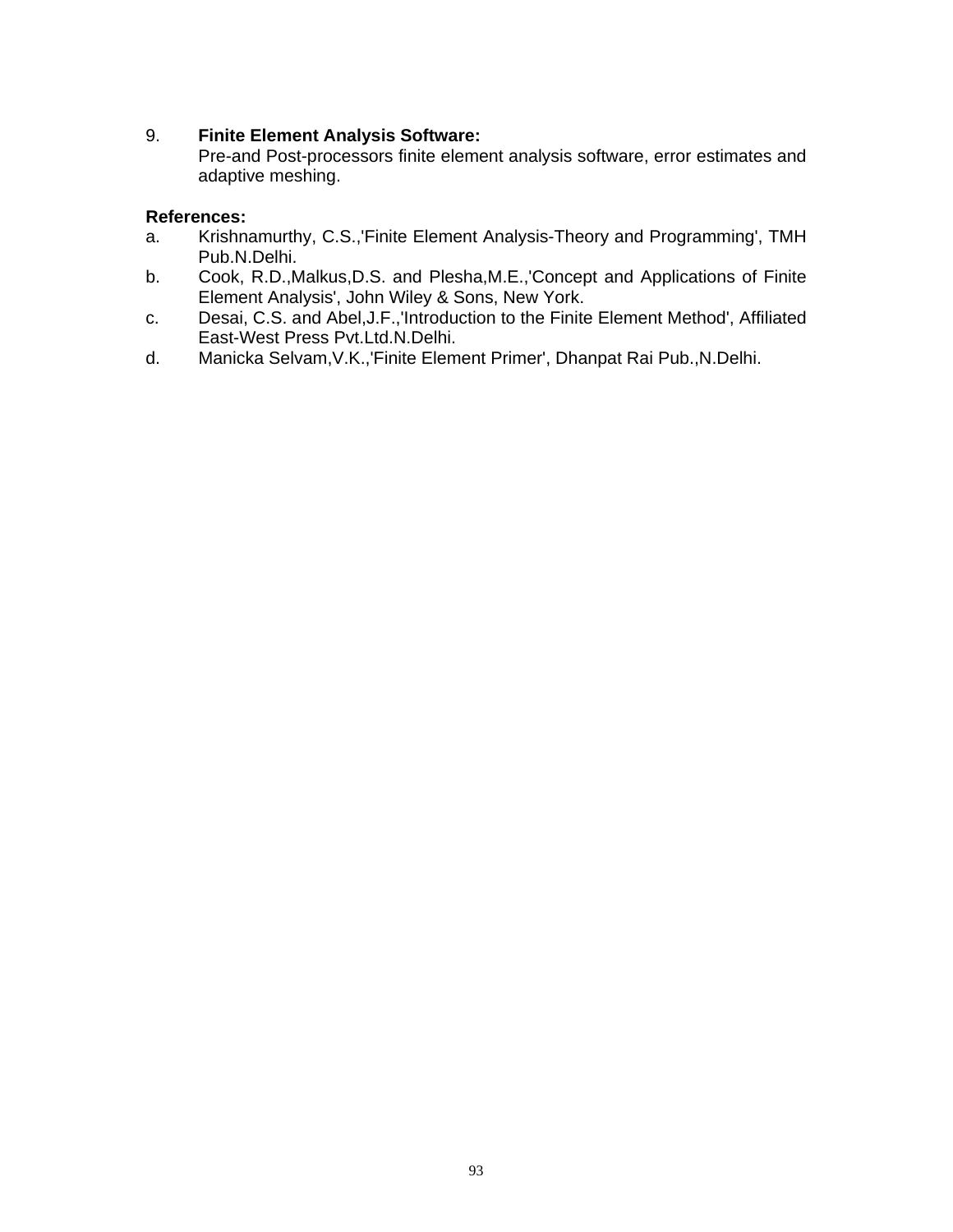9. **Finite Element Analysis Software:**
   Pre-and Post-processors finite element analysis software, error estimates and adaptive meshing.

**References:**

a. Krishnamurthy, C.S.,'Finite Element Analysis-Theory and Programming', TMH Pub.N.Delhi.
b. Cook, R.D.,Malkus,D.S. and Plesha,M.E.,'Concept and Applications of Finite Element Analysis', John Wiley & Sons, New York.
c. Desai, C.S. and Abel,J.F.,'Introduction to the Finite Element Method', Affiliated East-West Press Pvt.Ltd.N.Delhi.
d. Manicka Selvam,V.K.,'Finite Element Primer', Dhanpat Rai Pub.,N.Delhi.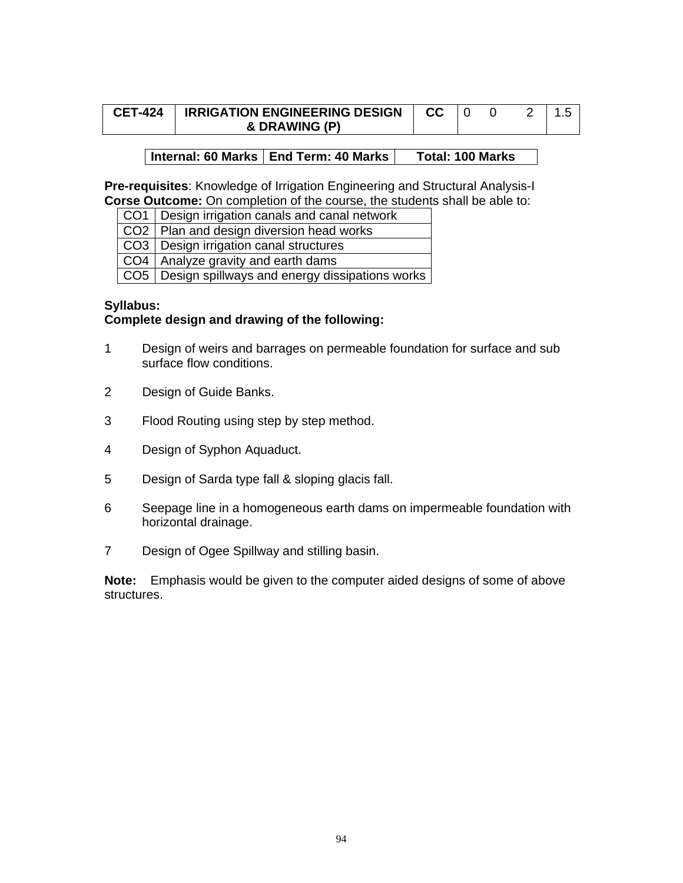| CET-424 | IRRIGATION ENGINEERING DESIGN & DRAWING (P) | CC | 0 | 0 | 2 | 1.5 |
|---|---|---|---|---|---|---|

| Internal: 60 Marks | End Term: 40 Marks | Total: 100 Marks |
|---|---|---|

**Pre-requisites**: Knowledge of Irrigation Engineering and Structural Analysis-I
**Corse Outcome:** On completion of the course, the students shall be able to:

| | |
|---|---|
| CO1 | Design irrigation canals and canal network |
| CO2 | Plan and design diversion head works |
| CO3 | Design irrigation canal structures |
| CO4 | Analyze gravity and earth dams |
| CO5 | Design spillways and energy dissipations works |

**Syllabus:**
**Complete design and drawing of the following:**

1. Design of weirs and barrages on permeable foundation for surface and sub surface flow conditions.

2. Design of Guide Banks.

3. Flood Routing using step by step method.

4. Design of Syphon Aquaduct.

5. Design of Sarda type fall & sloping glacis fall.

6. Seepage line in a homogeneous earth dams on impermeable foundation with horizontal drainage.

7. Design of Ogee Spillway and stilling basin.

**Note:** Emphasis would be given to the computer aided designs of some of above structures.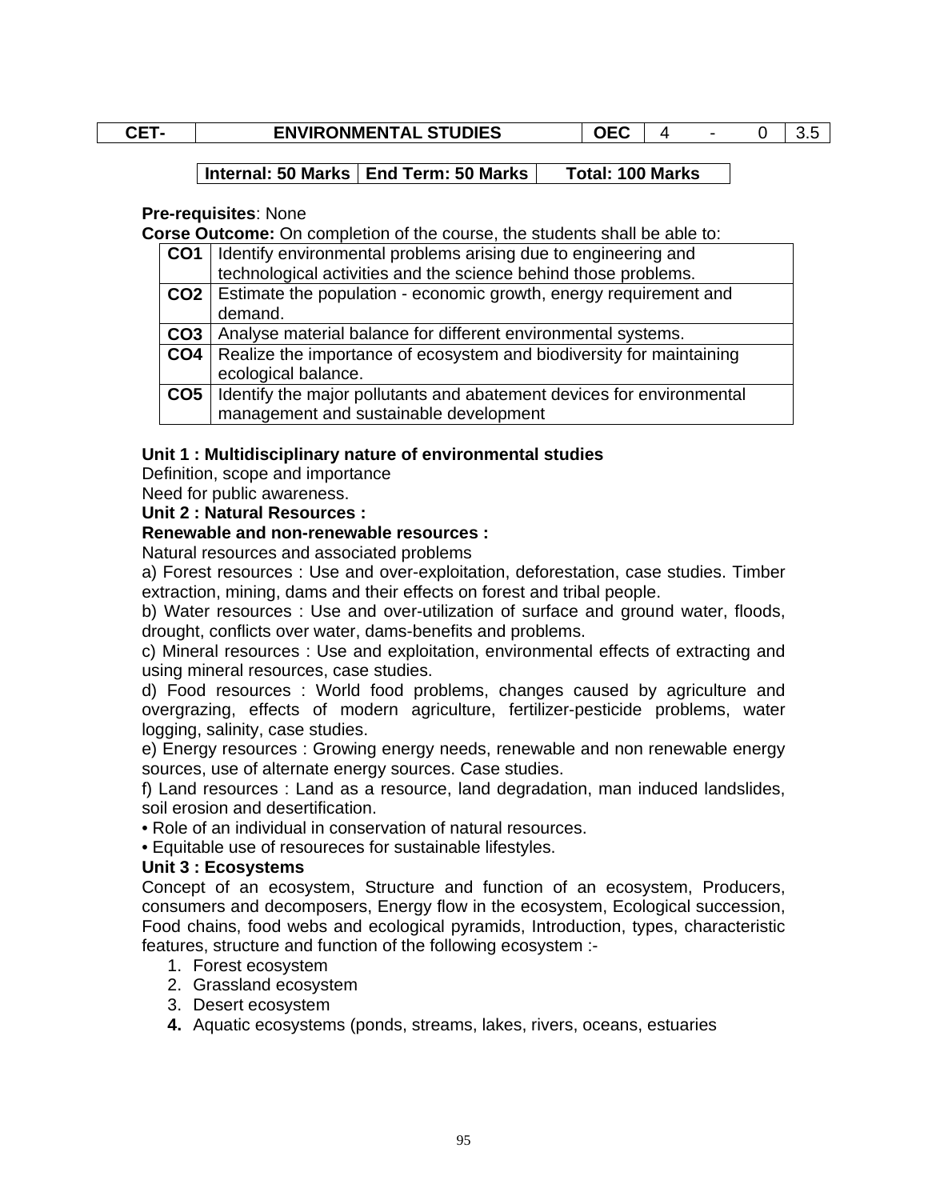| CET- | ENVIRONMENTAL STUDIES | OEC | 4 | - | 0 | 3.5 |
|---|---|---|---|---|---|---|

| Internal: 50 Marks | End Term: 50 Marks | Total: 100 Marks |
|---|---|---|

**Pre-requisites**: None

**Corse Outcome:** On completion of the course, the students shall be able to:

| | |
|---|---|
| **CO1** | Identify environmental problems arising due to engineering and technological activities and the science behind those problems. |
| **CO2** | Estimate the population - economic growth, energy requirement and demand. |
| **CO3** | Analyse material balance for different environmental systems. |
| **CO4** | Realize the importance of ecosystem and biodiversity for maintaining ecological balance. |
| **CO5** | Identify the major pollutants and abatement devices for environmental management and sustainable development |

**Unit 1 : Multidisciplinary nature of environmental studies**

Definition, scope and importance

Need for public awareness.

**Unit 2 : Natural Resources :**

**Renewable and non-renewable resources :**

Natural resources and associated problems

a) Forest resources : Use and over-exploitation, deforestation, case studies. Timber extraction, mining, dams and their effects on forest and tribal people.

b) Water resources : Use and over-utilization of surface and ground water, floods, drought, conflicts over water, dams-benefits and problems.

c) Mineral resources : Use and exploitation, environmental effects of extracting and using mineral resources, case studies.

d) Food resources : World food problems, changes caused by agriculture and overgrazing, effects of modern agriculture, fertilizer-pesticide problems, water logging, salinity, case studies.

e) Energy resources : Growing energy needs, renewable and non renewable energy sources, use of alternate energy sources. Case studies.

f) Land resources : Land as a resource, land degradation, man induced landslides, soil erosion and desertification.

• Role of an individual in conservation of natural resources.

• Equitable use of resoureces for sustainable lifestyles.

**Unit 3 : Ecosystems**

Concept of an ecosystem, Structure and function of an ecosystem, Producers, consumers and decomposers, Energy flow in the ecosystem, Ecological succession, Food chains, food webs and ecological pyramids, Introduction, types, characteristic features, structure and function of the following ecosystem :-

1. Forest ecosystem
2. Grassland ecosystem
3. Desert ecosystem
4. Aquatic ecosystems (ponds, streams, lakes, rivers, oceans, estuaries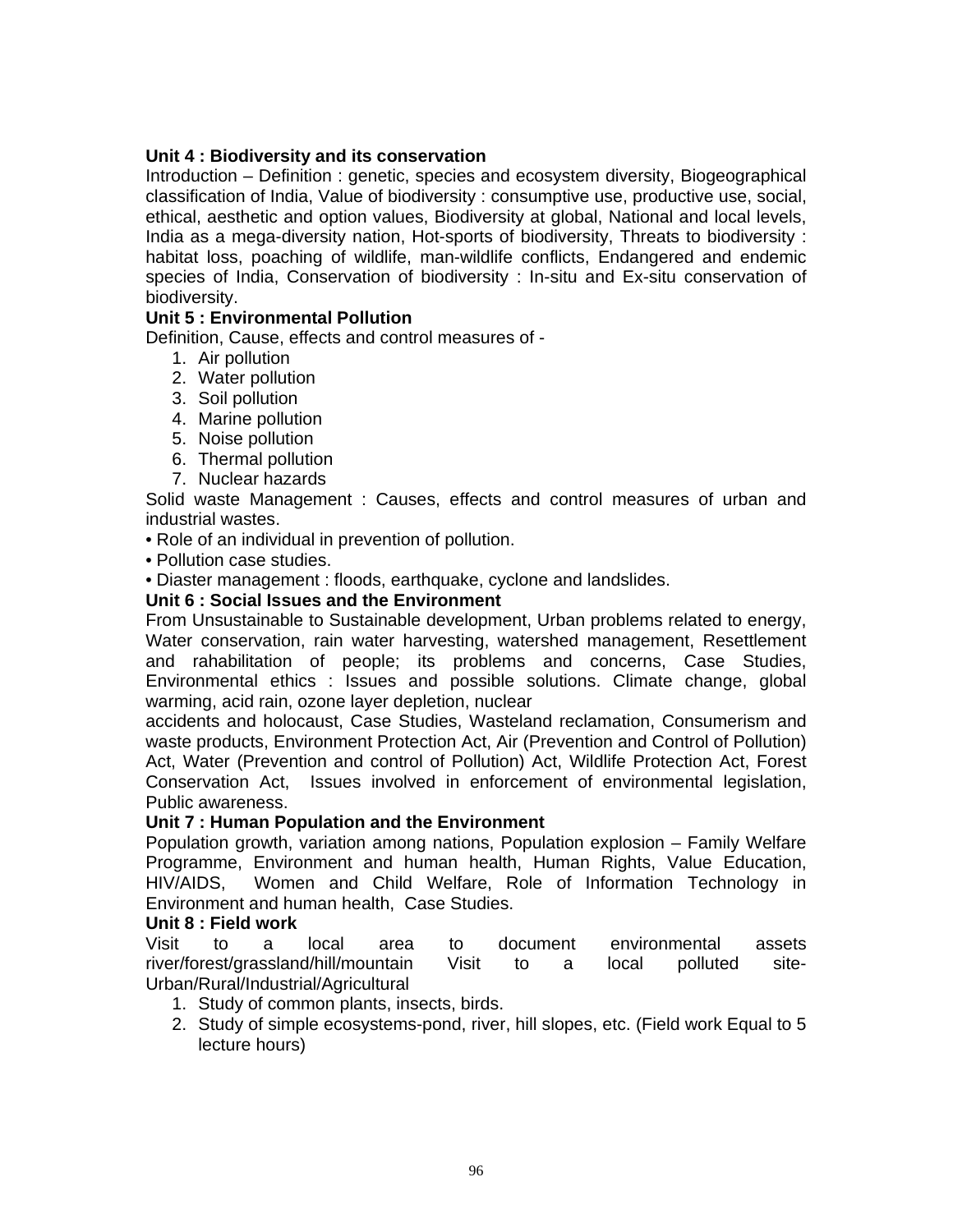**Unit 4 : Biodiversity and its conservation**

Introduction – Definition : genetic, species and ecosystem diversity, Biogeographical classification of India, Value of biodiversity : consumptive use, productive use, social, ethical, aesthetic and option values, Biodiversity at global, National and local levels, India as a mega-diversity nation, Hot-sports of biodiversity, Threats to biodiversity : habitat loss, poaching of wildlife, man-wildlife conflicts, Endangered and endemic species of India, Conservation of biodiversity : In-situ and Ex-situ conservation of biodiversity.

**Unit 5 : Environmental Pollution**

Definition, Cause, effects and control measures of -

1. Air pollution
2. Water pollution
3. Soil pollution
4. Marine pollution
5. Noise pollution
6. Thermal pollution
7. Nuclear hazards

Solid waste Management : Causes, effects and control measures of urban and industrial wastes.

• Role of an individual in prevention of pollution.

• Pollution case studies.

• Diaster management : floods, earthquake, cyclone and landslides.

**Unit 6 : Social Issues and the Environment**

From Unsustainable to Sustainable development, Urban problems related to energy, Water conservation, rain water harvesting, watershed management, Resettlement and rahabilitation of people; its problems and concerns, Case Studies, Environmental ethics : Issues and possible solutions. Climate change, global warming, acid rain, ozone layer depletion, nuclear accidents and holocaust, Case Studies, Wasteland reclamation, Consumerism and waste products, Environment Protection Act, Air (Prevention and Control of Pollution) Act, Water (Prevention and control of Pollution) Act, Wildlife Protection Act, Forest Conservation Act, Issues involved in enforcement of environmental legislation, Public awareness.

**Unit 7 : Human Population and the Environment**

Population growth, variation among nations, Population explosion – Family Welfare Programme, Environment and human health, Human Rights, Value Education, HIV/AIDS, Women and Child Welfare, Role of Information Technology in Environment and human health, Case Studies.

**Unit 8 : Field work**

Visit to a local area to document environmental assets river/forest/grassland/hill/mountain Visit to a local polluted site-Urban/Rural/Industrial/Agricultural

1. Study of common plants, insects, birds.
2. Study of simple ecosystems-pond, river, hill slopes, etc. (Field work Equal to 5 lecture hours)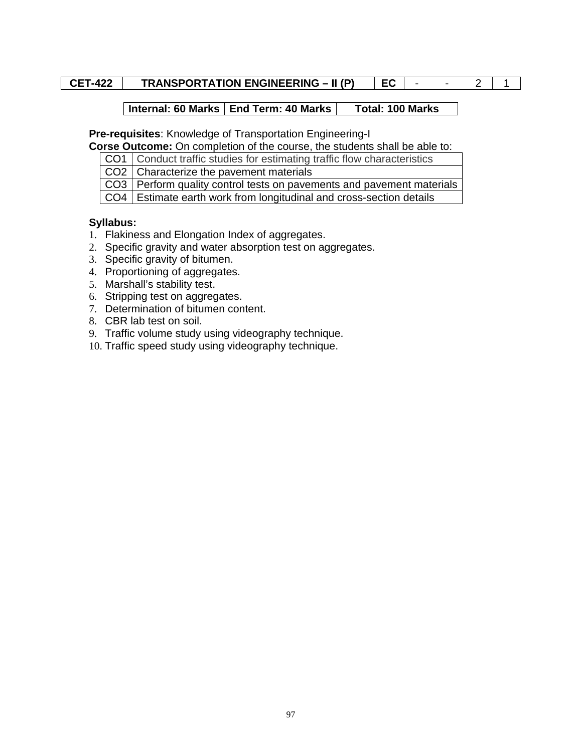| CET-422 | TRANSPORTATION ENGINEERING – II (P) | EC | - | - | 2 | 1 |
|---|---|---|---|---|---|---|

| Internal: 60 Marks | End Term: 40 Marks | Total: 100 Marks |
|---|---|---|

**Pre-requisites**: Knowledge of Transportation Engineering-I

**Corse Outcome:** On completion of the course, the students shall be able to:

| | |
|---|---|
| CO1 | Conduct traffic studies for estimating traffic flow characteristics |
| CO2 | Characterize the pavement materials |
| CO3 | Perform quality control tests on pavements and pavement materials |
| CO4 | Estimate earth work from longitudinal and cross-section details |

**Syllabus:**

1. Flakiness and Elongation Index of aggregates.
2. Specific gravity and water absorption test on aggregates.
3. Specific gravity of bitumen.
4. Proportioning of aggregates.
5. Marshall's stability test.
6. Stripping test on aggregates.
7. Determination of bitumen content.
8. CBR lab test on soil.
9. Traffic volume study using videography technique.
10. Traffic speed study using videography technique.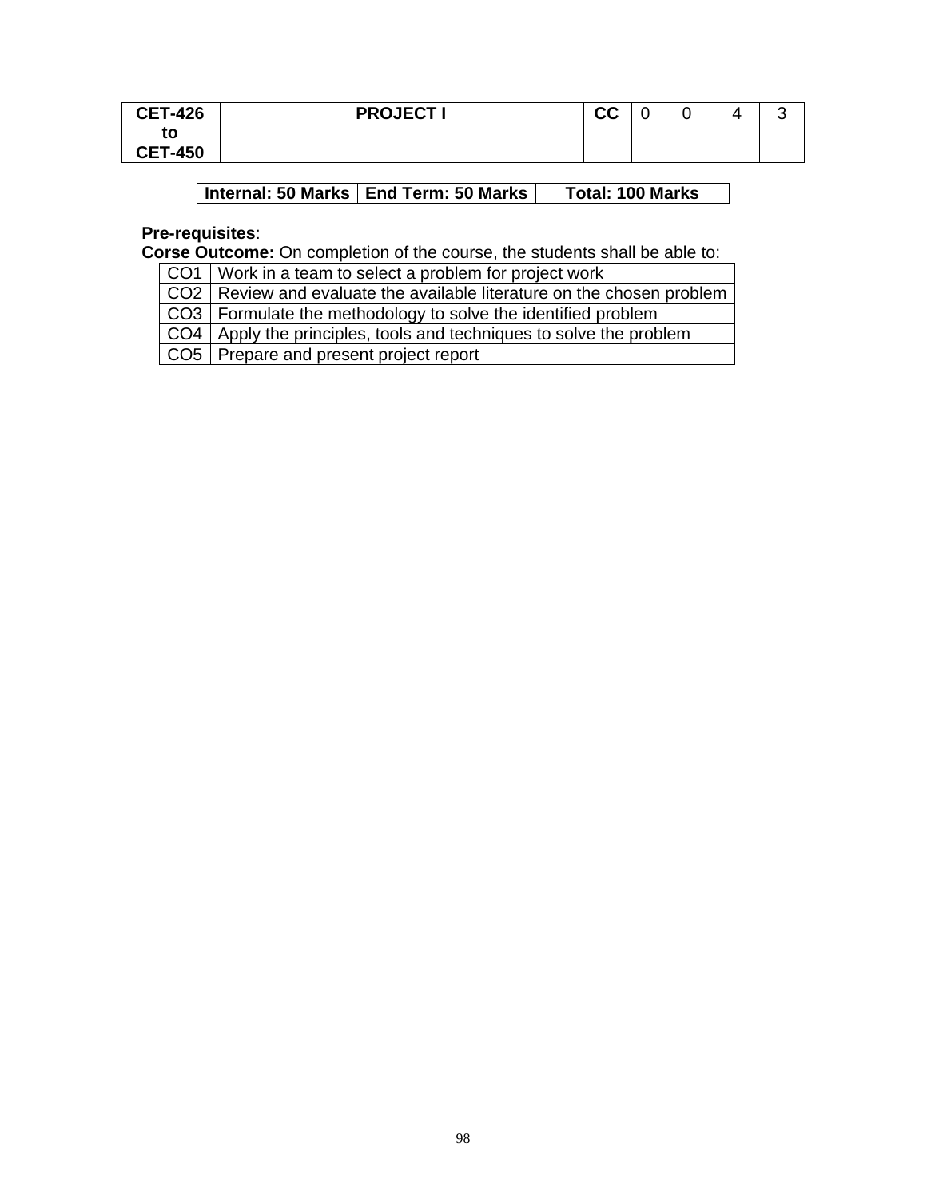| CET-426 to CET-450 | PROJECT I | CC | 0 | 0 | 4 | 3 |
|---|---|---|---|---|---|---|

| Internal: 50 Marks | End Term: 50 Marks | Total: 100 Marks |
|---|---|---|

**Pre-requisites**:

**Corse Outcome:** On completion of the course, the students shall be able to:

| | |
|---|---|
| CO1 | Work in a team to select a problem for project work |
| CO2 | Review and evaluate the available literature on the chosen problem |
| CO3 | Formulate the methodology to solve the identified problem |
| CO4 | Apply the principles, tools and techniques to solve the problem |
| CO5 | Prepare and present project report |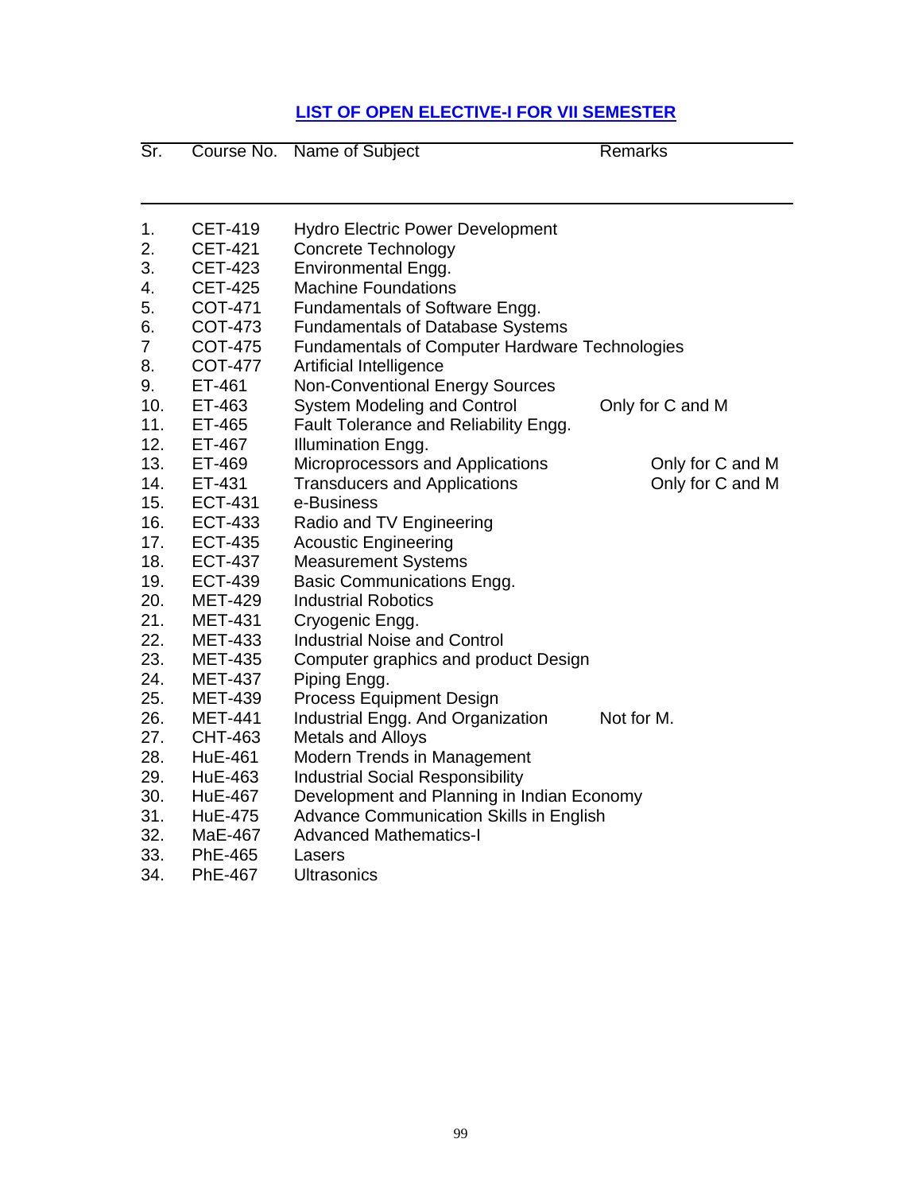## LIST OF OPEN ELECTIVE-I FOR VII SEMESTER

| Sr. | Course No. | Name of Subject | Remarks |
|---|---|---|---|
| 1. | CET-419 | Hydro Electric Power Development | |
| 2. | CET-421 | Concrete Technology | |
| 3. | CET-423 | Environmental Engg. | |
| 4. | CET-425 | Machine Foundations | |
| 5. | COT-471 | Fundamentals of Software Engg. | |
| 6. | COT-473 | Fundamentals of Database Systems | |
| 7 | COT-475 | Fundamentals of Computer Hardware Technologies | |
| 8. | COT-477 | Artificial Intelligence | |
| 9. | ET-461 | Non-Conventional Energy Sources | |
| 10. | ET-463 | System Modeling and Control | Only for C and M |
| 11. | ET-465 | Fault Tolerance and Reliability Engg. | |
| 12. | ET-467 | Illumination Engg. | |
| 13. | ET-469 | Microprocessors and Applications | Only for C and M |
| 14. | ET-431 | Transducers and Applications | Only for C and M |
| 15. | ECT-431 | e-Business | |
| 16. | ECT-433 | Radio and TV Engineering | |
| 17. | ECT-435 | Acoustic Engineering | |
| 18. | ECT-437 | Measurement Systems | |
| 19. | ECT-439 | Basic Communications Engg. | |
| 20. | MET-429 | Industrial Robotics | |
| 21. | MET-431 | Cryogenic Engg. | |
| 22. | MET-433 | Industrial Noise and Control | |
| 23. | MET-435 | Computer graphics and product Design | |
| 24. | MET-437 | Piping Engg. | |
| 25. | MET-439 | Process Equipment Design | |
| 26. | MET-441 | Industrial Engg. And Organization | Not for M. |
| 27. | CHT-463 | Metals and Alloys | |
| 28. | HuE-461 | Modern Trends in Management | |
| 29. | HuE-463 | Industrial Social Responsibility | |
| 30. | HuE-467 | Development and Planning in Indian Economy | |
| 31. | HuE-475 | Advance Communication Skills in English | |
| 32. | MaE-467 | Advanced Mathematics-I | |
| 33. | PhE-465 | Lasers | |
| 34. | PhE-467 | Ultrasonics | |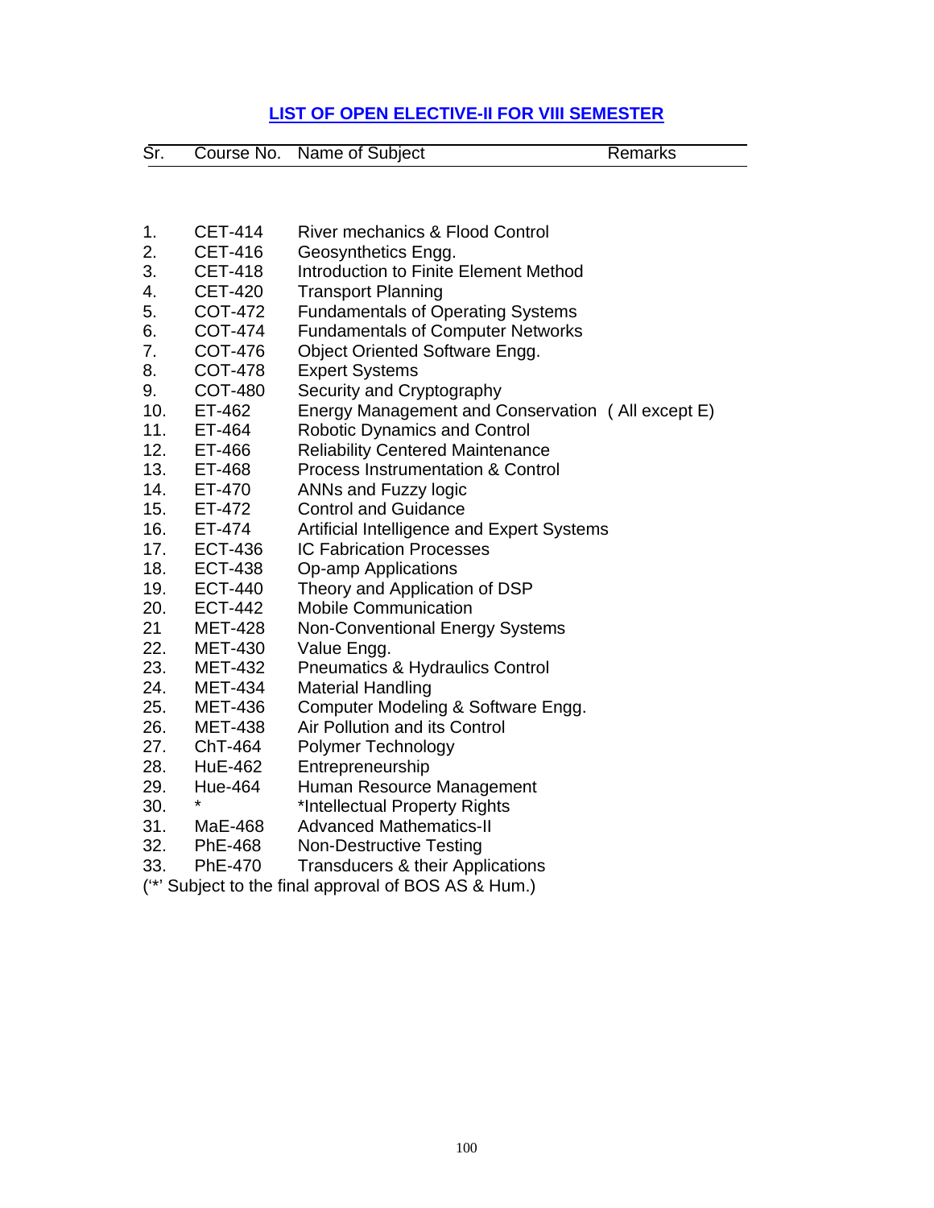## LIST OF OPEN ELECTIVE-II FOR VIII SEMESTER

| Sr. | Course No. | Name of Subject | Remarks |
|---|---|---|---|
| 1. | CET-414 | River mechanics & Flood Control | |
| 2. | CET-416 | Geosynthetics Engg. | |
| 3. | CET-418 | Introduction to Finite Element Method | |
| 4. | CET-420 | Transport Planning | |
| 5. | COT-472 | Fundamentals of Operating Systems | |
| 6. | COT-474 | Fundamentals of Computer Networks | |
| 7. | COT-476 | Object Oriented Software Engg. | |
| 8. | COT-478 | Expert Systems | |
| 9. | COT-480 | Security and Cryptography | |
| 10. | ET-462 | Energy Management and Conservation | ( All except E) |
| 11. | ET-464 | Robotic Dynamics and Control | |
| 12. | ET-466 | Reliability Centered Maintenance | |
| 13. | ET-468 | Process Instrumentation & Control | |
| 14. | ET-470 | ANNs and Fuzzy logic | |
| 15. | ET-472 | Control and Guidance | |
| 16. | ET-474 | Artificial Intelligence and Expert Systems | |
| 17. | ECT-436 | IC Fabrication Processes | |
| 18. | ECT-438 | Op-amp Applications | |
| 19. | ECT-440 | Theory and Application of DSP | |
| 20. | ECT-442 | Mobile Communication | |
| 21 | MET-428 | Non-Conventional Energy Systems | |
| 22. | MET-430 | Value Engg. | |
| 23. | MET-432 | Pneumatics & Hydraulics Control | |
| 24. | MET-434 | Material Handling | |
| 25. | MET-436 | Computer Modeling & Software Engg. | |
| 26. | MET-438 | Air Pollution and its Control | |
| 27. | ChT-464 | Polymer Technology | |
| 28. | HuE-462 | Entrepreneurship | |
| 29. | Hue-464 | Human Resource Management | |
| 30. | * | *Intellectual Property Rights | |
| 31. | MaE-468 | Advanced Mathematics-II | |
| 32. | PhE-468 | Non-Destructive Testing | |
| 33. | PhE-470 | Transducers & their Applications | |

('*' Subject to the final approval of BOS AS & Hum.)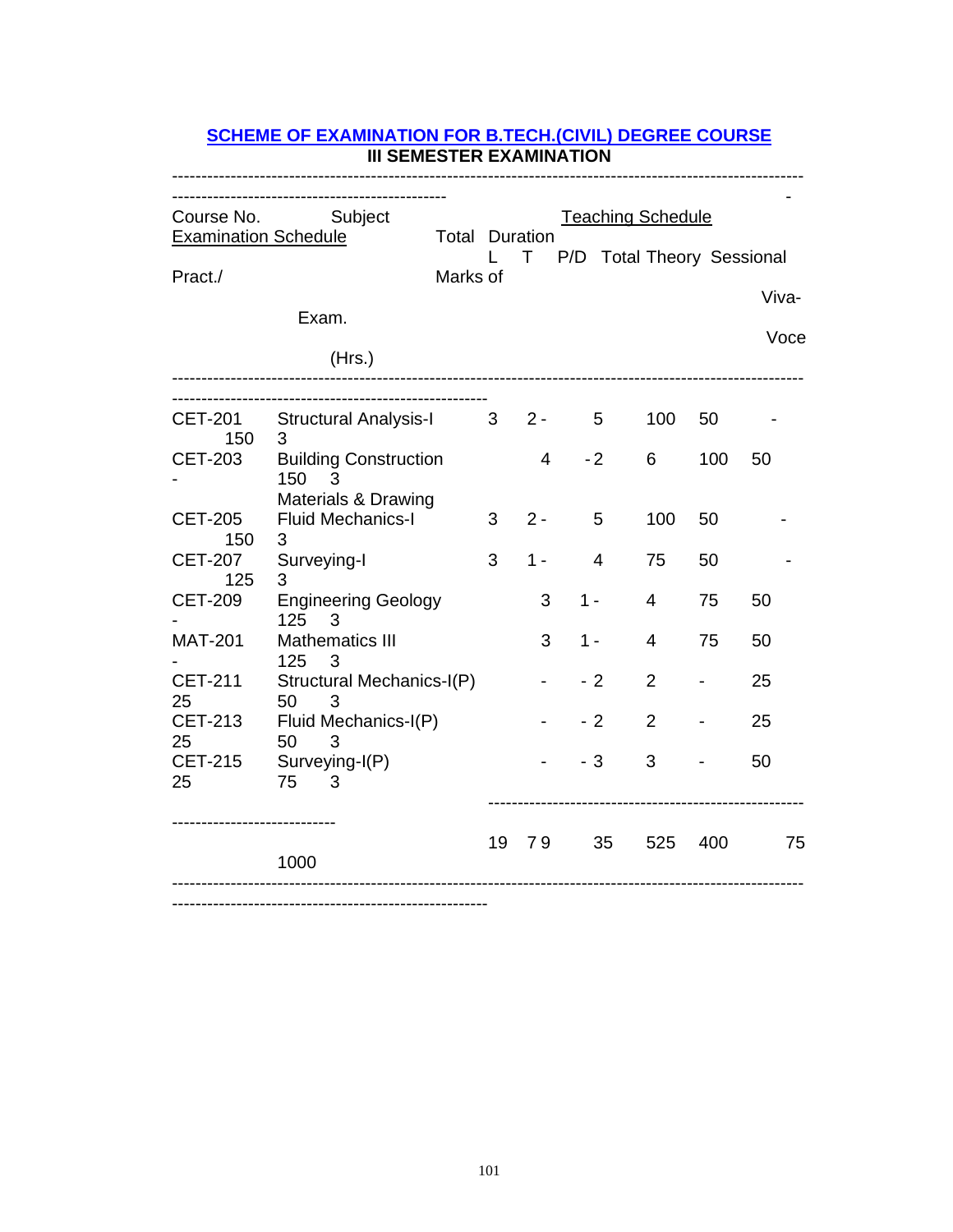## SCHEME OF EXAMINATION FOR B.TECH.(CIVIL) DEGREE COURSE
### III SEMESTER EXAMINATION

| Course No. | Subject | Teaching Schedule | | | | Examination Schedule | | | | Duration of Exam. (Hrs.) |
|---|---|---|---|---|---|---|---|---|---|---|
| | | L | T | P/D | Total | Theory | Sessional | Pract./ Viva-Voce | Total Marks | |
| CET-201 | Structural Analysis-I | 3 | 2 | - | 5 | 100 | 50 | - | 150 | 3 |
| CET-203 | Building Construction Materials & Drawing | 4 | - | 2 | 6 | 100 | 50 | - | 150 | 3 |
| CET-205 | Fluid Mechanics-I | 3 | 2 | - | 5 | 100 | 50 | - | 150 | 3 |
| CET-207 | Surveying-I | 3 | 1 | - | 4 | 75 | 50 | - | 125 | 3 |
| CET-209 | Engineering Geology | 3 | 1 | - | 4 | 75 | 50 | - | 125 | 3 |
| MAT-201 | Mathematics III | 3 | 1 | - | 4 | 75 | 50 | - | 125 | 3 |
| CET-211 | Structural Mechanics-I(P) | - | - | 2 | 2 | - | 25 | 25 | 50 | 3 |
| CET-213 | Fluid Mechanics-I(P) | - | - | 2 | 2 | - | 25 | 25 | 50 | 3 |
| CET-215 | Surveying-I(P) | - | - | 3 | 3 | - | 50 | 25 | 75 | 3 |
| | | 19 | 7 | 9 | 35 | 525 | 400 | 75 | 1000 | |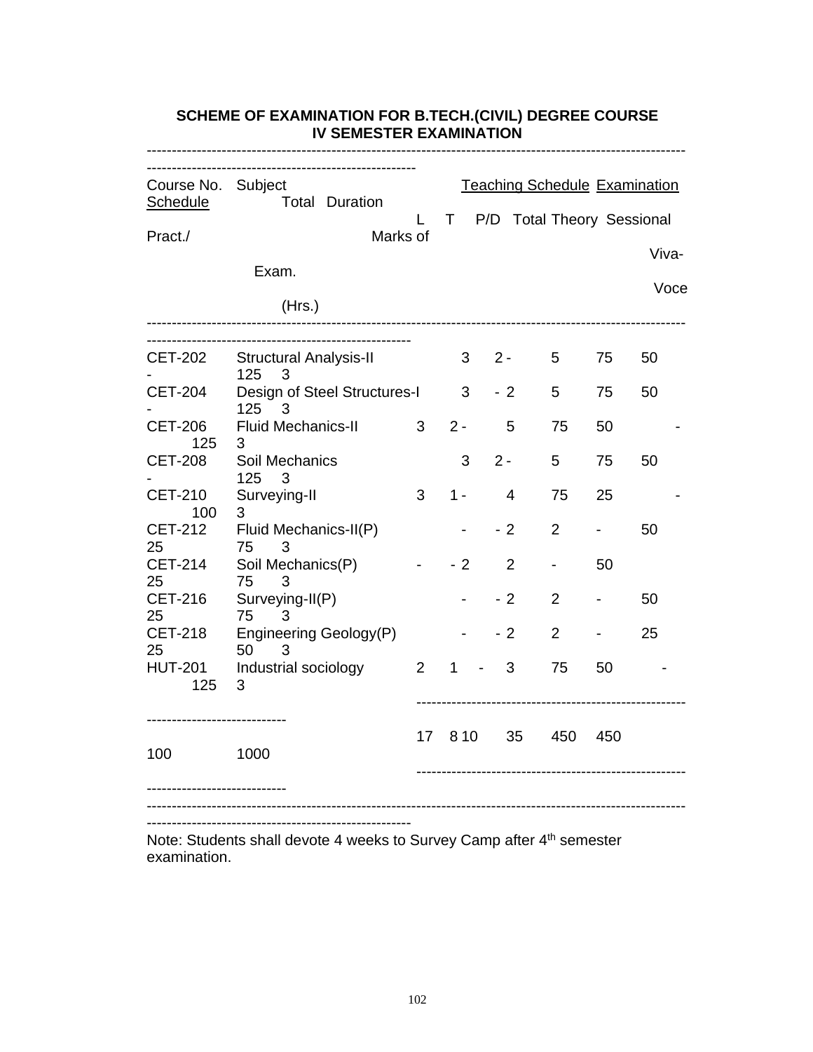**SCHEME OF EXAMINATION FOR B.TECH.(CIVIL) DEGREE COURSE**
**IV SEMESTER EXAMINATION**

| Course No. | Subject | Teaching Schedule | | | | Examination Schedule | | | Total Marks | Duration of Exam. (Hrs.) |
|---|---|---|---|---|---|---|---|---|---|---|
| | | L | T | P/D | Total | Theory | Sessional | Pract./ Viva-Voce | | |
| CET-202 | Structural Analysis-II | 3 | 2 | - | 5 | 75 | 50 | - | 125 | 3 |
| CET-204 | Design of Steel Structures-I | 3 | - | 2 | 5 | 75 | 50 | - | 125 | 3 |
| CET-206 | Fluid Mechanics-II | 3 | 2 | - | 5 | 75 | 50 | - | 125 | 3 |
| CET-208 | Soil Mechanics | 3 | 2 | - | 5 | 75 | 50 | - | 125 | 3 |
| CET-210 | Surveying-II | 3 | 1 | - | 4 | 75 | 25 | - | 100 | 3 |
| CET-212 | Fluid Mechanics-II(P) | - | - | 2 | 2 | - | 50 | 25 | 75 | 3 |
| CET-214 | Soil Mechanics(P) | - | - | 2 | 2 | - | 50 | 25 | 75 | 3 |
| CET-216 | Surveying-II(P) | - | - | 2 | 2 | - | 50 | 25 | 75 | 3 |
| CET-218 | Engineering Geology(P) | - | - | 2 | 2 | - | 25 | 25 | 50 | 3 |
| HUT-201 | Industrial sociology | 2 | 1 | - | 3 | 75 | 50 | - | 125 | 3 |
| | | 17 | 8 | 10 | 35 | 450 | 450 | 100 | 1000 | |

Note: Students shall devote 4 weeks to Survey Camp after 4th semester examination.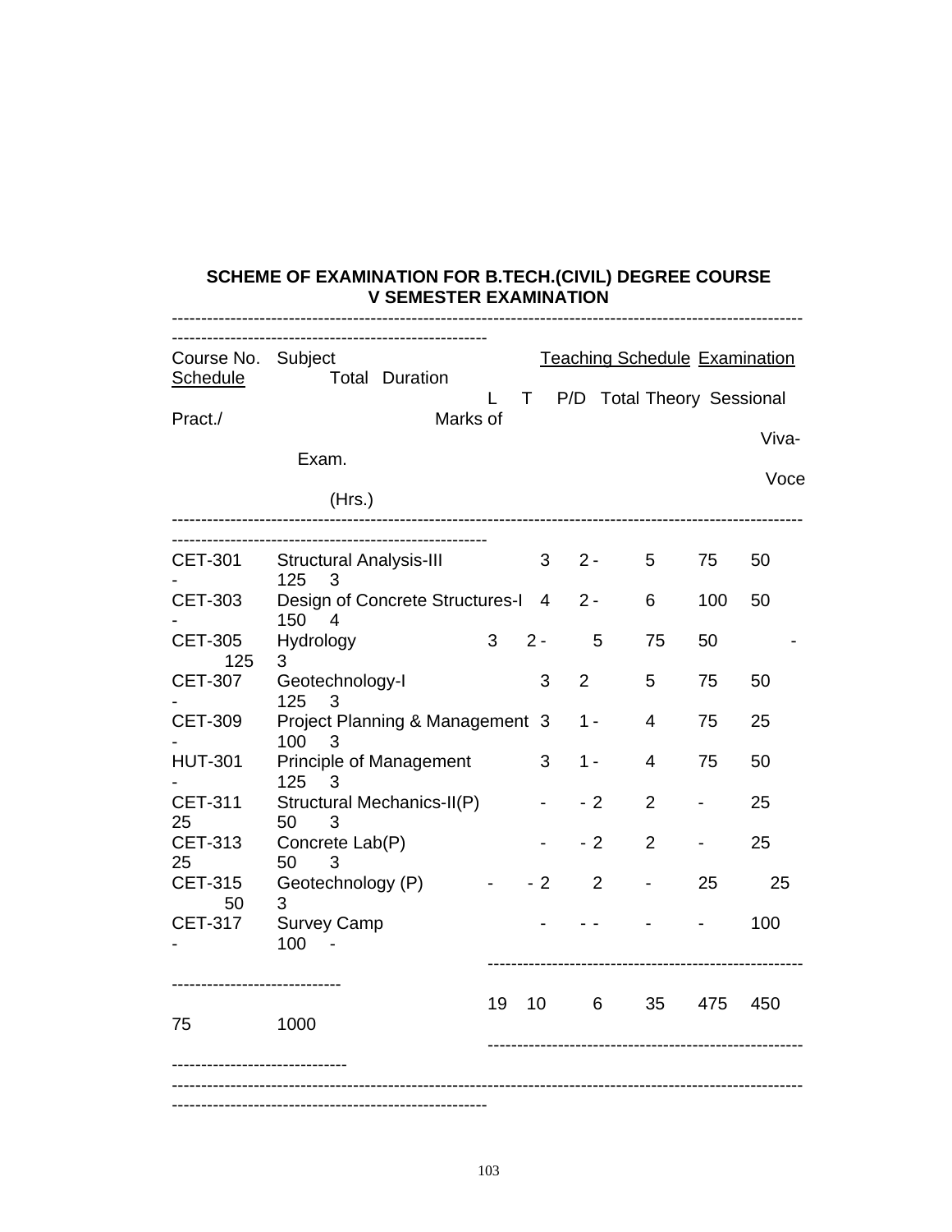**SCHEME OF EXAMINATION FOR B.TECH.(CIVIL) DEGREE COURSE**
**V SEMESTER EXAMINATION**

| Course No. | Subject | Teaching Schedule | | | | Examination Schedule | | | Total Marks | Duration of Exam. (Hrs.) |
|---|---|---|---|---|---|---|---|---|---|---|
| | | L | T | P/D | Total | Theory | Sessional | Pract./ Viva-Voce | | |
| CET-301 | Structural Analysis-III | 3 | 2 | - | 5 | 75 | 50 | - | 125 | 3 |
| CET-303 | Design of Concrete Structures-I | 4 | 2 | - | 6 | 100 | 50 | - | 150 | 4 |
| CET-305 | Hydrology | 3 | 2 | - | 5 | 75 | 50 | - | 125 | 3 |
| CET-307 | Geotechnology-I | 3 | 2 | | 5 | 75 | 50 | - | 125 | 3 |
| CET-309 | Project Planning & Management | 3 | 1 | - | 4 | 75 | 25 | - | 100 | 3 |
| HUT-301 | Principle of Management | 3 | 1 | - | 4 | 75 | 50 | - | 125 | 3 |
| CET-311 | Structural Mechanics-II(P) | - | - | 2 | 2 | - | 25 | 25 | 50 | 3 |
| CET-313 | Concrete Lab(P) | - | - | 2 | 2 | - | 25 | 25 | 50 | 3 |
| CET-315 | Geotechnology (P) | - | - | 2 | 2 | - | 25 | 25 | 50 | 3 |
| CET-317 | Survey Camp | - | - | - | - | - | 100 | - | 100 | - |
| | | 19 | 10 | 6 | 35 | 475 | 450 | 75 | 1000 | |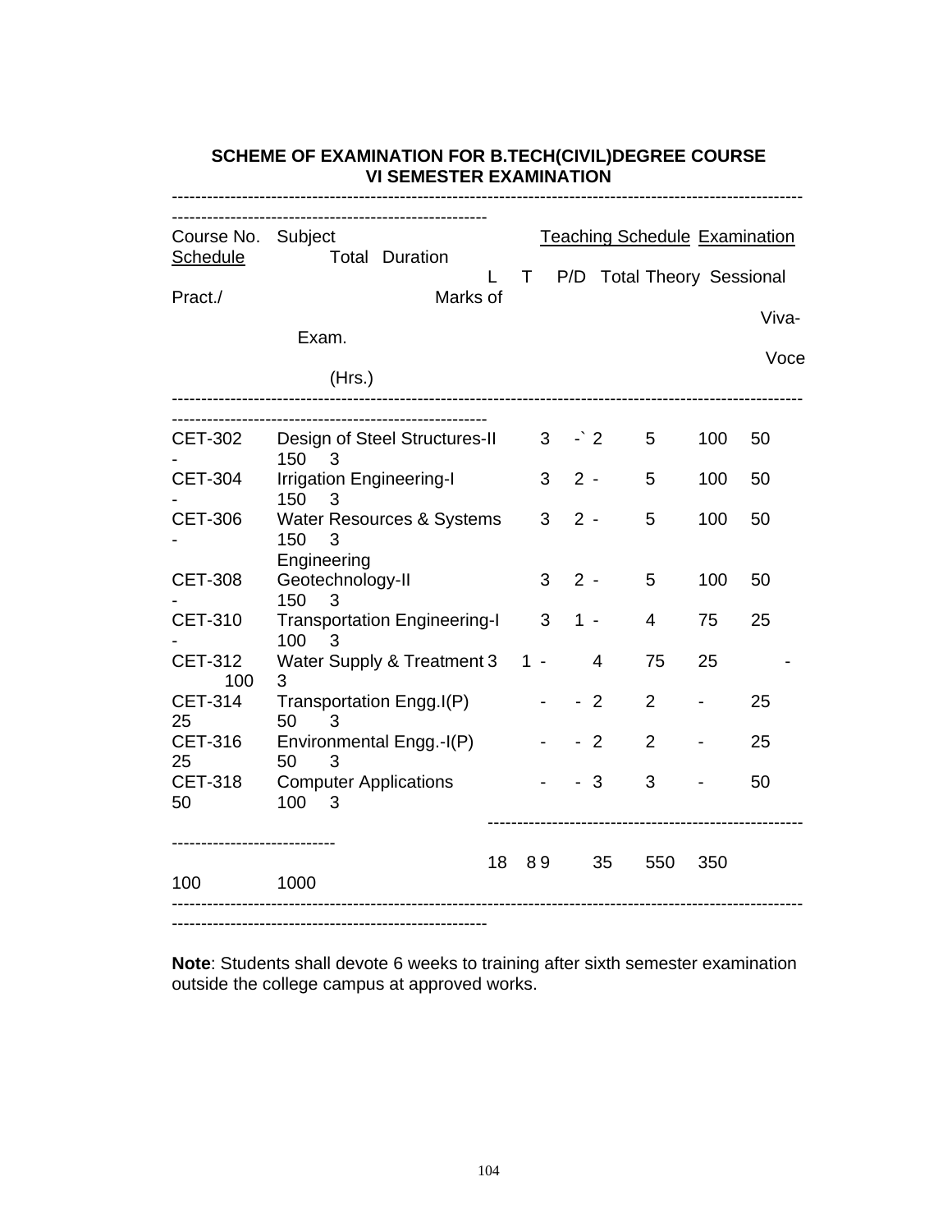**SCHEME OF EXAMINATION FOR B.TECH(CIVIL)DEGREE COURSE**
**VI SEMESTER EXAMINATION**

| Course No. | Subject | Teaching Schedule | | | | Examination Schedule | | | | Duration of Exam. (Hrs.) |
|---|---|---|---|---|---|---|---|---|---|---|
| | | L | T | P/D | Total | Theory | Sessional | Pract./ Viva-Voce | Total Marks | |
| CET-302 | Design of Steel Structures-II | 3 | -` | 2 | 5 | 100 | 50 | - | 150 | 3 |
| CET-304 | Irrigation Engineering-I | 3 | 2 | - | 5 | 100 | 50 | - | 150 | 3 |
| CET-306 | Water Resources & Systems Engineering | 3 | 2 | - | 5 | 100 | 50 | - | 150 | 3 |
| CET-308 | Geotechnology-II | 3 | 2 | - | 5 | 100 | 50 | - | 150 | 3 |
| CET-310 | Transportation Engineering-I | 3 | 1 | - | 4 | 75 | 25 | - | 100 | 3 |
| CET-312 | Water Supply & Treatment | 3 | 1 | - | 4 | 75 | 25 | - | 100 | 3 |
| CET-314 | Transportation Engg.I(P) | - | - | 2 | 2 | - | 25 | 25 | 50 | 3 |
| CET-316 | Environmental Engg.-I(P) | - | - | 2 | 2 | - | 25 | 25 | 50 | 3 |
| CET-318 | Computer Applications | - | - | 3 | 3 | - | 50 | 50 | 100 | 3 |
| | | 18 | 8 | 9 | 35 | 550 | 350 | 100 | 1000 | |

**Note**: Students shall devote 6 weeks to training after sixth semester examination outside the college campus at approved works.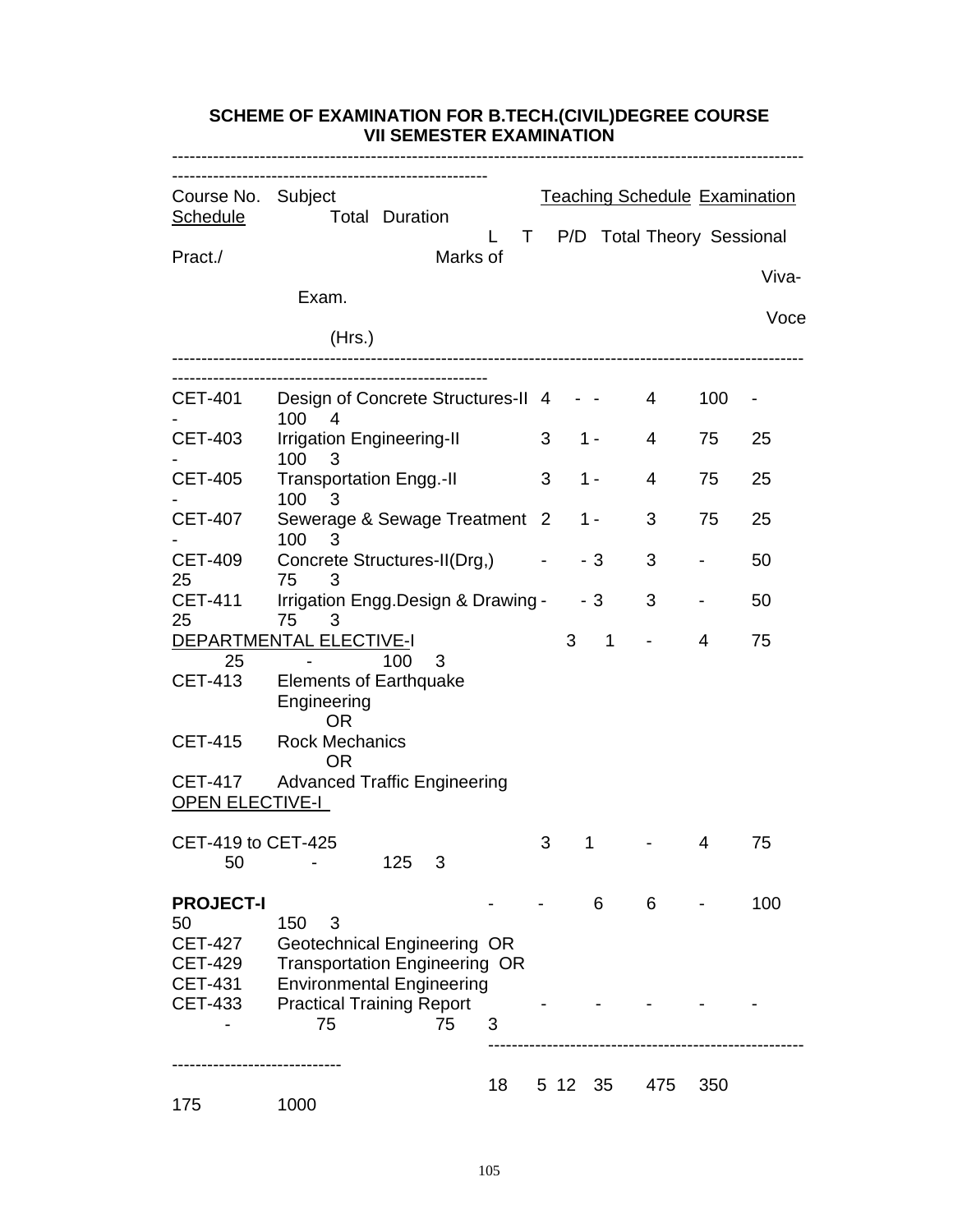## SCHEME OF EXAMINATION FOR B.TECH.(CIVIL)DEGREE COURSE
## VII SEMESTER EXAMINATION

| Course No. | Subject | Teaching Schedule | | | | Examination Schedule | | | | Duration of Exam. (Hrs.) |
|---|---|---|---|---|---|---|---|---|---|---|
| | | L | T | P/D | Total | Theory | Sessional | Pract./ Viva-Voce | Total Marks | |
| CET-401 | Design of Concrete Structures-II | 4 | - | - | 4 | 100 | - | - | 100 | 4 |
| CET-403 | Irrigation Engineering-II | 3 | 1 | - | 4 | 75 | 25 | - | 100 | 3 |
| CET-405 | Transportation Engg.-II | 3 | 1 | - | 4 | 75 | 25 | - | 100 | 3 |
| CET-407 | Sewerage & Sewage Treatment | 2 | 1 | - | 3 | 75 | 25 | - | 100 | 3 |
| CET-409 | Concrete Structures-II(Drg,) | - | - | 3 | 3 | - | 50 | 25 | 75 | 3 |
| CET-411 | Irrigation Engg.Design & Drawing | - | - | 3 | 3 | - | 50 | 25 | 75 | 3 |
| DEPARTMENTAL ELECTIVE-I | | 3 | 1 | - | 4 | 75 | 25 | - | 100 | 3 |
| CET-413 | Elements of Earthquake Engineering OR | | | | | | | | | |
| CET-415 | Rock Mechanics OR | | | | | | | | | |
| CET-417 | Advanced Traffic Engineering | | | | | | | | | |
| OPEN ELECTIVE-I | | | | | | | | | | |
| CET-419 to CET-425 | | 3 | 1 | - | 4 | 75 | 50 | - | 125 | 3 |
| **PROJECT-I** | | - | - | 6 | 6 | - | 100 | 50 | 150 | 3 |
| CET-427 | Geotechnical Engineering OR | | | | | | | | | |
| CET-429 | Transportation Engineering OR | | | | | | | | | |
| CET-431 | Environmental Engineering | | | | | | | | | |
| CET-433 | Practical Training Report | - | - | - | - | - | - | 75 | 75 | 3 |
| | | 18 | 5 | 12 | 35 | 475 | 350 | 175 | 1000 | |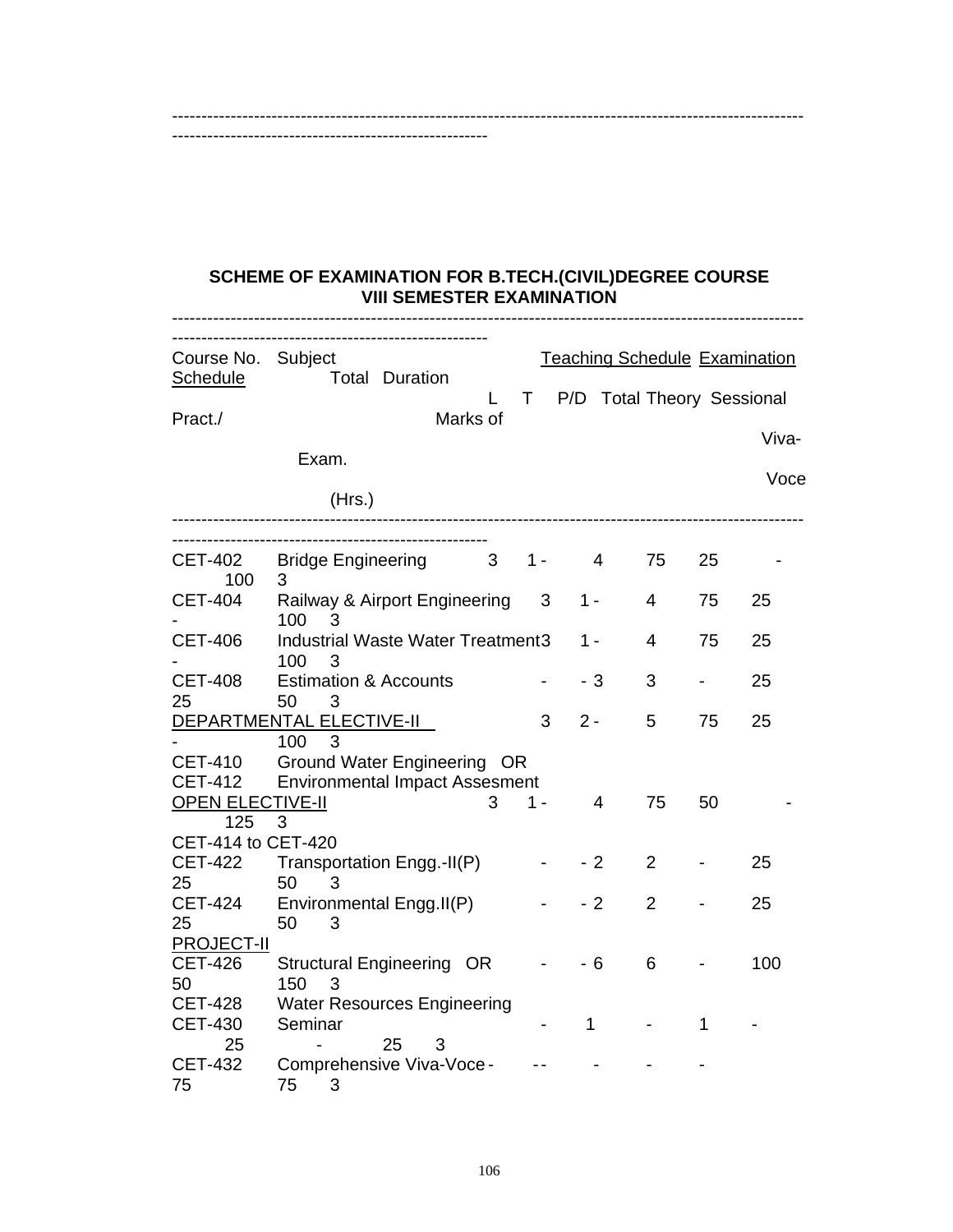## SCHEME OF EXAMINATION FOR B.TECH.(CIVIL)DEGREE COURSE
## VIII SEMESTER EXAMINATION

| Course No. | Subject | Teaching Schedule | | | | Examination Schedule | | | | Duration of Exam. (Hrs.) |
|---|---|---|---|---|---|---|---|---|---|---|
| | | L | T | P/D | Total | Theory | Sessional | Pract./ Viva-Voce | Total Marks | |
| CET-402 | Bridge Engineering | 3 | 1 | - | 4 | 75 | 25 | - | 100 | 3 |
| CET-404 | Railway & Airport Engineering | 3 | 1 | - | 4 | 75 | 25 | - | 100 | 3 |
| CET-406 | Industrial Waste Water Treatment | 3 | 1 | - | 4 | 75 | 25 | - | 100 | 3 |
| CET-408 | Estimation & Accounts | - | - | 3 | 3 | - | 25 | 25 | 50 | 3 |
| DEPARTMENTAL ELECTIVE-II | | 3 | 2 | - | 5 | 75 | 25 | - | 100 | 3 |
| CET-410 | Ground Water Engineering OR | | | | | | | | | |
| CET-412 | Environmental Impact Assesment | | | | | | | | | |
| OPEN ELECTIVE-II | | 3 | 1 | - | 4 | 75 | 50 | - | 125 | 3 |
| CET-414 to CET-420 | | | | | | | | | | |
| CET-422 | Transportation Engg.-II(P) | - | - | 2 | 2 | - | 25 | 25 | 50 | 3 |
| CET-424 | Environmental Engg.II(P) | - | - | 2 | 2 | - | 25 | 25 | 50 | 3 |
| PROJECT-II | | | | | | | | | | |
| CET-426 | Structural Engineering OR | - | - | 6 | 6 | - | 100 | 50 | 150 | 3 |
| CET-428 | Water Resources Engineering | | | | | | | | | |
| CET-430 | Seminar | - | 1 | - | 1 | - | 25 | - | 25 | 3 |
| CET-432 | Comprehensive Viva-Voce | - | - | - | - | - | - | 75 | 75 | 3 |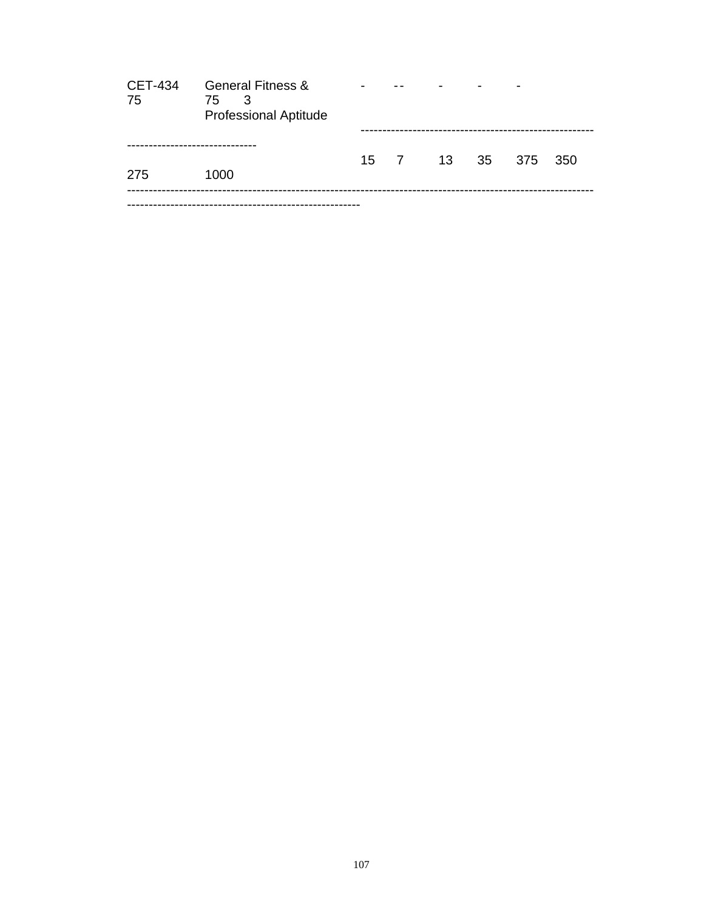| | | | | | | | | | | |
|---|---|---|---|---|---|---|---|---|---|---|
| CET-434 | General Fitness & Professional Aptitude | - | -- | - | - | - | | 75 | 75 | 3 |
| | | 15 | 7 | 13 | 35 | 375 | 350 | 275 | 1000 | |